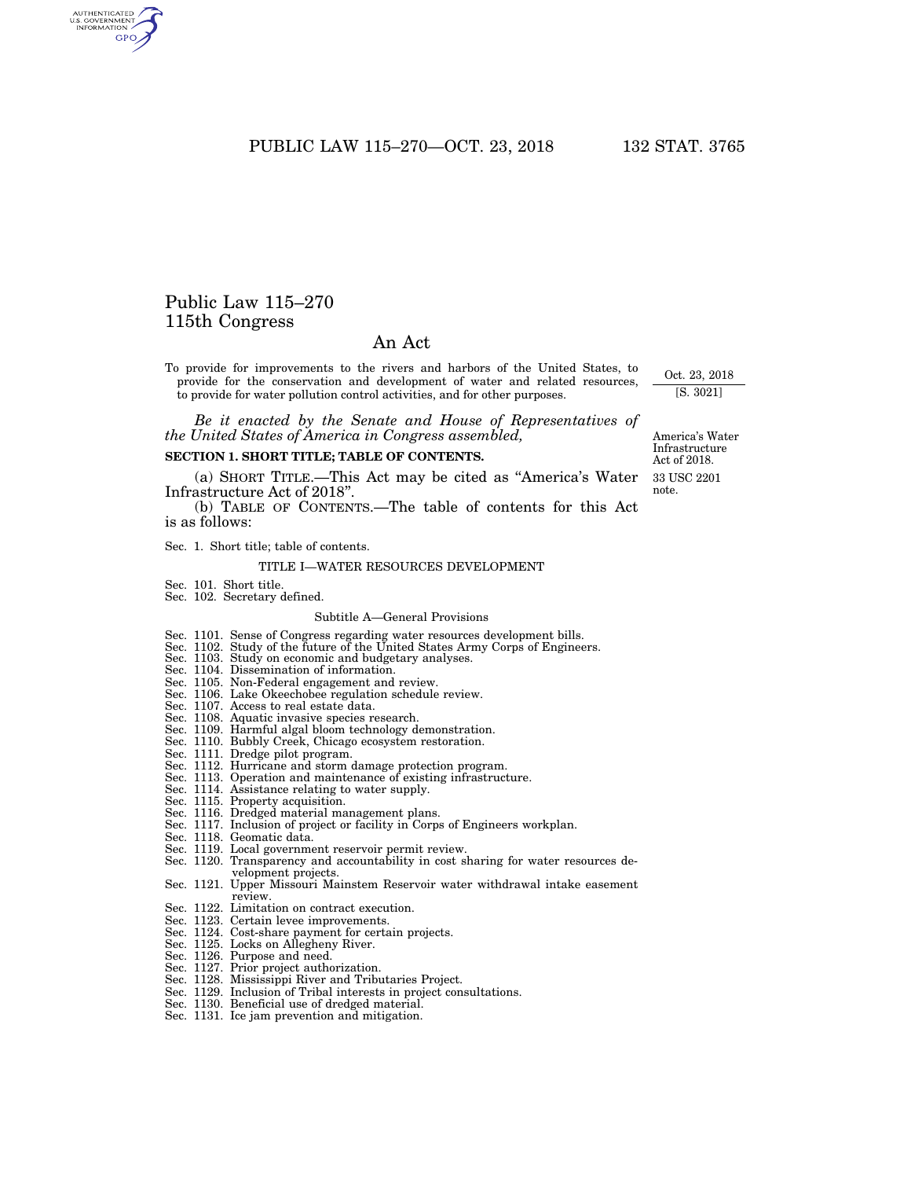# Public Law 115–270
## 115th Congress

## An Act

To provide for improvements to the rivers and harbors of the United States, to provide for the conservation and development of water and related resources, to provide for water pollution control activities, and for other purposes.

Oct. 23, 2018
[S. 3021]

*Be it enacted by the Senate and House of Representatives of the United States of America in Congress assembled,*

America's Water Infrastructure Act of 2018.
33 USC 2201 note.

**SECTION 1. SHORT TITLE; TABLE OF CONTENTS.**

(a) SHORT TITLE.—This Act may be cited as "America's Water Infrastructure Act of 2018".

(b) TABLE OF CONTENTS.—The table of contents for this Act is as follows:

Sec. 1. Short title; table of contents.

TITLE I—WATER RESOURCES DEVELOPMENT

Sec. 101. Short title.
Sec. 102. Secretary defined.

Subtitle A—General Provisions

Sec. 1101. Sense of Congress regarding water resources development bills.
Sec. 1102. Study of the future of the United States Army Corps of Engineers.
Sec. 1103. Study on economic and budgetary analyses.
Sec. 1104. Dissemination of information.
Sec. 1105. Non-Federal engagement and review.
Sec. 1106. Lake Okeechobee regulation schedule review.
Sec. 1107. Access to real estate data.
Sec. 1108. Aquatic invasive species research.
Sec. 1109. Harmful algal bloom technology demonstration.
Sec. 1110. Bubbly Creek, Chicago ecosystem restoration.
Sec. 1111. Dredge pilot program.
Sec. 1112. Hurricane and storm damage protection program.
Sec. 1113. Operation and maintenance of existing infrastructure.
Sec. 1114. Assistance relating to water supply.
Sec. 1115. Property acquisition.
Sec. 1116. Dredged material management plans.
Sec. 1117. Inclusion of project or facility in Corps of Engineers workplan.
Sec. 1118. Geomatic data.
Sec. 1119. Local government reservoir permit review.
Sec. 1120. Transparency and accountability in cost sharing for water resources development projects.
Sec. 1121. Upper Missouri Mainstem Reservoir water withdrawal intake easement review.
Sec. 1122. Limitation on contract execution.
Sec. 1123. Certain levee improvements.
Sec. 1124. Cost-share payment for certain projects.
Sec. 1125. Locks on Allegheny River.
Sec. 1126. Purpose and need.
Sec. 1127. Prior project authorization.
Sec. 1128. Mississippi River and Tributaries Project.
Sec. 1129. Inclusion of Tribal interests in project consultations.
Sec. 1130. Beneficial use of dredged material.
Sec. 1131. Ice jam prevention and mitigation.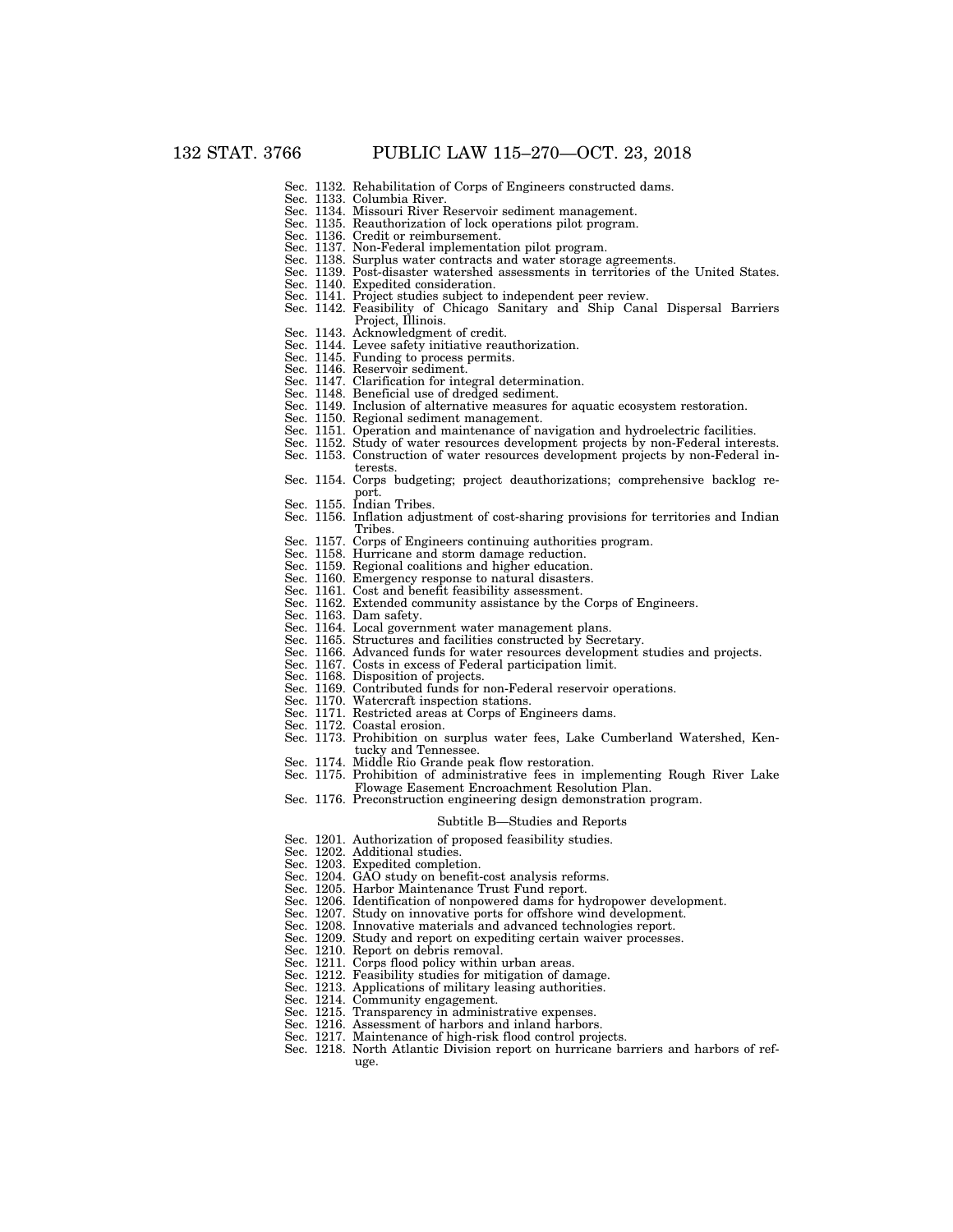Sec. 1132. Rehabilitation of Corps of Engineers constructed dams.
Sec. 1133. Columbia River.
Sec. 1134. Missouri River Reservoir sediment management.
Sec. 1135. Reauthorization of lock operations pilot program.
Sec. 1136. Credit or reimbursement.
Sec. 1137. Non-Federal implementation pilot program.
Sec. 1138. Surplus water contracts and water storage agreements.
Sec. 1139. Post-disaster watershed assessments in territories of the United States.
Sec. 1140. Expedited consideration.
Sec. 1141. Project studies subject to independent peer review.
Sec. 1142. Feasibility of Chicago Sanitary and Ship Canal Dispersal Barriers Project, Illinois.
Sec. 1143. Acknowledgment of credit.
Sec. 1144. Levee safety initiative reauthorization.
Sec. 1145. Funding to process permits.
Sec. 1146. Reservoir sediment.
Sec. 1147. Clarification for integral determination.
Sec. 1148. Beneficial use of dredged sediment.
Sec. 1149. Inclusion of alternative measures for aquatic ecosystem restoration.
Sec. 1150. Regional sediment management.
Sec. 1151. Operation and maintenance of navigation and hydroelectric facilities.
Sec. 1152. Study of water resources development projects by non-Federal interests.
Sec. 1153. Construction of water resources development projects by non-Federal interests.
Sec. 1154. Corps budgeting; project deauthorizations; comprehensive backlog report.
Sec. 1155. Indian Tribes.
Sec. 1156. Inflation adjustment of cost-sharing provisions for territories and Indian Tribes.
Sec. 1157. Corps of Engineers continuing authorities program.
Sec. 1158. Hurricane and storm damage reduction.
Sec. 1159. Regional coalitions and higher education.
Sec. 1160. Emergency response to natural disasters.
Sec. 1161. Cost and benefit feasibility assessment.
Sec. 1162. Extended community assistance by the Corps of Engineers.
Sec. 1163. Dam safety.
Sec. 1164. Local government water management plans.
Sec. 1165. Structures and facilities constructed by Secretary.
Sec. 1166. Advanced funds for water resources development studies and projects.
Sec. 1167. Costs in excess of Federal participation limit.
Sec. 1168. Disposition of projects.
Sec. 1169. Contributed funds for non-Federal reservoir operations.
Sec. 1170. Watercraft inspection stations.
Sec. 1171. Restricted areas at Corps of Engineers dams.
Sec. 1172. Coastal erosion.
Sec. 1173. Prohibition on surplus water fees, Lake Cumberland Watershed, Kentucky and Tennessee.
Sec. 1174. Middle Rio Grande peak flow restoration.
Sec. 1175. Prohibition of administrative fees in implementing Rough River Lake Flowage Easement Encroachment Resolution Plan.
Sec. 1176. Preconstruction engineering design demonstration program.

### Subtitle B—Studies and Reports

Sec. 1201. Authorization of proposed feasibility studies.
Sec. 1202. Additional studies.
Sec. 1203. Expedited completion.
Sec. 1204. GAO study on benefit-cost analysis reforms.
Sec. 1205. Harbor Maintenance Trust Fund report.
Sec. 1206. Identification of nonpowered dams for hydropower development.
Sec. 1207. Study on innovative ports for offshore wind development.
Sec. 1208. Innovative materials and advanced technologies report.
Sec. 1209. Study and report on expediting certain waiver processes.
Sec. 1210. Report on debris removal.
Sec. 1211. Corps flood policy within urban areas.
Sec. 1212. Feasibility studies for mitigation of damage.
Sec. 1213. Applications of military leasing authorities.
Sec. 1214. Community engagement.
Sec. 1215. Transparency in administrative expenses.
Sec. 1216. Assessment of harbors and inland harbors.
Sec. 1217. Maintenance of high-risk flood control projects.
Sec. 1218. North Atlantic Division report on hurricane barriers and harbors of refuge.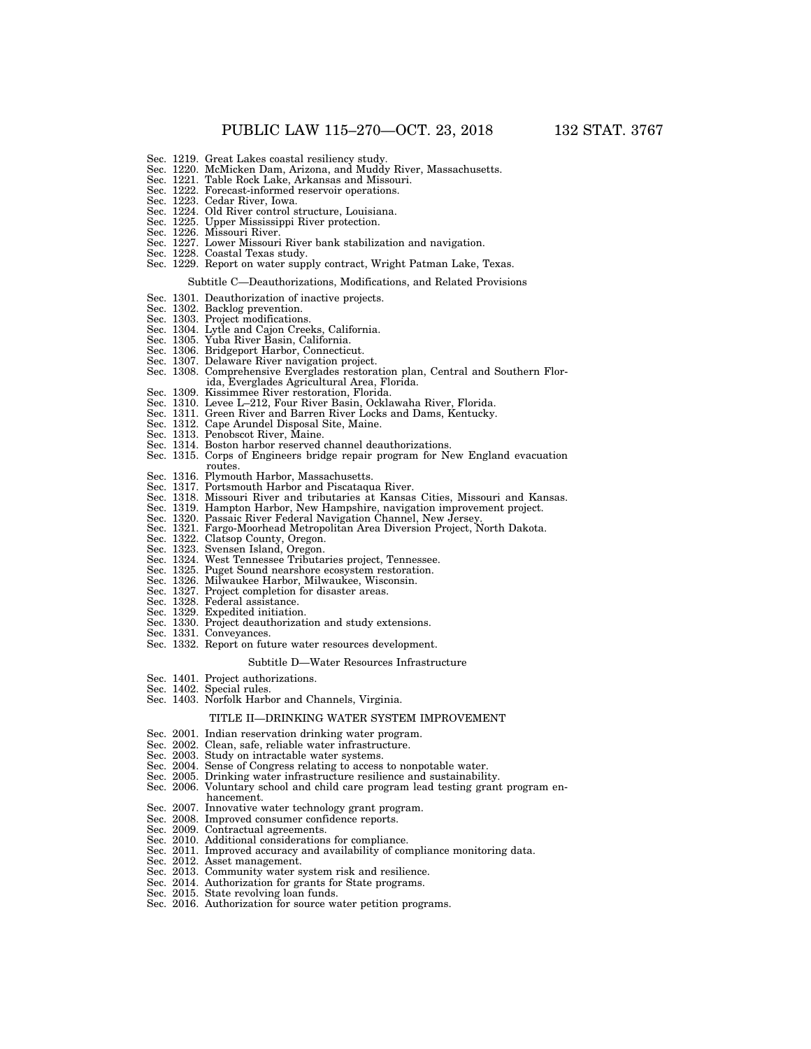Sec. 1219. Great Lakes coastal resiliency study.
Sec. 1220. McMicken Dam, Arizona, and Muddy River, Massachusetts.
Sec. 1221. Table Rock Lake, Arkansas and Missouri.
Sec. 1222. Forecast-informed reservoir operations.
Sec. 1223. Cedar River, Iowa.
Sec. 1224. Old River control structure, Louisiana.
Sec. 1225. Upper Mississippi River protection.
Sec. 1226. Missouri River.
Sec. 1227. Lower Missouri River bank stabilization and navigation.
Sec. 1228. Coastal Texas study.
Sec. 1229. Report on water supply contract, Wright Patman Lake, Texas.

Subtitle C—Deauthorizations, Modifications, and Related Provisions

Sec. 1301. Deauthorization of inactive projects.
Sec. 1302. Backlog prevention.
Sec. 1303. Project modifications.
Sec. 1304. Lytle and Cajon Creeks, California.
Sec. 1305. Yuba River Basin, California.
Sec. 1306. Bridgeport Harbor, Connecticut.
Sec. 1307. Delaware River navigation project.
Sec. 1308. Comprehensive Everglades restoration plan, Central and Southern Florida, Everglades Agricultural Area, Florida.
Sec. 1309. Kissimmee River restoration, Florida.
Sec. 1310. Levee L–212, Four River Basin, Ocklawaha River, Florida.
Sec. 1311. Green River and Barren River Locks and Dams, Kentucky.
Sec. 1312. Cape Arundel Disposal Site, Maine.
Sec. 1313. Penobscot River, Maine.
Sec. 1314. Boston harbor reserved channel deauthorizations.
Sec. 1315. Corps of Engineers bridge repair program for New England evacuation routes.
Sec. 1316. Plymouth Harbor, Massachusetts.
Sec. 1317. Portsmouth Harbor and Piscataqua River.
Sec. 1318. Missouri River and tributaries at Kansas Cities, Missouri and Kansas.
Sec. 1319. Hampton Harbor, New Hampshire, navigation improvement project.
Sec. 1320. Passaic River Federal Navigation Channel, New Jersey.
Sec. 1321. Fargo-Moorhead Metropolitan Area Diversion Project, North Dakota.
Sec. 1322. Clatsop County, Oregon.
Sec. 1323. Svensen Island, Oregon.
Sec. 1324. West Tennessee Tributaries project, Tennessee.
Sec. 1325. Puget Sound nearshore ecosystem restoration.
Sec. 1326. Milwaukee Harbor, Milwaukee, Wisconsin.
Sec. 1327. Project completion for disaster areas.
Sec. 1328. Federal assistance.
Sec. 1329. Expedited initiation.
Sec. 1330. Project deauthorization and study extensions.
Sec. 1331. Conveyances.
Sec. 1332. Report on future water resources development.

Subtitle D—Water Resources Infrastructure

Sec. 1401. Project authorizations.
Sec. 1402. Special rules.
Sec. 1403. Norfolk Harbor and Channels, Virginia.

TITLE II—DRINKING WATER SYSTEM IMPROVEMENT

Sec. 2001. Indian reservation drinking water program.
Sec. 2002. Clean, safe, reliable water infrastructure.
Sec. 2003. Study on intractable water systems.
Sec. 2004. Sense of Congress relating to access to nonpotable water.
Sec. 2005. Drinking water infrastructure resilience and sustainability.
Sec. 2006. Voluntary school and child care program lead testing grant program enhancement.
Sec. 2007. Innovative water technology grant program.
Sec. 2008. Improved consumer confidence reports.
Sec. 2009. Contractual agreements.
Sec. 2010. Additional considerations for compliance.
Sec. 2011. Improved accuracy and availability of compliance monitoring data.
Sec. 2012. Asset management.
Sec. 2013. Community water system risk and resilience.
Sec. 2014. Authorization for grants for State programs.
Sec. 2015. State revolving loan funds.
Sec. 2016. Authorization for source water petition programs.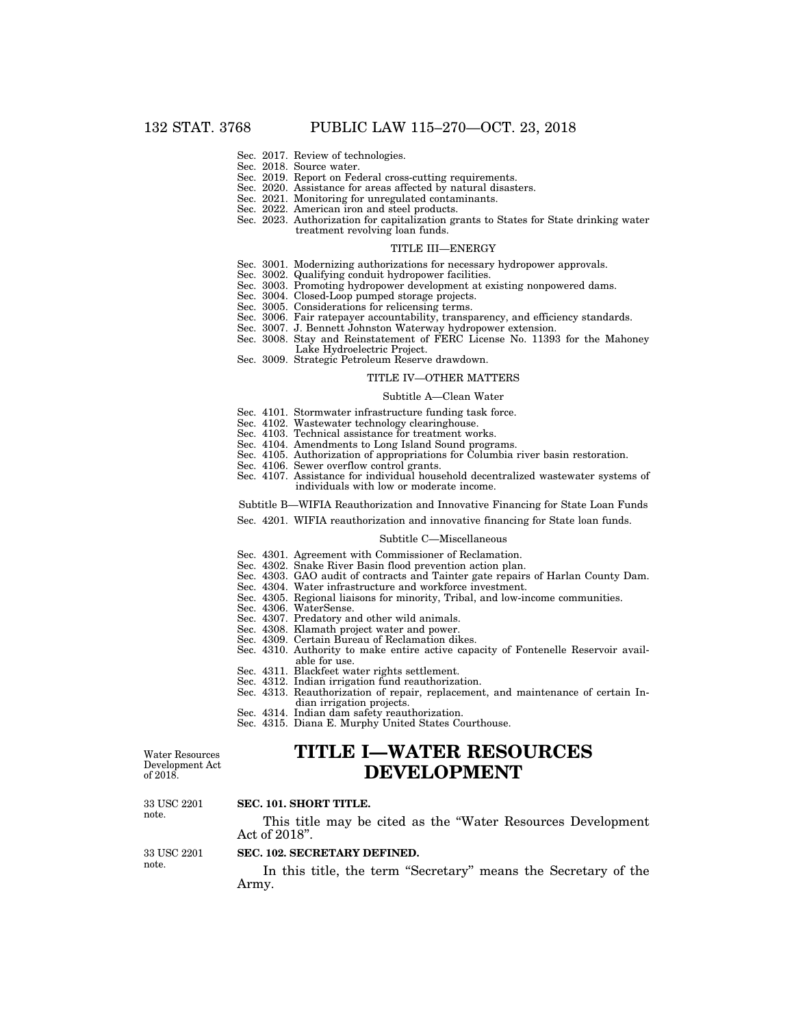Sec. 2017. Review of technologies.
Sec. 2018. Source water.
Sec. 2019. Report on Federal cross-cutting requirements.
Sec. 2020. Assistance for areas affected by natural disasters.
Sec. 2021. Monitoring for unregulated contaminants.
Sec. 2022. American iron and steel products.
Sec. 2023. Authorization for capitalization grants to States for State drinking water treatment revolving loan funds.

TITLE III—ENERGY

Sec. 3001. Modernizing authorizations for necessary hydropower approvals.
Sec. 3002. Qualifying conduit hydropower facilities.
Sec. 3003. Promoting hydropower development at existing nonpowered dams.
Sec. 3004. Closed-Loop pumped storage projects.
Sec. 3005. Considerations for relicensing terms.
Sec. 3006. Fair ratepayer accountability, transparency, and efficiency standards.
Sec. 3007. J. Bennett Johnston Waterway hydropower extension.
Sec. 3008. Stay and Reinstatement of FERC License No. 11393 for the Mahoney Lake Hydroelectric Project.
Sec. 3009. Strategic Petroleum Reserve drawdown.

TITLE IV—OTHER MATTERS

Subtitle A—Clean Water

Sec. 4101. Stormwater infrastructure funding task force.
Sec. 4102. Wastewater technology clearinghouse.
Sec. 4103. Technical assistance for treatment works.
Sec. 4104. Amendments to Long Island Sound programs.
Sec. 4105. Authorization of appropriations for Columbia river basin restoration.
Sec. 4106. Sewer overflow control grants.
Sec. 4107. Assistance for individual household decentralized wastewater systems of individuals with low or moderate income.

Subtitle B—WIFIA Reauthorization and Innovative Financing for State Loan Funds

Sec. 4201. WIFIA reauthorization and innovative financing for State loan funds.

Subtitle C—Miscellaneous

Sec. 4301. Agreement with Commissioner of Reclamation.
Sec. 4302. Snake River Basin flood prevention action plan.
Sec. 4303. GAO audit of contracts and Tainter gate repairs of Harlan County Dam.
Sec. 4304. Water infrastructure and workforce investment.
Sec. 4305. Regional liaisons for minority, Tribal, and low-income communities.
Sec. 4306. WaterSense.
Sec. 4307. Predatory and other wild animals.
Sec. 4308. Klamath project water and power.
Sec. 4309. Certain Bureau of Reclamation dikes.
Sec. 4310. Authority to make entire active capacity of Fontenelle Reservoir available for use.
Sec. 4311. Blackfeet water rights settlement.
Sec. 4312. Indian irrigation fund reauthorization.
Sec. 4313. Reauthorization of repair, replacement, and maintenance of certain Indian irrigation projects.
Sec. 4314. Indian dam safety reauthorization.
Sec. 4315. Diana E. Murphy United States Courthouse.

Water Resources Development Act of 2018.

# TITLE I—WATER RESOURCES DEVELOPMENT

33 USC 2201 note.

**SEC. 101. SHORT TITLE.**

This title may be cited as the "Water Resources Development Act of 2018".

33 USC 2201 note.

**SEC. 102. SECRETARY DEFINED.**

In this title, the term "Secretary" means the Secretary of the Army.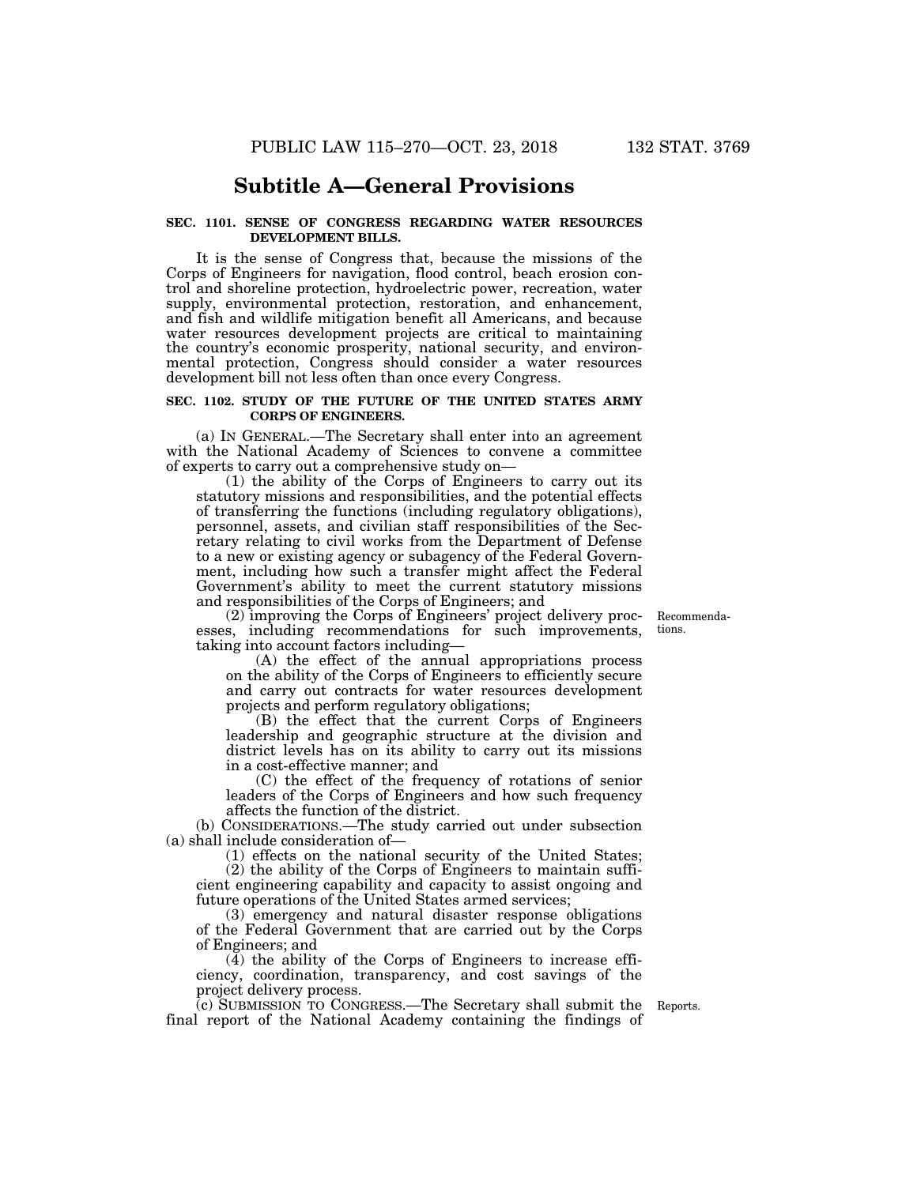## Subtitle A—General Provisions

**SEC. 1101. SENSE OF CONGRESS REGARDING WATER RESOURCES DEVELOPMENT BILLS.**

It is the sense of Congress that, because the missions of the Corps of Engineers for navigation, flood control, beach erosion control and shoreline protection, hydroelectric power, recreation, water supply, environmental protection, restoration, and enhancement, and fish and wildlife mitigation benefit all Americans, and because water resources development projects are critical to maintaining the country's economic prosperity, national security, and environmental protection, Congress should consider a water resources development bill not less often than once every Congress.

**SEC. 1102. STUDY OF THE FUTURE OF THE UNITED STATES ARMY CORPS OF ENGINEERS.**

(a) IN GENERAL.—The Secretary shall enter into an agreement with the National Academy of Sciences to convene a committee of experts to carry out a comprehensive study on—

(1) the ability of the Corps of Engineers to carry out its statutory missions and responsibilities, and the potential effects of transferring the functions (including regulatory obligations), personnel, assets, and civilian staff responsibilities of the Secretary relating to civil works from the Department of Defense to a new or existing agency or subagency of the Federal Government, including how such a transfer might affect the Federal Government's ability to meet the current statutory missions and responsibilities of the Corps of Engineers; and

(2) improving the Corps of Engineers' project delivery processes, including recommendations for such improvements, taking into account factors including—

(A) the effect of the annual appropriations process on the ability of the Corps of Engineers to efficiently secure and carry out contracts for water resources development projects and perform regulatory obligations;

(B) the effect that the current Corps of Engineers leadership and geographic structure at the division and district levels has on its ability to carry out its missions in a cost-effective manner; and

(C) the effect of the frequency of rotations of senior leaders of the Corps of Engineers and how such frequency affects the function of the district.

(b) CONSIDERATIONS.—The study carried out under subsection (a) shall include consideration of—

(1) effects on the national security of the United States;

(2) the ability of the Corps of Engineers to maintain sufficient engineering capability and capacity to assist ongoing and future operations of the United States armed services;

(3) emergency and natural disaster response obligations of the Federal Government that are carried out by the Corps of Engineers; and

(4) the ability of the Corps of Engineers to increase efficiency, coordination, transparency, and cost savings of the project delivery process.

(c) SUBMISSION TO CONGRESS.—The Secretary shall submit the final report of the National Academy containing the findings of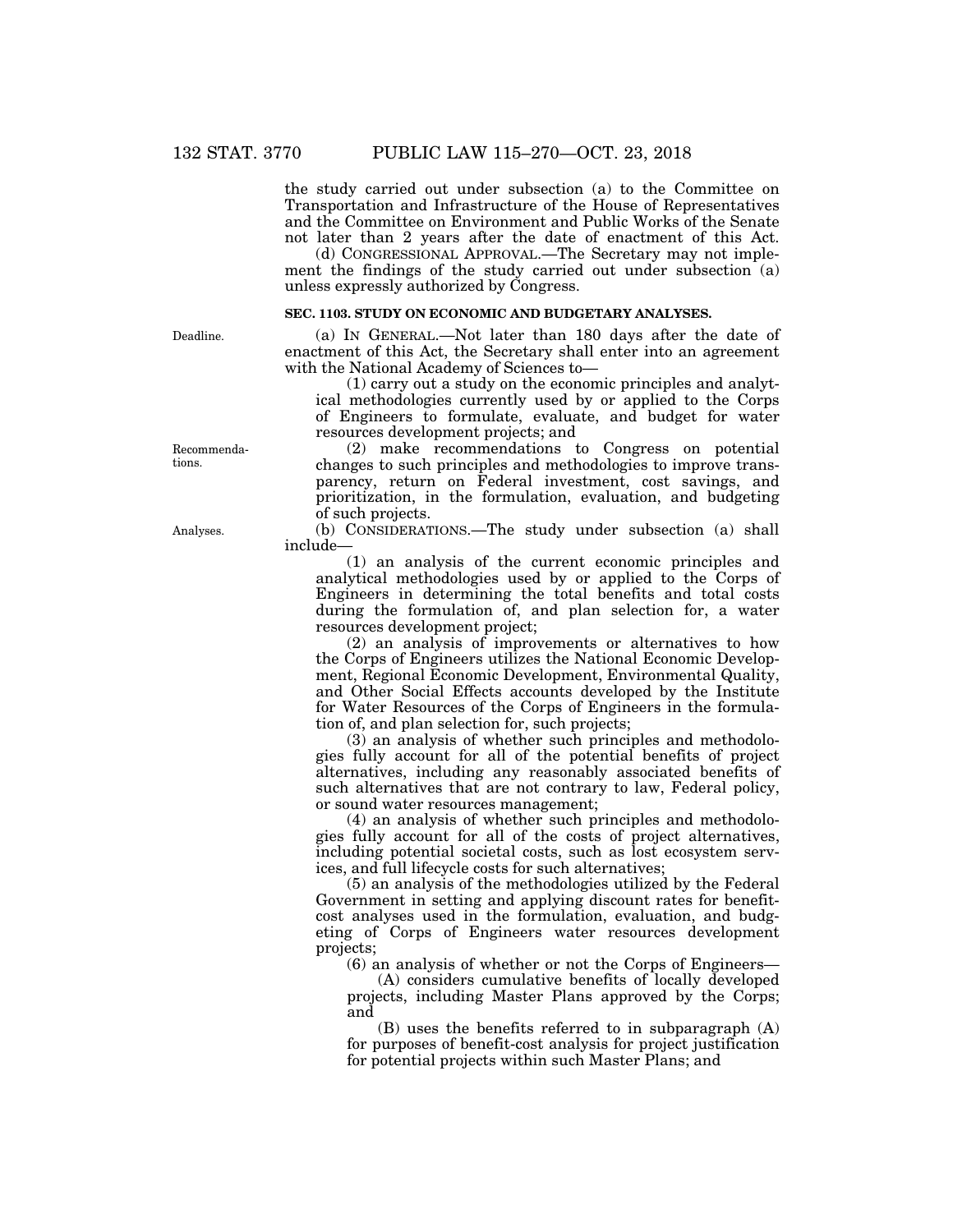the study carried out under subsection (a) to the Committee on Transportation and Infrastructure of the House of Representatives and the Committee on Environment and Public Works of the Senate not later than 2 years after the date of enactment of this Act.

(d) CONGRESSIONAL APPROVAL.—The Secretary may not implement the findings of the study carried out under subsection (a) unless expressly authorized by Congress.

**SEC. 1103. STUDY ON ECONOMIC AND BUDGETARY ANALYSES.**

Deadline.

(a) IN GENERAL.—Not later than 180 days after the date of enactment of this Act, the Secretary shall enter into an agreement with the National Academy of Sciences to—

(1) carry out a study on the economic principles and analytical methodologies currently used by or applied to the Corps of Engineers to formulate, evaluate, and budget for water resources development projects; and

Recommendations.

(2) make recommendations to Congress on potential changes to such principles and methodologies to improve transparency, return on Federal investment, cost savings, and prioritization, in the formulation, evaluation, and budgeting of such projects.

Analyses.

(b) CONSIDERATIONS.—The study under subsection (a) shall include—

(1) an analysis of the current economic principles and analytical methodologies used by or applied to the Corps of Engineers in determining the total benefits and total costs during the formulation of, and plan selection for, a water resources development project;

(2) an analysis of improvements or alternatives to how the Corps of Engineers utilizes the National Economic Development, Regional Economic Development, Environmental Quality, and Other Social Effects accounts developed by the Institute for Water Resources of the Corps of Engineers in the formulation of, and plan selection for, such projects;

(3) an analysis of whether such principles and methodologies fully account for all of the potential benefits of project alternatives, including any reasonably associated benefits of such alternatives that are not contrary to law, Federal policy, or sound water resources management;

(4) an analysis of whether such principles and methodologies fully account for all of the costs of project alternatives, including potential societal costs, such as lost ecosystem services, and full lifecycle costs for such alternatives;

(5) an analysis of the methodologies utilized by the Federal Government in setting and applying discount rates for benefit-cost analyses used in the formulation, evaluation, and budgeting of Corps of Engineers water resources development projects;

(6) an analysis of whether or not the Corps of Engineers—

(A) considers cumulative benefits of locally developed projects, including Master Plans approved by the Corps; and

(B) uses the benefits referred to in subparagraph (A) for purposes of benefit-cost analysis for project justification for potential projects within such Master Plans; and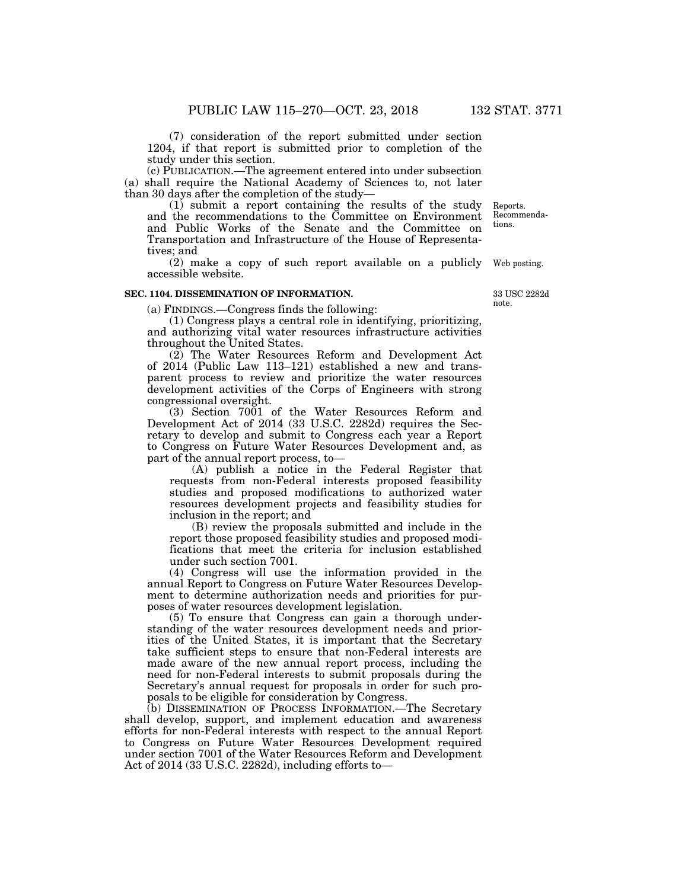(7) consideration of the report submitted under section 1204, if that report is submitted prior to completion of the study under this section.

(c) PUBLICATION.—The agreement entered into under subsection (a) shall require the National Academy of Sciences to, not later than 30 days after the completion of the study—

(1) submit a report containing the results of the study and the recommendations to the Committee on Environment and Public Works of the Senate and the Committee on Transportation and Infrastructure of the House of Representatives; and

Reports. Recommendations.

(2) make a copy of such report available on a publicly accessible website.

Web posting.

## SEC. 1104. DISSEMINATION OF INFORMATION.

33 USC 2282d note.

(a) FINDINGS.—Congress finds the following:

(1) Congress plays a central role in identifying, prioritizing, and authorizing vital water resources infrastructure activities throughout the United States.

(2) The Water Resources Reform and Development Act of 2014 (Public Law 113–121) established a new and transparent process to review and prioritize the water resources development activities of the Corps of Engineers with strong congressional oversight.

(3) Section 7001 of the Water Resources Reform and Development Act of 2014 (33 U.S.C. 2282d) requires the Secretary to develop and submit to Congress each year a Report to Congress on Future Water Resources Development and, as part of the annual report process, to—

(A) publish a notice in the Federal Register that requests from non-Federal interests proposed feasibility studies and proposed modifications to authorized water resources development projects and feasibility studies for inclusion in the report; and

(B) review the proposals submitted and include in the report those proposed feasibility studies and proposed modifications that meet the criteria for inclusion established under such section 7001.

(4) Congress will use the information provided in the annual Report to Congress on Future Water Resources Development to determine authorization needs and priorities for purposes of water resources development legislation.

(5) To ensure that Congress can gain a thorough understanding of the water resources development needs and priorities of the United States, it is important that the Secretary take sufficient steps to ensure that non-Federal interests are made aware of the new annual report process, including the need for non-Federal interests to submit proposals during the Secretary's annual request for proposals in order for such proposals to be eligible for consideration by Congress.

(b) DISSEMINATION OF PROCESS INFORMATION.—The Secretary shall develop, support, and implement education and awareness efforts for non-Federal interests with respect to the annual Report to Congress on Future Water Resources Development required under section 7001 of the Water Resources Reform and Development Act of 2014 (33 U.S.C. 2282d), including efforts to—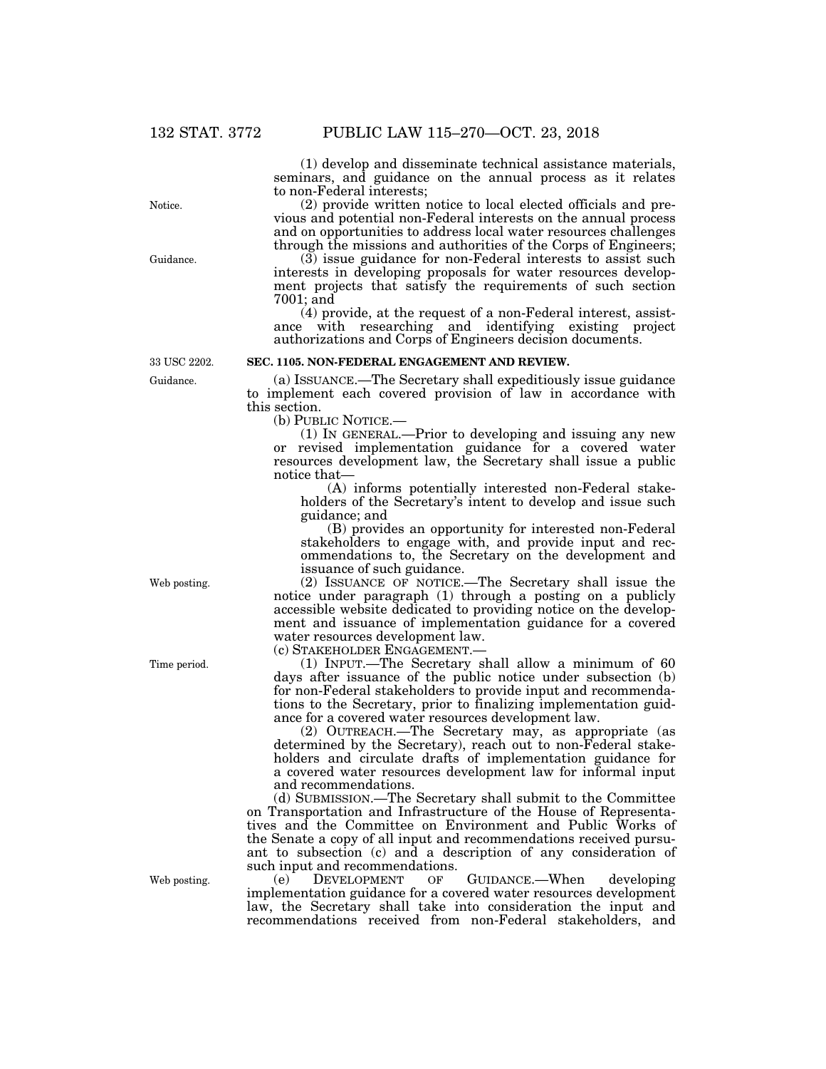(1) develop and disseminate technical assistance materials, seminars, and guidance on the annual process as it relates to non-Federal interests;

(2) provide written notice to local elected officials and previous and potential non-Federal interests on the annual process and on opportunities to address local water resources challenges through the missions and authorities of the Corps of Engineers;

(3) issue guidance for non-Federal interests to assist such interests in developing proposals for water resources development projects that satisfy the requirements of such section 7001; and

(4) provide, at the request of a non-Federal interest, assistance with researching and identifying existing project authorizations and Corps of Engineers decision documents.

**SEC. 1105. NON-FEDERAL ENGAGEMENT AND REVIEW.**

(a) ISSUANCE.—The Secretary shall expeditiously issue guidance to implement each covered provision of law in accordance with this section.

(b) PUBLIC NOTICE.—

(1) IN GENERAL.—Prior to developing and issuing any new or revised implementation guidance for a covered water resources development law, the Secretary shall issue a public notice that—

(A) informs potentially interested non-Federal stakeholders of the Secretary's intent to develop and issue such guidance; and

(B) provides an opportunity for interested non-Federal stakeholders to engage with, and provide input and recommendations to, the Secretary on the development and issuance of such guidance.

(2) ISSUANCE OF NOTICE.—The Secretary shall issue the notice under paragraph (1) through a posting on a publicly accessible website dedicated to providing notice on the development and issuance of implementation guidance for a covered water resources development law.

(c) STAKEHOLDER ENGAGEMENT.—

(1) INPUT.—The Secretary shall allow a minimum of 60 days after issuance of the public notice under subsection (b) for non-Federal stakeholders to provide input and recommendations to the Secretary, prior to finalizing implementation guidance for a covered water resources development law.

(2) OUTREACH.—The Secretary may, as appropriate (as determined by the Secretary), reach out to non-Federal stakeholders and circulate drafts of implementation guidance for a covered water resources development law for informal input and recommendations.

(d) SUBMISSION.—The Secretary shall submit to the Committee on Transportation and Infrastructure of the House of Representatives and the Committee on Environment and Public Works of the Senate a copy of all input and recommendations received pursuant to subsection (c) and a description of any consideration of such input and recommendations.

(e) DEVELOPMENT OF GUIDANCE.—When developing implementation guidance for a covered water resources development law, the Secretary shall take into consideration the input and recommendations received from non-Federal stakeholders, and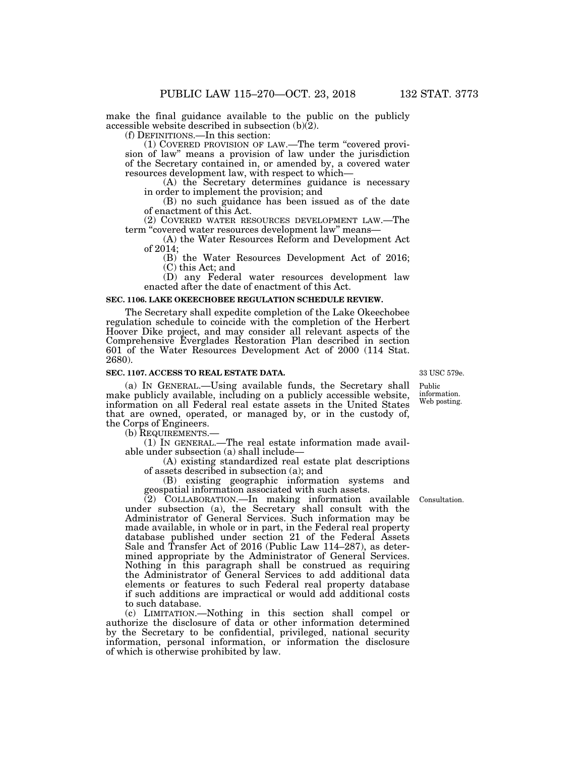make the final guidance available to the public on the publicly accessible website described in subsection (b)(2).

(f) DEFINITIONS.—In this section:

(1) COVERED PROVISION OF LAW.—The term "covered provision of law" means a provision of law under the jurisdiction of the Secretary contained in, or amended by, a covered water resources development law, with respect to which—

(A) the Secretary determines guidance is necessary in order to implement the provision; and

(B) no such guidance has been issued as of the date of enactment of this Act.

(2) COVERED WATER RESOURCES DEVELOPMENT LAW.—The term "covered water resources development law" means—

(A) the Water Resources Reform and Development Act of 2014;

(B) the Water Resources Development Act of 2016;

(C) this Act; and

(D) any Federal water resources development law enacted after the date of enactment of this Act.

**SEC. 1106. LAKE OKEECHOBEE REGULATION SCHEDULE REVIEW.**

The Secretary shall expedite completion of the Lake Okeechobee regulation schedule to coincide with the completion of the Herbert Hoover Dike project, and may consider all relevant aspects of the Comprehensive Everglades Restoration Plan described in section 601 of the Water Resources Development Act of 2000 (114 Stat. 2680).

**SEC. 1107. ACCESS TO REAL ESTATE DATA.**

33 USC 579e.

Public information. Web posting.

(a) IN GENERAL.—Using available funds, the Secretary shall make publicly available, including on a publicly accessible website, information on all Federal real estate assets in the United States that are owned, operated, or managed by, or in the custody of, the Corps of Engineers.

(b) REQUIREMENTS.—

(1) IN GENERAL.—The real estate information made available under subsection (a) shall include—

(A) existing standardized real estate plat descriptions of assets described in subsection (a); and

(B) existing geographic information systems and geospatial information associated with such assets.

Consultation.

(2) COLLABORATION.—In making information available under subsection (a), the Secretary shall consult with the Administrator of General Services. Such information may be made available, in whole or in part, in the Federal real property database published under section 21 of the Federal Assets Sale and Transfer Act of 2016 (Public Law 114–287), as determined appropriate by the Administrator of General Services. Nothing in this paragraph shall be construed as requiring the Administrator of General Services to add additional data elements or features to such Federal real property database if such additions are impractical or would add additional costs to such database.

(c) LIMITATION.—Nothing in this section shall compel or authorize the disclosure of data or other information determined by the Secretary to be confidential, privileged, national security information, personal information, or information the disclosure of which is otherwise prohibited by law.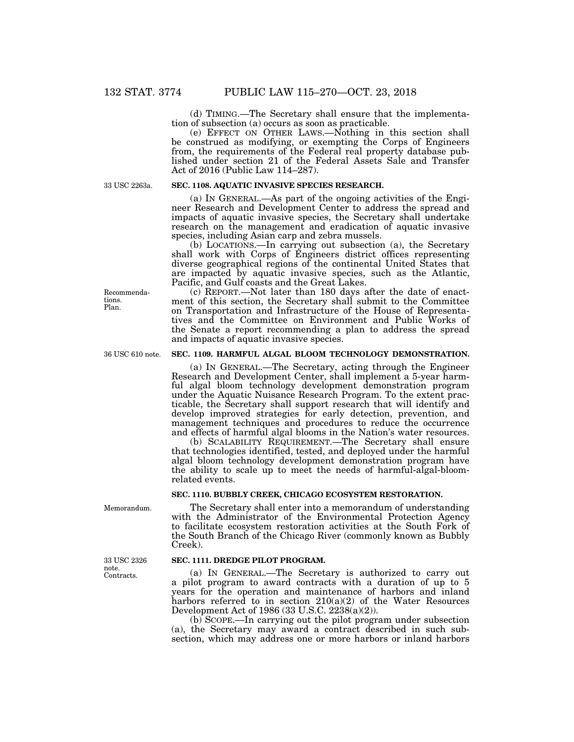(d) TIMING.—The Secretary shall ensure that the implementation of subsection (a) occurs as soon as practicable.

(e) EFFECT ON OTHER LAWS.—Nothing in this section shall be construed as modifying, or exempting the Corps of Engineers from, the requirements of the Federal real property database published under section 21 of the Federal Assets Sale and Transfer Act of 2016 (Public Law 114–287).

33 USC 2263a.

### SEC. 1108. AQUATIC INVASIVE SPECIES RESEARCH.

(a) IN GENERAL.—As part of the ongoing activities of the Engineer Research and Development Center to address the spread and impacts of aquatic invasive species, the Secretary shall undertake research on the management and eradication of aquatic invasive species, including Asian carp and zebra mussels.

(b) LOCATIONS.—In carrying out subsection (a), the Secretary shall work with Corps of Engineers district offices representing diverse geographical regions of the continental United States that are impacted by aquatic invasive species, such as the Atlantic, Pacific, and Gulf coasts and the Great Lakes.

Recommendations. Plan.

(c) REPORT.—Not later than 180 days after the date of enactment of this section, the Secretary shall submit to the Committee on Transportation and Infrastructure of the House of Representatives and the Committee on Environment and Public Works of the Senate a report recommending a plan to address the spread and impacts of aquatic invasive species.

36 USC 610 note.

### SEC. 1109. HARMFUL ALGAL BLOOM TECHNOLOGY DEMONSTRATION.

(a) IN GENERAL.—The Secretary, acting through the Engineer Research and Development Center, shall implement a 5-year harmful algal bloom technology development demonstration program under the Aquatic Nuisance Research Program. To the extent practicable, the Secretary shall support research that will identify and develop improved strategies for early detection, prevention, and management techniques and procedures to reduce the occurrence and effects of harmful algal blooms in the Nation's water resources.

(b) SCALABILITY REQUIREMENT.—The Secretary shall ensure that technologies identified, tested, and deployed under the harmful algal bloom technology development demonstration program have the ability to scale up to meet the needs of harmful-algal-bloom-related events.

### SEC. 1110. BUBBLY CREEK, CHICAGO ECOSYSTEM RESTORATION.

Memorandum.

The Secretary shall enter into a memorandum of understanding with the Administrator of the Environmental Protection Agency to facilitate ecosystem restoration activities at the South Fork of the South Branch of the Chicago River (commonly known as Bubbly Creek).

33 USC 2326 note. Contracts.

### SEC. 1111. DREDGE PILOT PROGRAM.

(a) IN GENERAL.—The Secretary is authorized to carry out a pilot program to award contracts with a duration of up to 5 years for the operation and maintenance of harbors and inland harbors referred to in section 210(a)(2) of the Water Resources Development Act of 1986 (33 U.S.C. 2238(a)(2)).

(b) SCOPE.—In carrying out the pilot program under subsection (a), the Secretary may award a contract described in such subsection, which may address one or more harbors or inland harbors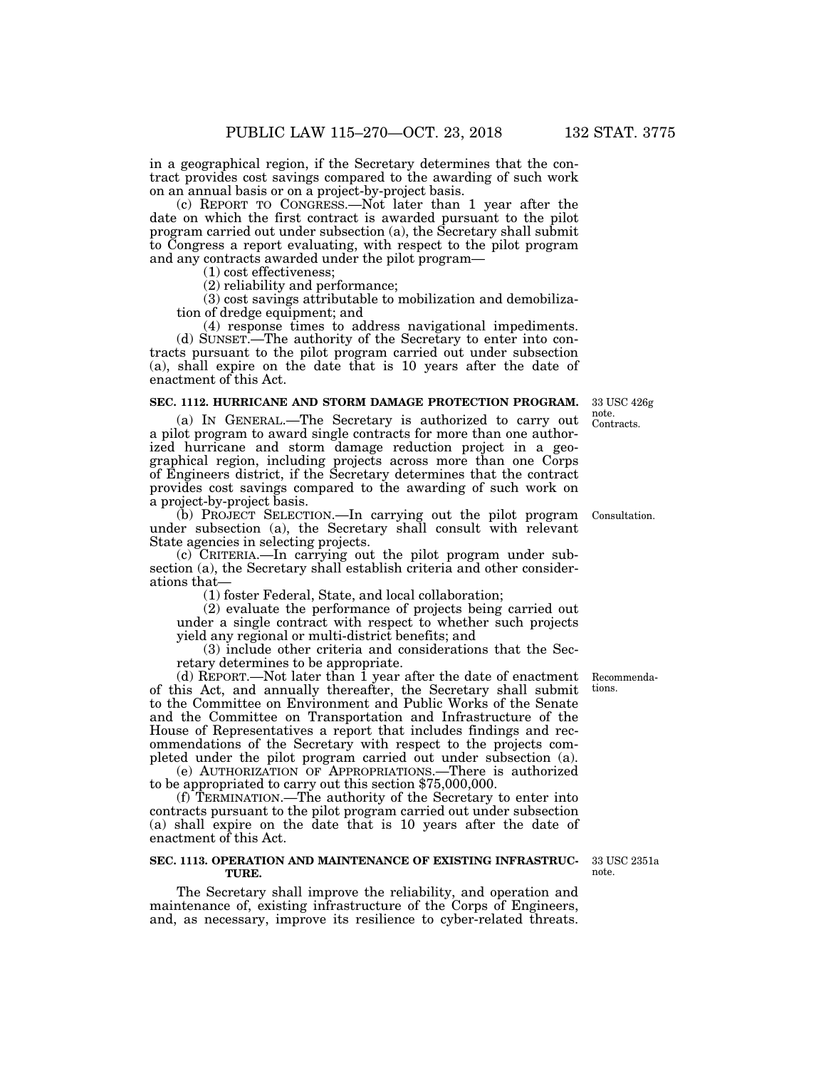in a geographical region, if the Secretary determines that the contract provides cost savings compared to the awarding of such work on an annual basis or on a project-by-project basis.

(c) REPORT TO CONGRESS.—Not later than 1 year after the date on which the first contract is awarded pursuant to the pilot program carried out under subsection (a), the Secretary shall submit to Congress a report evaluating, with respect to the pilot program and any contracts awarded under the pilot program—

(1) cost effectiveness;

(2) reliability and performance;

(3) cost savings attributable to mobilization and demobilization of dredge equipment; and

(4) response times to address navigational impediments.

(d) SUNSET.—The authority of the Secretary to enter into contracts pursuant to the pilot program carried out under subsection (a), shall expire on the date that is 10 years after the date of enactment of this Act.

### SEC. 1112. HURRICANE AND STORM DAMAGE PROTECTION PROGRAM.

33 USC 426g note. Contracts.

(a) IN GENERAL.—The Secretary is authorized to carry out a pilot program to award single contracts for more than one authorized hurricane and storm damage reduction project in a geographical region, including projects across more than one Corps of Engineers district, if the Secretary determines that the contract provides cost savings compared to the awarding of such work on a project-by-project basis.

Consultation.

(b) PROJECT SELECTION.—In carrying out the pilot program under subsection (a), the Secretary shall consult with relevant State agencies in selecting projects.

(c) CRITERIA.—In carrying out the pilot program under subsection (a), the Secretary shall establish criteria and other considerations that—

(1) foster Federal, State, and local collaboration;

(2) evaluate the performance of projects being carried out under a single contract with respect to whether such projects yield any regional or multi-district benefits; and

(3) include other criteria and considerations that the Secretary determines to be appropriate.

Recommendations.

(d) REPORT.—Not later than 1 year after the date of enactment of this Act, and annually thereafter, the Secretary shall submit to the Committee on Environment and Public Works of the Senate and the Committee on Transportation and Infrastructure of the House of Representatives a report that includes findings and recommendations of the Secretary with respect to the projects completed under the pilot program carried out under subsection (a).

(e) AUTHORIZATION OF APPROPRIATIONS.—There is authorized to be appropriated to carry out this section $75,000,000.

(f) TERMINATION.—The authority of the Secretary to enter into contracts pursuant to the pilot program carried out under subsection (a) shall expire on the date that is 10 years after the date of enactment of this Act.

### SEC. 1113. OPERATION AND MAINTENANCE OF EXISTING INFRASTRUCTURE.

33 USC 2351a note.

The Secretary shall improve the reliability, and operation and maintenance of, existing infrastructure of the Corps of Engineers, and, as necessary, improve its resilience to cyber-related threats.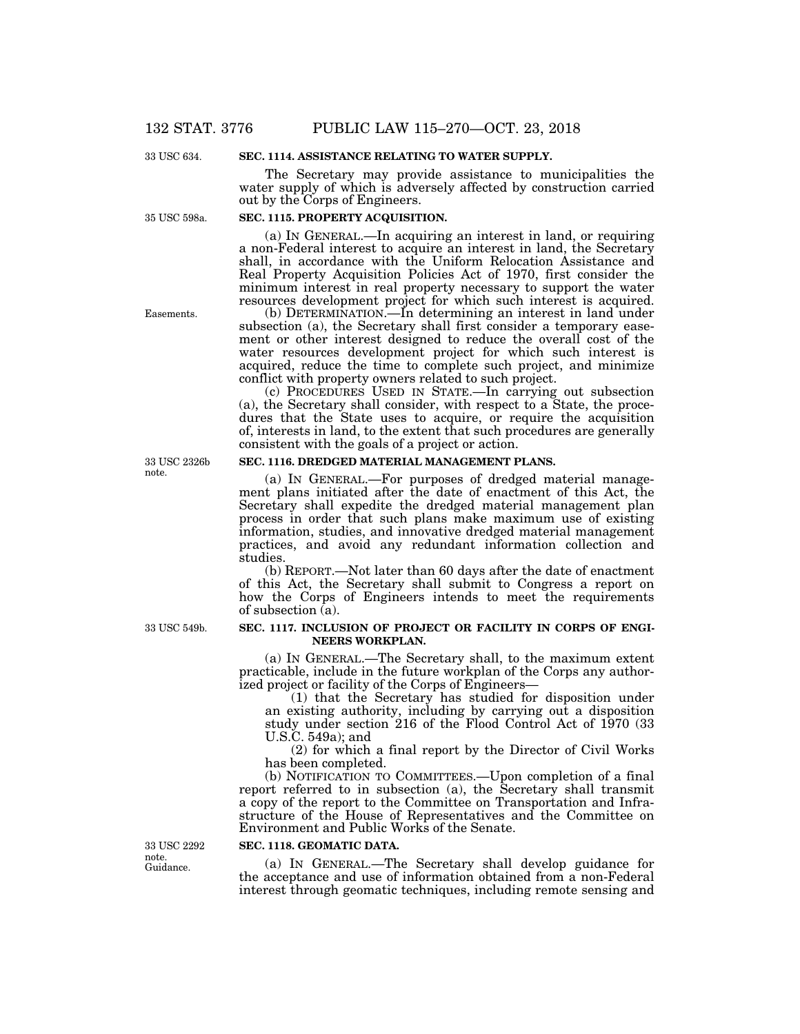**SEC. 1114. ASSISTANCE RELATING TO WATER SUPPLY.**

33 USC 634.

The Secretary may provide assistance to municipalities the water supply of which is adversely affected by construction carried out by the Corps of Engineers.

**SEC. 1115. PROPERTY ACQUISITION.**

35 USC 598a.

(a) IN GENERAL.—In acquiring an interest in land, or requiring a non-Federal interest to acquire an interest in land, the Secretary shall, in accordance with the Uniform Relocation Assistance and Real Property Acquisition Policies Act of 1970, first consider the minimum interest in real property necessary to support the water resources development project for which such interest is acquired.

Easements.

(b) DETERMINATION.—In determining an interest in land under subsection (a), the Secretary shall first consider a temporary easement or other interest designed to reduce the overall cost of the water resources development project for which such interest is acquired, reduce the time to complete such project, and minimize conflict with property owners related to such project.

(c) PROCEDURES USED IN STATE.—In carrying out subsection (a), the Secretary shall consider, with respect to a State, the procedures that the State uses to acquire, or require the acquisition of, interests in land, to the extent that such procedures are generally consistent with the goals of a project or action.

**SEC. 1116. DREDGED MATERIAL MANAGEMENT PLANS.**

33 USC 2326b note.

(a) IN GENERAL.—For purposes of dredged material management plans initiated after the date of enactment of this Act, the Secretary shall expedite the dredged material management plan process in order that such plans make maximum use of existing information, studies, and innovative dredged material management practices, and avoid any redundant information collection and studies.

(b) REPORT.—Not later than 60 days after the date of enactment of this Act, the Secretary shall submit to Congress a report on how the Corps of Engineers intends to meet the requirements of subsection (a).

**SEC. 1117. INCLUSION OF PROJECT OR FACILITY IN CORPS OF ENGINEERS WORKPLAN.**

33 USC 549b.

(a) IN GENERAL.—The Secretary shall, to the maximum extent practicable, include in the future workplan of the Corps any authorized project or facility of the Corps of Engineers—

(1) that the Secretary has studied for disposition under an existing authority, including by carrying out a disposition study under section 216 of the Flood Control Act of 1970 (33 U.S.C. 549a); and

(2) for which a final report by the Director of Civil Works has been completed.

(b) NOTIFICATION TO COMMITTEES.—Upon completion of a final report referred to in subsection (a), the Secretary shall transmit a copy of the report to the Committee on Transportation and Infrastructure of the House of Representatives and the Committee on Environment and Public Works of the Senate.

**SEC. 1118. GEOMATIC DATA.**

33 USC 2292 note.
Guidance.

(a) IN GENERAL.—The Secretary shall develop guidance for the acceptance and use of information obtained from a non-Federal interest through geomatic techniques, including remote sensing and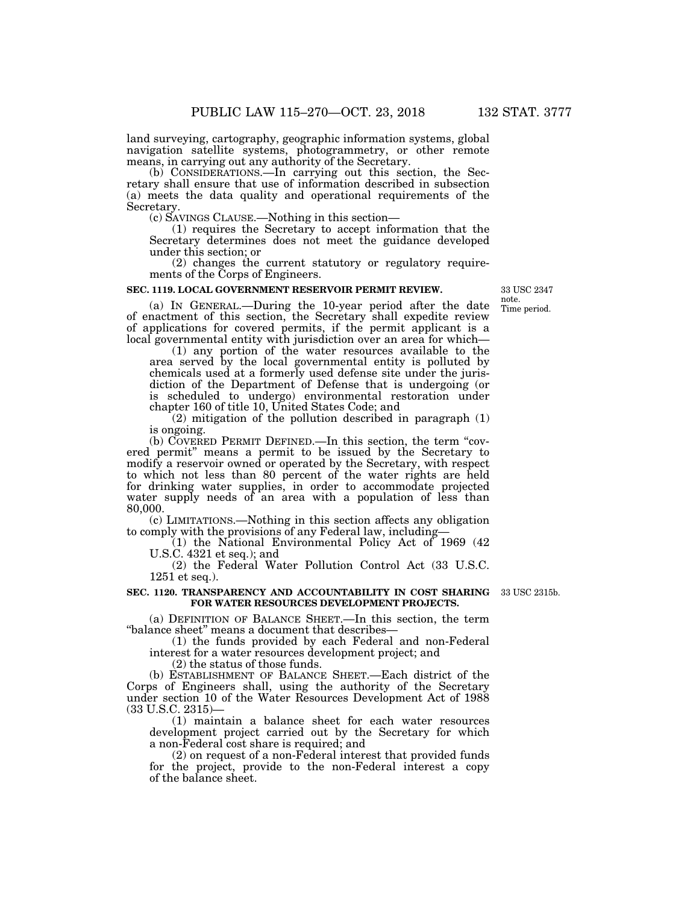land surveying, cartography, geographic information systems, global navigation satellite systems, photogrammetry, or other remote means, in carrying out any authority of the Secretary.

(b) CONSIDERATIONS.—In carrying out this section, the Secretary shall ensure that use of information described in subsection (a) meets the data quality and operational requirements of the Secretary.

(c) SAVINGS CLAUSE.—Nothing in this section—

(1) requires the Secretary to accept information that the Secretary determines does not meet the guidance developed under this section; or

(2) changes the current statutory or regulatory requirements of the Corps of Engineers.

**SEC. 1119. LOCAL GOVERNMENT RESERVOIR PERMIT REVIEW.**

33 USC 2347 note. Time period.

(a) IN GENERAL.—During the 10-year period after the date of enactment of this section, the Secretary shall expedite review of applications for covered permits, if the permit applicant is a local governmental entity with jurisdiction over an area for which—

(1) any portion of the water resources available to the area served by the local governmental entity is polluted by chemicals used at a formerly used defense site under the jurisdiction of the Department of Defense that is undergoing (or is scheduled to undergo) environmental restoration under chapter 160 of title 10, United States Code; and

(2) mitigation of the pollution described in paragraph (1) is ongoing.

(b) COVERED PERMIT DEFINED.—In this section, the term "covered permit" means a permit to be issued by the Secretary to modify a reservoir owned or operated by the Secretary, with respect to which not less than 80 percent of the water rights are held for drinking water supplies, in order to accommodate projected water supply needs of an area with a population of less than 80,000.

(c) LIMITATIONS.—Nothing in this section affects any obligation to comply with the provisions of any Federal law, including—

(1) the National Environmental Policy Act of 1969 (42 U.S.C. 4321 et seq.); and

(2) the Federal Water Pollution Control Act (33 U.S.C. 1251 et seq.).

**SEC. 1120. TRANSPARENCY AND ACCOUNTABILITY IN COST SHARING FOR WATER RESOURCES DEVELOPMENT PROJECTS.**

33 USC 2315b.

(a) DEFINITION OF BALANCE SHEET.—In this section, the term "balance sheet" means a document that describes—

(1) the funds provided by each Federal and non-Federal interest for a water resources development project; and

(2) the status of those funds.

(b) ESTABLISHMENT OF BALANCE SHEET.—Each district of the Corps of Engineers shall, using the authority of the Secretary under section 10 of the Water Resources Development Act of 1988 (33 U.S.C. 2315)—

(1) maintain a balance sheet for each water resources development project carried out by the Secretary for which a non-Federal cost share is required; and

(2) on request of a non-Federal interest that provided funds for the project, provide to the non-Federal interest a copy of the balance sheet.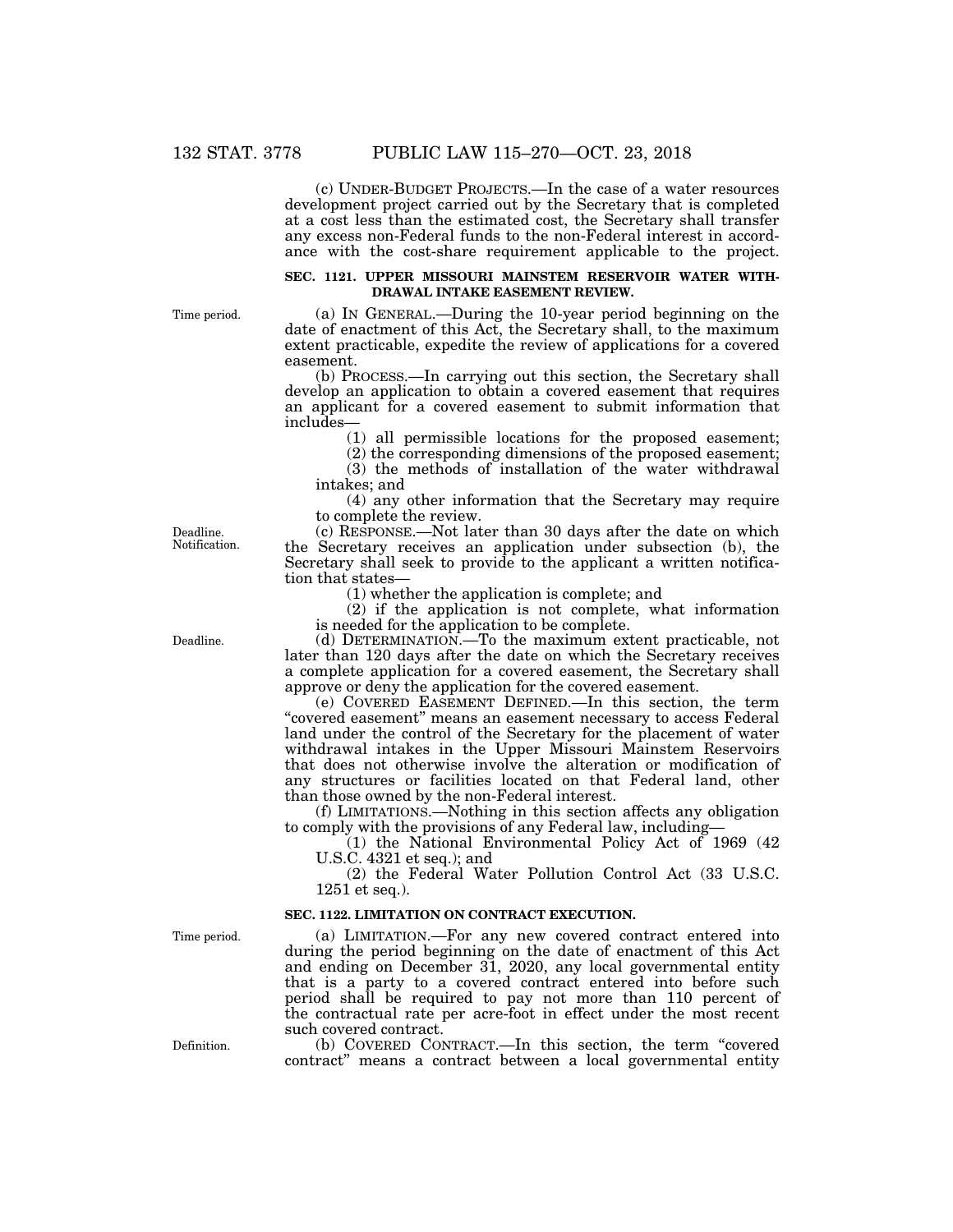(c) UNDER-BUDGET PROJECTS.—In the case of a water resources development project carried out by the Secretary that is completed at a cost less than the estimated cost, the Secretary shall transfer any excess non-Federal funds to the non-Federal interest in accordance with the cost-share requirement applicable to the project.

### SEC. 1121. UPPER MISSOURI MAINSTEM RESERVOIR WATER WITHDRAWAL INTAKE EASEMENT REVIEW.

Time period.

(a) IN GENERAL.—During the 10-year period beginning on the date of enactment of this Act, the Secretary shall, to the maximum extent practicable, expedite the review of applications for a covered easement.

(b) PROCESS.—In carrying out this section, the Secretary shall develop an application to obtain a covered easement that requires an applicant for a covered easement to submit information that includes—

(1) all permissible locations for the proposed easement;

(2) the corresponding dimensions of the proposed easement;

(3) the methods of installation of the water withdrawal intakes; and

(4) any other information that the Secretary may require to complete the review.

Deadline. Notification.

(c) RESPONSE.—Not later than 30 days after the date on which the Secretary receives an application under subsection (b), the Secretary shall seek to provide to the applicant a written notification that states—

(1) whether the application is complete; and

(2) if the application is not complete, what information is needed for the application to be complete.

Deadline.

(d) DETERMINATION.—To the maximum extent practicable, not later than 120 days after the date on which the Secretary receives a complete application for a covered easement, the Secretary shall approve or deny the application for the covered easement.

(e) COVERED EASEMENT DEFINED.—In this section, the term "covered easement" means an easement necessary to access Federal land under the control of the Secretary for the placement of water withdrawal intakes in the Upper Missouri Mainstem Reservoirs that does not otherwise involve the alteration or modification of any structures or facilities located on that Federal land, other than those owned by the non-Federal interest.

(f) LIMITATIONS.—Nothing in this section affects any obligation to comply with the provisions of any Federal law, including—

(1) the National Environmental Policy Act of 1969 (42 U.S.C. 4321 et seq.); and

(2) the Federal Water Pollution Control Act (33 U.S.C. 1251 et seq.).

### SEC. 1122. LIMITATION ON CONTRACT EXECUTION.

Time period.

(a) LIMITATION.—For any new covered contract entered into during the period beginning on the date of enactment of this Act and ending on December 31, 2020, any local governmental entity that is a party to a covered contract entered into before such period shall be required to pay not more than 110 percent of the contractual rate per acre-foot in effect under the most recent such covered contract.

Definition.

(b) COVERED CONTRACT.—In this section, the term "covered contract" means a contract between a local governmental entity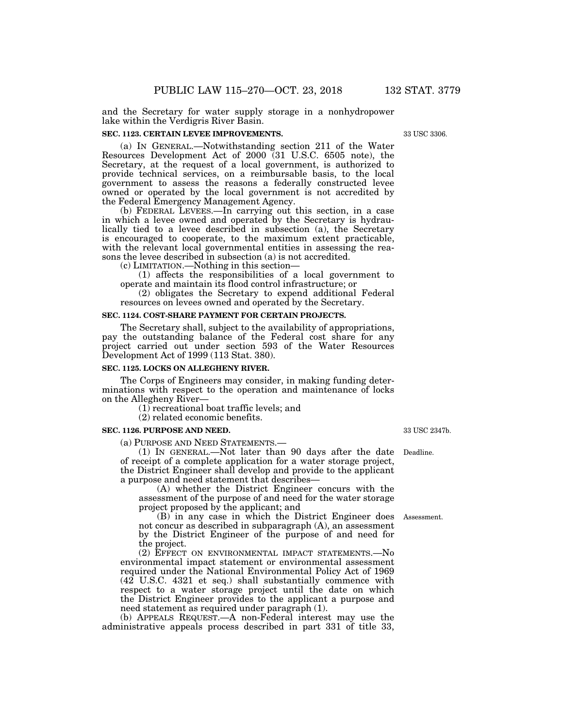and the Secretary for water supply storage in a nonhydropower lake within the Verdigris River Basin.

### SEC. 1123. CERTAIN LEVEE IMPROVEMENTS.

33 USC 3306.

(a) IN GENERAL.—Notwithstanding section 211 of the Water Resources Development Act of 2000 (31 U.S.C. 6505 note), the Secretary, at the request of a local government, is authorized to provide technical services, on a reimbursable basis, to the local government to assess the reasons a federally constructed levee owned or operated by the local government is not accredited by the Federal Emergency Management Agency.

(b) FEDERAL LEVEES.—In carrying out this section, in a case in which a levee owned and operated by the Secretary is hydraulically tied to a levee described in subsection (a), the Secretary is encouraged to cooperate, to the maximum extent practicable, with the relevant local governmental entities in assessing the reasons the levee described in subsection (a) is not accredited.

(c) LIMITATION.—Nothing in this section—

(1) affects the responsibilities of a local government to operate and maintain its flood control infrastructure; or

(2) obligates the Secretary to expend additional Federal resources on levees owned and operated by the Secretary.

### SEC. 1124. COST-SHARE PAYMENT FOR CERTAIN PROJECTS.

The Secretary shall, subject to the availability of appropriations, pay the outstanding balance of the Federal cost share for any project carried out under section 593 of the Water Resources Development Act of 1999 (113 Stat. 380).

### SEC. 1125. LOCKS ON ALLEGHENY RIVER.

The Corps of Engineers may consider, in making funding determinations with respect to the operation and maintenance of locks on the Allegheny River—

(1) recreational boat traffic levels; and

(2) related economic benefits.

### SEC. 1126. PURPOSE AND NEED.

33 USC 2347b.

(a) PURPOSE AND NEED STATEMENTS.—

Deadline.

(1) IN GENERAL.—Not later than 90 days after the date of receipt of a complete application for a water storage project, the District Engineer shall develop and provide to the applicant a purpose and need statement that describes—

(A) whether the District Engineer concurs with the assessment of the purpose of and need for the water storage project proposed by the applicant; and

Assessment.

(B) in any case in which the District Engineer does not concur as described in subparagraph (A), an assessment by the District Engineer of the purpose of and need for the project.

(2) EFFECT ON ENVIRONMENTAL IMPACT STATEMENTS.—No environmental impact statement or environmental assessment required under the National Environmental Policy Act of 1969 (42 U.S.C. 4321 et seq.) shall substantially commence with respect to a water storage project until the date on which the District Engineer provides to the applicant a purpose and need statement as required under paragraph (1).

(b) APPEALS REQUEST.—A non-Federal interest may use the administrative appeals process described in part 331 of title 33,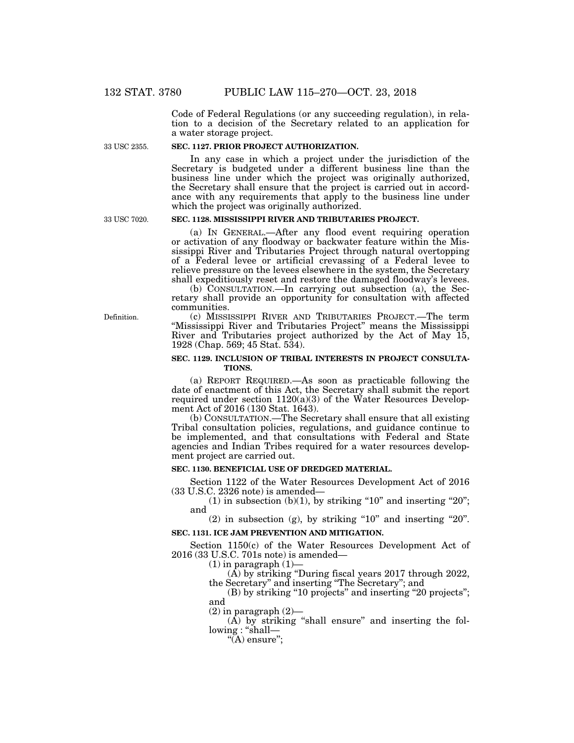Code of Federal Regulations (or any succeeding regulation), in relation to a decision of the Secretary related to an application for a water storage project.

33 USC 2355.

**SEC. 1127. PRIOR PROJECT AUTHORIZATION.**

In any case in which a project under the jurisdiction of the Secretary is budgeted under a different business line than the business line under which the project was originally authorized, the Secretary shall ensure that the project is carried out in accordance with any requirements that apply to the business line under which the project was originally authorized.

33 USC 7020.

**SEC. 1128. MISSISSIPPI RIVER AND TRIBUTARIES PROJECT.**

(a) IN GENERAL.—After any flood event requiring operation or activation of any floodway or backwater feature within the Mississippi River and Tributaries Project through natural overtopping of a Federal levee or artificial crevassing of a Federal levee to relieve pressure on the levees elsewhere in the system, the Secretary shall expeditiously reset and restore the damaged floodway's levees.

(b) CONSULTATION.—In carrying out subsection (a), the Secretary shall provide an opportunity for consultation with affected communities.

Definition.

(c) MISSISSIPPI RIVER AND TRIBUTARIES PROJECT.—The term "Mississippi River and Tributaries Project" means the Mississippi River and Tributaries project authorized by the Act of May 15, 1928 (Chap. 569; 45 Stat. 534).

**SEC. 1129. INCLUSION OF TRIBAL INTERESTS IN PROJECT CONSULTATIONS.**

(a) REPORT REQUIRED.—As soon as practicable following the date of enactment of this Act, the Secretary shall submit the report required under section 1120(a)(3) of the Water Resources Development Act of 2016 (130 Stat. 1643).

(b) CONSULTATION.—The Secretary shall ensure that all existing Tribal consultation policies, regulations, and guidance continue to be implemented, and that consultations with Federal and State agencies and Indian Tribes required for a water resources development project are carried out.

**SEC. 1130. BENEFICIAL USE OF DREDGED MATERIAL.**

Section 1122 of the Water Resources Development Act of 2016 (33 U.S.C. 2326 note) is amended—

(1) in subsection (b)(1), by striking "10" and inserting "20"; and

(2) in subsection (g), by striking "10" and inserting "20".

**SEC. 1131. ICE JAM PREVENTION AND MITIGATION.**

Section 1150(c) of the Water Resources Development Act of 2016 (33 U.S.C. 701s note) is amended—

(1) in paragraph (1)—

(A) by striking "During fiscal years 2017 through 2022, the Secretary" and inserting "The Secretary"; and

(B) by striking "10 projects" and inserting "20 projects"; and

(2) in paragraph (2)—

(A) by striking "shall ensure" and inserting the following : "shall—

"(A) ensure";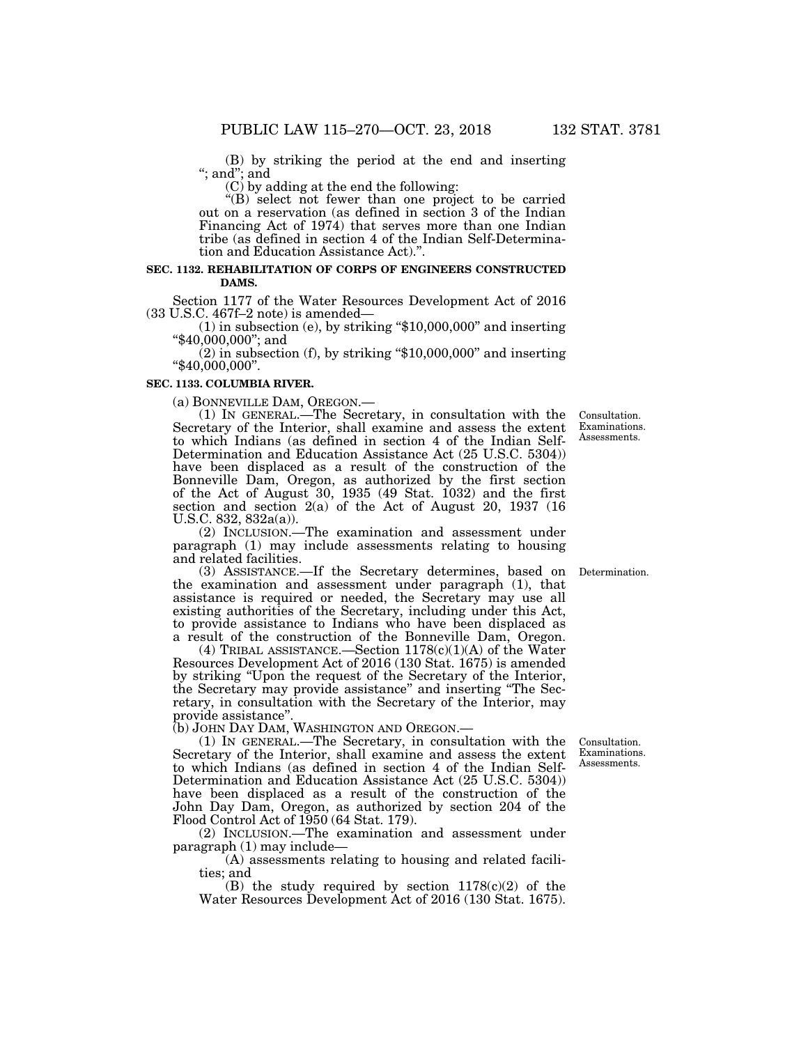(B) by striking the period at the end and inserting "; and"; and

(C) by adding at the end the following:

"(B) select not fewer than one project to be carried out on a reservation (as defined in section 3 of the Indian Financing Act of 1974) that serves more than one Indian tribe (as defined in section 4 of the Indian Self-Determination and Education Assistance Act).".

**SEC. 1132. REHABILITATION OF CORPS OF ENGINEERS CONSTRUCTED DAMS.**

Section 1177 of the Water Resources Development Act of 2016 (33 U.S.C. 467f–2 note) is amended—

(1) in subsection (e), by striking "$10,000,000" and inserting "$40,000,000"; and

(2) in subsection (f), by striking "$10,000,000" and inserting "$40,000,000".

**SEC. 1133. COLUMBIA RIVER.**

(a) BONNEVILLE DAM, OREGON.—

(1) IN GENERAL.—The Secretary, in consultation with the Secretary of the Interior, shall examine and assess the extent to which Indians (as defined in section 4 of the Indian Self-Determination and Education Assistance Act (25 U.S.C. 5304)) have been displaced as a result of the construction of the Bonneville Dam, Oregon, as authorized by the first section of the Act of August 30, 1935 (49 Stat. 1032) and the first section and section 2(a) of the Act of August 20, 1937 (16 U.S.C. 832, 832a(a)).

Consultation. Examinations. Assessments.

(2) INCLUSION.—The examination and assessment under paragraph (1) may include assessments relating to housing and related facilities.

(3) ASSISTANCE.—If the Secretary determines, based on the examination and assessment under paragraph (1), that assistance is required or needed, the Secretary may use all existing authorities of the Secretary, including under this Act, to provide assistance to Indians who have been displaced as a result of the construction of the Bonneville Dam, Oregon.

Determination.

(4) TRIBAL ASSISTANCE.—Section 1178(c)(1)(A) of the Water Resources Development Act of 2016 (130 Stat. 1675) is amended by striking "Upon the request of the Secretary of the Interior, the Secretary may provide assistance" and inserting "The Secretary, in consultation with the Secretary of the Interior, may provide assistance".

(b) JOHN DAY DAM, WASHINGTON AND OREGON.—

(1) IN GENERAL.—The Secretary, in consultation with the Secretary of the Interior, shall examine and assess the extent to which Indians (as defined in section 4 of the Indian Self-Determination and Education Assistance Act (25 U.S.C. 5304)) have been displaced as a result of the construction of the John Day Dam, Oregon, as authorized by section 204 of the Flood Control Act of 1950 (64 Stat. 179).

Consultation. Examinations. Assessments.

(2) INCLUSION.—The examination and assessment under paragraph (1) may include—

(A) assessments relating to housing and related facilities; and

(B) the study required by section 1178(c)(2) of the Water Resources Development Act of 2016 (130 Stat. 1675).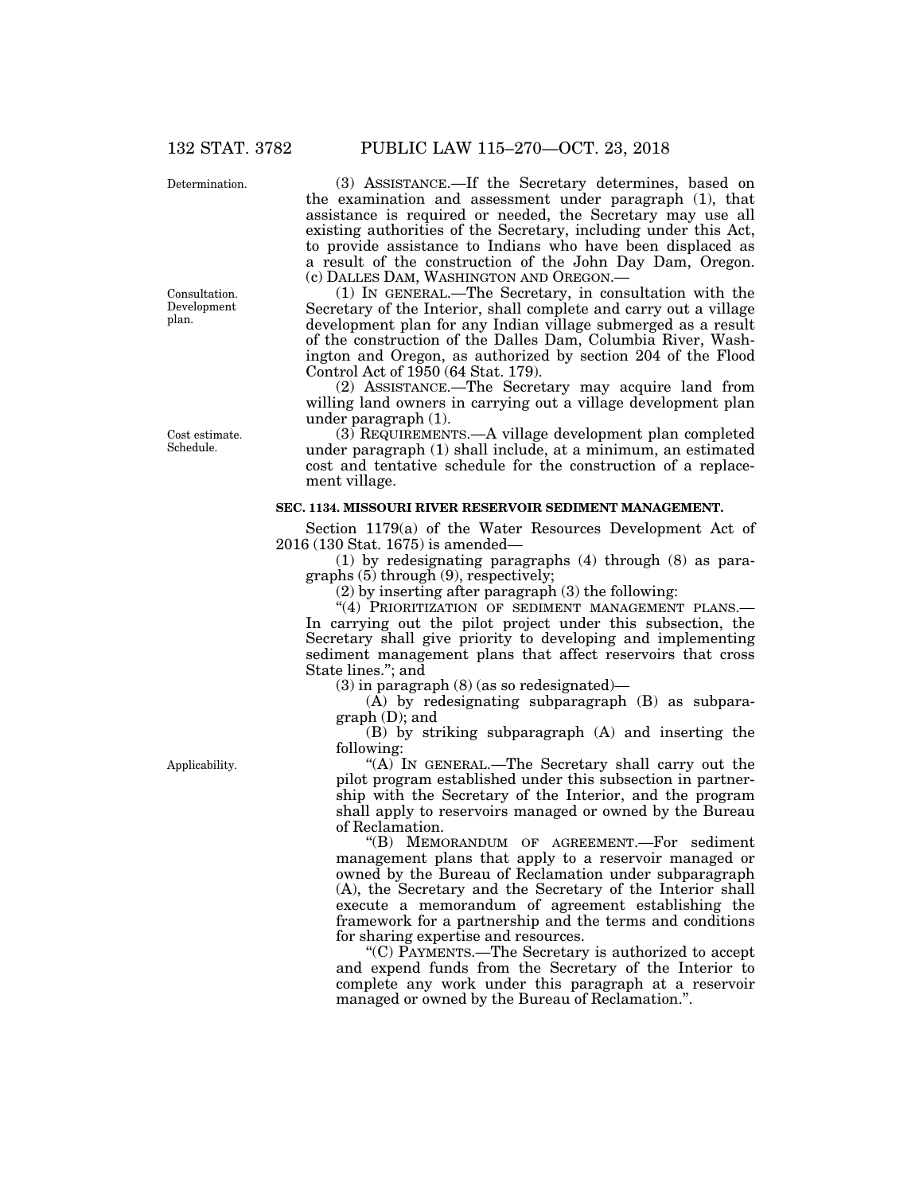Determination.

(3) ASSISTANCE.—If the Secretary determines, based on the examination and assessment under paragraph (1), that assistance is required or needed, the Secretary may use all existing authorities of the Secretary, including under this Act, to provide assistance to Indians who have been displaced as a result of the construction of the John Day Dam, Oregon.

(c) DALLES DAM, WASHINGTON AND OREGON.—

Consultation. Development plan.

(1) IN GENERAL.—The Secretary, in consultation with the Secretary of the Interior, shall complete and carry out a village development plan for any Indian village submerged as a result of the construction of the Dalles Dam, Columbia River, Washington and Oregon, as authorized by section 204 of the Flood Control Act of 1950 (64 Stat. 179).

(2) ASSISTANCE.—The Secretary may acquire land from willing land owners in carrying out a village development plan under paragraph (1).

Cost estimate. Schedule.

(3) REQUIREMENTS.—A village development plan completed under paragraph (1) shall include, at a minimum, an estimated cost and tentative schedule for the construction of a replacement village.

**SEC. 1134. MISSOURI RIVER RESERVOIR SEDIMENT MANAGEMENT.**

Section 1179(a) of the Water Resources Development Act of 2016 (130 Stat. 1675) is amended—

(1) by redesignating paragraphs (4) through (8) as paragraphs (5) through (9), respectively;

(2) by inserting after paragraph (3) the following:

"(4) PRIORITIZATION OF SEDIMENT MANAGEMENT PLANS.—In carrying out the pilot project under this subsection, the Secretary shall give priority to developing and implementing sediment management plans that affect reservoirs that cross State lines."; and

(3) in paragraph (8) (as so redesignated)—

(A) by redesignating subparagraph (B) as subparagraph (D); and

(B) by striking subparagraph (A) and inserting the following:

Applicability.

"(A) IN GENERAL.—The Secretary shall carry out the pilot program established under this subsection in partnership with the Secretary of the Interior, and the program shall apply to reservoirs managed or owned by the Bureau of Reclamation.

"(B) MEMORANDUM OF AGREEMENT.—For sediment management plans that apply to a reservoir managed or owned by the Bureau of Reclamation under subparagraph (A), the Secretary and the Secretary of the Interior shall execute a memorandum of agreement establishing the framework for a partnership and the terms and conditions for sharing expertise and resources.

"(C) PAYMENTS.—The Secretary is authorized to accept and expend funds from the Secretary of the Interior to complete any work under this paragraph at a reservoir managed or owned by the Bureau of Reclamation.".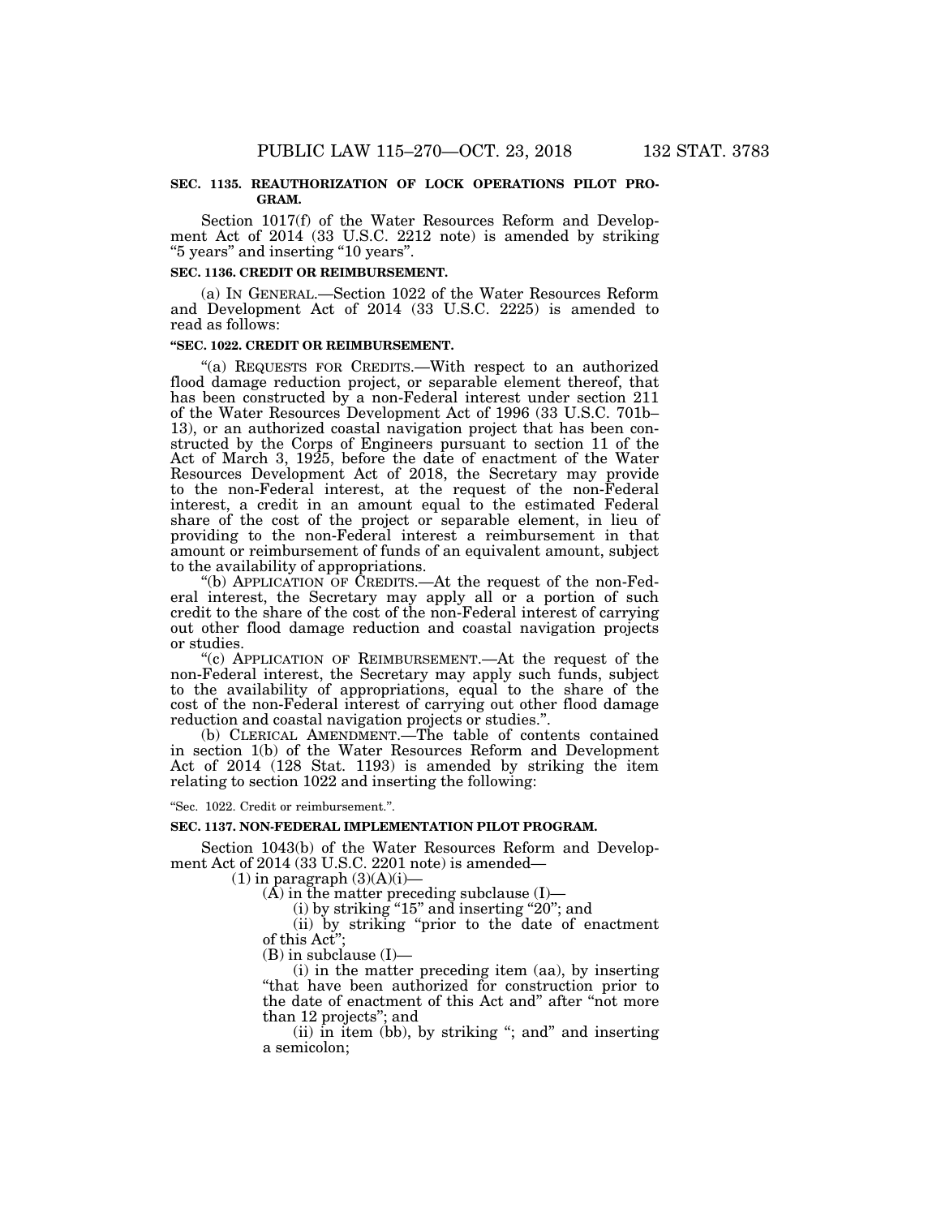**SEC. 1135. REAUTHORIZATION OF LOCK OPERATIONS PILOT PROGRAM.**

Section 1017(f) of the Water Resources Reform and Development Act of 2014 (33 U.S.C. 2212 note) is amended by striking "5 years" and inserting "10 years".

**SEC. 1136. CREDIT OR REIMBURSEMENT.**

(a) IN GENERAL.—Section 1022 of the Water Resources Reform and Development Act of 2014 (33 U.S.C. 2225) is amended to read as follows:

**"SEC. 1022. CREDIT OR REIMBURSEMENT.**

"(a) REQUESTS FOR CREDITS.—With respect to an authorized flood damage reduction project, or separable element thereof, that has been constructed by a non-Federal interest under section 211 of the Water Resources Development Act of 1996 (33 U.S.C. 701b–13), or an authorized coastal navigation project that has been constructed by the Corps of Engineers pursuant to section 11 of the Act of March 3, 1925, before the date of enactment of the Water Resources Development Act of 2018, the Secretary may provide to the non-Federal interest, at the request of the non-Federal interest, a credit in an amount equal to the estimated Federal share of the cost of the project or separable element, in lieu of providing to the non-Federal interest a reimbursement in that amount or reimbursement of funds of an equivalent amount, subject to the availability of appropriations.

"(b) APPLICATION OF CREDITS.—At the request of the non-Federal interest, the Secretary may apply all or a portion of such credit to the share of the cost of the non-Federal interest of carrying out other flood damage reduction and coastal navigation projects or studies.

"(c) APPLICATION OF REIMBURSEMENT.—At the request of the non-Federal interest, the Secretary may apply such funds, subject to the availability of appropriations, equal to the share of the cost of the non-Federal interest of carrying out other flood damage reduction and coastal navigation projects or studies.".

(b) CLERICAL AMENDMENT.—The table of contents contained in section 1(b) of the Water Resources Reform and Development Act of 2014 (128 Stat. 1193) is amended by striking the item relating to section 1022 and inserting the following:

"Sec. 1022. Credit or reimbursement.".

**SEC. 1137. NON-FEDERAL IMPLEMENTATION PILOT PROGRAM.**

Section 1043(b) of the Water Resources Reform and Development Act of 2014 (33 U.S.C. 2201 note) is amended—

(1) in paragraph (3)(A)(i)—

(A) in the matter preceding subclause (I)—

(i) by striking "15" and inserting "20"; and

(ii) by striking "prior to the date of enactment of this Act";

(B) in subclause (I)—

(i) in the matter preceding item (aa), by inserting "that have been authorized for construction prior to the date of enactment of this Act and" after "not more than 12 projects"; and

(ii) in item (bb), by striking "; and" and inserting a semicolon;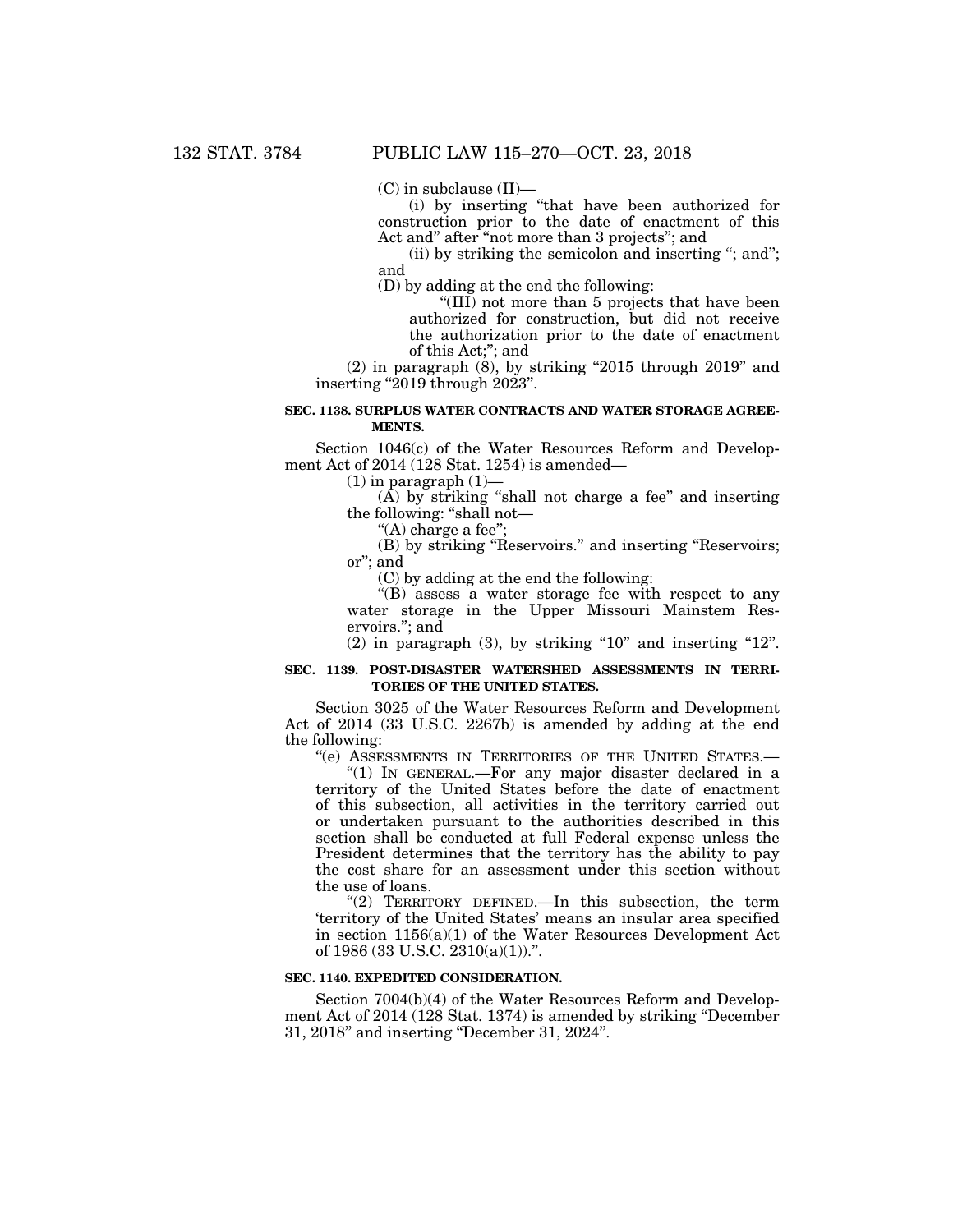(C) in subclause (II)—

(i) by inserting "that have been authorized for construction prior to the date of enactment of this Act and" after "not more than 3 projects"; and

(ii) by striking the semicolon and inserting "; and"; and

(D) by adding at the end the following:

"(III) not more than 5 projects that have been authorized for construction, but did not receive the authorization prior to the date of enactment of this Act;"; and

(2) in paragraph (8), by striking "2015 through 2019" and inserting "2019 through 2023".

**SEC. 1138. SURPLUS WATER CONTRACTS AND WATER STORAGE AGREEMENTS.**

Section 1046(c) of the Water Resources Reform and Development Act of 2014 (128 Stat. 1254) is amended—

(1) in paragraph (1)—

(A) by striking "shall not charge a fee" and inserting the following: "shall not—

"(A) charge a fee";

(B) by striking "Reservoirs." and inserting "Reservoirs; or"; and

(C) by adding at the end the following:

"(B) assess a water storage fee with respect to any water storage in the Upper Missouri Mainstem Reservoirs."; and

(2) in paragraph (3), by striking "10" and inserting "12".

**SEC. 1139. POST-DISASTER WATERSHED ASSESSMENTS IN TERRITORIES OF THE UNITED STATES.**

Section 3025 of the Water Resources Reform and Development Act of 2014 (33 U.S.C. 2267b) is amended by adding at the end the following:

"(e) ASSESSMENTS IN TERRITORIES OF THE UNITED STATES.—

"(1) IN GENERAL.—For any major disaster declared in a territory of the United States before the date of enactment of this subsection, all activities in the territory carried out or undertaken pursuant to the authorities described in this section shall be conducted at full Federal expense unless the President determines that the territory has the ability to pay the cost share for an assessment under this section without the use of loans.

"(2) TERRITORY DEFINED.—In this subsection, the term 'territory of the United States' means an insular area specified in section 1156(a)(1) of the Water Resources Development Act of 1986 (33 U.S.C. 2310(a)(1)).".

**SEC. 1140. EXPEDITED CONSIDERATION.**

Section 7004(b)(4) of the Water Resources Reform and Development Act of 2014 (128 Stat. 1374) is amended by striking "December 31, 2018" and inserting "December 31, 2024".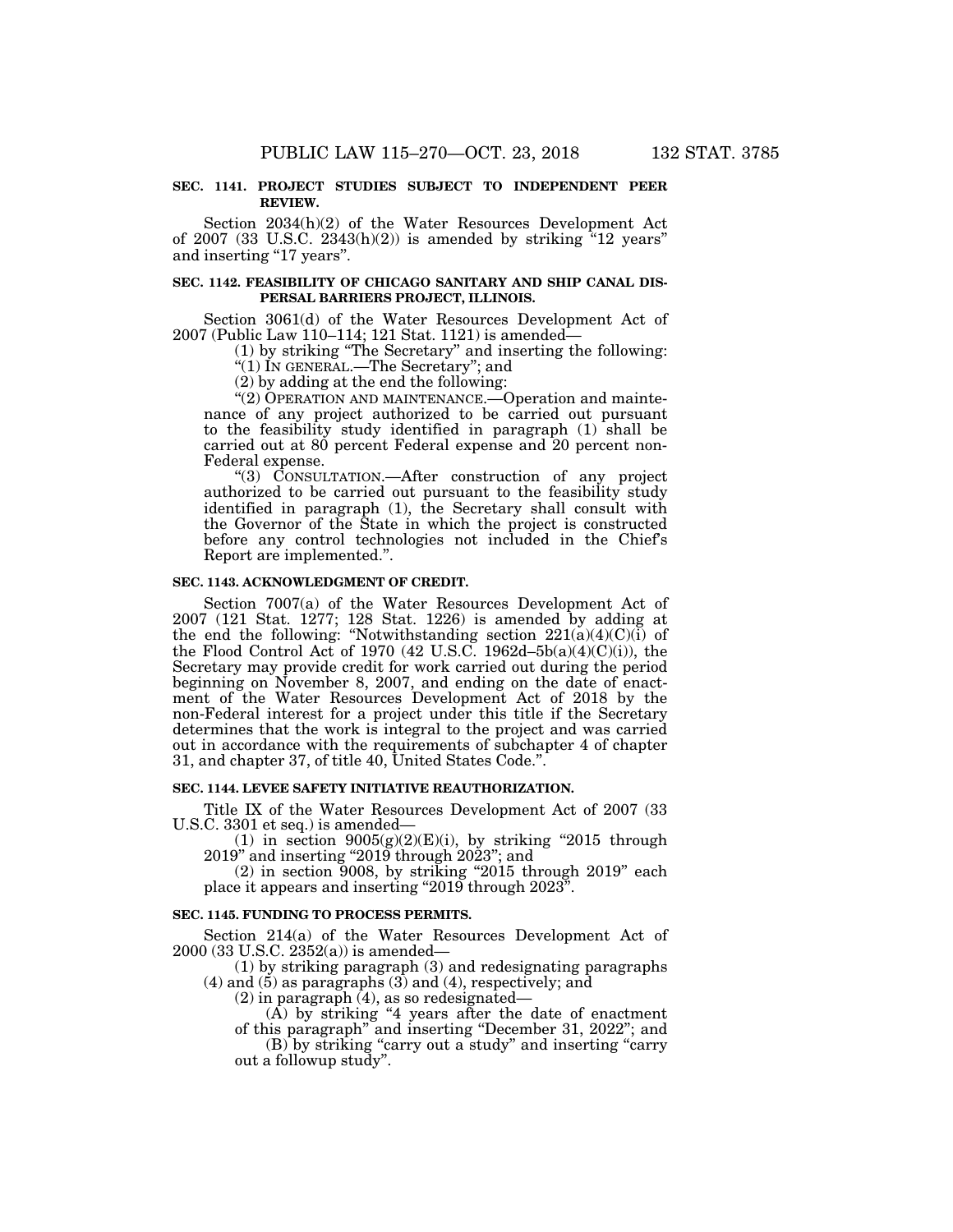**SEC. 1141. PROJECT STUDIES SUBJECT TO INDEPENDENT PEER REVIEW.**

Section 2034(h)(2) of the Water Resources Development Act of 2007 (33 U.S.C. 2343(h)(2)) is amended by striking "12 years" and inserting "17 years".

**SEC. 1142. FEASIBILITY OF CHICAGO SANITARY AND SHIP CANAL DISPERSAL BARRIERS PROJECT, ILLINOIS.**

Section 3061(d) of the Water Resources Development Act of 2007 (Public Law 110–114; 121 Stat. 1121) is amended—

(1) by striking "The Secretary" and inserting the following: "(1) IN GENERAL.—The Secretary"; and

(2) by adding at the end the following:

"(2) OPERATION AND MAINTENANCE.—Operation and maintenance of any project authorized to be carried out pursuant to the feasibility study identified in paragraph (1) shall be carried out at 80 percent Federal expense and 20 percent non-Federal expense.

"(3) CONSULTATION.—After construction of any project authorized to be carried out pursuant to the feasibility study identified in paragraph (1), the Secretary shall consult with the Governor of the State in which the project is constructed before any control technologies not included in the Chief's Report are implemented.".

**SEC. 1143. ACKNOWLEDGMENT OF CREDIT.**

Section 7007(a) of the Water Resources Development Act of 2007 (121 Stat. 1277; 128 Stat. 1226) is amended by adding at the end the following: "Notwithstanding section 221(a)(4)(C)(i) of the Flood Control Act of 1970 (42 U.S.C. 1962d–5b(a)(4)(C)(i)), the Secretary may provide credit for work carried out during the period beginning on November 8, 2007, and ending on the date of enactment of the Water Resources Development Act of 2018 by the non-Federal interest for a project under this title if the Secretary determines that the work is integral to the project and was carried out in accordance with the requirements of subchapter 4 of chapter 31, and chapter 37, of title 40, United States Code.".

**SEC. 1144. LEVEE SAFETY INITIATIVE REAUTHORIZATION.**

Title IX of the Water Resources Development Act of 2007 (33 U.S.C. 3301 et seq.) is amended—

(1) in section 9005(g)(2)(E)(i), by striking "2015 through 2019" and inserting "2019 through 2023"; and

(2) in section 9008, by striking "2015 through 2019" each place it appears and inserting "2019 through 2023".

**SEC. 1145. FUNDING TO PROCESS PERMITS.**

Section 214(a) of the Water Resources Development Act of 2000 (33 U.S.C. 2352(a)) is amended—

(1) by striking paragraph (3) and redesignating paragraphs (4) and (5) as paragraphs (3) and (4), respectively; and

(2) in paragraph (4), as so redesignated—

(A) by striking "4 years after the date of enactment of this paragraph" and inserting "December 31, 2022"; and

(B) by striking "carry out a study" and inserting "carry out a followup study".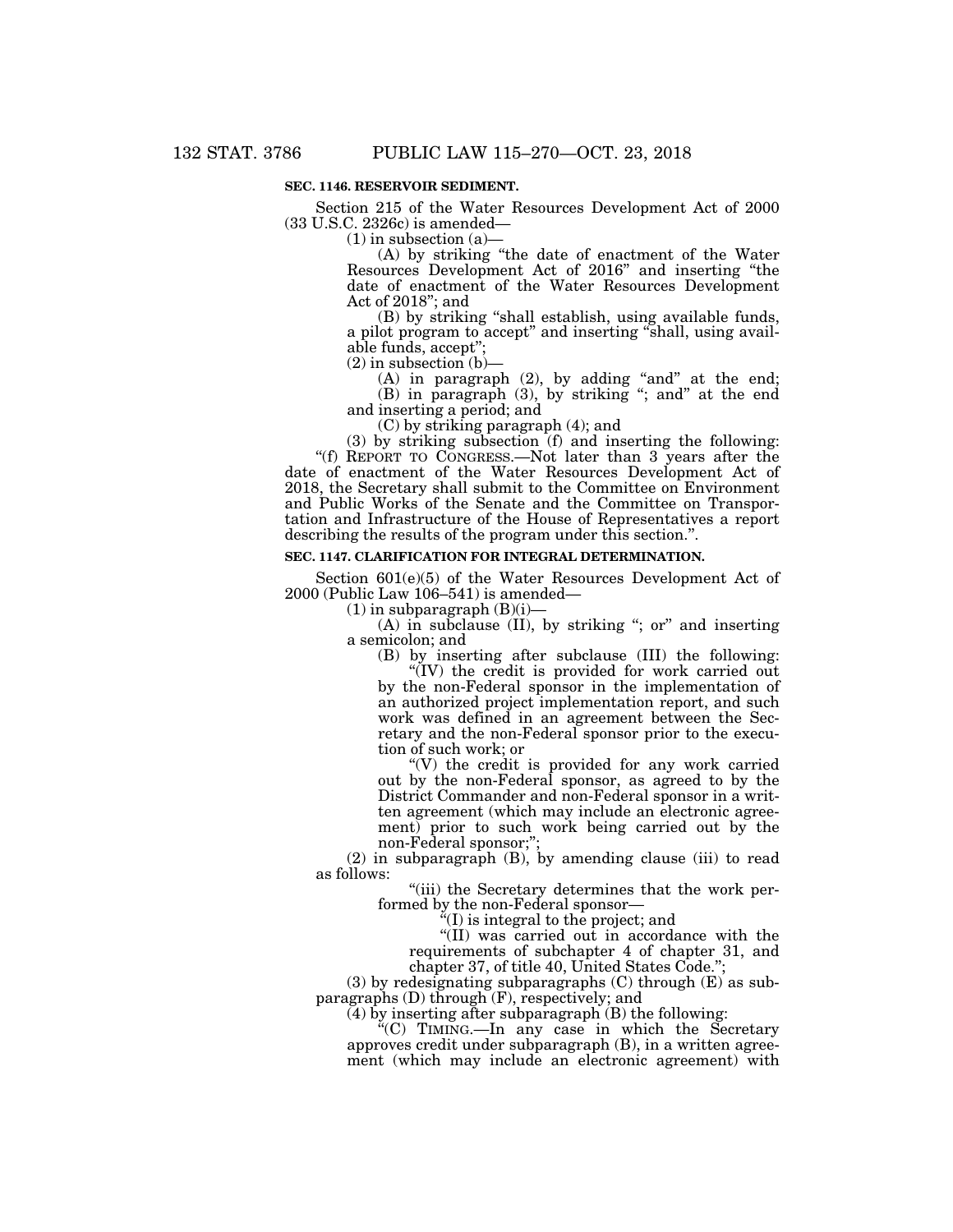**SEC. 1146. RESERVOIR SEDIMENT.**

Section 215 of the Water Resources Development Act of 2000 (33 U.S.C. 2326c) is amended—

(1) in subsection (a)—

(A) by striking "the date of enactment of the Water Resources Development Act of 2016" and inserting "the date of enactment of the Water Resources Development Act of 2018"; and

(B) by striking "shall establish, using available funds, a pilot program to accept" and inserting "shall, using available funds, accept";

(2) in subsection (b)—

(A) in paragraph (2), by adding "and" at the end;

(B) in paragraph (3), by striking "; and" at the end and inserting a period; and

(C) by striking paragraph (4); and

(3) by striking subsection (f) and inserting the following:

"(f) REPORT TO CONGRESS.—Not later than 3 years after the date of enactment of the Water Resources Development Act of 2018, the Secretary shall submit to the Committee on Environment and Public Works of the Senate and the Committee on Transportation and Infrastructure of the House of Representatives a report describing the results of the program under this section.".

**SEC. 1147. CLARIFICATION FOR INTEGRAL DETERMINATION.**

Section 601(e)(5) of the Water Resources Development Act of 2000 (Public Law 106–541) is amended—

(1) in subparagraph (B)(i)—

(A) in subclause (II), by striking "; or" and inserting a semicolon; and

(B) by inserting after subclause (III) the following:

"(IV) the credit is provided for work carried out by the non-Federal sponsor in the implementation of an authorized project implementation report, and such work was defined in an agreement between the Secretary and the non-Federal sponsor prior to the execution of such work; or

"(V) the credit is provided for any work carried out by the non-Federal sponsor, as agreed to by the District Commander and non-Federal sponsor in a written agreement (which may include an electronic agreement) prior to such work being carried out by the non-Federal sponsor;";

(2) in subparagraph (B), by amending clause (iii) to read as follows:

"(iii) the Secretary determines that the work performed by the non-Federal sponsor—

"(I) is integral to the project; and

"(II) was carried out in accordance with the requirements of subchapter 4 of chapter 31, and chapter 37, of title 40, United States Code.";

(3) by redesignating subparagraphs (C) through (E) as subparagraphs (D) through (F), respectively; and

(4) by inserting after subparagraph (B) the following:

"(C) TIMING.—In any case in which the Secretary approves credit under subparagraph (B), in a written agreement (which may include an electronic agreement) with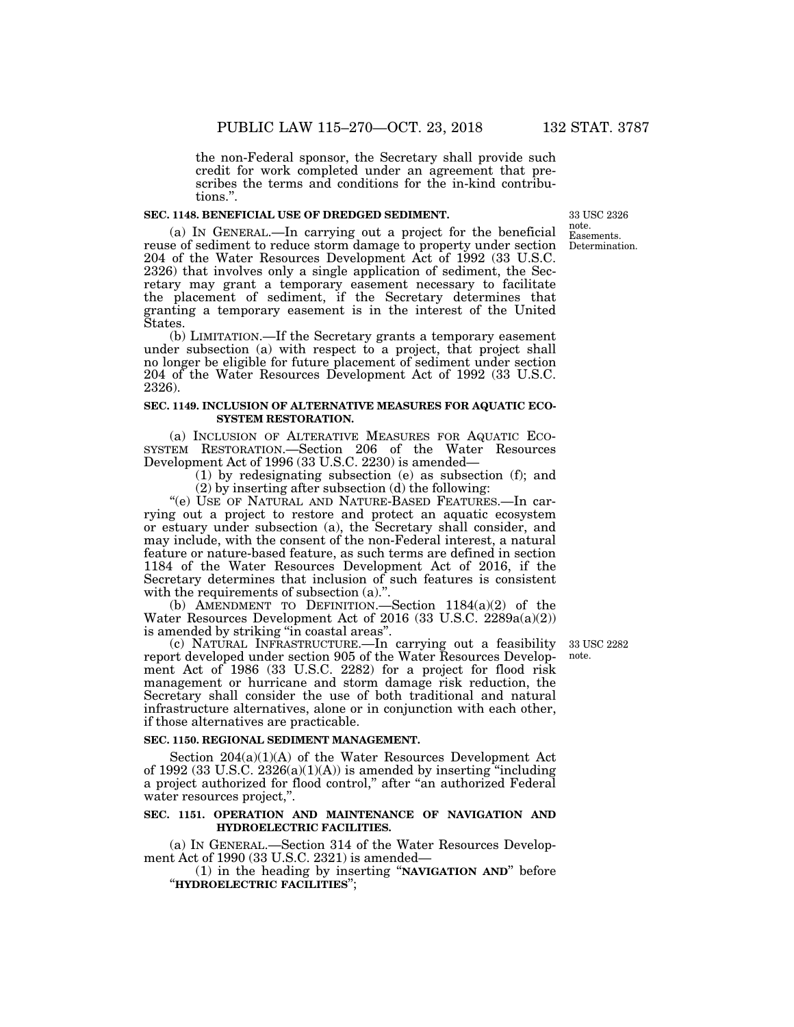the non-Federal sponsor, the Secretary shall provide such credit for work completed under an agreement that prescribes the terms and conditions for the in-kind contributions.".

33 USC 2326 note. Easements. Determination.

**SEC. 1148. BENEFICIAL USE OF DREDGED SEDIMENT.**

(a) IN GENERAL.—In carrying out a project for the beneficial reuse of sediment to reduce storm damage to property under section 204 of the Water Resources Development Act of 1992 (33 U.S.C. 2326) that involves only a single application of sediment, the Secretary may grant a temporary easement necessary to facilitate the placement of sediment, if the Secretary determines that granting a temporary easement is in the interest of the United States.

(b) LIMITATION.—If the Secretary grants a temporary easement under subsection (a) with respect to a project, that project shall no longer be eligible for future placement of sediment under section 204 of the Water Resources Development Act of 1992 (33 U.S.C. 2326).

**SEC. 1149. INCLUSION OF ALTERNATIVE MEASURES FOR AQUATIC ECOSYSTEM RESTORATION.**

(a) INCLUSION OF ALTERATIVE MEASURES FOR AQUATIC ECOSYSTEM RESTORATION.—Section 206 of the Water Resources Development Act of 1996 (33 U.S.C. 2230) is amended—

(1) by redesignating subsection (e) as subsection (f); and

(2) by inserting after subsection (d) the following:

"(e) USE OF NATURAL AND NATURE-BASED FEATURES.—In carrying out a project to restore and protect an aquatic ecosystem or estuary under subsection (a), the Secretary shall consider, and may include, with the consent of the non-Federal interest, a natural feature or nature-based feature, as such terms are defined in section 1184 of the Water Resources Development Act of 2016, if the Secretary determines that inclusion of such features is consistent with the requirements of subsection (a).".

(b) AMENDMENT TO DEFINITION.—Section 1184(a)(2) of the Water Resources Development Act of 2016 (33 U.S.C. 2289a(a)(2)) is amended by striking "in coastal areas".

33 USC 2282 note.

(c) NATURAL INFRASTRUCTURE.—In carrying out a feasibility report developed under section 905 of the Water Resources Development Act of 1986 (33 U.S.C. 2282) for a project for flood risk management or hurricane and storm damage risk reduction, the Secretary shall consider the use of both traditional and natural infrastructure alternatives, alone or in conjunction with each other, if those alternatives are practicable.

**SEC. 1150. REGIONAL SEDIMENT MANAGEMENT.**

Section 204(a)(1)(A) of the Water Resources Development Act of 1992 (33 U.S.C. 2326(a)(1)(A)) is amended by inserting "including a project authorized for flood control," after "an authorized Federal water resources project,".

**SEC. 1151. OPERATION AND MAINTENANCE OF NAVIGATION AND HYDROELECTRIC FACILITIES.**

(a) IN GENERAL.—Section 314 of the Water Resources Development Act of 1990 (33 U.S.C. 2321) is amended—

(1) in the heading by inserting "**NAVIGATION AND**" before "**HYDROELECTRIC FACILITIES**";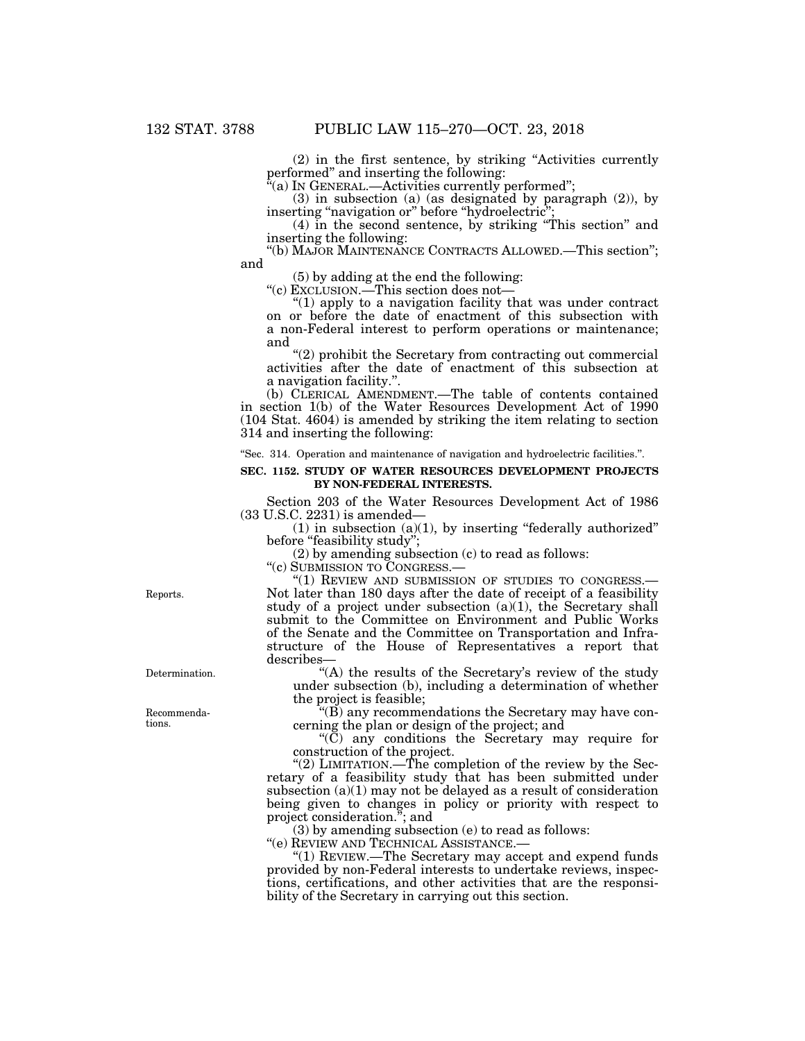(2) in the first sentence, by striking "Activities currently performed" and inserting the following:

"(a) IN GENERAL.—Activities currently performed";

(3) in subsection (a) (as designated by paragraph (2)), by inserting "navigation or" before "hydroelectric";

(4) in the second sentence, by striking "This section" and inserting the following:

"(b) MAJOR MAINTENANCE CONTRACTS ALLOWED.—This section"; and

(5) by adding at the end the following:

"(c) EXCLUSION.—This section does not—

"(1) apply to a navigation facility that was under contract on or before the date of enactment of this subsection with a non-Federal interest to perform operations or maintenance; and

"(2) prohibit the Secretary from contracting out commercial activities after the date of enactment of this subsection at a navigation facility.".

(b) CLERICAL AMENDMENT.—The table of contents contained in section 1(b) of the Water Resources Development Act of 1990 (104 Stat. 4604) is amended by striking the item relating to section 314 and inserting the following:

"Sec. 314. Operation and maintenance of navigation and hydroelectric facilities.".

### SEC. 1152. STUDY OF WATER RESOURCES DEVELOPMENT PROJECTS BY NON-FEDERAL INTERESTS.

Section 203 of the Water Resources Development Act of 1986 (33 U.S.C. 2231) is amended—

(1) in subsection (a)(1), by inserting "federally authorized" before "feasibility study";

(2) by amending subsection (c) to read as follows:

"(c) SUBMISSION TO CONGRESS.—

Reports.

"(1) REVIEW AND SUBMISSION OF STUDIES TO CONGRESS.—Not later than 180 days after the date of receipt of a feasibility study of a project under subsection (a)(1), the Secretary shall submit to the Committee on Environment and Public Works of the Senate and the Committee on Transportation and Infrastructure of the House of Representatives a report that describes—

Determination.

"(A) the results of the Secretary's review of the study under subsection (b), including a determination of whether the project is feasible;

Recommendations.

"(B) any recommendations the Secretary may have concerning the plan or design of the project; and

"(C) any conditions the Secretary may require for construction of the project.

"(2) LIMITATION.—The completion of the review by the Secretary of a feasibility study that has been submitted under subsection (a)(1) may not be delayed as a result of consideration being given to changes in policy or priority with respect to project consideration."; and

(3) by amending subsection (e) to read as follows:

"(e) REVIEW AND TECHNICAL ASSISTANCE.—

"(1) REVIEW.—The Secretary may accept and expend funds provided by non-Federal interests to undertake reviews, inspections, certifications, and other activities that are the responsibility of the Secretary in carrying out this section.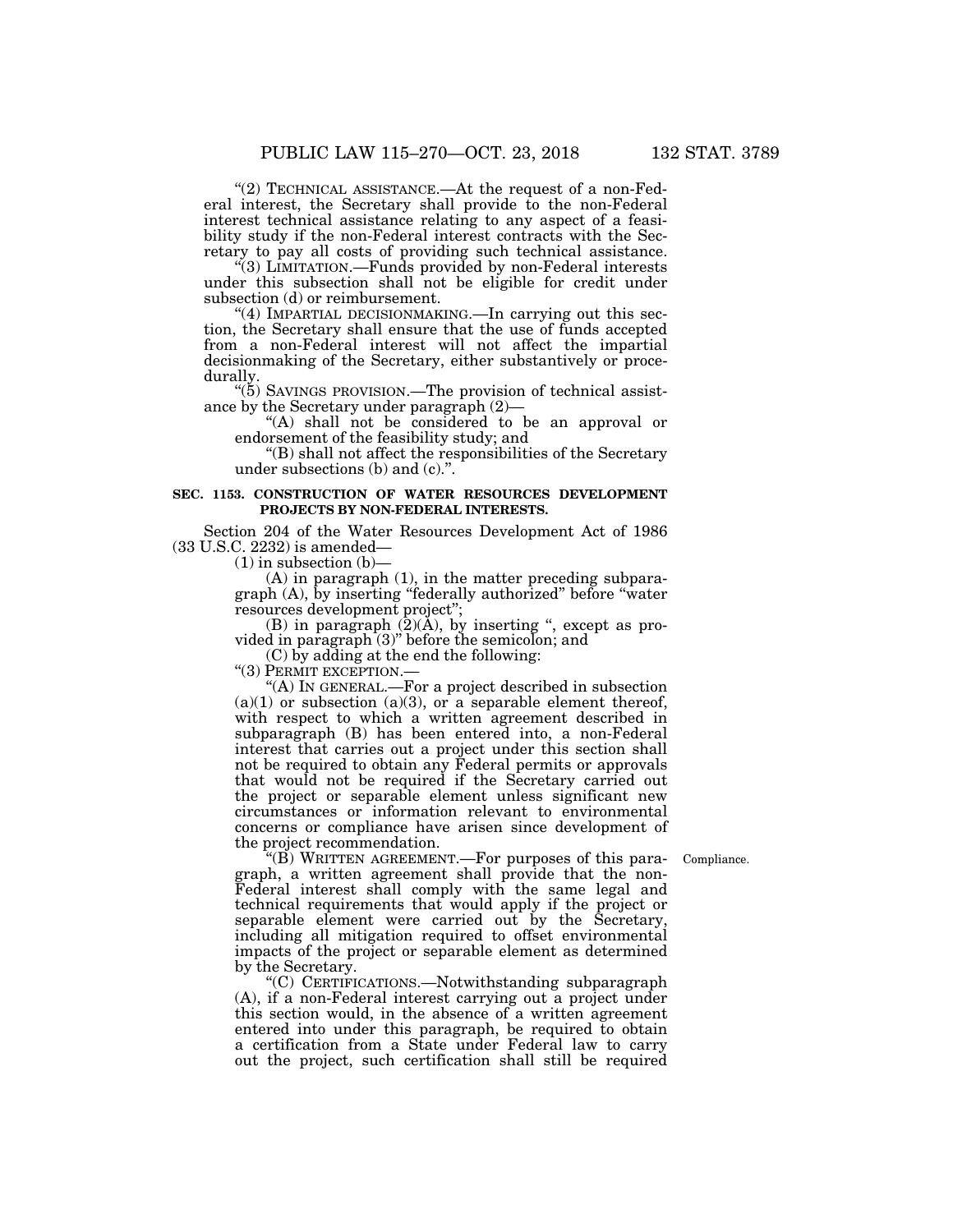"(2) TECHNICAL ASSISTANCE.—At the request of a non-Federal interest, the Secretary shall provide to the non-Federal interest technical assistance relating to any aspect of a feasibility study if the non-Federal interest contracts with the Secretary to pay all costs of providing such technical assistance.

"(3) LIMITATION.—Funds provided by non-Federal interests under this subsection shall not be eligible for credit under subsection (d) or reimbursement.

"(4) IMPARTIAL DECISIONMAKING.—In carrying out this section, the Secretary shall ensure that the use of funds accepted from a non-Federal interest will not affect the impartial decisionmaking of the Secretary, either substantively or procedurally.

"(5) SAVINGS PROVISION.—The provision of technical assistance by the Secretary under paragraph (2)—

"(A) shall not be considered to be an approval or endorsement of the feasibility study; and

"(B) shall not affect the responsibilities of the Secretary under subsections (b) and (c).".

**SEC. 1153. CONSTRUCTION OF WATER RESOURCES DEVELOPMENT PROJECTS BY NON-FEDERAL INTERESTS.**

Section 204 of the Water Resources Development Act of 1986 (33 U.S.C. 2232) is amended—

(1) in subsection (b)—

(A) in paragraph (1), in the matter preceding subparagraph (A), by inserting "federally authorized" before "water resources development project";

(B) in paragraph (2)(A), by inserting ", except as provided in paragraph (3)" before the semicolon; and

(C) by adding at the end the following:

"(3) PERMIT EXCEPTION.—

"(A) IN GENERAL.—For a project described in subsection (a)(1) or subsection (a)(3), or a separable element thereof, with respect to which a written agreement described in subparagraph (B) has been entered into, a non-Federal interest that carries out a project under this section shall not be required to obtain any Federal permits or approvals that would not be required if the Secretary carried out the project or separable element unless significant new circumstances or information relevant to environmental concerns or compliance have arisen since development of the project recommendation.

Compliance.

"(B) WRITTEN AGREEMENT.—For purposes of this paragraph, a written agreement shall provide that the non-Federal interest shall comply with the same legal and technical requirements that would apply if the project or separable element were carried out by the Secretary, including all mitigation required to offset environmental impacts of the project or separable element as determined by the Secretary.

"(C) CERTIFICATIONS.—Notwithstanding subparagraph (A), if a non-Federal interest carrying out a project under this section would, in the absence of a written agreement entered into under this paragraph, be required to obtain a certification from a State under Federal law to carry out the project, such certification shall still be required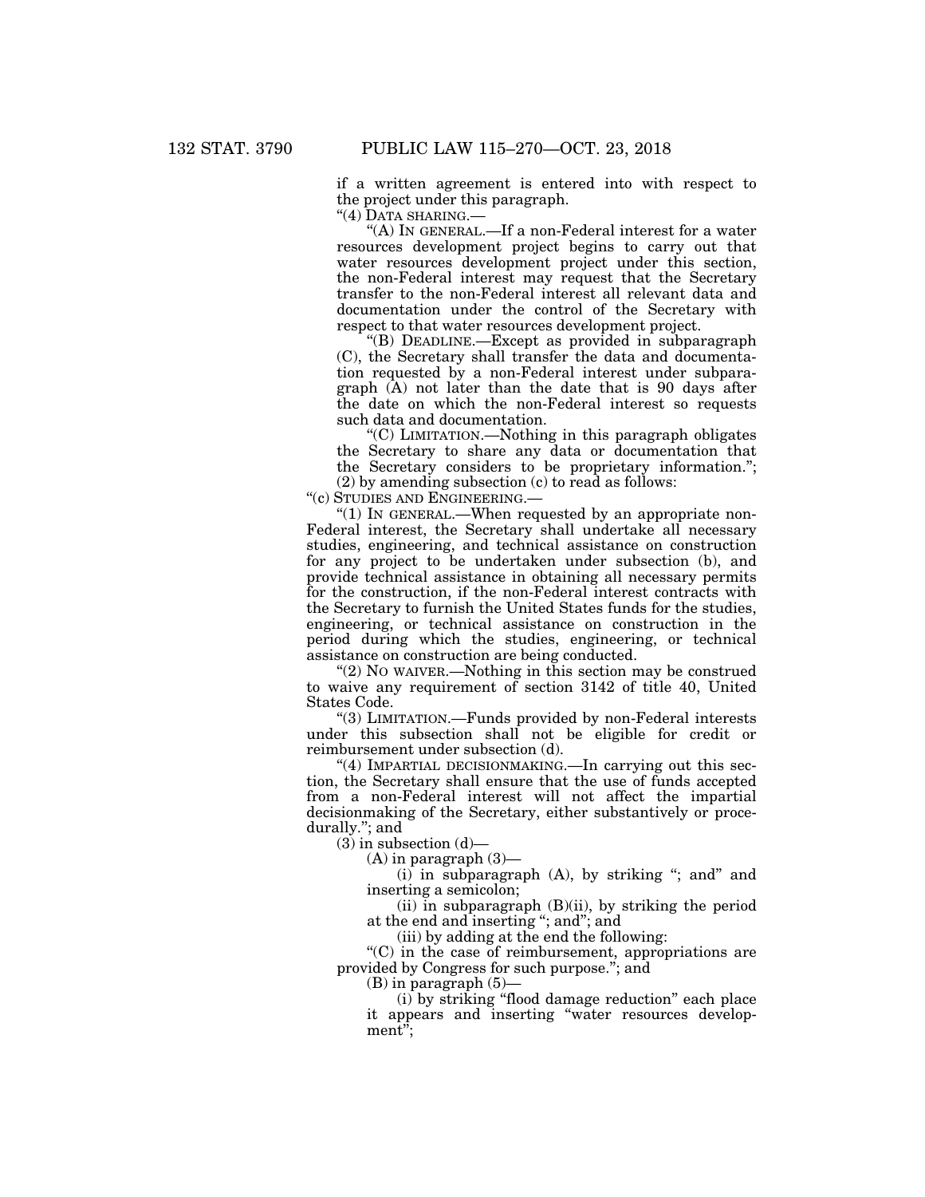if a written agreement is entered into with respect to the project under this paragraph.

"(4) DATA SHARING.—

"(A) IN GENERAL.—If a non-Federal interest for a water resources development project begins to carry out that water resources development project under this section, the non-Federal interest may request that the Secretary transfer to the non-Federal interest all relevant data and documentation under the control of the Secretary with respect to that water resources development project.

"(B) DEADLINE.—Except as provided in subparagraph (C), the Secretary shall transfer the data and documentation requested by a non-Federal interest under subparagraph (A) not later than the date that is 90 days after the date on which the non-Federal interest so requests such data and documentation.

"(C) LIMITATION.—Nothing in this paragraph obligates the Secretary to share any data or documentation that the Secretary considers to be proprietary information.";

(2) by amending subsection (c) to read as follows:

"(c) STUDIES AND ENGINEERING.—

"(1) IN GENERAL.—When requested by an appropriate non-Federal interest, the Secretary shall undertake all necessary studies, engineering, and technical assistance on construction for any project to be undertaken under subsection (b), and provide technical assistance in obtaining all necessary permits for the construction, if the non-Federal interest contracts with the Secretary to furnish the United States funds for the studies, engineering, or technical assistance on construction in the period during which the studies, engineering, or technical assistance on construction are being conducted.

"(2) NO WAIVER.—Nothing in this section may be construed to waive any requirement of section 3142 of title 40, United States Code.

"(3) LIMITATION.—Funds provided by non-Federal interests under this subsection shall not be eligible for credit or reimbursement under subsection (d).

"(4) IMPARTIAL DECISIONMAKING.—In carrying out this section, the Secretary shall ensure that the use of funds accepted from a non-Federal interest will not affect the impartial decisionmaking of the Secretary, either substantively or procedurally."; and

(3) in subsection (d)—

(A) in paragraph (3)—

(i) in subparagraph (A), by striking "; and" and inserting a semicolon;

(ii) in subparagraph (B)(ii), by striking the period at the end and inserting "; and"; and

(iii) by adding at the end the following:

"(C) in the case of reimbursement, appropriations are provided by Congress for such purpose."; and

(B) in paragraph (5)—

(i) by striking "flood damage reduction" each place it appears and inserting "water resources development";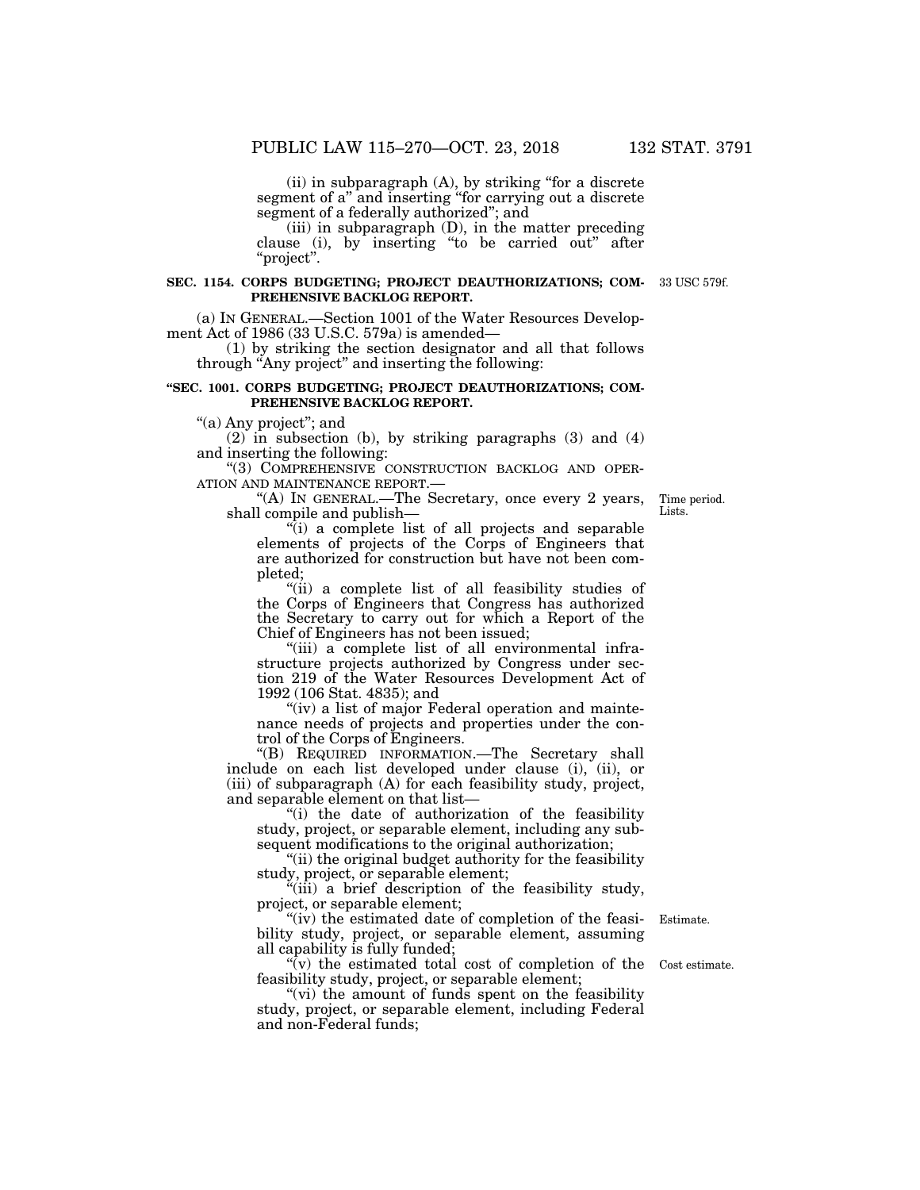(ii) in subparagraph (A), by striking "for a discrete segment of a" and inserting "for carrying out a discrete segment of a federally authorized"; and

(iii) in subparagraph (D), in the matter preceding clause (i), by inserting "to be carried out" after "project".

**SEC. 1154. CORPS BUDGETING; PROJECT DEAUTHORIZATIONS; COMPREHENSIVE BACKLOG REPORT.**

33 USC 579f.

(a) IN GENERAL.—Section 1001 of the Water Resources Development Act of 1986 (33 U.S.C. 579a) is amended—

(1) by striking the section designator and all that follows through "Any project" and inserting the following:

**"SEC. 1001. CORPS BUDGETING; PROJECT DEAUTHORIZATIONS; COMPREHENSIVE BACKLOG REPORT.**

"(a) Any project"; and

(2) in subsection (b), by striking paragraphs (3) and (4) and inserting the following:

"(3) COMPREHENSIVE CONSTRUCTION BACKLOG AND OPERATION AND MAINTENANCE REPORT.—

"(A) IN GENERAL.—The Secretary, once every 2 years, shall compile and publish—

Time period. Lists.

"(i) a complete list of all projects and separable elements of projects of the Corps of Engineers that are authorized for construction but have not been completed;

"(ii) a complete list of all feasibility studies of the Corps of Engineers that Congress has authorized the Secretary to carry out for which a Report of the Chief of Engineers has not been issued;

"(iii) a complete list of all environmental infrastructure projects authorized by Congress under section 219 of the Water Resources Development Act of 1992 (106 Stat. 4835); and

"(iv) a list of major Federal operation and maintenance needs of projects and properties under the control of the Corps of Engineers.

"(B) REQUIRED INFORMATION.—The Secretary shall include on each list developed under clause (i), (ii), or (iii) of subparagraph (A) for each feasibility study, project, and separable element on that list—

"(i) the date of authorization of the feasibility study, project, or separable element, including any subsequent modifications to the original authorization;

"(ii) the original budget authority for the feasibility study, project, or separable element;

"(iii) a brief description of the feasibility study, project, or separable element;

Estimate.

"(iv) the estimated date of completion of the feasibility study, project, or separable element, assuming all capability is fully funded;

Cost estimate.

"(v) the estimated total cost of completion of the feasibility study, project, or separable element;

"(vi) the amount of funds spent on the feasibility study, project, or separable element, including Federal and non-Federal funds;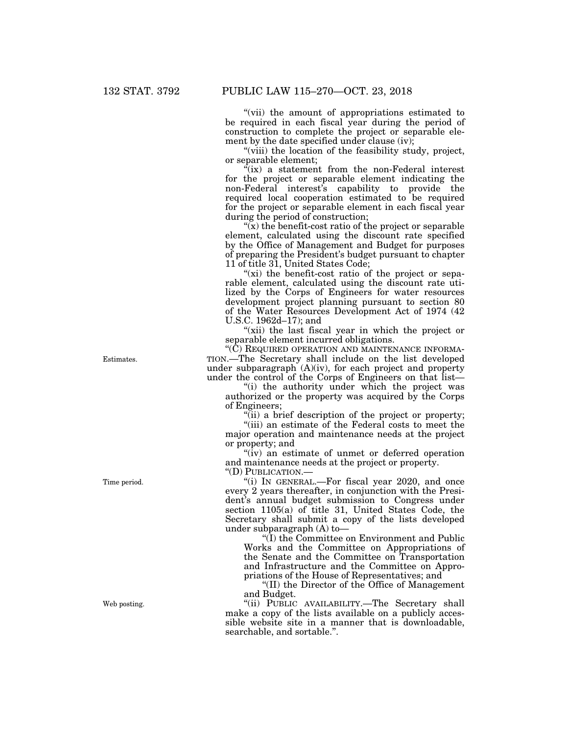"(vii) the amount of appropriations estimated to be required in each fiscal year during the period of construction to complete the project or separable element by the date specified under clause (iv);

"(viii) the location of the feasibility study, project, or separable element;

"(ix) a statement from the non-Federal interest for the project or separable element indicating the non-Federal interest's capability to provide the required local cooperation estimated to be required for the project or separable element in each fiscal year during the period of construction;

"(x) the benefit-cost ratio of the project or separable element, calculated using the discount rate specified by the Office of Management and Budget for purposes of preparing the President's budget pursuant to chapter 11 of title 31, United States Code;

"(xi) the benefit-cost ratio of the project or separable element, calculated using the discount rate utilized by the Corps of Engineers for water resources development project planning pursuant to section 80 of the Water Resources Development Act of 1974 (42 U.S.C. 1962d–17); and

"(xii) the last fiscal year in which the project or separable element incurred obligations.

Estimates.

"(C) REQUIRED OPERATION AND MAINTENANCE INFORMATION.—The Secretary shall include on the list developed under subparagraph (A)(iv), for each project and property under the control of the Corps of Engineers on that list—

"(i) the authority under which the project was authorized or the property was acquired by the Corps of Engineers;

"(ii) a brief description of the project or property;

"(iii) an estimate of the Federal costs to meet the major operation and maintenance needs at the project or property; and

"(iv) an estimate of unmet or deferred operation and maintenance needs at the project or property.

"(D) PUBLICATION.—

Time period.

"(i) IN GENERAL.—For fiscal year 2020, and once every 2 years thereafter, in conjunction with the President's annual budget submission to Congress under section 1105(a) of title 31, United States Code, the Secretary shall submit a copy of the lists developed under subparagraph (A) to—

"(I) the Committee on Environment and Public Works and the Committee on Appropriations of the Senate and the Committee on Transportation and Infrastructure and the Committee on Appropriations of the House of Representatives; and

"(II) the Director of the Office of Management and Budget.

Web posting.

"(ii) PUBLIC AVAILABILITY.—The Secretary shall make a copy of the lists available on a publicly accessible website site in a manner that is downloadable, searchable, and sortable.".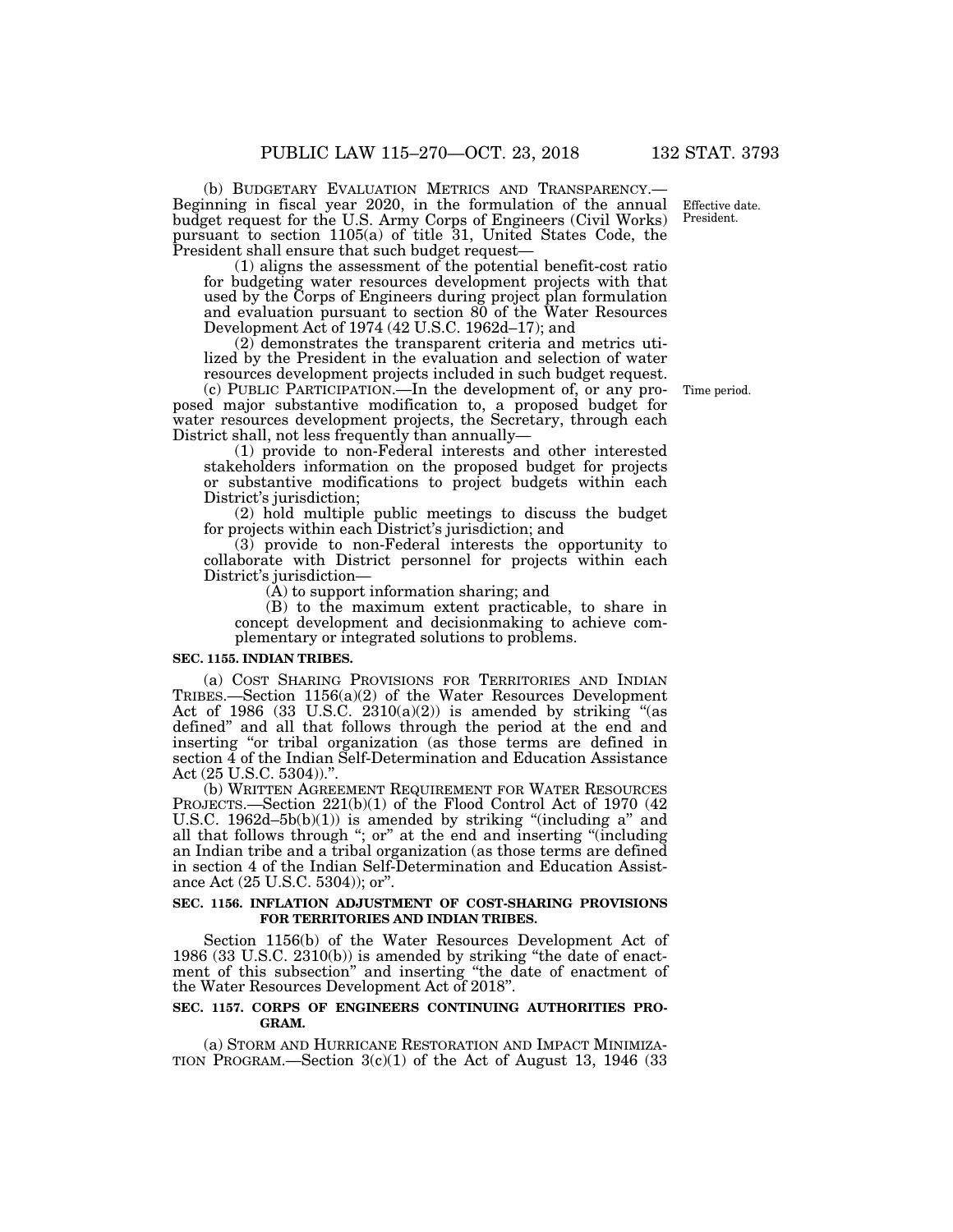(b) BUDGETARY EVALUATION METRICS AND TRANSPARENCY.—Beginning in fiscal year 2020, in the formulation of the annual budget request for the U.S. Army Corps of Engineers (Civil Works) pursuant to section 1105(a) of title 31, United States Code, the President shall ensure that such budget request—

Effective date. President.

(1) aligns the assessment of the potential benefit-cost ratio for budgeting water resources development projects with that used by the Corps of Engineers during project plan formulation and evaluation pursuant to section 80 of the Water Resources Development Act of 1974 (42 U.S.C. 1962d–17); and

(2) demonstrates the transparent criteria and metrics utilized by the President in the evaluation and selection of water resources development projects included in such budget request.

(c) PUBLIC PARTICIPATION.—In the development of, or any proposed major substantive modification to, a proposed budget for water resources development projects, the Secretary, through each District shall, not less frequently than annually—

Time period.

(1) provide to non-Federal interests and other interested stakeholders information on the proposed budget for projects or substantive modifications to project budgets within each District's jurisdiction;

(2) hold multiple public meetings to discuss the budget for projects within each District's jurisdiction; and

(3) provide to non-Federal interests the opportunity to collaborate with District personnel for projects within each District's jurisdiction—

(A) to support information sharing; and

(B) to the maximum extent practicable, to share in concept development and decisionmaking to achieve complementary or integrated solutions to problems.

**SEC. 1155. INDIAN TRIBES.**

(a) COST SHARING PROVISIONS FOR TERRITORIES AND INDIAN TRIBES.—Section 1156(a)(2) of the Water Resources Development Act of 1986 (33 U.S.C. 2310(a)(2)) is amended by striking "(as defined" and all that follows through the period at the end and inserting "or tribal organization (as those terms are defined in section 4 of the Indian Self-Determination and Education Assistance Act (25 U.S.C. 5304)).".

(b) WRITTEN AGREEMENT REQUIREMENT FOR WATER RESOURCES PROJECTS.—Section 221(b)(1) of the Flood Control Act of 1970 (42 U.S.C. 1962d–5b(b)(1)) is amended by striking "(including a" and all that follows through "; or" at the end and inserting "(including an Indian tribe and a tribal organization (as those terms are defined in section 4 of the Indian Self-Determination and Education Assistance Act (25 U.S.C. 5304)); or".

**SEC. 1156. INFLATION ADJUSTMENT OF COST-SHARING PROVISIONS FOR TERRITORIES AND INDIAN TRIBES.**

Section 1156(b) of the Water Resources Development Act of 1986 (33 U.S.C. 2310(b)) is amended by striking "the date of enactment of this subsection" and inserting "the date of enactment of the Water Resources Development Act of 2018".

**SEC. 1157. CORPS OF ENGINEERS CONTINUING AUTHORITIES PROGRAM.**

(a) STORM AND HURRICANE RESTORATION AND IMPACT MINIMIZATION PROGRAM.—Section 3(c)(1) of the Act of August 13, 1946 (33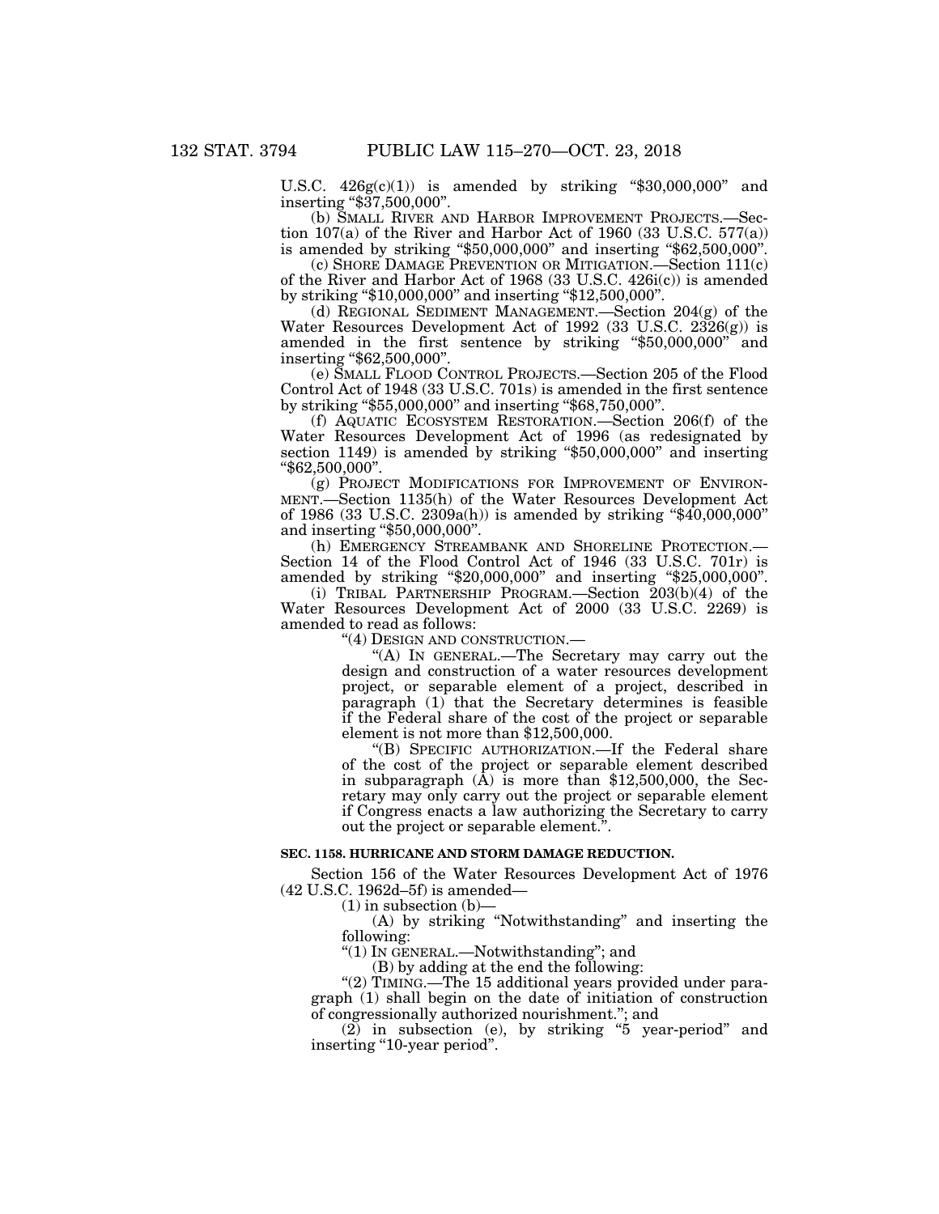U.S.C. 426g(c)(1)) is amended by striking "$30,000,000" and inserting "$37,500,000".

(b) SMALL RIVER AND HARBOR IMPROVEMENT PROJECTS.—Section 107(a) of the River and Harbor Act of 1960 (33 U.S.C. 577(a)) is amended by striking "$50,000,000" and inserting "$62,500,000".

(c) SHORE DAMAGE PREVENTION OR MITIGATION.—Section 111(c) of the River and Harbor Act of 1968 (33 U.S.C. 426i(c)) is amended by striking "$10,000,000" and inserting "$12,500,000".

(d) REGIONAL SEDIMENT MANAGEMENT.—Section 204(g) of the Water Resources Development Act of 1992 (33 U.S.C. 2326(g)) is amended in the first sentence by striking "$50,000,000" and inserting "$62,500,000".

(e) SMALL FLOOD CONTROL PROJECTS.—Section 205 of the Flood Control Act of 1948 (33 U.S.C. 701s) is amended in the first sentence by striking "$55,000,000" and inserting "$68,750,000".

(f) AQUATIC ECOSYSTEM RESTORATION.—Section 206(f) of the Water Resources Development Act of 1996 (as redesignated by section 1149) is amended by striking "$50,000,000" and inserting "$62,500,000".

(g) PROJECT MODIFICATIONS FOR IMPROVEMENT OF ENVIRONMENT.—Section 1135(h) of the Water Resources Development Act of 1986 (33 U.S.C. 2309a(h)) is amended by striking "$40,000,000" and inserting "$50,000,000".

(h) EMERGENCY STREAMBANK AND SHORELINE PROTECTION.—Section 14 of the Flood Control Act of 1946 (33 U.S.C. 701r) is amended by striking "$20,000,000" and inserting "$25,000,000".

(i) TRIBAL PARTNERSHIP PROGRAM.—Section 203(b)(4) of the Water Resources Development Act of 2000 (33 U.S.C. 2269) is amended to read as follows:

"(4) DESIGN AND CONSTRUCTION.—

"(A) IN GENERAL.—The Secretary may carry out the design and construction of a water resources development project, or separable element of a project, described in paragraph (1) that the Secretary determines is feasible if the Federal share of the cost of the project or separable element is not more than $12,500,000.

"(B) SPECIFIC AUTHORIZATION.—If the Federal share of the cost of the project or separable element described in subparagraph (A) is more than $12,500,000, the Secretary may only carry out the project or separable element if Congress enacts a law authorizing the Secretary to carry out the project or separable element.".

**SEC. 1158. HURRICANE AND STORM DAMAGE REDUCTION.**

Section 156 of the Water Resources Development Act of 1976 (42 U.S.C. 1962d–5f) is amended—

(1) in subsection (b)—

(A) by striking "Notwithstanding" and inserting the following:

"(1) IN GENERAL.—Notwithstanding"; and

(B) by adding at the end the following:

"(2) TIMING.—The 15 additional years provided under paragraph (1) shall begin on the date of initiation of construction of congressionally authorized nourishment."; and

(2) in subsection (e), by striking "5 year-period" and inserting "10-year period".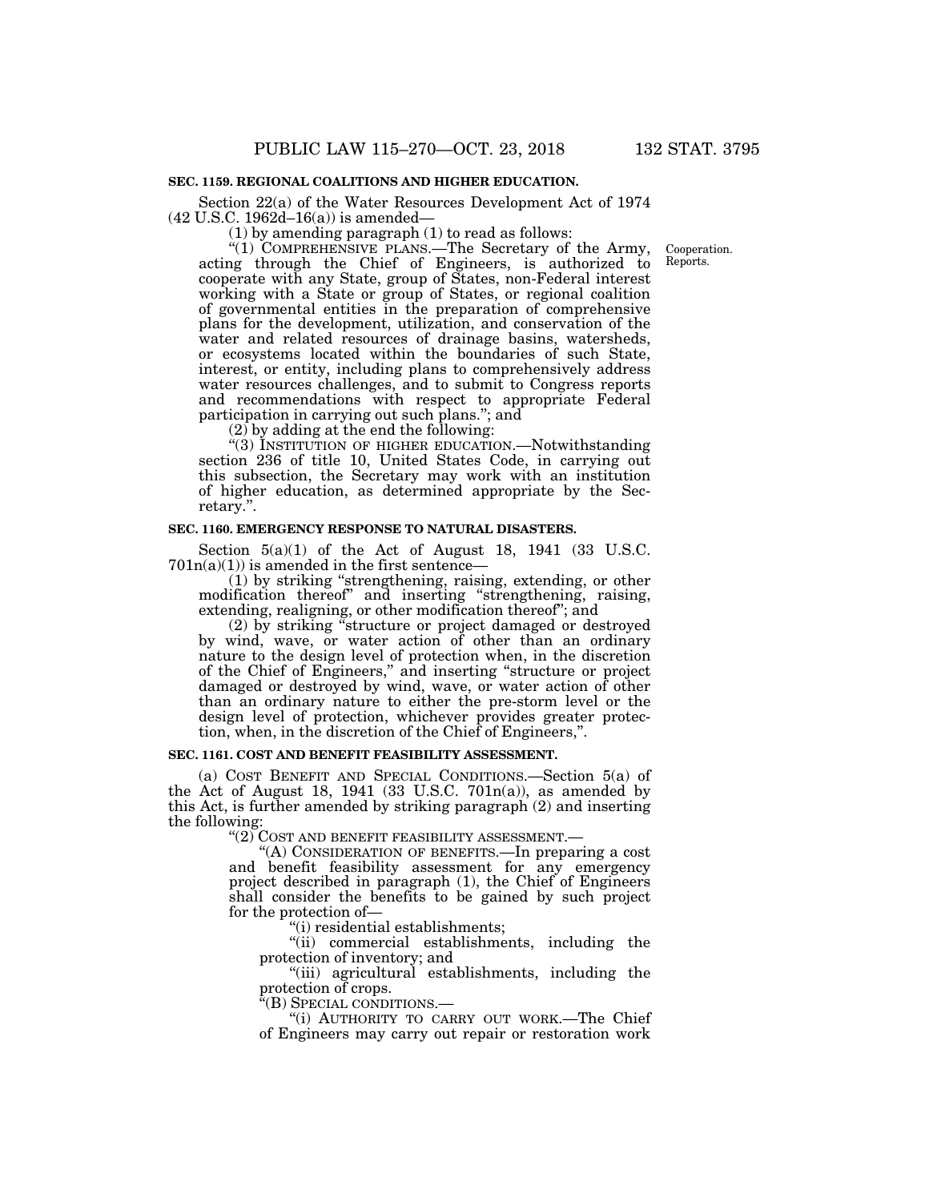**SEC. 1159. REGIONAL COALITIONS AND HIGHER EDUCATION.**

Section 22(a) of the Water Resources Development Act of 1974 (42 U.S.C. 1962d–16(a)) is amended—

(1) by amending paragraph (1) to read as follows:

"(1) COMPREHENSIVE PLANS.—The Secretary of the Army, acting through the Chief of Engineers, is authorized to cooperate with any State, group of States, non-Federal interest working with a State or group of States, or regional coalition of governmental entities in the preparation of comprehensive plans for the development, utilization, and conservation of the water and related resources of drainage basins, watersheds, or ecosystems located within the boundaries of such State, interest, or entity, including plans to comprehensively address water resources challenges, and to submit to Congress reports and recommendations with respect to appropriate Federal participation in carrying out such plans."; and

Cooperation.
Reports.

(2) by adding at the end the following:

"(3) INSTITUTION OF HIGHER EDUCATION.—Notwithstanding section 236 of title 10, United States Code, in carrying out this subsection, the Secretary may work with an institution of higher education, as determined appropriate by the Secretary.".

**SEC. 1160. EMERGENCY RESPONSE TO NATURAL DISASTERS.**

Section 5(a)(1) of the Act of August 18, 1941 (33 U.S.C. 701n(a)(1)) is amended in the first sentence—

(1) by striking "strengthening, raising, extending, or other modification thereof" and inserting "strengthening, raising, extending, realigning, or other modification thereof"; and

(2) by striking "structure or project damaged or destroyed by wind, wave, or water action of other than an ordinary nature to the design level of protection when, in the discretion of the Chief of Engineers," and inserting "structure or project damaged or destroyed by wind, wave, or water action of other than an ordinary nature to either the pre-storm level or the design level of protection, whichever provides greater protection, when, in the discretion of the Chief of Engineers,".

**SEC. 1161. COST AND BENEFIT FEASIBILITY ASSESSMENT.**

(a) COST BENEFIT AND SPECIAL CONDITIONS.—Section 5(a) of the Act of August 18, 1941 (33 U.S.C. 701n(a)), as amended by this Act, is further amended by striking paragraph (2) and inserting the following:

"(2) COST AND BENEFIT FEASIBILITY ASSESSMENT.—

"(A) CONSIDERATION OF BENEFITS.—In preparing a cost and benefit feasibility assessment for any emergency project described in paragraph (1), the Chief of Engineers shall consider the benefits to be gained by such project for the protection of—

"(i) residential establishments;

"(ii) commercial establishments, including the protection of inventory; and

"(iii) agricultural establishments, including the protection of crops.

"(B) SPECIAL CONDITIONS.—

"(i) AUTHORITY TO CARRY OUT WORK.—The Chief of Engineers may carry out repair or restoration work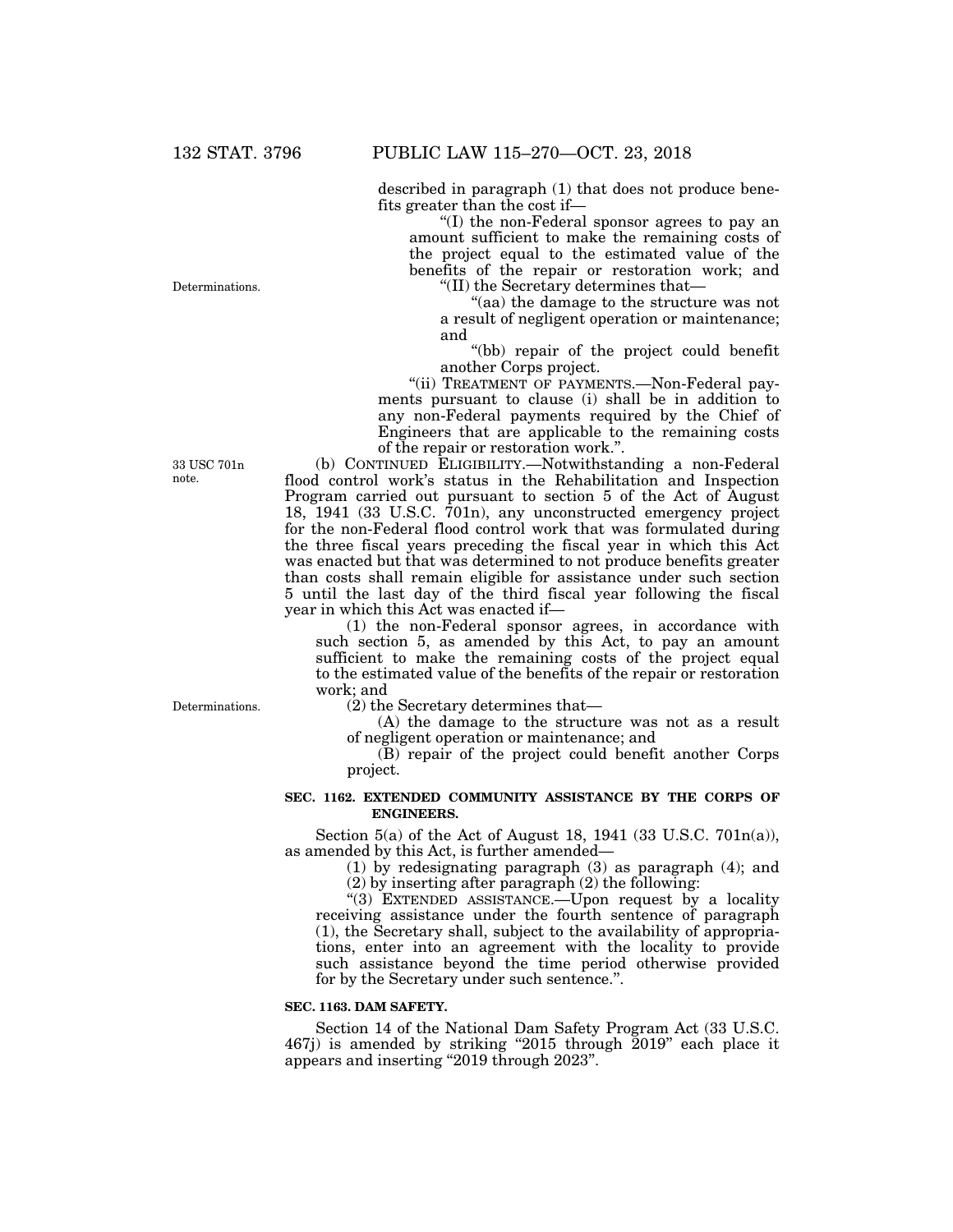described in paragraph (1) that does not produce benefits greater than the cost if—

"(I) the non-Federal sponsor agrees to pay an amount sufficient to make the remaining costs of the project equal to the estimated value of the benefits of the repair or restoration work; and

"(II) the Secretary determines that—

"(aa) the damage to the structure was not a result of negligent operation or maintenance; and

"(bb) repair of the project could benefit another Corps project.

"(ii) TREATMENT OF PAYMENTS.—Non-Federal payments pursuant to clause (i) shall be in addition to any non-Federal payments required by the Chief of Engineers that are applicable to the remaining costs of the repair or restoration work.".

(b) CONTINUED ELIGIBILITY.—Notwithstanding a non-Federal flood control work's status in the Rehabilitation and Inspection Program carried out pursuant to section 5 of the Act of August 18, 1941 (33 U.S.C. 701n), any unconstructed emergency project for the non-Federal flood control work that was formulated during the three fiscal years preceding the fiscal year in which this Act was enacted but that was determined to not produce benefits greater than costs shall remain eligible for assistance under such section 5 until the last day of the third fiscal year following the fiscal year in which this Act was enacted if—

(1) the non-Federal sponsor agrees, in accordance with such section 5, as amended by this Act, to pay an amount sufficient to make the remaining costs of the project equal to the estimated value of the benefits of the repair or restoration work; and

(2) the Secretary determines that—

(A) the damage to the structure was not as a result of negligent operation or maintenance; and

(B) repair of the project could benefit another Corps project.

**SEC. 1162. EXTENDED COMMUNITY ASSISTANCE BY THE CORPS OF ENGINEERS.**

Section 5(a) of the Act of August 18, 1941 (33 U.S.C. 701n(a)), as amended by this Act, is further amended—

(1) by redesignating paragraph (3) as paragraph (4); and

(2) by inserting after paragraph (2) the following:

"(3) EXTENDED ASSISTANCE.—Upon request by a locality receiving assistance under the fourth sentence of paragraph (1), the Secretary shall, subject to the availability of appropriations, enter into an agreement with the locality to provide such assistance beyond the time period otherwise provided for by the Secretary under such sentence.".

**SEC. 1163. DAM SAFETY.**

Section 14 of the National Dam Safety Program Act (33 U.S.C. 467j) is amended by striking "2015 through 2019" each place it appears and inserting "2019 through 2023".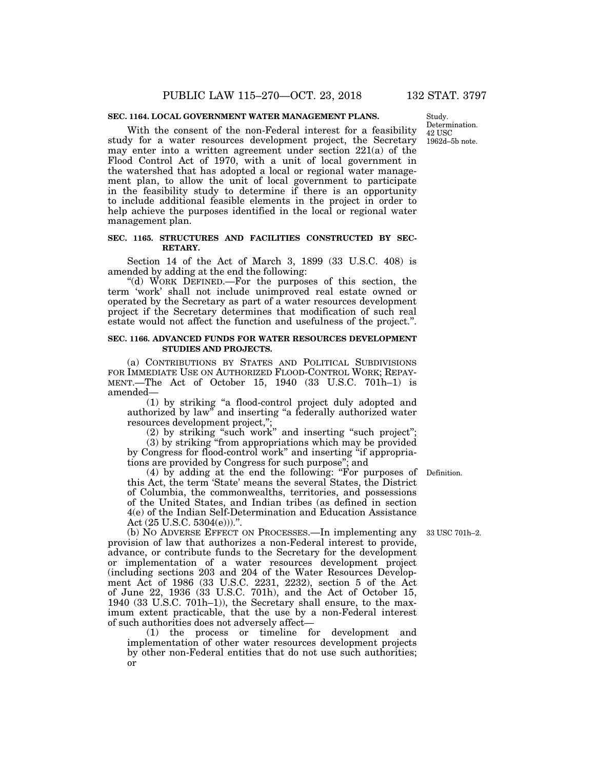**SEC. 1164. LOCAL GOVERNMENT WATER MANAGEMENT PLANS.**

Study. Determination. 42 USC 1962d–5b note.

With the consent of the non-Federal interest for a feasibility study for a water resources development project, the Secretary may enter into a written agreement under section 221(a) of the Flood Control Act of 1970, with a unit of local government in the watershed that has adopted a local or regional water management plan, to allow the unit of local government to participate in the feasibility study to determine if there is an opportunity to include additional feasible elements in the project in order to help achieve the purposes identified in the local or regional water management plan.

**SEC. 1165. STRUCTURES AND FACILITIES CONSTRUCTED BY SECRETARY.**

Section 14 of the Act of March 3, 1899 (33 U.S.C. 408) is amended by adding at the end the following:

"(d) WORK DEFINED.—For the purposes of this section, the term 'work' shall not include unimproved real estate owned or operated by the Secretary as part of a water resources development project if the Secretary determines that modification of such real estate would not affect the function and usefulness of the project.".

**SEC. 1166. ADVANCED FUNDS FOR WATER RESOURCES DEVELOPMENT STUDIES AND PROJECTS.**

(a) CONTRIBUTIONS BY STATES AND POLITICAL SUBDIVISIONS FOR IMMEDIATE USE ON AUTHORIZED FLOOD-CONTROL WORK; REPAYMENT.—The Act of October 15, 1940 (33 U.S.C. 701h–1) is amended—

(1) by striking "a flood-control project duly adopted and authorized by law" and inserting "a federally authorized water resources development project,";

(2) by striking "such work" and inserting "such project";

(3) by striking "from appropriations which may be provided by Congress for flood-control work" and inserting "if appropriations are provided by Congress for such purpose"; and

Definition.

(4) by adding at the end the following: "For purposes of this Act, the term 'State' means the several States, the District of Columbia, the commonwealths, territories, and possessions of the United States, and Indian tribes (as defined in section 4(e) of the Indian Self-Determination and Education Assistance Act (25 U.S.C. 5304(e))).".

33 USC 701h–2.

(b) NO ADVERSE EFFECT ON PROCESSES.—In implementing any provision of law that authorizes a non-Federal interest to provide, advance, or contribute funds to the Secretary for the development or implementation of a water resources development project (including sections 203 and 204 of the Water Resources Development Act of 1986 (33 U.S.C. 2231, 2232), section 5 of the Act of June 22, 1936 (33 U.S.C. 701h), and the Act of October 15, 1940 (33 U.S.C. 701h–1)), the Secretary shall ensure, to the maximum extent practicable, that the use by a non-Federal interest of such authorities does not adversely affect—

(1) the process or timeline for development and implementation of other water resources development projects by other non-Federal entities that do not use such authorities; or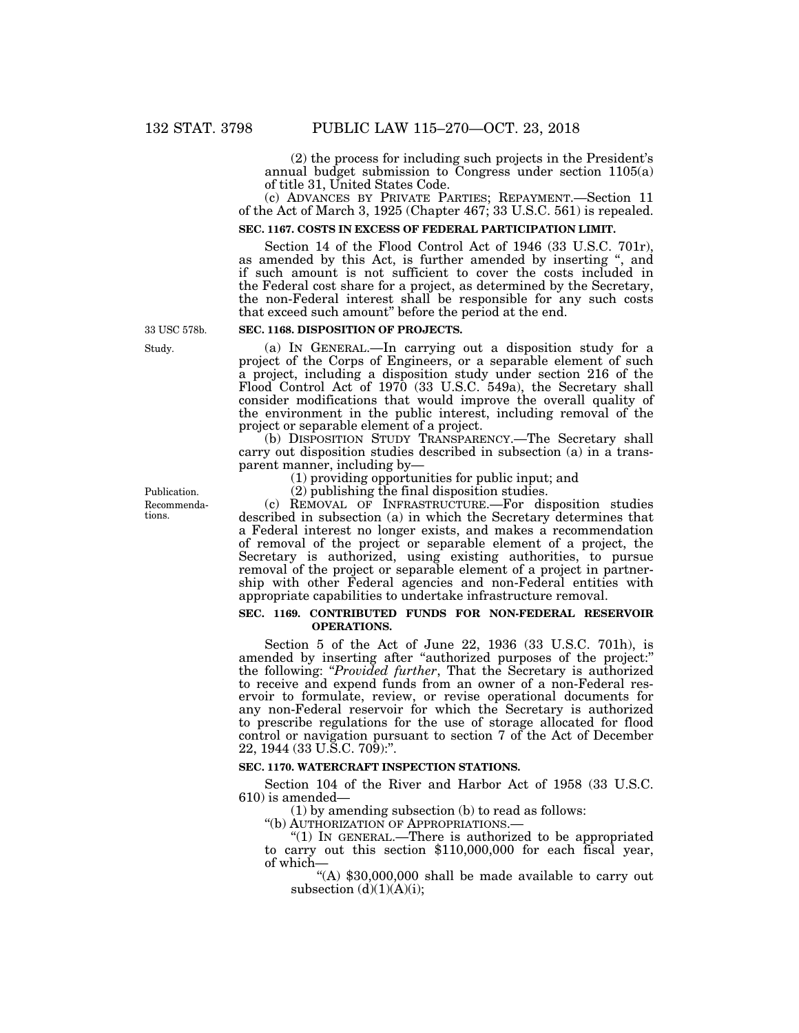(2) the process for including such projects in the President's annual budget submission to Congress under section 1105(a) of title 31, United States Code.

(c) ADVANCES BY PRIVATE PARTIES; REPAYMENT.—Section 11 of the Act of March 3, 1925 (Chapter 467; 33 U.S.C. 561) is repealed.

**SEC. 1167. COSTS IN EXCESS OF FEDERAL PARTICIPATION LIMIT.**

Section 14 of the Flood Control Act of 1946 (33 U.S.C. 701r), as amended by this Act, is further amended by inserting ", and if such amount is not sufficient to cover the costs included in the Federal cost share for a project, as determined by the Secretary, the non-Federal interest shall be responsible for any such costs that exceed such amount" before the period at the end.

33 USC 578b.

**SEC. 1168. DISPOSITION OF PROJECTS.**

Study.

(a) IN GENERAL.—In carrying out a disposition study for a project of the Corps of Engineers, or a separable element of such a project, including a disposition study under section 216 of the Flood Control Act of 1970 (33 U.S.C. 549a), the Secretary shall consider modifications that would improve the overall quality of the environment in the public interest, including removal of the project or separable element of a project.

(b) DISPOSITION STUDY TRANSPARENCY.—The Secretary shall carry out disposition studies described in subsection (a) in a transparent manner, including by—

(1) providing opportunities for public input; and

Publication.

(2) publishing the final disposition studies.

Recommendations.

(c) REMOVAL OF INFRASTRUCTURE.—For disposition studies described in subsection (a) in which the Secretary determines that a Federal interest no longer exists, and makes a recommendation of removal of the project or separable element of a project, the Secretary is authorized, using existing authorities, to pursue removal of the project or separable element of a project in partnership with other Federal agencies and non-Federal entities with appropriate capabilities to undertake infrastructure removal.

**SEC. 1169. CONTRIBUTED FUNDS FOR NON-FEDERAL RESERVOIR OPERATIONS.**

Section 5 of the Act of June 22, 1936 (33 U.S.C. 701h), is amended by inserting after "authorized purposes of the project:" the following: "*Provided further*, That the Secretary is authorized to receive and expend funds from an owner of a non-Federal reservoir to formulate, review, or revise operational documents for any non-Federal reservoir for which the Secretary is authorized to prescribe regulations for the use of storage allocated for flood control or navigation pursuant to section 7 of the Act of December 22, 1944 (33 U.S.C. 709):".

**SEC. 1170. WATERCRAFT INSPECTION STATIONS.**

Section 104 of the River and Harbor Act of 1958 (33 U.S.C. 610) is amended—

(1) by amending subsection (b) to read as follows:

"(b) AUTHORIZATION OF APPROPRIATIONS.—

"(1) IN GENERAL.—There is authorized to be appropriated to carry out this section $110,000,000 for each fiscal year, of which—

"(A) $30,000,000 shall be made available to carry out subsection (d)(1)(A)(i);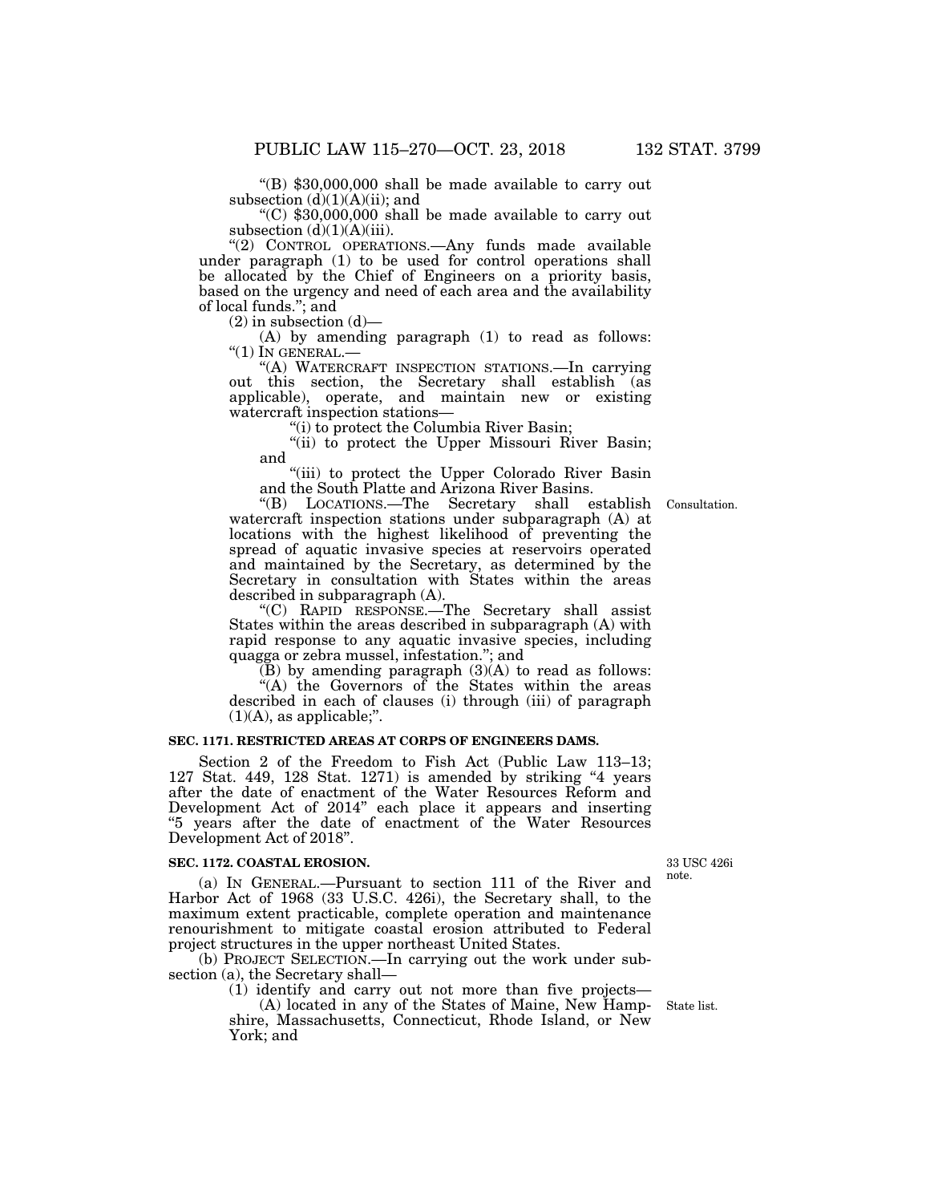"(B) $30,000,000 shall be made available to carry out subsection (d)(1)(A)(ii); and

"(C) $30,000,000 shall be made available to carry out subsection (d)(1)(A)(iii).

"(2) CONTROL OPERATIONS.—Any funds made available under paragraph (1) to be used for control operations shall be allocated by the Chief of Engineers on a priority basis, based on the urgency and need of each area and the availability of local funds."; and

(2) in subsection (d)—

(A) by amending paragraph (1) to read as follows:

"(1) IN GENERAL.—

"(A) WATERCRAFT INSPECTION STATIONS.—In carrying out this section, the Secretary shall establish (as applicable), operate, and maintain new or existing watercraft inspection stations—

"(i) to protect the Columbia River Basin;

"(ii) to protect the Upper Missouri River Basin; and

"(iii) to protect the Upper Colorado River Basin and the South Platte and Arizona River Basins.

Consultation.

"(B) LOCATIONS.—The Secretary shall establish watercraft inspection stations under subparagraph (A) at locations with the highest likelihood of preventing the spread of aquatic invasive species at reservoirs operated and maintained by the Secretary, as determined by the Secretary in consultation with States within the areas described in subparagraph (A).

"(C) RAPID RESPONSE.—The Secretary shall assist States within the areas described in subparagraph (A) with rapid response to any aquatic invasive species, including quagga or zebra mussel, infestation."; and

(B) by amending paragraph (3)(A) to read as follows:

"(A) the Governors of the States within the areas described in each of clauses (i) through (iii) of paragraph (1)(A), as applicable;".

**SEC. 1171. RESTRICTED AREAS AT CORPS OF ENGINEERS DAMS.**

Section 2 of the Freedom to Fish Act (Public Law 113–13; 127 Stat. 449, 128 Stat. 1271) is amended by striking "4 years after the date of enactment of the Water Resources Reform and Development Act of 2014" each place it appears and inserting "5 years after the date of enactment of the Water Resources Development Act of 2018".

**SEC. 1172. COASTAL EROSION.**

33 USC 426i note.

(a) IN GENERAL.—Pursuant to section 111 of the River and Harbor Act of 1968 (33 U.S.C. 426i), the Secretary shall, to the maximum extent practicable, complete operation and maintenance renourishment to mitigate coastal erosion attributed to Federal project structures in the upper northeast United States.

(b) PROJECT SELECTION.—In carrying out the work under subsection (a), the Secretary shall—

(1) identify and carry out not more than five projects—

State list.

(A) located in any of the States of Maine, New Hampshire, Massachusetts, Connecticut, Rhode Island, or New York; and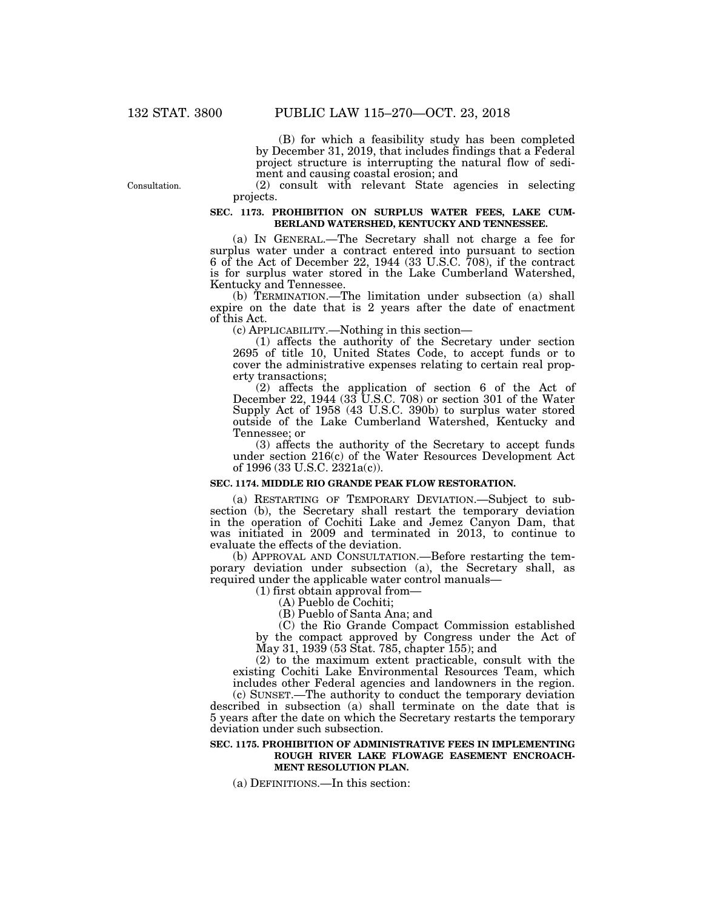(B) for which a feasibility study has been completed by December 31, 2019, that includes findings that a Federal project structure is interrupting the natural flow of sediment and causing coastal erosion; and

(2) consult with relevant State agencies in selecting projects.

### SEC. 1173. PROHIBITION ON SURPLUS WATER FEES, LAKE CUMBERLAND WATERSHED, KENTUCKY AND TENNESSEE.

(a) IN GENERAL.—The Secretary shall not charge a fee for surplus water under a contract entered into pursuant to section 6 of the Act of December 22, 1944 (33 U.S.C. 708), if the contract is for surplus water stored in the Lake Cumberland Watershed, Kentucky and Tennessee.

(b) TERMINATION.—The limitation under subsection (a) shall expire on the date that is 2 years after the date of enactment of this Act.

(c) APPLICABILITY.—Nothing in this section—

(1) affects the authority of the Secretary under section 2695 of title 10, United States Code, to accept funds or to cover the administrative expenses relating to certain real property transactions;

(2) affects the application of section 6 of the Act of December 22, 1944 (33 U.S.C. 708) or section 301 of the Water Supply Act of 1958 (43 U.S.C. 390b) to surplus water stored outside of the Lake Cumberland Watershed, Kentucky and Tennessee; or

(3) affects the authority of the Secretary to accept funds under section 216(c) of the Water Resources Development Act of 1996 (33 U.S.C. 2321a(c)).

### SEC. 1174. MIDDLE RIO GRANDE PEAK FLOW RESTORATION.

(a) RESTARTING OF TEMPORARY DEVIATION.—Subject to subsection (b), the Secretary shall restart the temporary deviation in the operation of Cochiti Lake and Jemez Canyon Dam, that was initiated in 2009 and terminated in 2013, to continue to evaluate the effects of the deviation.

(b) APPROVAL AND CONSULTATION.—Before restarting the temporary deviation under subsection (a), the Secretary shall, as required under the applicable water control manuals—

(1) first obtain approval from—

(A) Pueblo de Cochiti;

(B) Pueblo of Santa Ana; and

(C) the Rio Grande Compact Commission established by the compact approved by Congress under the Act of May 31, 1939 (53 Stat. 785, chapter 155); and

(2) to the maximum extent practicable, consult with the existing Cochiti Lake Environmental Resources Team, which includes other Federal agencies and landowners in the region.

(c) SUNSET.—The authority to conduct the temporary deviation described in subsection (a) shall terminate on the date that is 5 years after the date on which the Secretary restarts the temporary deviation under such subsection.

### SEC. 1175. PROHIBITION OF ADMINISTRATIVE FEES IN IMPLEMENTING ROUGH RIVER LAKE FLOWAGE EASEMENT ENCROACHMENT RESOLUTION PLAN.

(a) DEFINITIONS.—In this section: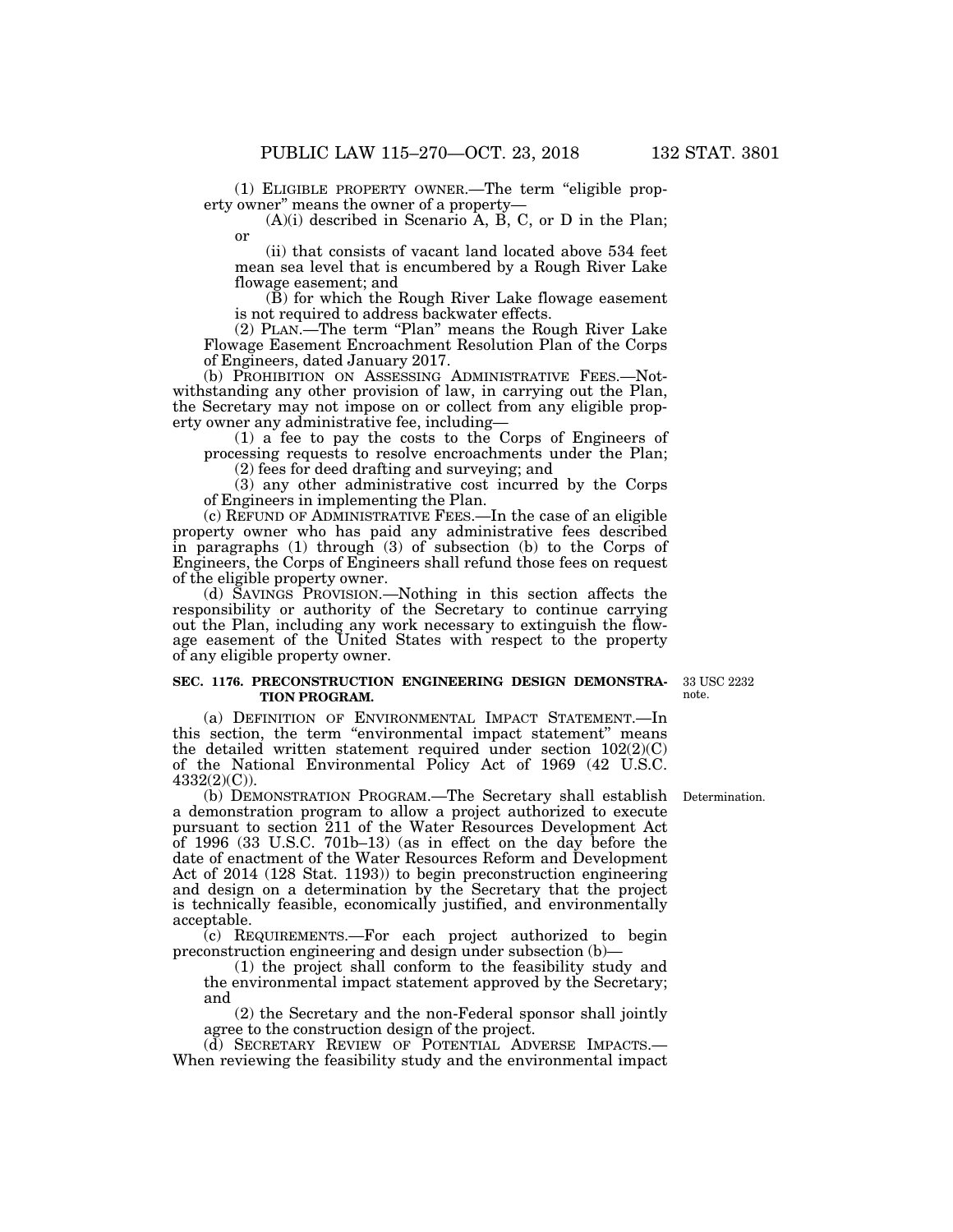(1) ELIGIBLE PROPERTY OWNER.—The term "eligible property owner" means the owner of a property—

(A)(i) described in Scenario A, B, C, or D in the Plan; or

(ii) that consists of vacant land located above 534 feet mean sea level that is encumbered by a Rough River Lake flowage easement; and

(B) for which the Rough River Lake flowage easement is not required to address backwater effects.

(2) PLAN.—The term "Plan" means the Rough River Lake Flowage Easement Encroachment Resolution Plan of the Corps of Engineers, dated January 2017.

(b) PROHIBITION ON ASSESSING ADMINISTRATIVE FEES.—Notwithstanding any other provision of law, in carrying out the Plan, the Secretary may not impose on or collect from any eligible property owner any administrative fee, including—

(1) a fee to pay the costs to the Corps of Engineers of processing requests to resolve encroachments under the Plan;

(2) fees for deed drafting and surveying; and

(3) any other administrative cost incurred by the Corps of Engineers in implementing the Plan.

(c) REFUND OF ADMINISTRATIVE FEES.—In the case of an eligible property owner who has paid any administrative fees described in paragraphs (1) through (3) of subsection (b) to the Corps of Engineers, the Corps of Engineers shall refund those fees on request of the eligible property owner.

(d) SAVINGS PROVISION.—Nothing in this section affects the responsibility or authority of the Secretary to continue carrying out the Plan, including any work necessary to extinguish the flowage easement of the United States with respect to the property of any eligible property owner.

## SEC. 1176. PRECONSTRUCTION ENGINEERING DESIGN DEMONSTRATION PROGRAM.

33 USC 2232 note.

(a) DEFINITION OF ENVIRONMENTAL IMPACT STATEMENT.—In this section, the term "environmental impact statement" means the detailed written statement required under section 102(2)(C) of the National Environmental Policy Act of 1969 (42 U.S.C. 4332(2)(C)).

Determination.

(b) DEMONSTRATION PROGRAM.—The Secretary shall establish a demonstration program to allow a project authorized to execute pursuant to section 211 of the Water Resources Development Act of 1996 (33 U.S.C. 701b–13) (as in effect on the day before the date of enactment of the Water Resources Reform and Development Act of 2014 (128 Stat. 1193)) to begin preconstruction engineering and design on a determination by the Secretary that the project is technically feasible, economically justified, and environmentally acceptable.

(c) REQUIREMENTS.—For each project authorized to begin preconstruction engineering and design under subsection (b)—

(1) the project shall conform to the feasibility study and the environmental impact statement approved by the Secretary; and

(2) the Secretary and the non-Federal sponsor shall jointly agree to the construction design of the project.

(d) SECRETARY REVIEW OF POTENTIAL ADVERSE IMPACTS.—When reviewing the feasibility study and the environmental impact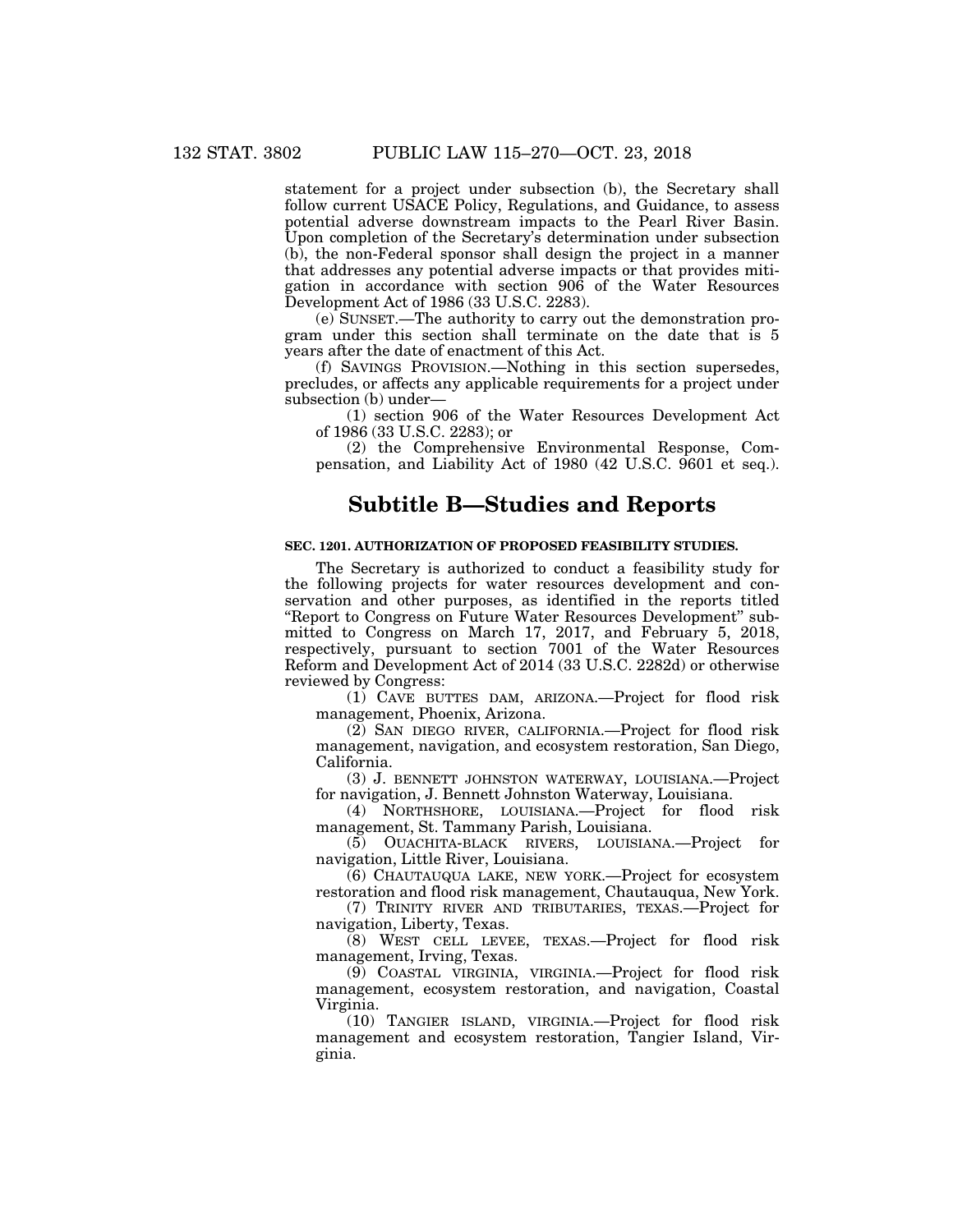statement for a project under subsection (b), the Secretary shall follow current USACE Policy, Regulations, and Guidance, to assess potential adverse downstream impacts to the Pearl River Basin. Upon completion of the Secretary's determination under subsection (b), the non-Federal sponsor shall design the project in a manner that addresses any potential adverse impacts or that provides mitigation in accordance with section 906 of the Water Resources Development Act of 1986 (33 U.S.C. 2283).

(e) SUNSET.—The authority to carry out the demonstration program under this section shall terminate on the date that is 5 years after the date of enactment of this Act.

(f) SAVINGS PROVISION.—Nothing in this section supersedes, precludes, or affects any applicable requirements for a project under subsection (b) under—

(1) section 906 of the Water Resources Development Act of 1986 (33 U.S.C. 2283); or

(2) the Comprehensive Environmental Response, Compensation, and Liability Act of 1980 (42 U.S.C. 9601 et seq.).

## Subtitle B—Studies and Reports

**SEC. 1201. AUTHORIZATION OF PROPOSED FEASIBILITY STUDIES.**

The Secretary is authorized to conduct a feasibility study for the following projects for water resources development and conservation and other purposes, as identified in the reports titled "Report to Congress on Future Water Resources Development" submitted to Congress on March 17, 2017, and February 5, 2018, respectively, pursuant to section 7001 of the Water Resources Reform and Development Act of 2014 (33 U.S.C. 2282d) or otherwise reviewed by Congress:

(1) CAVE BUTTES DAM, ARIZONA.—Project for flood risk management, Phoenix, Arizona.

(2) SAN DIEGO RIVER, CALIFORNIA.—Project for flood risk management, navigation, and ecosystem restoration, San Diego, California.

(3) J. BENNETT JOHNSTON WATERWAY, LOUISIANA.—Project for navigation, J. Bennett Johnston Waterway, Louisiana.

(4) NORTHSHORE, LOUISIANA.—Project for flood risk management, St. Tammany Parish, Louisiana.

(5) OUACHITA-BLACK RIVERS, LOUISIANA.—Project for navigation, Little River, Louisiana.

(6) CHAUTAUQUA LAKE, NEW YORK.—Project for ecosystem restoration and flood risk management, Chautauqua, New York.

(7) TRINITY RIVER AND TRIBUTARIES, TEXAS.—Project for navigation, Liberty, Texas.

(8) WEST CELL LEVEE, TEXAS.—Project for flood risk management, Irving, Texas.

(9) COASTAL VIRGINIA, VIRGINIA.—Project for flood risk management, ecosystem restoration, and navigation, Coastal Virginia.

(10) TANGIER ISLAND, VIRGINIA.—Project for flood risk management and ecosystem restoration, Tangier Island, Virginia.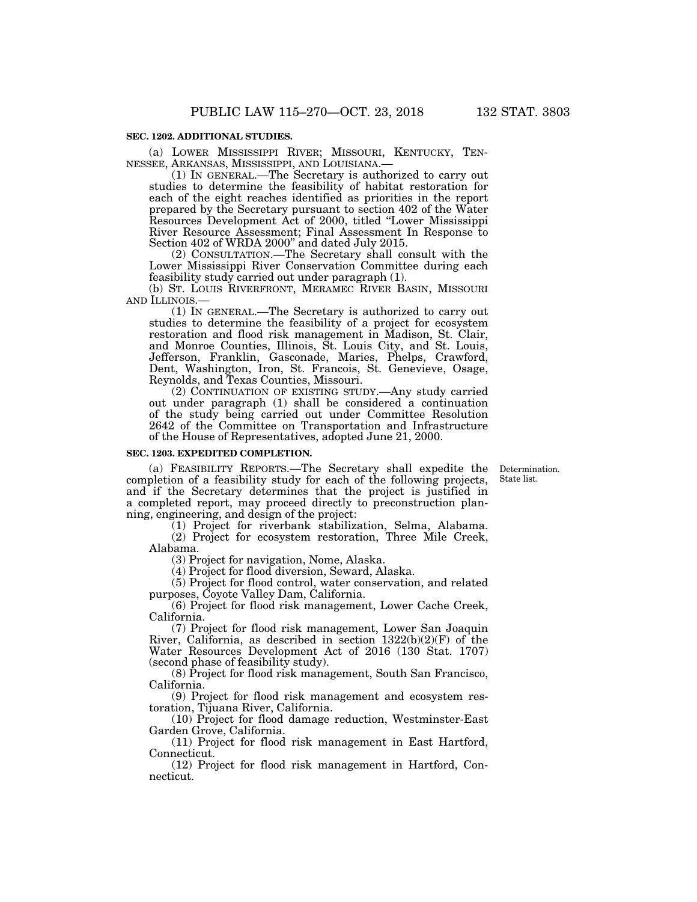**SEC. 1202. ADDITIONAL STUDIES.**

(a) LOWER MISSISSIPPI RIVER; MISSOURI, KENTUCKY, TENNESSEE, ARKANSAS, MISSISSIPPI, AND LOUISIANA.—

(1) IN GENERAL.—The Secretary is authorized to carry out studies to determine the feasibility of habitat restoration for each of the eight reaches identified as priorities in the report prepared by the Secretary pursuant to section 402 of the Water Resources Development Act of 2000, titled "Lower Mississippi River Resource Assessment; Final Assessment In Response to Section 402 of WRDA 2000" and dated July 2015.

(2) CONSULTATION.—The Secretary shall consult with the Lower Mississippi River Conservation Committee during each feasibility study carried out under paragraph (1).

(b) ST. LOUIS RIVERFRONT, MERAMEC RIVER BASIN, MISSOURI AND ILLINOIS.—

(1) IN GENERAL.—The Secretary is authorized to carry out studies to determine the feasibility of a project for ecosystem restoration and flood risk management in Madison, St. Clair, and Monroe Counties, Illinois, St. Louis City, and St. Louis, Jefferson, Franklin, Gasconade, Maries, Phelps, Crawford, Dent, Washington, Iron, St. Francois, St. Genevieve, Osage, Reynolds, and Texas Counties, Missouri.

(2) CONTINUATION OF EXISTING STUDY.—Any study carried out under paragraph (1) shall be considered a continuation of the study being carried out under Committee Resolution 2642 of the Committee on Transportation and Infrastructure of the House of Representatives, adopted June 21, 2000.

**SEC. 1203. EXPEDITED COMPLETION.**

Determination. State list.

(a) FEASIBILITY REPORTS.—The Secretary shall expedite the completion of a feasibility study for each of the following projects, and if the Secretary determines that the project is justified in a completed report, may proceed directly to preconstruction planning, engineering, and design of the project:

(1) Project for riverbank stabilization, Selma, Alabama.

(2) Project for ecosystem restoration, Three Mile Creek, Alabama.

(3) Project for navigation, Nome, Alaska.

(4) Project for flood diversion, Seward, Alaska.

(5) Project for flood control, water conservation, and related purposes, Coyote Valley Dam, California.

(6) Project for flood risk management, Lower Cache Creek, California.

(7) Project for flood risk management, Lower San Joaquin River, California, as described in section 1322(b)(2)(F) of the Water Resources Development Act of 2016 (130 Stat. 1707) (second phase of feasibility study).

(8) Project for flood risk management, South San Francisco, California.

(9) Project for flood risk management and ecosystem restoration, Tijuana River, California.

(10) Project for flood damage reduction, Westminster-East Garden Grove, California.

(11) Project for flood risk management in East Hartford, Connecticut.

(12) Project for flood risk management in Hartford, Connecticut.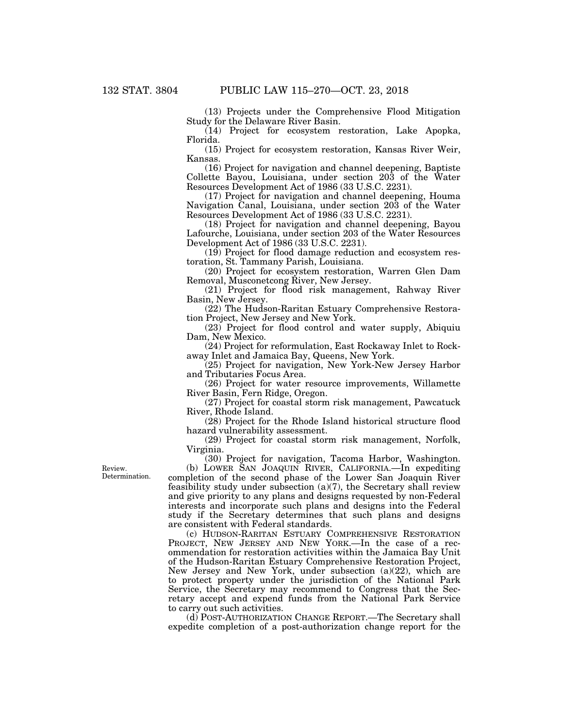(13) Projects under the Comprehensive Flood Mitigation Study for the Delaware River Basin.

(14) Project for ecosystem restoration, Lake Apopka, Florida.

(15) Project for ecosystem restoration, Kansas River Weir, Kansas.

(16) Project for navigation and channel deepening, Baptiste Collette Bayou, Louisiana, under section 203 of the Water Resources Development Act of 1986 (33 U.S.C. 2231).

(17) Project for navigation and channel deepening, Houma Navigation Canal, Louisiana, under section 203 of the Water Resources Development Act of 1986 (33 U.S.C. 2231).

(18) Project for navigation and channel deepening, Bayou Lafourche, Louisiana, under section 203 of the Water Resources Development Act of 1986 (33 U.S.C. 2231).

(19) Project for flood damage reduction and ecosystem restoration, St. Tammany Parish, Louisiana.

(20) Project for ecosystem restoration, Warren Glen Dam Removal, Musconetcong River, New Jersey.

(21) Project for flood risk management, Rahway River Basin, New Jersey.

(22) The Hudson-Raritan Estuary Comprehensive Restoration Project, New Jersey and New York.

(23) Project for flood control and water supply, Abiquiu Dam, New Mexico.

(24) Project for reformulation, East Rockaway Inlet to Rockaway Inlet and Jamaica Bay, Queens, New York.

(25) Project for navigation, New York-New Jersey Harbor and Tributaries Focus Area.

(26) Project for water resource improvements, Willamette River Basin, Fern Ridge, Oregon.

(27) Project for coastal storm risk management, Pawcatuck River, Rhode Island.

(28) Project for the Rhode Island historical structure flood hazard vulnerability assessment.

(29) Project for coastal storm risk management, Norfolk, Virginia.

(30) Project for navigation, Tacoma Harbor, Washington.

Review. Determination.

(b) LOWER SAN JOAQUIN RIVER, CALIFORNIA.—In expediting completion of the second phase of the Lower San Joaquin River feasibility study under subsection (a)(7), the Secretary shall review and give priority to any plans and designs requested by non-Federal interests and incorporate such plans and designs into the Federal study if the Secretary determines that such plans and designs are consistent with Federal standards.

(c) HUDSON-RARITAN ESTUARY COMPREHENSIVE RESTORATION PROJECT, NEW JERSEY AND NEW YORK.—In the case of a recommendation for restoration activities within the Jamaica Bay Unit of the Hudson-Raritan Estuary Comprehensive Restoration Project, New Jersey and New York, under subsection (a)(22), which are to protect property under the jurisdiction of the National Park Service, the Secretary may recommend to Congress that the Secretary accept and expend funds from the National Park Service to carry out such activities.

(d) POST-AUTHORIZATION CHANGE REPORT.—The Secretary shall expedite completion of a post-authorization change report for the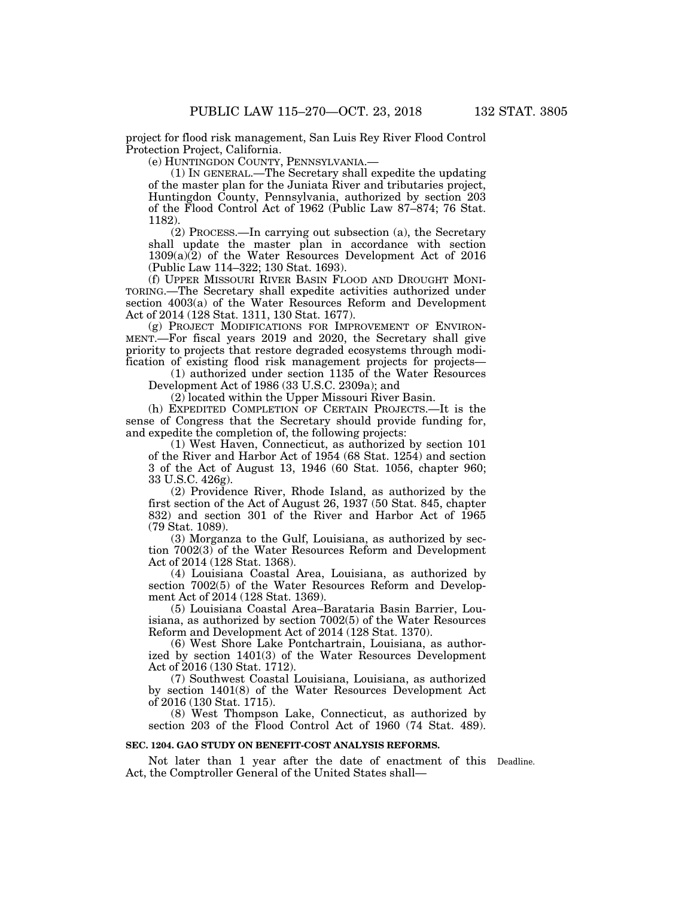project for flood risk management, San Luis Rey River Flood Control Protection Project, California.

(e) HUNTINGDON COUNTY, PENNSYLVANIA.—

(1) IN GENERAL.—The Secretary shall expedite the updating of the master plan for the Juniata River and tributaries project, Huntingdon County, Pennsylvania, authorized by section 203 of the Flood Control Act of 1962 (Public Law 87–874; 76 Stat. 1182).

(2) PROCESS.—In carrying out subsection (a), the Secretary shall update the master plan in accordance with section 1309(a)(2) of the Water Resources Development Act of 2016 (Public Law 114–322; 130 Stat. 1693).

(f) UPPER MISSOURI RIVER BASIN FLOOD AND DROUGHT MONITORING.—The Secretary shall expedite activities authorized under section 4003(a) of the Water Resources Reform and Development Act of 2014 (128 Stat. 1311, 130 Stat. 1677).

(g) PROJECT MODIFICATIONS FOR IMPROVEMENT OF ENVIRONMENT.—For fiscal years 2019 and 2020, the Secretary shall give priority to projects that restore degraded ecosystems through modification of existing flood risk management projects for projects—

(1) authorized under section 1135 of the Water Resources Development Act of 1986 (33 U.S.C. 2309a); and

(2) located within the Upper Missouri River Basin.

(h) EXPEDITED COMPLETION OF CERTAIN PROJECTS.—It is the sense of Congress that the Secretary should provide funding for, and expedite the completion of, the following projects:

(1) West Haven, Connecticut, as authorized by section 101 of the River and Harbor Act of 1954 (68 Stat. 1254) and section 3 of the Act of August 13, 1946 (60 Stat. 1056, chapter 960; 33 U.S.C. 426g).

(2) Providence River, Rhode Island, as authorized by the first section of the Act of August 26, 1937 (50 Stat. 845, chapter 832) and section 301 of the River and Harbor Act of 1965 (79 Stat. 1089).

(3) Morganza to the Gulf, Louisiana, as authorized by section 7002(3) of the Water Resources Reform and Development Act of 2014 (128 Stat. 1368).

(4) Louisiana Coastal Area, Louisiana, as authorized by section 7002(5) of the Water Resources Reform and Development Act of 2014 (128 Stat. 1369).

(5) Louisiana Coastal Area–Barataria Basin Barrier, Louisiana, as authorized by section 7002(5) of the Water Resources Reform and Development Act of 2014 (128 Stat. 1370).

(6) West Shore Lake Pontchartrain, Louisiana, as authorized by section 1401(3) of the Water Resources Development Act of 2016 (130 Stat. 1712).

(7) Southwest Coastal Louisiana, Louisiana, as authorized by section 1401(8) of the Water Resources Development Act of 2016 (130 Stat. 1715).

(8) West Thompson Lake, Connecticut, as authorized by section 203 of the Flood Control Act of 1960 (74 Stat. 489).

**SEC. 1204. GAO STUDY ON BENEFIT-COST ANALYSIS REFORMS.**

Deadline.

Not later than 1 year after the date of enactment of this Act, the Comptroller General of the United States shall—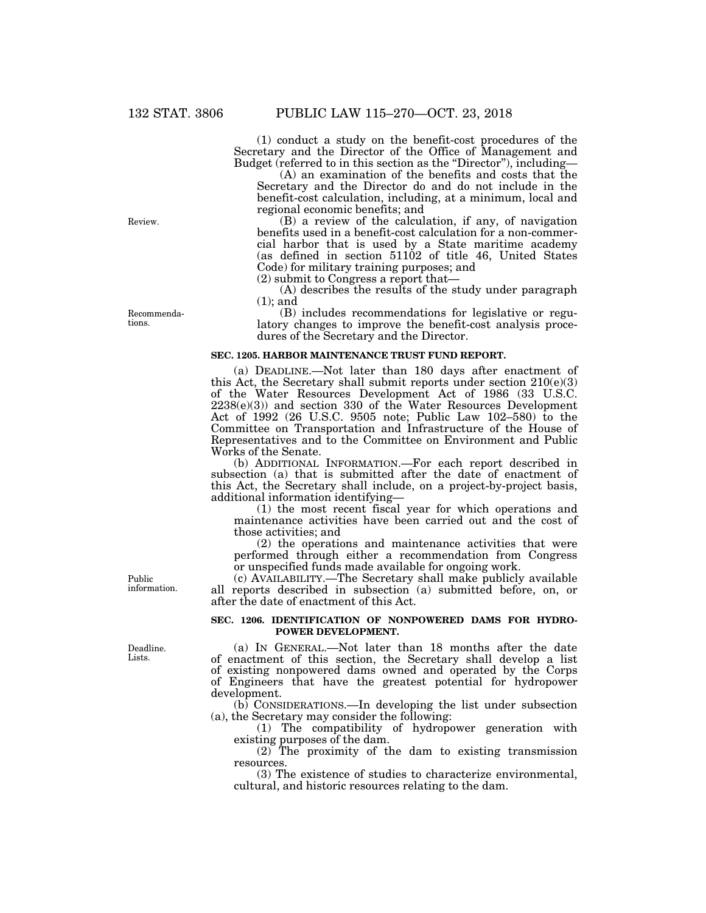(1) conduct a study on the benefit-cost procedures of the Secretary and the Director of the Office of Management and Budget (referred to in this section as the "Director"), including—

(A) an examination of the benefits and costs that the Secretary and the Director do and do not include in the benefit-cost calculation, including, at a minimum, local and regional economic benefits; and

(B) a review of the calculation, if any, of navigation benefits used in a benefit-cost calculation for a non-commercial harbor that is used by a State maritime academy (as defined in section 51102 of title 46, United States Code) for military training purposes; and

(2) submit to Congress a report that—

(A) describes the results of the study under paragraph (1); and

(B) includes recommendations for legislative or regulatory changes to improve the benefit-cost analysis procedures of the Secretary and the Director.

**SEC. 1205. HARBOR MAINTENANCE TRUST FUND REPORT.**

(a) DEADLINE.—Not later than 180 days after enactment of this Act, the Secretary shall submit reports under section 210(e)(3) of the Water Resources Development Act of 1986 (33 U.S.C. 2238(e)(3)) and section 330 of the Water Resources Development Act of 1992 (26 U.S.C. 9505 note; Public Law 102–580) to the Committee on Transportation and Infrastructure of the House of Representatives and to the Committee on Environment and Public Works of the Senate.

(b) ADDITIONAL INFORMATION.—For each report described in subsection (a) that is submitted after the date of enactment of this Act, the Secretary shall include, on a project-by-project basis, additional information identifying—

(1) the most recent fiscal year for which operations and maintenance activities have been carried out and the cost of those activities; and

(2) the operations and maintenance activities that were performed through either a recommendation from Congress or unspecified funds made available for ongoing work.

(c) AVAILABILITY.—The Secretary shall make publicly available all reports described in subsection (a) submitted before, on, or after the date of enactment of this Act.

**SEC. 1206. IDENTIFICATION OF NONPOWERED DAMS FOR HYDROPOWER DEVELOPMENT.**

(a) IN GENERAL.—Not later than 18 months after the date of enactment of this section, the Secretary shall develop a list of existing nonpowered dams owned and operated by the Corps of Engineers that have the greatest potential for hydropower development.

(b) CONSIDERATIONS.—In developing the list under subsection (a), the Secretary may consider the following:

(1) The compatibility of hydropower generation with existing purposes of the dam.

(2) The proximity of the dam to existing transmission resources.

(3) The existence of studies to characterize environmental, cultural, and historic resources relating to the dam.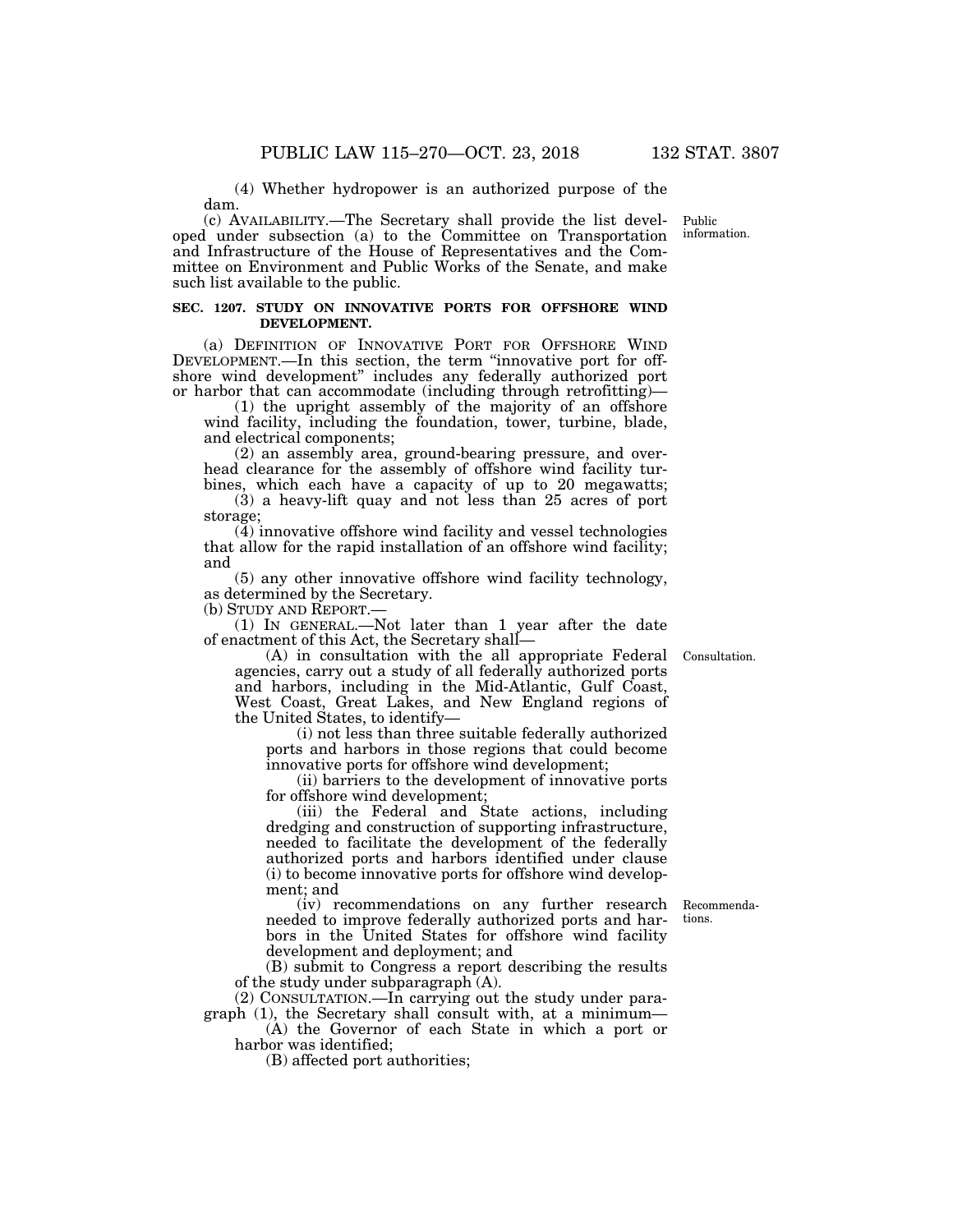(4) Whether hydropower is an authorized purpose of the dam.

(c) AVAILABILITY.—The Secretary shall provide the list developed under subsection (a) to the Committee on Transportation and Infrastructure of the House of Representatives and the Committee on Environment and Public Works of the Senate, and make such list available to the public.

Public information.

### SEC. 1207. STUDY ON INNOVATIVE PORTS FOR OFFSHORE WIND DEVELOPMENT.

(a) DEFINITION OF INNOVATIVE PORT FOR OFFSHORE WIND DEVELOPMENT.—In this section, the term "innovative port for offshore wind development" includes any federally authorized port or harbor that can accommodate (including through retrofitting)—

(1) the upright assembly of the majority of an offshore wind facility, including the foundation, tower, turbine, blade, and electrical components;

(2) an assembly area, ground-bearing pressure, and overhead clearance for the assembly of offshore wind facility turbines, which each have a capacity of up to 20 megawatts;

(3) a heavy-lift quay and not less than 25 acres of port storage;

(4) innovative offshore wind facility and vessel technologies that allow for the rapid installation of an offshore wind facility; and

(5) any other innovative offshore wind facility technology, as determined by the Secretary.

(b) STUDY AND REPORT.—

(1) IN GENERAL.—Not later than 1 year after the date of enactment of this Act, the Secretary shall—

(A) in consultation with the all appropriate Federal agencies, carry out a study of all federally authorized ports and harbors, including in the Mid-Atlantic, Gulf Coast, West Coast, Great Lakes, and New England regions of the United States, to identify—

Consultation.

(i) not less than three suitable federally authorized ports and harbors in those regions that could become innovative ports for offshore wind development;

(ii) barriers to the development of innovative ports for offshore wind development;

(iii) the Federal and State actions, including dredging and construction of supporting infrastructure, needed to facilitate the development of the federally authorized ports and harbors identified under clause (i) to become innovative ports for offshore wind development; and

(iv) recommendations on any further research needed to improve federally authorized ports and harbors in the United States for offshore wind facility development and deployment; and

Recommendations.

(B) submit to Congress a report describing the results of the study under subparagraph (A).

(2) CONSULTATION.—In carrying out the study under paragraph (1), the Secretary shall consult with, at a minimum—

(A) the Governor of each State in which a port or harbor was identified;

(B) affected port authorities;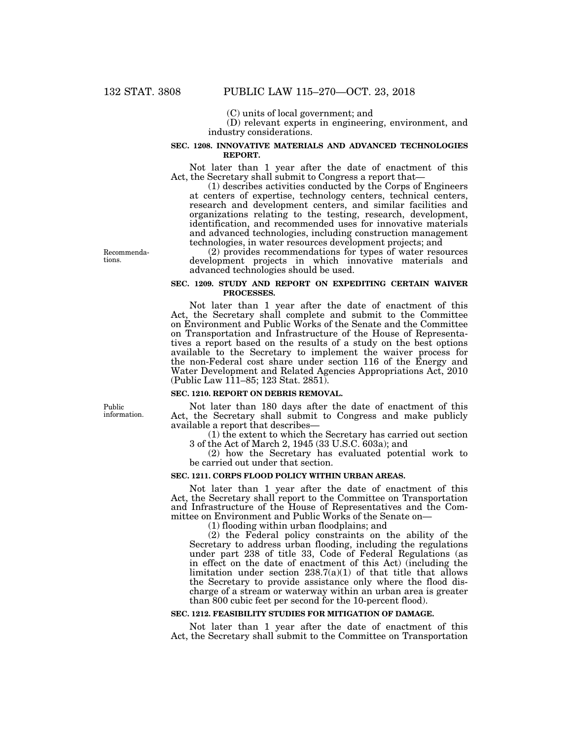(C) units of local government; and

(D) relevant experts in engineering, environment, and industry considerations.

**SEC. 1208. INNOVATIVE MATERIALS AND ADVANCED TECHNOLOGIES REPORT.**

Not later than 1 year after the date of enactment of this Act, the Secretary shall submit to Congress a report that—

(1) describes activities conducted by the Corps of Engineers at centers of expertise, technology centers, technical centers, research and development centers, and similar facilities and organizations relating to the testing, research, development, identification, and recommended uses for innovative materials and advanced technologies, including construction management technologies, in water resources development projects; and

Recommendations.

(2) provides recommendations for types of water resources development projects in which innovative materials and advanced technologies should be used.

**SEC. 1209. STUDY AND REPORT ON EXPEDITING CERTAIN WAIVER PROCESSES.**

Not later than 1 year after the date of enactment of this Act, the Secretary shall complete and submit to the Committee on Environment and Public Works of the Senate and the Committee on Transportation and Infrastructure of the House of Representatives a report based on the results of a study on the best options available to the Secretary to implement the waiver process for the non-Federal cost share under section 116 of the Energy and Water Development and Related Agencies Appropriations Act, 2010 (Public Law 111–85; 123 Stat. 2851).

**SEC. 1210. REPORT ON DEBRIS REMOVAL.**

Public information.

Not later than 180 days after the date of enactment of this Act, the Secretary shall submit to Congress and make publicly available a report that describes—

(1) the extent to which the Secretary has carried out section 3 of the Act of March 2, 1945 (33 U.S.C. 603a); and

(2) how the Secretary has evaluated potential work to be carried out under that section.

**SEC. 1211. CORPS FLOOD POLICY WITHIN URBAN AREAS.**

Not later than 1 year after the date of enactment of this Act, the Secretary shall report to the Committee on Transportation and Infrastructure of the House of Representatives and the Committee on Environment and Public Works of the Senate on—

(1) flooding within urban floodplains; and

(2) the Federal policy constraints on the ability of the Secretary to address urban flooding, including the regulations under part 238 of title 33, Code of Federal Regulations (as in effect on the date of enactment of this Act) (including the limitation under section 238.7(a)(1) of that title that allows the Secretary to provide assistance only where the flood discharge of a stream or waterway within an urban area is greater than 800 cubic feet per second for the 10-percent flood).

**SEC. 1212. FEASIBILITY STUDIES FOR MITIGATION OF DAMAGE.**

Not later than 1 year after the date of enactment of this Act, the Secretary shall submit to the Committee on Transportation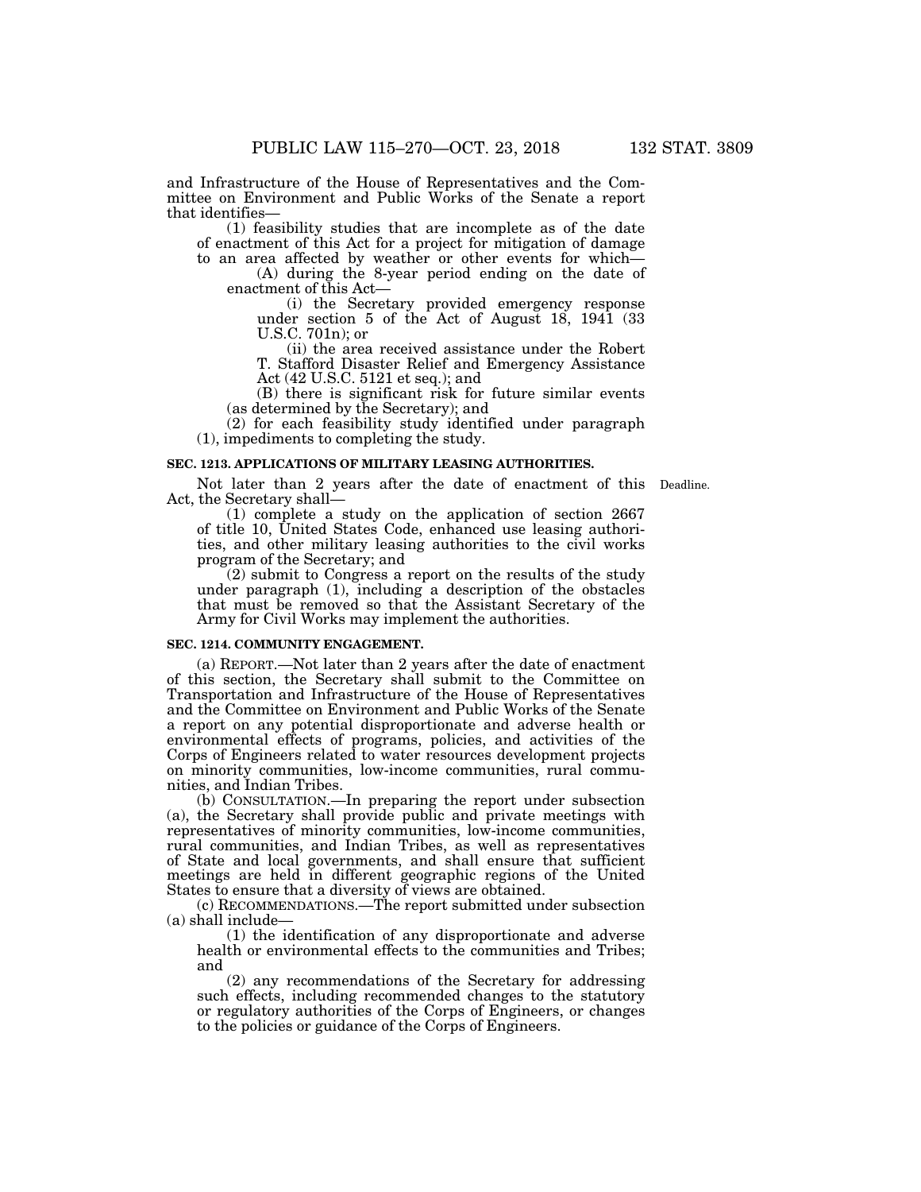and Infrastructure of the House of Representatives and the Committee on Environment and Public Works of the Senate a report that identifies—

(1) feasibility studies that are incomplete as of the date of enactment of this Act for a project for mitigation of damage to an area affected by weather or other events for which—

(A) during the 8-year period ending on the date of enactment of this Act—

(i) the Secretary provided emergency response under section 5 of the Act of August 18, 1941 (33 U.S.C. 701n); or

(ii) the area received assistance under the Robert T. Stafford Disaster Relief and Emergency Assistance Act (42 U.S.C. 5121 et seq.); and

(B) there is significant risk for future similar events (as determined by the Secretary); and

(2) for each feasibility study identified under paragraph (1), impediments to completing the study.

**SEC. 1213. APPLICATIONS OF MILITARY LEASING AUTHORITIES.**

Deadline.

Not later than 2 years after the date of enactment of this Act, the Secretary shall—

(1) complete a study on the application of section 2667 of title 10, United States Code, enhanced use leasing authorities, and other military leasing authorities to the civil works program of the Secretary; and

(2) submit to Congress a report on the results of the study under paragraph (1), including a description of the obstacles that must be removed so that the Assistant Secretary of the Army for Civil Works may implement the authorities.

**SEC. 1214. COMMUNITY ENGAGEMENT.**

(a) REPORT.—Not later than 2 years after the date of enactment of this section, the Secretary shall submit to the Committee on Transportation and Infrastructure of the House of Representatives and the Committee on Environment and Public Works of the Senate a report on any potential disproportionate and adverse health or environmental effects of programs, policies, and activities of the Corps of Engineers related to water resources development projects on minority communities, low-income communities, rural communities, and Indian Tribes.

(b) CONSULTATION.—In preparing the report under subsection (a), the Secretary shall provide public and private meetings with representatives of minority communities, low-income communities, rural communities, and Indian Tribes, as well as representatives of State and local governments, and shall ensure that sufficient meetings are held in different geographic regions of the United States to ensure that a diversity of views are obtained.

(c) RECOMMENDATIONS.—The report submitted under subsection (a) shall include—

(1) the identification of any disproportionate and adverse health or environmental effects to the communities and Tribes; and

(2) any recommendations of the Secretary for addressing such effects, including recommended changes to the statutory or regulatory authorities of the Corps of Engineers, or changes to the policies or guidance of the Corps of Engineers.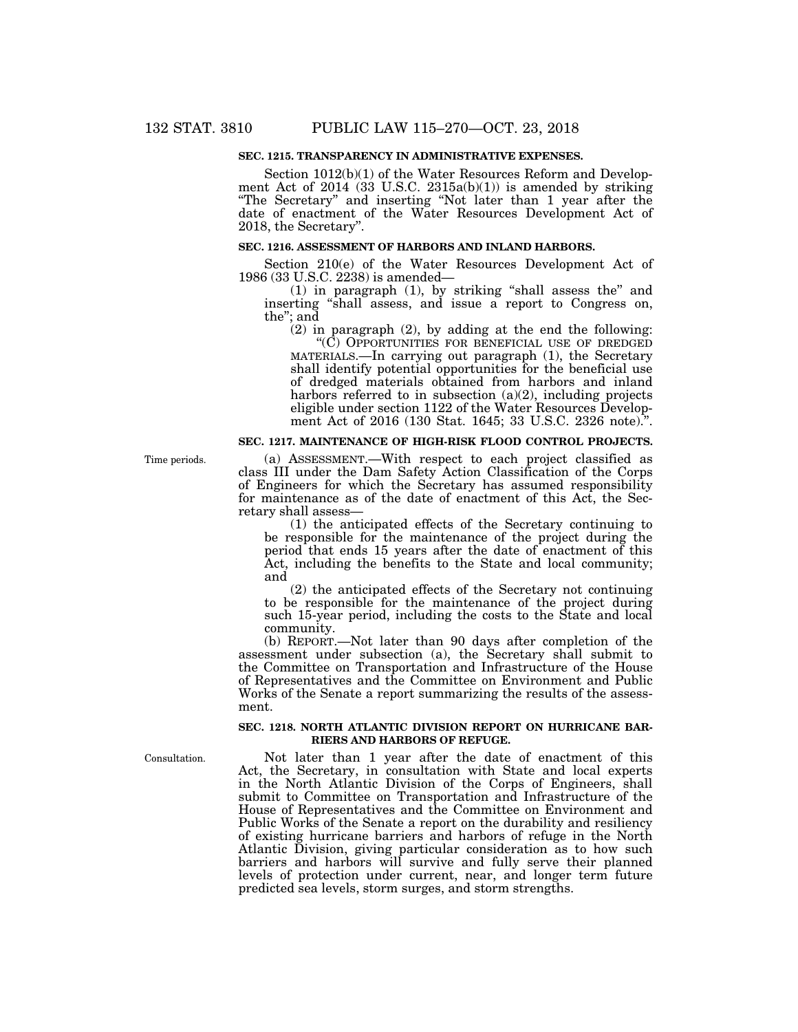### SEC. 1215. TRANSPARENCY IN ADMINISTRATIVE EXPENSES.

Section 1012(b)(1) of the Water Resources Reform and Development Act of 2014 (33 U.S.C. 2315a(b)(1)) is amended by striking "The Secretary" and inserting "Not later than 1 year after the date of enactment of the Water Resources Development Act of 2018, the Secretary".

### SEC. 1216. ASSESSMENT OF HARBORS AND INLAND HARBORS.

Section 210(e) of the Water Resources Development Act of 1986 (33 U.S.C. 2238) is amended—

(1) in paragraph (1), by striking "shall assess the" and inserting "shall assess, and issue a report to Congress on, the"; and

(2) in paragraph (2), by adding at the end the following:

"(C) OPPORTUNITIES FOR BENEFICIAL USE OF DREDGED MATERIALS.—In carrying out paragraph (1), the Secretary shall identify potential opportunities for the beneficial use of dredged materials obtained from harbors and inland harbors referred to in subsection (a)(2), including projects eligible under section 1122 of the Water Resources Development Act of 2016 (130 Stat. 1645; 33 U.S.C. 2326 note).".

### SEC. 1217. MAINTENANCE OF HIGH-RISK FLOOD CONTROL PROJECTS.

Time periods.

(a) ASSESSMENT.—With respect to each project classified as class III under the Dam Safety Action Classification of the Corps of Engineers for which the Secretary has assumed responsibility for maintenance as of the date of enactment of this Act, the Secretary shall assess—

(1) the anticipated effects of the Secretary continuing to be responsible for the maintenance of the project during the period that ends 15 years after the date of enactment of this Act, including the benefits to the State and local community; and

(2) the anticipated effects of the Secretary not continuing to be responsible for the maintenance of the project during such 15-year period, including the costs to the State and local community.

(b) REPORT.—Not later than 90 days after completion of the assessment under subsection (a), the Secretary shall submit to the Committee on Transportation and Infrastructure of the House of Representatives and the Committee on Environment and Public Works of the Senate a report summarizing the results of the assessment.

### SEC. 1218. NORTH ATLANTIC DIVISION REPORT ON HURRICANE BARRIERS AND HARBORS OF REFUGE.

Consultation.

Not later than 1 year after the date of enactment of this Act, the Secretary, in consultation with State and local experts in the North Atlantic Division of the Corps of Engineers, shall submit to Committee on Transportation and Infrastructure of the House of Representatives and the Committee on Environment and Public Works of the Senate a report on the durability and resiliency of existing hurricane barriers and harbors of refuge in the North Atlantic Division, giving particular consideration as to how such barriers and harbors will survive and fully serve their planned levels of protection under current, near, and longer term future predicted sea levels, storm surges, and storm strengths.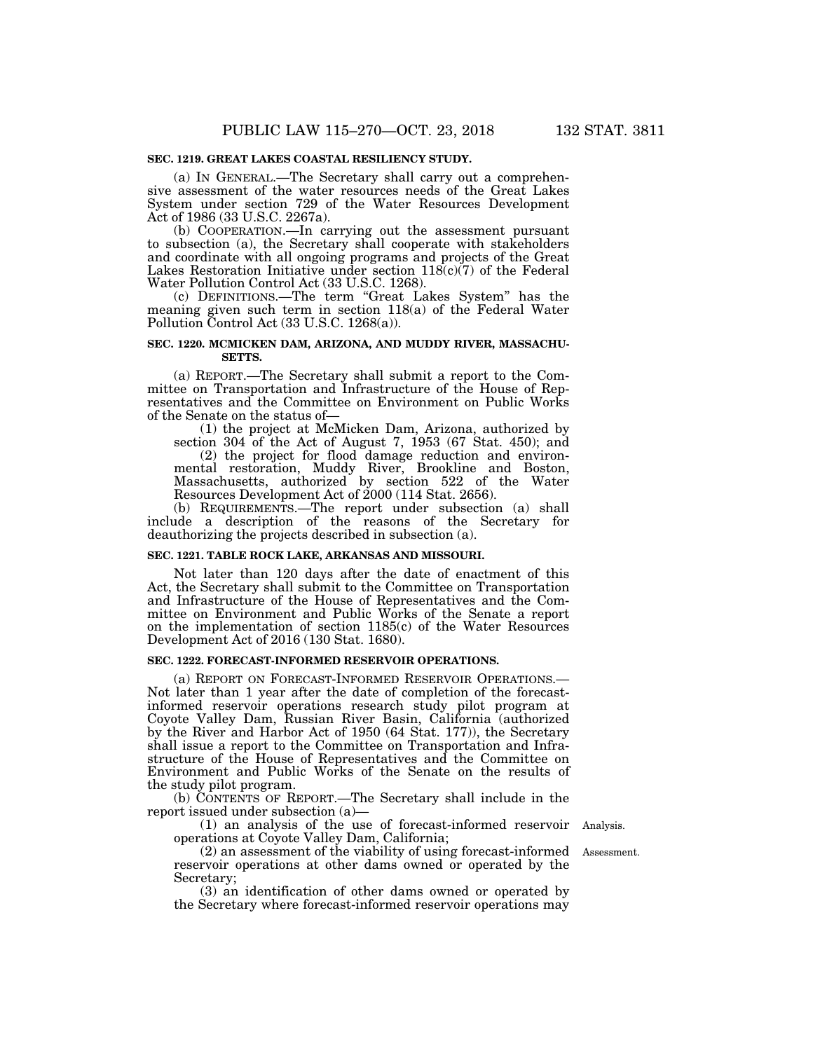**SEC. 1219. GREAT LAKES COASTAL RESILIENCY STUDY.**

(a) IN GENERAL.—The Secretary shall carry out a comprehensive assessment of the water resources needs of the Great Lakes System under section 729 of the Water Resources Development Act of 1986 (33 U.S.C. 2267a).

(b) COOPERATION.—In carrying out the assessment pursuant to subsection (a), the Secretary shall cooperate with stakeholders and coordinate with all ongoing programs and projects of the Great Lakes Restoration Initiative under section 118(c)(7) of the Federal Water Pollution Control Act (33 U.S.C. 1268).

(c) DEFINITIONS.—The term "Great Lakes System" has the meaning given such term in section 118(a) of the Federal Water Pollution Control Act (33 U.S.C. 1268(a)).

**SEC. 1220. MCMICKEN DAM, ARIZONA, AND MUDDY RIVER, MASSACHUSETTS.**

(a) REPORT.—The Secretary shall submit a report to the Committee on Transportation and Infrastructure of the House of Representatives and the Committee on Environment on Public Works of the Senate on the status of—

(1) the project at McMicken Dam, Arizona, authorized by section 304 of the Act of August 7, 1953 (67 Stat. 450); and

(2) the project for flood damage reduction and environmental restoration, Muddy River, Brookline and Boston, Massachusetts, authorized by section 522 of the Water Resources Development Act of 2000 (114 Stat. 2656).

(b) REQUIREMENTS.—The report under subsection (a) shall include a description of the reasons of the Secretary for deauthorizing the projects described in subsection (a).

**SEC. 1221. TABLE ROCK LAKE, ARKANSAS AND MISSOURI.**

Not later than 120 days after the date of enactment of this Act, the Secretary shall submit to the Committee on Transportation and Infrastructure of the House of Representatives and the Committee on Environment and Public Works of the Senate a report on the implementation of section 1185(c) of the Water Resources Development Act of 2016 (130 Stat. 1680).

**SEC. 1222. FORECAST-INFORMED RESERVOIR OPERATIONS.**

(a) REPORT ON FORECAST-INFORMED RESERVOIR OPERATIONS.—Not later than 1 year after the date of completion of the forecast-informed reservoir operations research study pilot program at Coyote Valley Dam, Russian River Basin, California (authorized by the River and Harbor Act of 1950 (64 Stat. 177)), the Secretary shall issue a report to the Committee on Transportation and Infrastructure of the House of Representatives and the Committee on Environment and Public Works of the Senate on the results of the study pilot program.

(b) CONTENTS OF REPORT.—The Secretary shall include in the report issued under subsection (a)—

(1) an analysis of the use of forecast-informed reservoir operations at Coyote Valley Dam, California;

Analysis.

(2) an assessment of the viability of using forecast-informed reservoir operations at other dams owned or operated by the Secretary;

Assessment.

(3) an identification of other dams owned or operated by the Secretary where forecast-informed reservoir operations may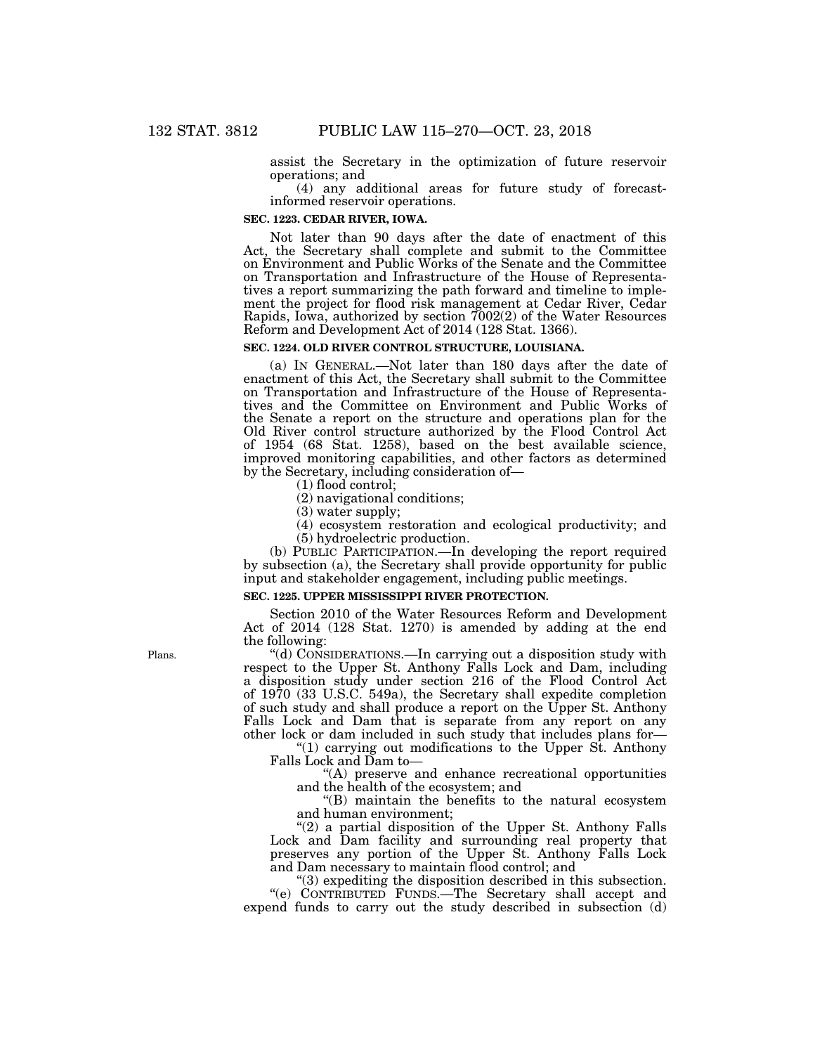assist the Secretary in the optimization of future reservoir operations; and

(4) any additional areas for future study of forecast-informed reservoir operations.

**SEC. 1223. CEDAR RIVER, IOWA.**

Not later than 90 days after the date of enactment of this Act, the Secretary shall complete and submit to the Committee on Environment and Public Works of the Senate and the Committee on Transportation and Infrastructure of the House of Representatives a report summarizing the path forward and timeline to implement the project for flood risk management at Cedar River, Cedar Rapids, Iowa, authorized by section 7002(2) of the Water Resources Reform and Development Act of 2014 (128 Stat. 1366).

**SEC. 1224. OLD RIVER CONTROL STRUCTURE, LOUISIANA.**

(a) IN GENERAL.—Not later than 180 days after the date of enactment of this Act, the Secretary shall submit to the Committee on Transportation and Infrastructure of the House of Representatives and the Committee on Environment and Public Works of the Senate a report on the structure and operations plan for the Old River control structure authorized by the Flood Control Act of 1954 (68 Stat. 1258), based on the best available science, improved monitoring capabilities, and other factors as determined by the Secretary, including consideration of—

(1) flood control;

(2) navigational conditions;

(3) water supply;

(4) ecosystem restoration and ecological productivity; and

(5) hydroelectric production.

(b) PUBLIC PARTICIPATION.—In developing the report required by subsection (a), the Secretary shall provide opportunity for public input and stakeholder engagement, including public meetings.

**SEC. 1225. UPPER MISSISSIPPI RIVER PROTECTION.**

Section 2010 of the Water Resources Reform and Development Act of 2014 (128 Stat. 1270) is amended by adding at the end the following:

Plans.

"(d) CONSIDERATIONS.—In carrying out a disposition study with respect to the Upper St. Anthony Falls Lock and Dam, including a disposition study under section 216 of the Flood Control Act of 1970 (33 U.S.C. 549a), the Secretary shall expedite completion of such study and shall produce a report on the Upper St. Anthony Falls Lock and Dam that is separate from any report on any other lock or dam included in such study that includes plans for—

"(1) carrying out modifications to the Upper St. Anthony Falls Lock and Dam to—

"(A) preserve and enhance recreational opportunities and the health of the ecosystem; and

"(B) maintain the benefits to the natural ecosystem and human environment;

"(2) a partial disposition of the Upper St. Anthony Falls Lock and Dam facility and surrounding real property that preserves any portion of the Upper St. Anthony Falls Lock and Dam necessary to maintain flood control; and

"(3) expediting the disposition described in this subsection.

"(e) CONTRIBUTED FUNDS.—The Secretary shall accept and expend funds to carry out the study described in subsection (d)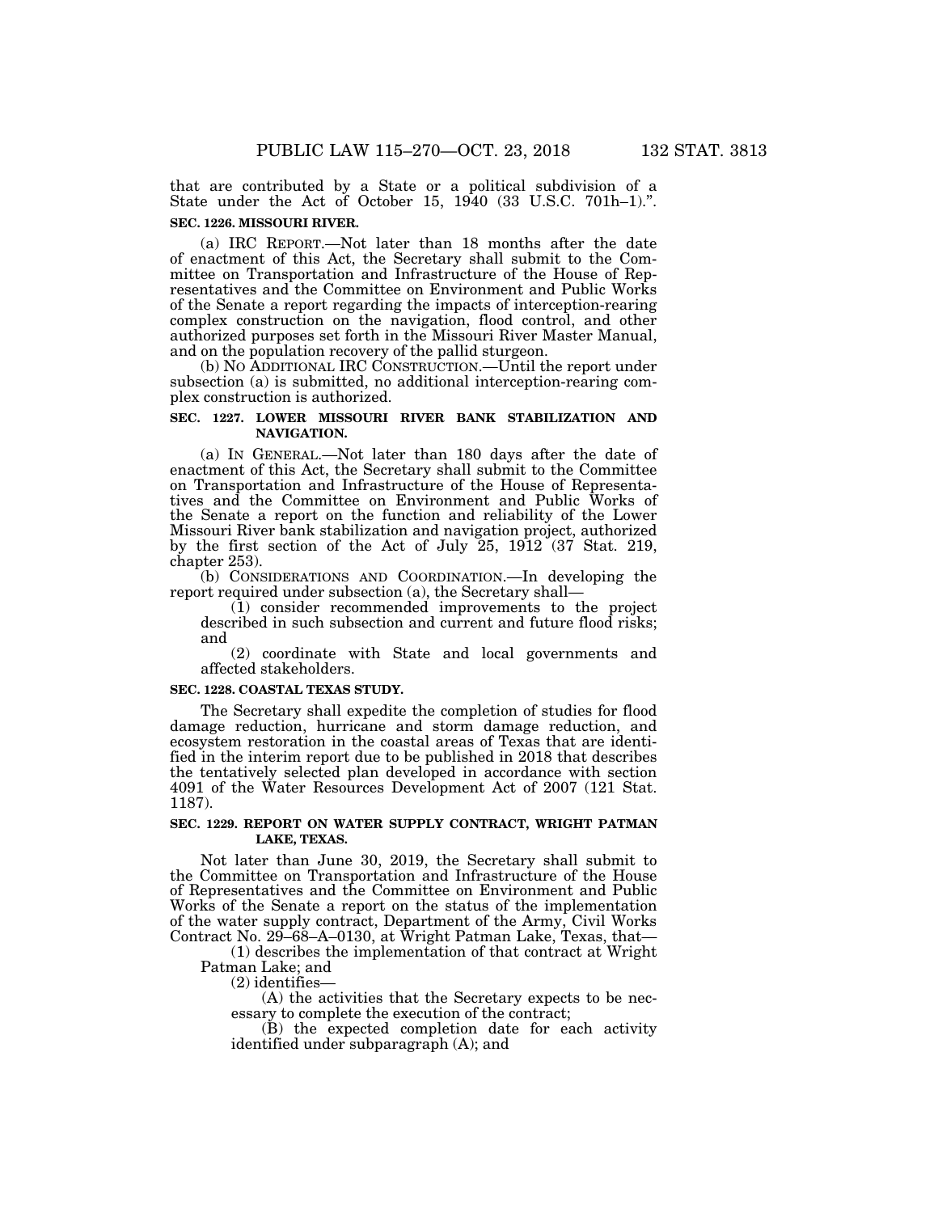that are contributed by a State or a political subdivision of a State under the Act of October 15, 1940 (33 U.S.C. 701h–1).".

**SEC. 1226. MISSOURI RIVER.**

(a) IRC REPORT.—Not later than 18 months after the date of enactment of this Act, the Secretary shall submit to the Committee on Transportation and Infrastructure of the House of Representatives and the Committee on Environment and Public Works of the Senate a report regarding the impacts of interception-rearing complex construction on the navigation, flood control, and other authorized purposes set forth in the Missouri River Master Manual, and on the population recovery of the pallid sturgeon.

(b) NO ADDITIONAL IRC CONSTRUCTION.—Until the report under subsection (a) is submitted, no additional interception-rearing complex construction is authorized.

**SEC. 1227. LOWER MISSOURI RIVER BANK STABILIZATION AND NAVIGATION.**

(a) IN GENERAL.—Not later than 180 days after the date of enactment of this Act, the Secretary shall submit to the Committee on Transportation and Infrastructure of the House of Representatives and the Committee on Environment and Public Works of the Senate a report on the function and reliability of the Lower Missouri River bank stabilization and navigation project, authorized by the first section of the Act of July 25, 1912 (37 Stat. 219, chapter 253).

(b) CONSIDERATIONS AND COORDINATION.—In developing the report required under subsection (a), the Secretary shall—

(1) consider recommended improvements to the project described in such subsection and current and future flood risks; and

(2) coordinate with State and local governments and affected stakeholders.

**SEC. 1228. COASTAL TEXAS STUDY.**

The Secretary shall expedite the completion of studies for flood damage reduction, hurricane and storm damage reduction, and ecosystem restoration in the coastal areas of Texas that are identified in the interim report due to be published in 2018 that describes the tentatively selected plan developed in accordance with section 4091 of the Water Resources Development Act of 2007 (121 Stat. 1187).

**SEC. 1229. REPORT ON WATER SUPPLY CONTRACT, WRIGHT PATMAN LAKE, TEXAS.**

Not later than June 30, 2019, the Secretary shall submit to the Committee on Transportation and Infrastructure of the House of Representatives and the Committee on Environment and Public Works of the Senate a report on the status of the implementation of the water supply contract, Department of the Army, Civil Works Contract No. 29–68–A–0130, at Wright Patman Lake, Texas, that—

(1) describes the implementation of that contract at Wright Patman Lake; and

(2) identifies—

(A) the activities that the Secretary expects to be necessary to complete the execution of the contract;

(B) the expected completion date for each activity identified under subparagraph (A); and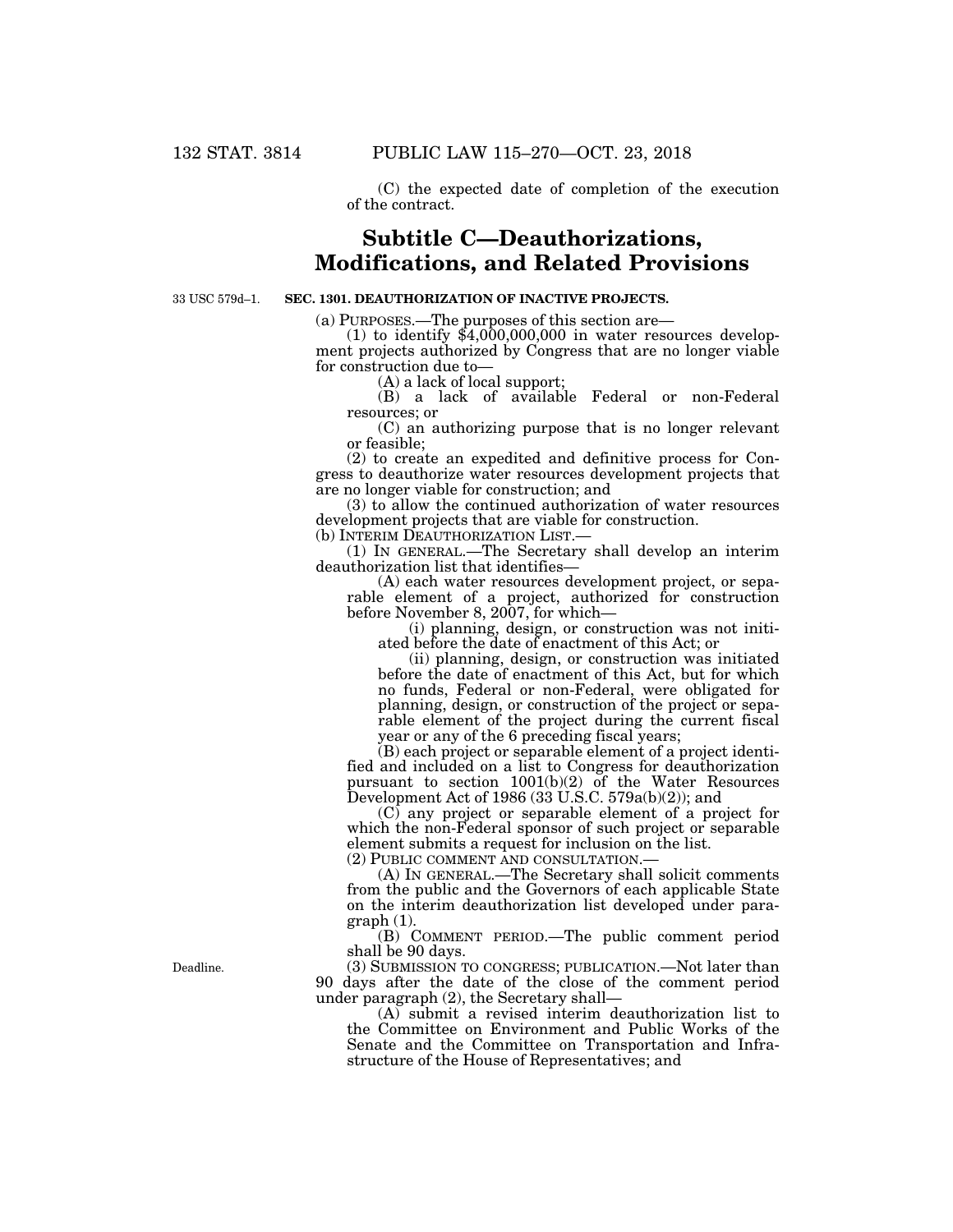(C) the expected date of completion of the execution of the contract.

## Subtitle C—Deauthorizations, Modifications, and Related Provisions

33 USC 579d–1.

**SEC. 1301. DEAUTHORIZATION OF INACTIVE PROJECTS.**

(a) PURPOSES.—The purposes of this section are—

(1) to identify $4,000,000,000 in water resources development projects authorized by Congress that are no longer viable for construction due to—

(A) a lack of local support;

(B) a lack of available Federal or non-Federal resources; or

(C) an authorizing purpose that is no longer relevant or feasible;

(2) to create an expedited and definitive process for Congress to deauthorize water resources development projects that are no longer viable for construction; and

(3) to allow the continued authorization of water resources development projects that are viable for construction.

(b) INTERIM DEAUTHORIZATION LIST.—

(1) IN GENERAL.—The Secretary shall develop an interim deauthorization list that identifies—

(A) each water resources development project, or separable element of a project, authorized for construction before November 8, 2007, for which—

(i) planning, design, or construction was not initiated before the date of enactment of this Act; or

(ii) planning, design, or construction was initiated before the date of enactment of this Act, but for which no funds, Federal or non-Federal, were obligated for planning, design, or construction of the project or separable element of the project during the current fiscal year or any of the 6 preceding fiscal years;

(B) each project or separable element of a project identified and included on a list to Congress for deauthorization pursuant to section 1001(b)(2) of the Water Resources Development Act of 1986 (33 U.S.C. 579a(b)(2)); and

(C) any project or separable element of a project for which the non-Federal sponsor of such project or separable element submits a request for inclusion on the list.

(2) PUBLIC COMMENT AND CONSULTATION.—

(A) IN GENERAL.—The Secretary shall solicit comments from the public and the Governors of each applicable State on the interim deauthorization list developed under paragraph (1).

(B) COMMENT PERIOD.—The public comment period shall be 90 days.

Deadline.

(3) SUBMISSION TO CONGRESS; PUBLICATION.—Not later than 90 days after the date of the close of the comment period under paragraph (2), the Secretary shall—

(A) submit a revised interim deauthorization list to the Committee on Environment and Public Works of the Senate and the Committee on Transportation and Infrastructure of the House of Representatives; and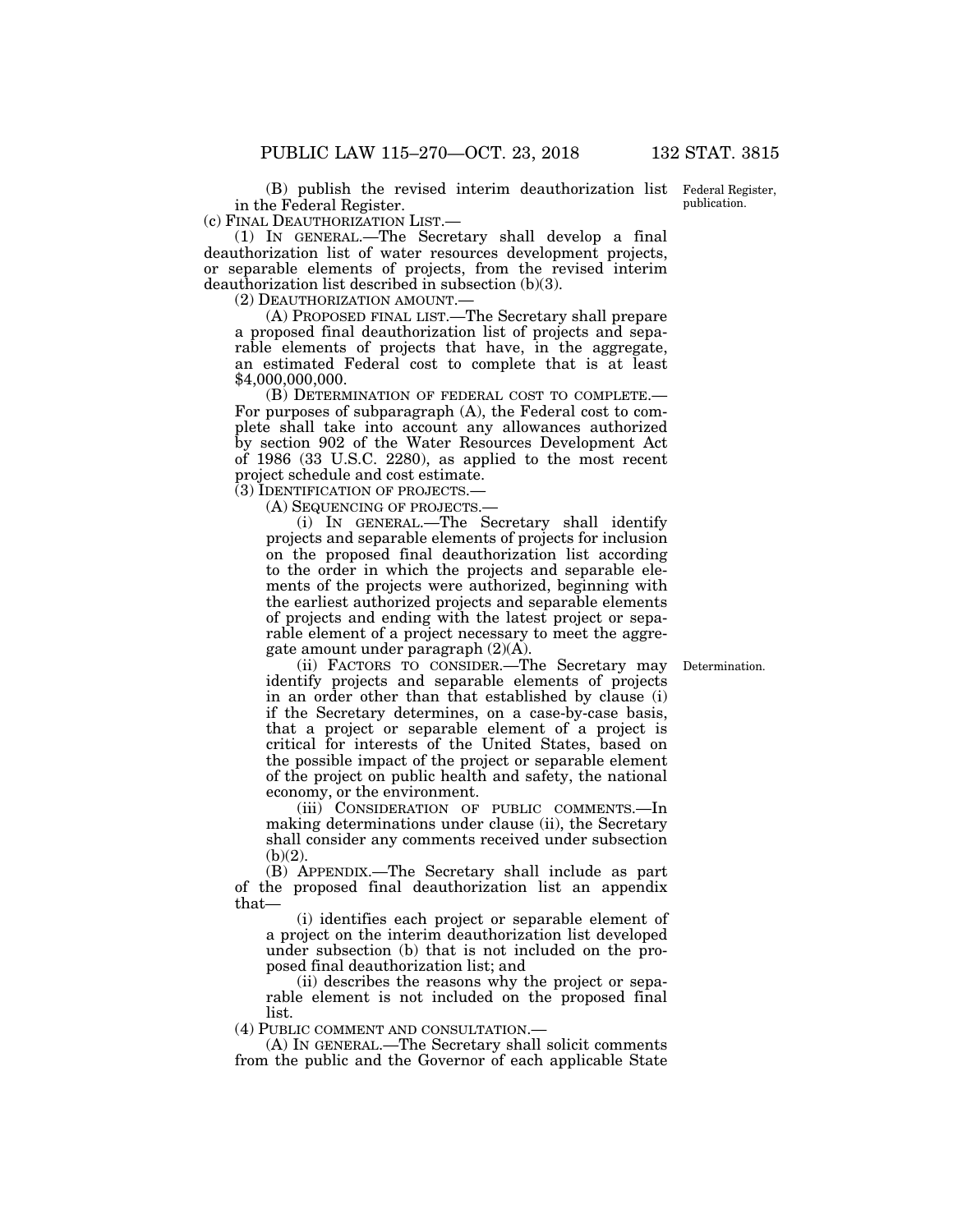(B) publish the revised interim deauthorization list in the Federal Register.

(c) FINAL DEAUTHORIZATION LIST.—

(1) IN GENERAL.—The Secretary shall develop a final deauthorization list of water resources development projects, or separable elements of projects, from the revised interim deauthorization list described in subsection (b)(3).

(2) DEAUTHORIZATION AMOUNT.—

(A) PROPOSED FINAL LIST.—The Secretary shall prepare a proposed final deauthorization list of projects and separable elements of projects that have, in the aggregate, an estimated Federal cost to complete that is at least $4,000,000,000.

(B) DETERMINATION OF FEDERAL COST TO COMPLETE.—For purposes of subparagraph (A), the Federal cost to complete shall take into account any allowances authorized by section 902 of the Water Resources Development Act of 1986 (33 U.S.C. 2280), as applied to the most recent project schedule and cost estimate.

(3) IDENTIFICATION OF PROJECTS.—

(A) SEQUENCING OF PROJECTS.—

(i) IN GENERAL.—The Secretary shall identify projects and separable elements of projects for inclusion on the proposed final deauthorization list according to the order in which the projects and separable elements of the projects were authorized, beginning with the earliest authorized projects and separable elements of projects and ending with the latest project or separable element of a project necessary to meet the aggregate amount under paragraph (2)(A).

(ii) FACTORS TO CONSIDER.—The Secretary may identify projects and separable elements of projects in an order other than that established by clause (i) if the Secretary determines, on a case-by-case basis, that a project or separable element of a project is critical for interests of the United States, based on the possible impact of the project or separable element of the project on public health and safety, the national economy, or the environment.

(iii) CONSIDERATION OF PUBLIC COMMENTS.—In making determinations under clause (ii), the Secretary shall consider any comments received under subsection (b)(2).

(B) APPENDIX.—The Secretary shall include as part of the proposed final deauthorization list an appendix that—

(i) identifies each project or separable element of a project on the interim deauthorization list developed under subsection (b) that is not included on the proposed final deauthorization list; and

(ii) describes the reasons why the project or separable element is not included on the proposed final list.

(4) PUBLIC COMMENT AND CONSULTATION.—

(A) IN GENERAL.—The Secretary shall solicit comments from the public and the Governor of each applicable State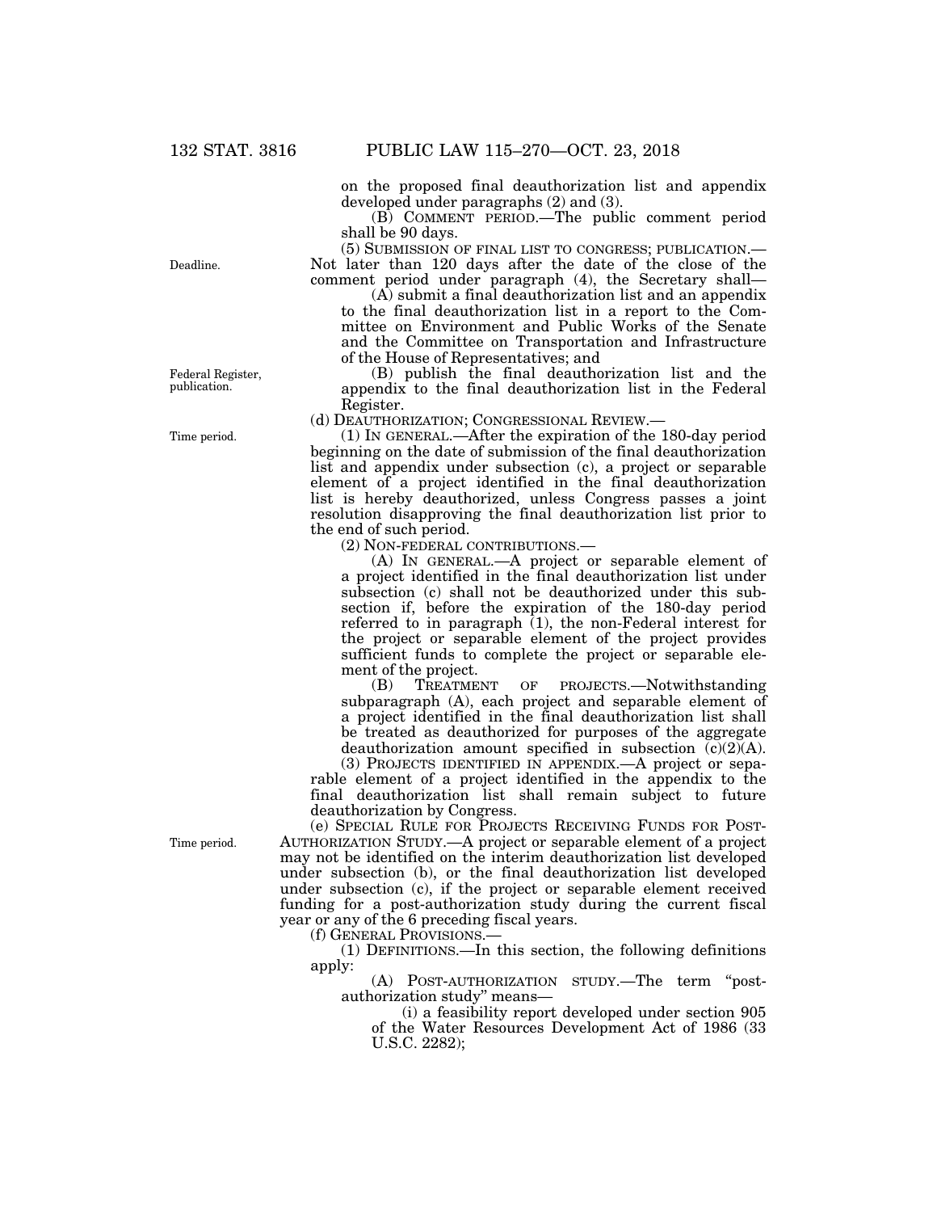on the proposed final deauthorization list and appendix developed under paragraphs (2) and (3).

(B) COMMENT PERIOD.—The public comment period shall be 90 days.

(5) SUBMISSION OF FINAL LIST TO CONGRESS; PUBLICATION.—Not later than 120 days after the date of the close of the comment period under paragraph (4), the Secretary shall—

(A) submit a final deauthorization list and an appendix to the final deauthorization list in a report to the Committee on Environment and Public Works of the Senate and the Committee on Transportation and Infrastructure of the House of Representatives; and

(B) publish the final deauthorization list and the appendix to the final deauthorization list in the Federal Register.

(d) DEAUTHORIZATION; CONGRESSIONAL REVIEW.—

(1) IN GENERAL.—After the expiration of the 180-day period beginning on the date of submission of the final deauthorization list and appendix under subsection (c), a project or separable element of a project identified in the final deauthorization list is hereby deauthorized, unless Congress passes a joint resolution disapproving the final deauthorization list prior to the end of such period.

(2) NON-FEDERAL CONTRIBUTIONS.—

(A) IN GENERAL.—A project or separable element of a project identified in the final deauthorization list under subsection (c) shall not be deauthorized under this subsection if, before the expiration of the 180-day period referred to in paragraph (1), the non-Federal interest for the project or separable element of the project provides sufficient funds to complete the project or separable element of the project.

(B) TREATMENT OF PROJECTS.—Notwithstanding subparagraph (A), each project and separable element of a project identified in the final deauthorization list shall be treated as deauthorized for purposes of the aggregate deauthorization amount specified in subsection (c)(2)(A).

(3) PROJECTS IDENTIFIED IN APPENDIX.—A project or separable element of a project identified in the appendix to the final deauthorization list shall remain subject to future deauthorization by Congress.

(e) SPECIAL RULE FOR PROJECTS RECEIVING FUNDS FOR POST-AUTHORIZATION STUDY.—A project or separable element of a project may not be identified on the interim deauthorization list developed under subsection (b), or the final deauthorization list developed under subsection (c), if the project or separable element received funding for a post-authorization study during the current fiscal year or any of the 6 preceding fiscal years.

(f) GENERAL PROVISIONS.—

(1) DEFINITIONS.—In this section, the following definitions apply:

(A) POST-AUTHORIZATION STUDY.—The term "post-authorization study" means—

(i) a feasibility report developed under section 905 of the Water Resources Development Act of 1986 (33 U.S.C. 2282);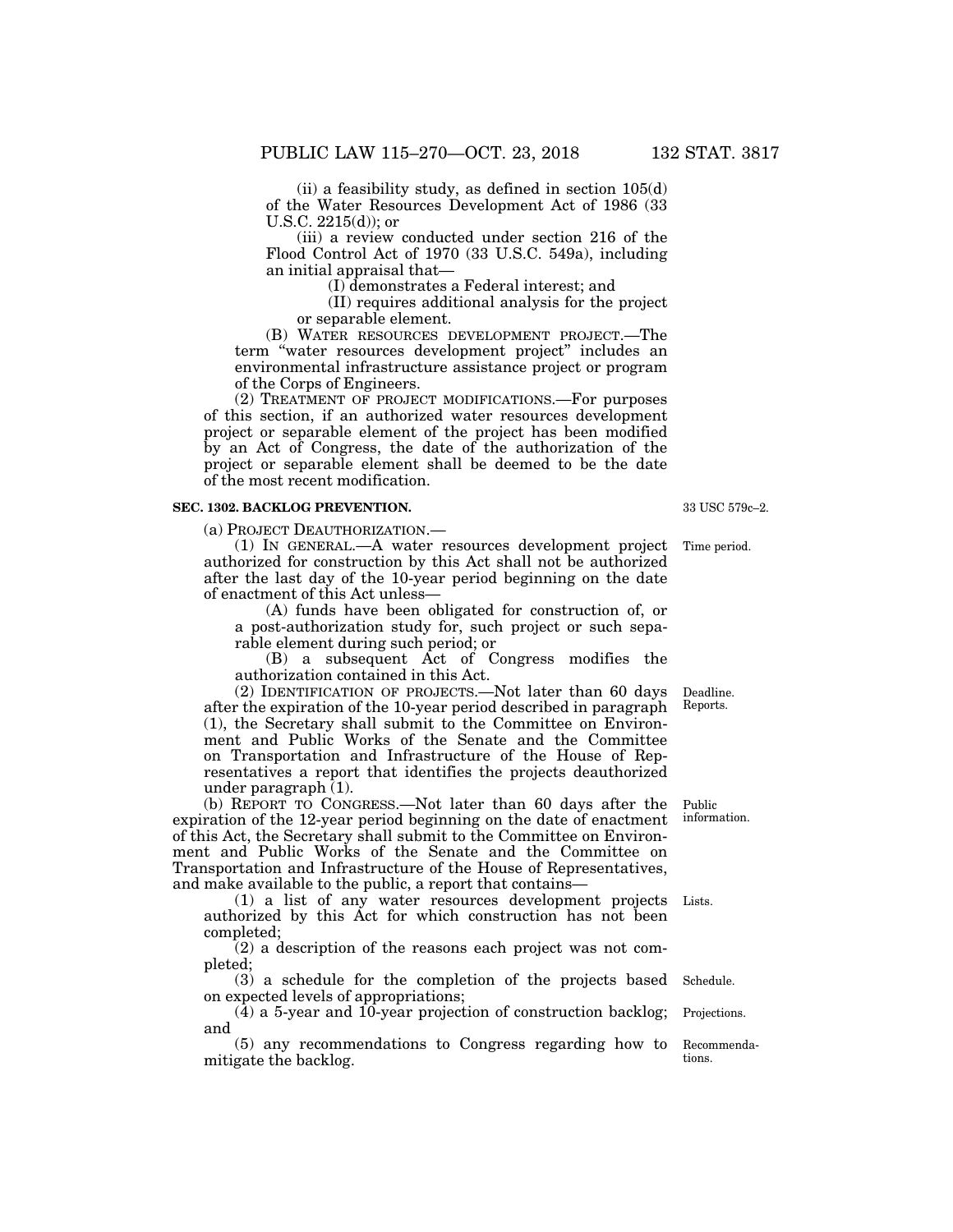(ii) a feasibility study, as defined in section 105(d) of the Water Resources Development Act of 1986 (33 U.S.C. 2215(d)); or

(iii) a review conducted under section 216 of the Flood Control Act of 1970 (33 U.S.C. 549a), including an initial appraisal that—

(I) demonstrates a Federal interest; and

(II) requires additional analysis for the project or separable element.

(B) WATER RESOURCES DEVELOPMENT PROJECT.—The term "water resources development project" includes an environmental infrastructure assistance project or program of the Corps of Engineers.

(2) TREATMENT OF PROJECT MODIFICATIONS.—For purposes of this section, if an authorized water resources development project or separable element of the project has been modified by an Act of Congress, the date of the authorization of the project or separable element shall be deemed to be the date of the most recent modification.

**SEC. 1302. BACKLOG PREVENTION.**

33 USC 579c–2.

(a) PROJECT DEAUTHORIZATION.—

(1) IN GENERAL.—A water resources development project authorized for construction by this Act shall not be authorized after the last day of the 10-year period beginning on the date of enactment of this Act unless—

Time period.

(A) funds have been obligated for construction of, or a post-authorization study for, such project or such separable element during such period; or

(B) a subsequent Act of Congress modifies the authorization contained in this Act.

(2) IDENTIFICATION OF PROJECTS.—Not later than 60 days after the expiration of the 10-year period described in paragraph (1), the Secretary shall submit to the Committee on Environment and Public Works of the Senate and the Committee on Transportation and Infrastructure of the House of Representatives a report that identifies the projects deauthorized under paragraph (1).

Deadline. Reports.

(b) REPORT TO CONGRESS.—Not later than 60 days after the expiration of the 12-year period beginning on the date of enactment of this Act, the Secretary shall submit to the Committee on Environment and Public Works of the Senate and the Committee on Transportation and Infrastructure of the House of Representatives, and make available to the public, a report that contains—

Public information.

(1) a list of any water resources development projects authorized by this Act for which construction has not been completed;

Lists.

(2) a description of the reasons each project was not completed;

(3) a schedule for the completion of the projects based on expected levels of appropriations;

Schedule.

(4) a 5-year and 10-year projection of construction backlog; and

Projections.

(5) any recommendations to Congress regarding how to mitigate the backlog.

Recommendations.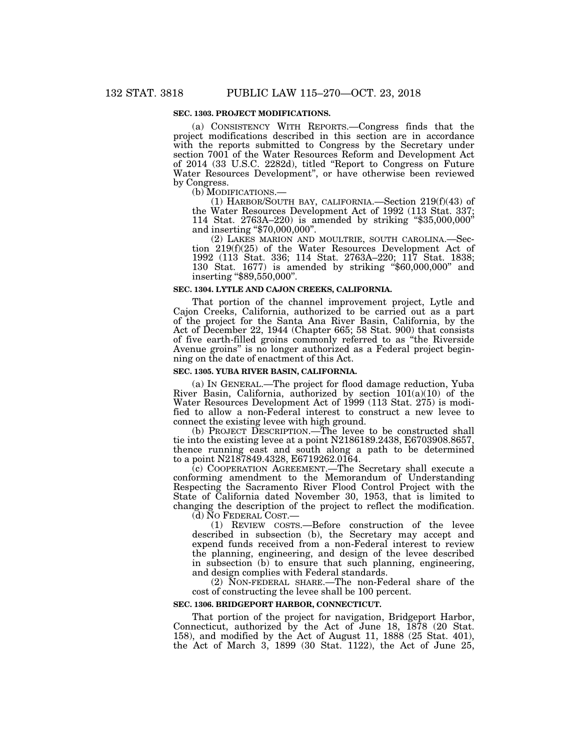### SEC. 1303. PROJECT MODIFICATIONS.

(a) CONSISTENCY WITH REPORTS.—Congress finds that the project modifications described in this section are in accordance with the reports submitted to Congress by the Secretary under section 7001 of the Water Resources Reform and Development Act of 2014 (33 U.S.C. 2282d), titled "Report to Congress on Future Water Resources Development", or have otherwise been reviewed by Congress.

(b) MODIFICATIONS.—

(1) HARBOR/SOUTH BAY, CALIFORNIA.—Section 219(f)(43) of the Water Resources Development Act of 1992 (113 Stat. 337; 114 Stat. 2763A–220) is amended by striking "$35,000,000" and inserting "$70,000,000".

(2) LAKES MARION AND MOULTRIE, SOUTH CAROLINA.—Section 219(f)(25) of the Water Resources Development Act of 1992 (113 Stat. 336; 114 Stat. 2763A–220; 117 Stat. 1838; 130 Stat. 1677) is amended by striking "$60,000,000" and inserting "$89,550,000".

### SEC. 1304. LYTLE AND CAJON CREEKS, CALIFORNIA.

That portion of the channel improvement project, Lytle and Cajon Creeks, California, authorized to be carried out as a part of the project for the Santa Ana River Basin, California, by the Act of December 22, 1944 (Chapter 665; 58 Stat. 900) that consists of five earth-filled groins commonly referred to as "the Riverside Avenue groins" is no longer authorized as a Federal project beginning on the date of enactment of this Act.

### SEC. 1305. YUBA RIVER BASIN, CALIFORNIA.

(a) IN GENERAL.—The project for flood damage reduction, Yuba River Basin, California, authorized by section 101(a)(10) of the Water Resources Development Act of 1999 (113 Stat. 275) is modified to allow a non-Federal interest to construct a new levee to connect the existing levee with high ground.

(b) PROJECT DESCRIPTION.—The levee to be constructed shall tie into the existing levee at a point N2186189.2438, E6703908.8657, thence running east and south along a path to be determined to a point N2187849.4328, E6719262.0164.

(c) COOPERATION AGREEMENT.—The Secretary shall execute a conforming amendment to the Memorandum of Understanding Respecting the Sacramento River Flood Control Project with the State of California dated November 30, 1953, that is limited to changing the description of the project to reflect the modification.

(d) NO FEDERAL COST.—

(1) REVIEW COSTS.—Before construction of the levee described in subsection (b), the Secretary may accept and expend funds received from a non-Federal interest to review the planning, engineering, and design of the levee described in subsection (b) to ensure that such planning, engineering, and design complies with Federal standards.

(2) NON-FEDERAL SHARE.—The non-Federal share of the cost of constructing the levee shall be 100 percent.

### SEC. 1306. BRIDGEPORT HARBOR, CONNECTICUT.

That portion of the project for navigation, Bridgeport Harbor, Connecticut, authorized by the Act of June 18, 1878 (20 Stat. 158), and modified by the Act of August 11, 1888 (25 Stat. 401), the Act of March 3, 1899 (30 Stat. 1122), the Act of June 25,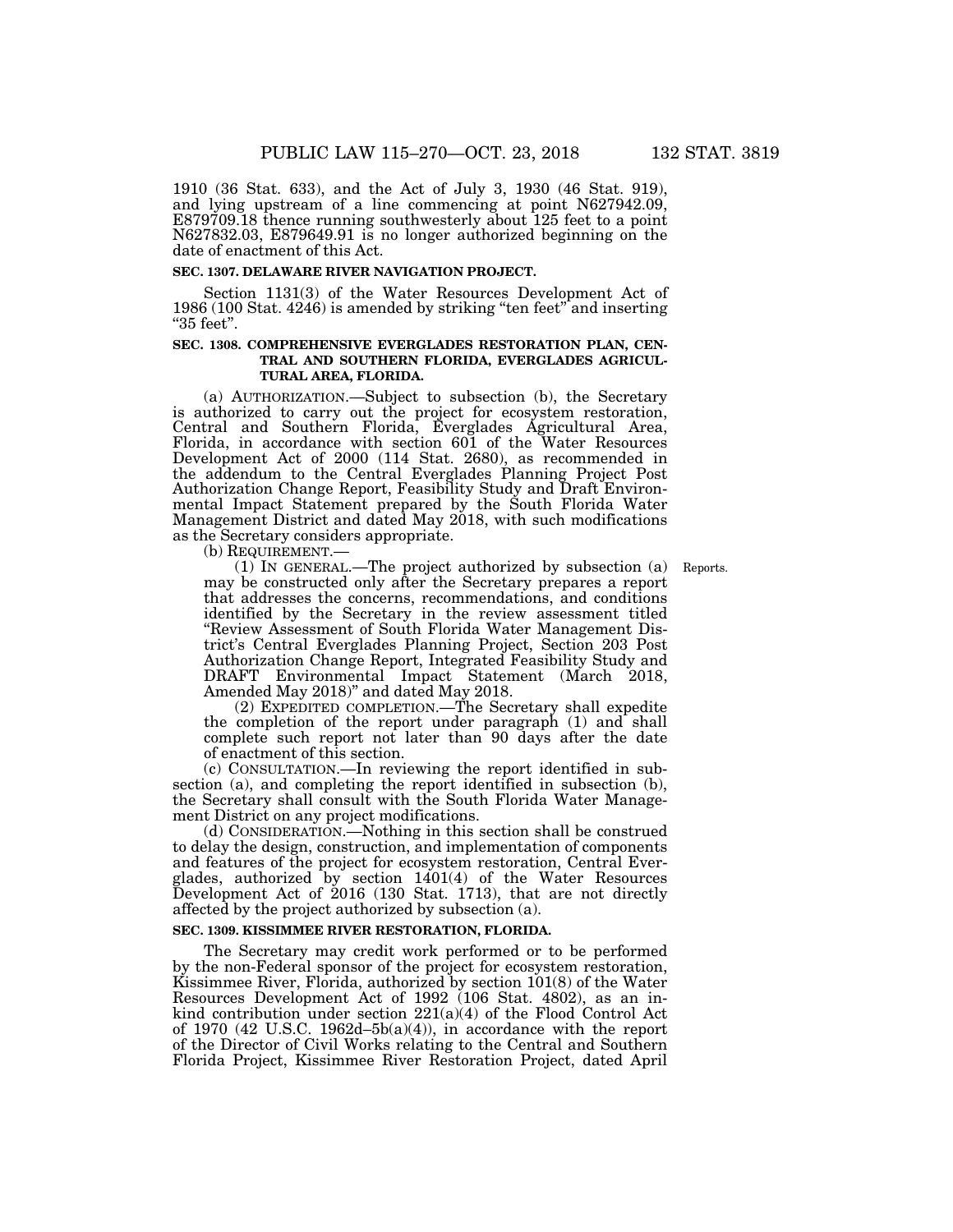1910 (36 Stat. 633), and the Act of July 3, 1930 (46 Stat. 919), and lying upstream of a line commencing at point N627942.09, E879709.18 thence running southwesterly about 125 feet to a point N627832.03, E879649.91 is no longer authorized beginning on the date of enactment of this Act.

**SEC. 1307. DELAWARE RIVER NAVIGATION PROJECT.**

Section 1131(3) of the Water Resources Development Act of 1986 (100 Stat. 4246) is amended by striking "ten feet" and inserting "35 feet".

**SEC. 1308. COMPREHENSIVE EVERGLADES RESTORATION PLAN, CENTRAL AND SOUTHERN FLORIDA, EVERGLADES AGRICULTURAL AREA, FLORIDA.**

(a) AUTHORIZATION.—Subject to subsection (b), the Secretary is authorized to carry out the project for ecosystem restoration, Central and Southern Florida, Everglades Agricultural Area, Florida, in accordance with section 601 of the Water Resources Development Act of 2000 (114 Stat. 2680), as recommended in the addendum to the Central Everglades Planning Project Post Authorization Change Report, Feasibility Study and Draft Environmental Impact Statement prepared by the South Florida Water Management District and dated May 2018, with such modifications as the Secretary considers appropriate.

(b) REQUIREMENT.—

Reports.

(1) IN GENERAL.—The project authorized by subsection (a) may be constructed only after the Secretary prepares a report that addresses the concerns, recommendations, and conditions identified by the Secretary in the review assessment titled "Review Assessment of South Florida Water Management District's Central Everglades Planning Project, Section 203 Post Authorization Change Report, Integrated Feasibility Study and DRAFT Environmental Impact Statement (March 2018, Amended May 2018)" and dated May 2018.

(2) EXPEDITED COMPLETION.—The Secretary shall expedite the completion of the report under paragraph (1) and shall complete such report not later than 90 days after the date of enactment of this section.

(c) CONSULTATION.—In reviewing the report identified in subsection (a), and completing the report identified in subsection (b), the Secretary shall consult with the South Florida Water Management District on any project modifications.

(d) CONSIDERATION.—Nothing in this section shall be construed to delay the design, construction, and implementation of components and features of the project for ecosystem restoration, Central Everglades, authorized by section 1401(4) of the Water Resources Development Act of 2016 (130 Stat. 1713), that are not directly affected by the project authorized by subsection (a).

**SEC. 1309. KISSIMMEE RIVER RESTORATION, FLORIDA.**

The Secretary may credit work performed or to be performed by the non-Federal sponsor of the project for ecosystem restoration, Kissimmee River, Florida, authorized by section 101(8) of the Water Resources Development Act of 1992 (106 Stat. 4802), as an in-kind contribution under section 221(a)(4) of the Flood Control Act of 1970 (42 U.S.C. 1962d–5b(a)(4)), in accordance with the report of the Director of Civil Works relating to the Central and Southern Florida Project, Kissimmee River Restoration Project, dated April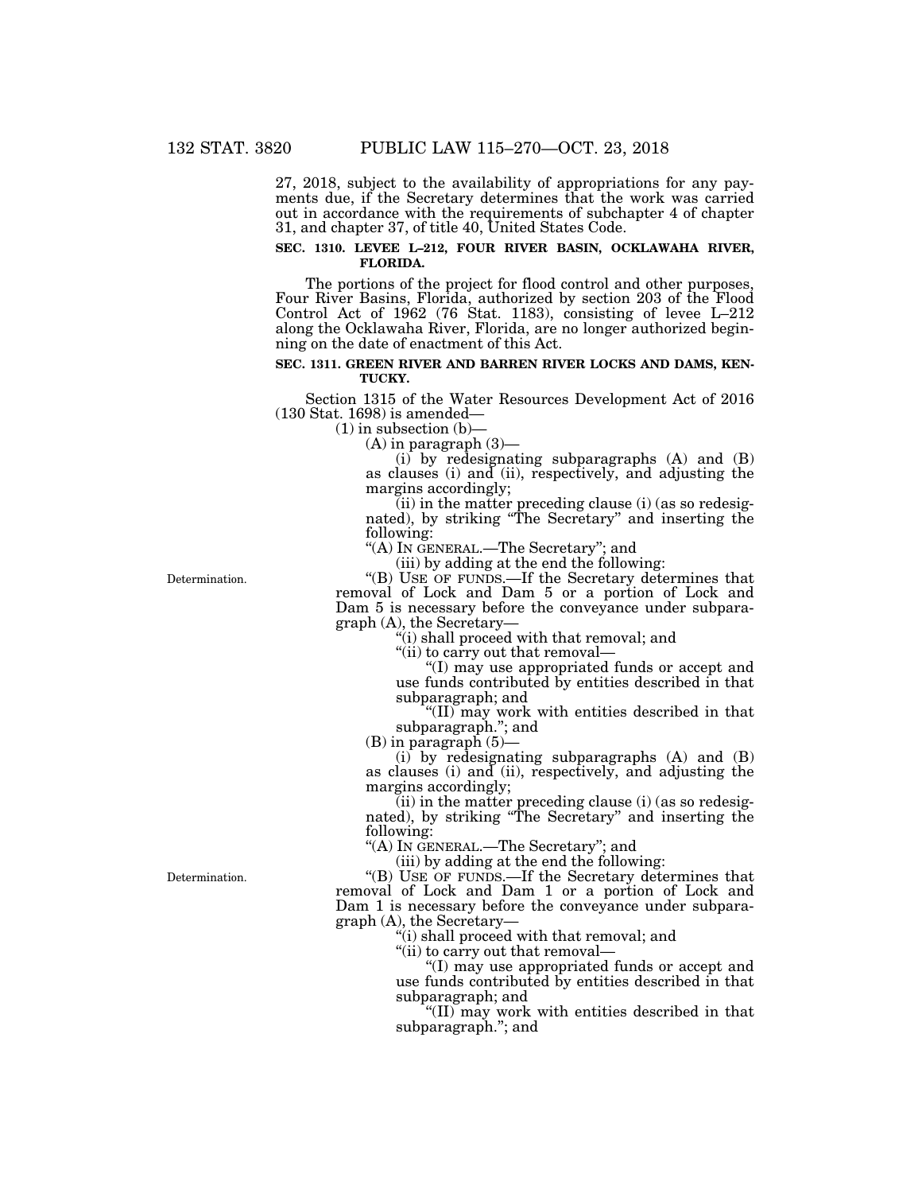27, 2018, subject to the availability of appropriations for any payments due, if the Secretary determines that the work was carried out in accordance with the requirements of subchapter 4 of chapter 31, and chapter 37, of title 40, United States Code.

**SEC. 1310. LEVEE L–212, FOUR RIVER BASIN, OCKLAWAHA RIVER, FLORIDA.**

The portions of the project for flood control and other purposes, Four River Basins, Florida, authorized by section 203 of the Flood Control Act of 1962 (76 Stat. 1183), consisting of levee L–212 along the Ocklawaha River, Florida, are no longer authorized beginning on the date of enactment of this Act.

**SEC. 1311. GREEN RIVER AND BARREN RIVER LOCKS AND DAMS, KENTUCKY.**

Section 1315 of the Water Resources Development Act of 2016 (130 Stat. 1698) is amended—

(1) in subsection (b)—

(A) in paragraph (3)—

(i) by redesignating subparagraphs (A) and (B) as clauses (i) and (ii), respectively, and adjusting the margins accordingly;

(ii) in the matter preceding clause (i) (as so redesignated), by striking "The Secretary" and inserting the following:

"(A) IN GENERAL.—The Secretary"; and

(iii) by adding at the end the following:

Determination.

"(B) USE OF FUNDS.—If the Secretary determines that removal of Lock and Dam 5 or a portion of Lock and Dam 5 is necessary before the conveyance under subparagraph (A), the Secretary—

"(i) shall proceed with that removal; and

"(ii) to carry out that removal—

"(I) may use appropriated funds or accept and use funds contributed by entities described in that subparagraph; and

"(II) may work with entities described in that subparagraph."; and

(B) in paragraph (5)—

(i) by redesignating subparagraphs (A) and (B) as clauses (i) and (ii), respectively, and adjusting the margins accordingly;

(ii) in the matter preceding clause (i) (as so redesignated), by striking "The Secretary" and inserting the following:

"(A) IN GENERAL.—The Secretary"; and

(iii) by adding at the end the following:

Determination.

"(B) USE OF FUNDS.—If the Secretary determines that removal of Lock and Dam 1 or a portion of Lock and Dam 1 is necessary before the conveyance under subparagraph (A), the Secretary—

"(i) shall proceed with that removal; and

"(ii) to carry out that removal—

"(I) may use appropriated funds or accept and use funds contributed by entities described in that subparagraph; and

"(II) may work with entities described in that subparagraph."; and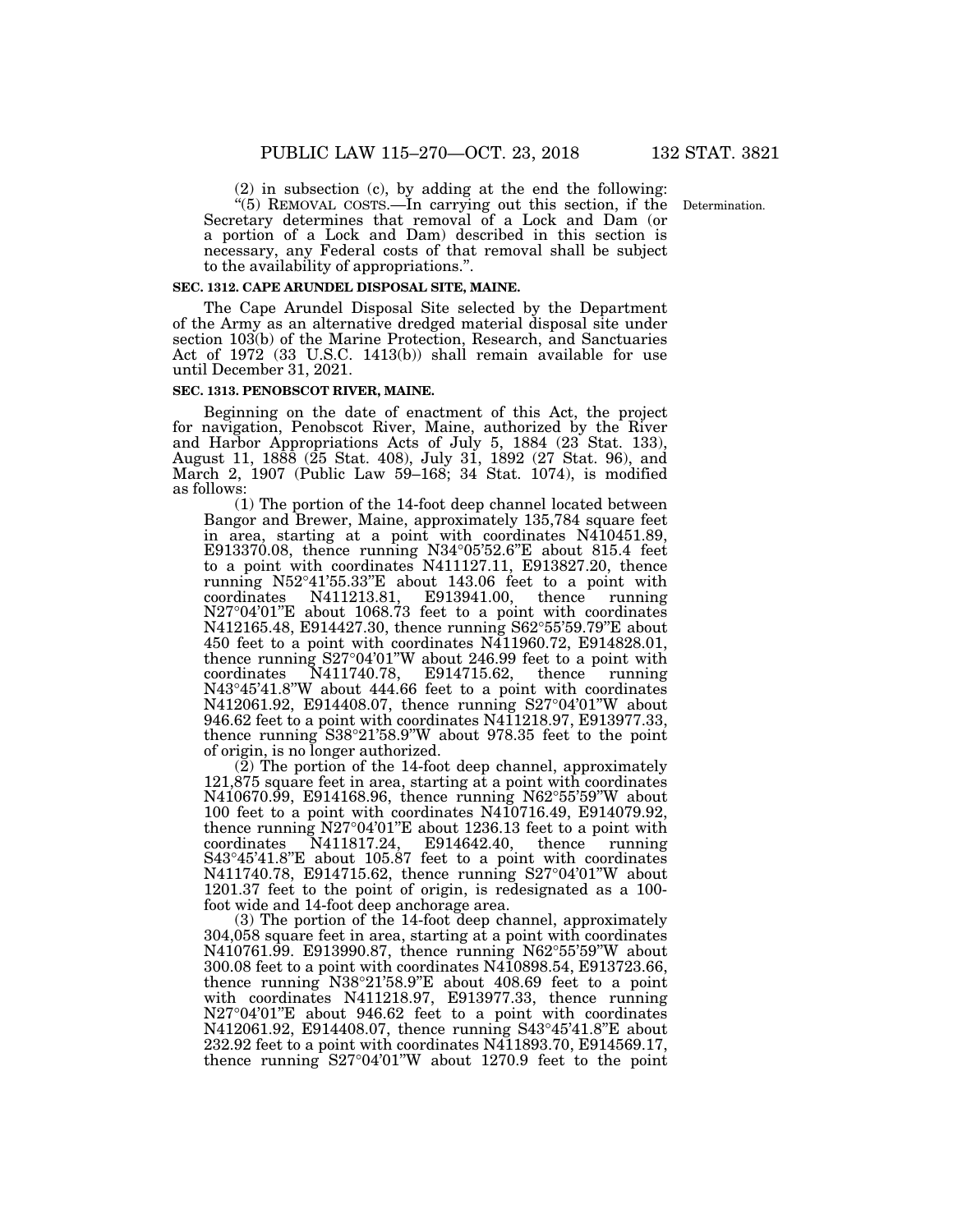(2) in subsection (c), by adding at the end the following:

"(5) REMOVAL COSTS.—In carrying out this section, if the Secretary determines that removal of a Lock and Dam (or a portion of a Lock and Dam) described in this section is necessary, any Federal costs of that removal shall be subject to the availability of appropriations.".

Determination.

### SEC. 1312. CAPE ARUNDEL DISPOSAL SITE, MAINE.

The Cape Arundel Disposal Site selected by the Department of the Army as an alternative dredged material disposal site under section 103(b) of the Marine Protection, Research, and Sanctuaries Act of 1972 (33 U.S.C. 1413(b)) shall remain available for use until December 31, 2021.

### SEC. 1313. PENOBSCOT RIVER, MAINE.

Beginning on the date of enactment of this Act, the project for navigation, Penobscot River, Maine, authorized by the River and Harbor Appropriations Acts of July 5, 1884 (23 Stat. 133), August 11, 1888 (25 Stat. 408), July 31, 1892 (27 Stat. 96), and March 2, 1907 (Public Law 59–168; 34 Stat. 1074), is modified as follows:

(1) The portion of the 14-foot deep channel located between Bangor and Brewer, Maine, approximately 135,784 square feet in area, starting at a point with coordinates N410451.89, E913370.08, thence running N34°05'52.6"E about 815.4 feet to a point with coordinates N411127.11, E913827.20, thence running N52°41'55.33"E about 143.06 feet to a point with coordinates N411213.81, E913941.00, thence running N27°04'01"E about 1068.73 feet to a point with coordinates N412165.48, E914427.30, thence running S62°55'59.79"E about 450 feet to a point with coordinates N411960.72, E914828.01, thence running S27°04'01"W about 246.99 feet to a point with coordinates N411740.78, E914715.62, thence running N43°45'41.8"W about 444.66 feet to a point with coordinates N412061.92, E914408.07, thence running S27°04'01"W about 946.62 feet to a point with coordinates N411218.97, E913977.33, thence running S38°21'58.9"W about 978.35 feet to the point of origin, is no longer authorized.

(2) The portion of the 14-foot deep channel, approximately 121,875 square feet in area, starting at a point with coordinates N410670.99, E914168.96, thence running N62°55'59"W about 100 feet to a point with coordinates N410716.49, E914079.92, thence running N27°04'01"E about 1236.13 feet to a point with coordinates N411817.24, E914642.40, thence running S43°45'41.8"E about 105.87 feet to a point with coordinates N411740.78, E914715.62, thence running S27°04'01"W about 1201.37 feet to the point of origin, is redesignated as a 100-foot wide and 14-foot deep anchorage area.

(3) The portion of the 14-foot deep channel, approximately 304,058 square feet in area, starting at a point with coordinates N410761.99. E913990.87, thence running N62°55'59"W about 300.08 feet to a point with coordinates N410898.54, E913723.66, thence running N38°21'58.9"E about 408.69 feet to a point with coordinates N411218.97, E913977.33, thence running N27°04'01"E about 946.62 feet to a point with coordinates N412061.92, E914408.07, thence running S43°45'41.8"E about 232.92 feet to a point with coordinates N411893.70, E914569.17, thence running S27°04'01"W about 1270.9 feet to the point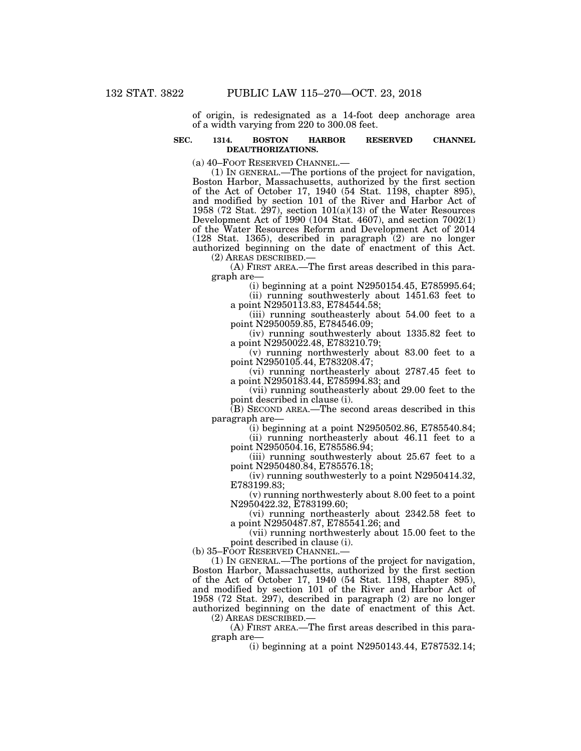of origin, is redesignated as a 14-foot deep anchorage area of a width varying from 220 to 300.08 feet.

### SEC. 1314. BOSTON HARBOR RESERVED CHANNEL DEAUTHORIZATIONS.

(a) 40–FOOT RESERVED CHANNEL.—

(1) IN GENERAL.—The portions of the project for navigation, Boston Harbor, Massachusetts, authorized by the first section of the Act of October 17, 1940 (54 Stat. 1198, chapter 895), and modified by section 101 of the River and Harbor Act of 1958 (72 Stat. 297), section 101(a)(13) of the Water Resources Development Act of 1990 (104 Stat. 4607), and section 7002(1) of the Water Resources Reform and Development Act of 2014 (128 Stat. 1365), described in paragraph (2) are no longer authorized beginning on the date of enactment of this Act.

(2) AREAS DESCRIBED.—

(A) FIRST AREA.—The first areas described in this paragraph are—

(i) beginning at a point N2950154.45, E785995.64;

(ii) running southwesterly about 1451.63 feet to a point N2950113.83, E784544.58;

(iii) running southeasterly about 54.00 feet to a point N2950059.85, E784546.09;

(iv) running southwesterly about 1335.82 feet to a point N2950022.48, E783210.79;

(v) running northwesterly about 83.00 feet to a point N2950105.44, E783208.47;

(vi) running northeasterly about 2787.45 feet to a point N2950183.44, E785994.83; and

(vii) running southeasterly about 29.00 feet to the point described in clause (i).

(B) SECOND AREA.—The second areas described in this paragraph are—

(i) beginning at a point N2950502.86, E785540.84;

(ii) running northeasterly about 46.11 feet to a point N2950504.16, E785586.94;

(iii) running southwesterly about 25.67 feet to a point N2950480.84, E785576.18;

(iv) running southwesterly to a point N2950414.32, E783199.83;

(v) running northwesterly about 8.00 feet to a point N2950422.32, E783199.60;

(vi) running northeasterly about 2342.58 feet to a point N2950487.87, E785541.26; and

(vii) running northwesterly about 15.00 feet to the point described in clause (i).

(b) 35–FOOT RESERVED CHANNEL.—

(1) IN GENERAL.—The portions of the project for navigation, Boston Harbor, Massachusetts, authorized by the first section of the Act of October 17, 1940 (54 Stat. 1198, chapter 895), and modified by section 101 of the River and Harbor Act of 1958 (72 Stat. 297), described in paragraph (2) are no longer authorized beginning on the date of enactment of this Act.

(2) AREAS DESCRIBED.—

(A) FIRST AREA.—The first areas described in this paragraph are—

(i) beginning at a point N2950143.44, E787532.14;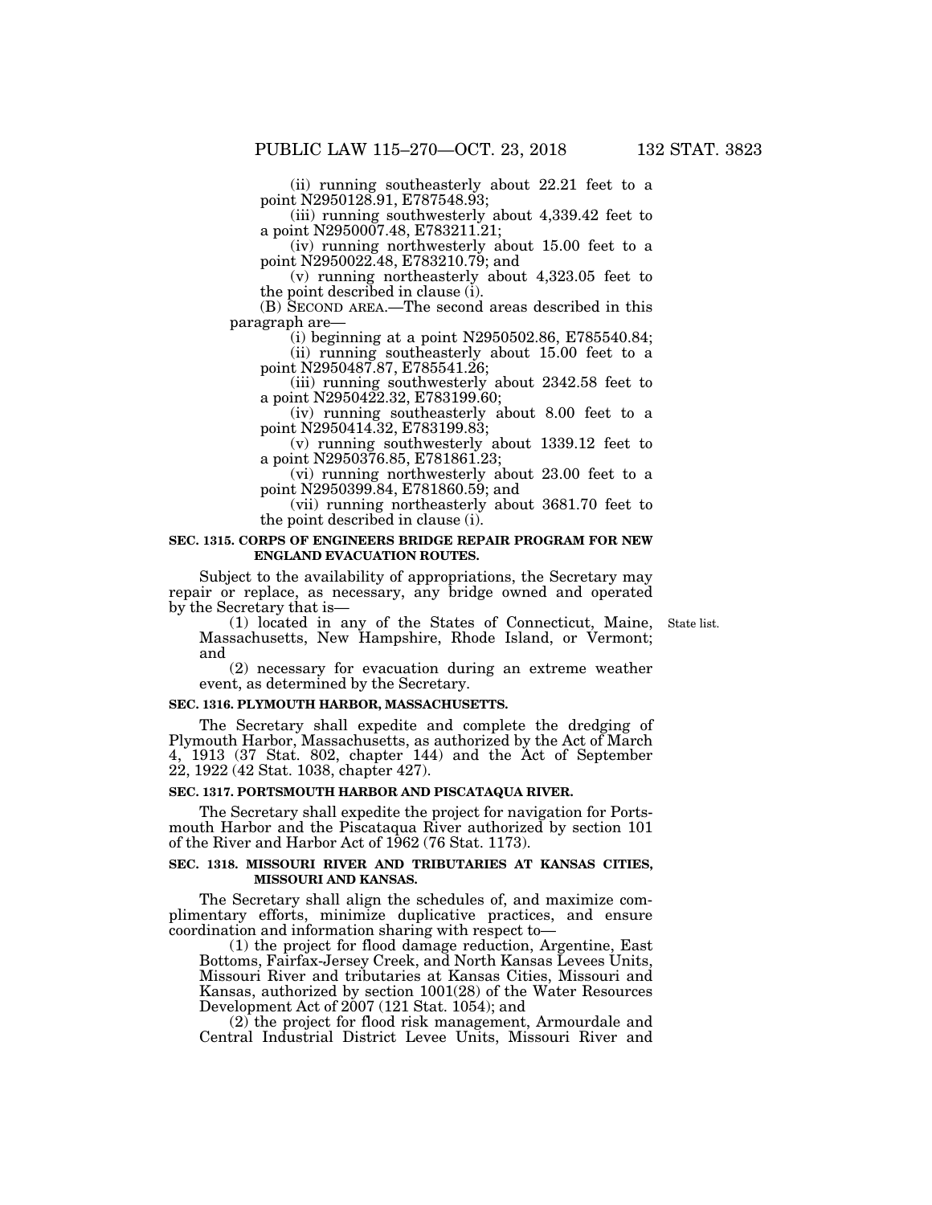(ii) running southeasterly about 22.21 feet to a point N2950128.91, E787548.93;

(iii) running southwesterly about 4,339.42 feet to a point N2950007.48, E783211.21;

(iv) running northwesterly about 15.00 feet to a point N2950022.48, E783210.79; and

(v) running northeasterly about 4,323.05 feet to the point described in clause (i).

(B) SECOND AREA.—The second areas described in this paragraph are—

(i) beginning at a point N2950502.86, E785540.84;

(ii) running southeasterly about 15.00 feet to a point N2950487.87, E785541.26;

(iii) running southwesterly about 2342.58 feet to a point N2950422.32, E783199.60;

(iv) running southeasterly about 8.00 feet to a point N2950414.32, E783199.83;

(v) running southwesterly about 1339.12 feet to a point N2950376.85, E781861.23;

(vi) running northwesterly about 23.00 feet to a point N2950399.84, E781860.59; and

(vii) running northeasterly about 3681.70 feet to the point described in clause (i).

**SEC. 1315. CORPS OF ENGINEERS BRIDGE REPAIR PROGRAM FOR NEW ENGLAND EVACUATION ROUTES.**

Subject to the availability of appropriations, the Secretary may repair or replace, as necessary, any bridge owned and operated by the Secretary that is—

State list.

(1) located in any of the States of Connecticut, Maine, Massachusetts, New Hampshire, Rhode Island, or Vermont; and

(2) necessary for evacuation during an extreme weather event, as determined by the Secretary.

**SEC. 1316. PLYMOUTH HARBOR, MASSACHUSETTS.**

The Secretary shall expedite and complete the dredging of Plymouth Harbor, Massachusetts, as authorized by the Act of March 4, 1913 (37 Stat. 802, chapter 144) and the Act of September 22, 1922 (42 Stat. 1038, chapter 427).

**SEC. 1317. PORTSMOUTH HARBOR AND PISCATAQUA RIVER.**

The Secretary shall expedite the project for navigation for Portsmouth Harbor and the Piscataqua River authorized by section 101 of the River and Harbor Act of 1962 (76 Stat. 1173).

**SEC. 1318. MISSOURI RIVER AND TRIBUTARIES AT KANSAS CITIES, MISSOURI AND KANSAS.**

The Secretary shall align the schedules of, and maximize complimentary efforts, minimize duplicative practices, and ensure coordination and information sharing with respect to—

(1) the project for flood damage reduction, Argentine, East Bottoms, Fairfax-Jersey Creek, and North Kansas Levees Units, Missouri River and tributaries at Kansas Cities, Missouri and Kansas, authorized by section 1001(28) of the Water Resources Development Act of 2007 (121 Stat. 1054); and

(2) the project for flood risk management, Armourdale and Central Industrial District Levee Units, Missouri River and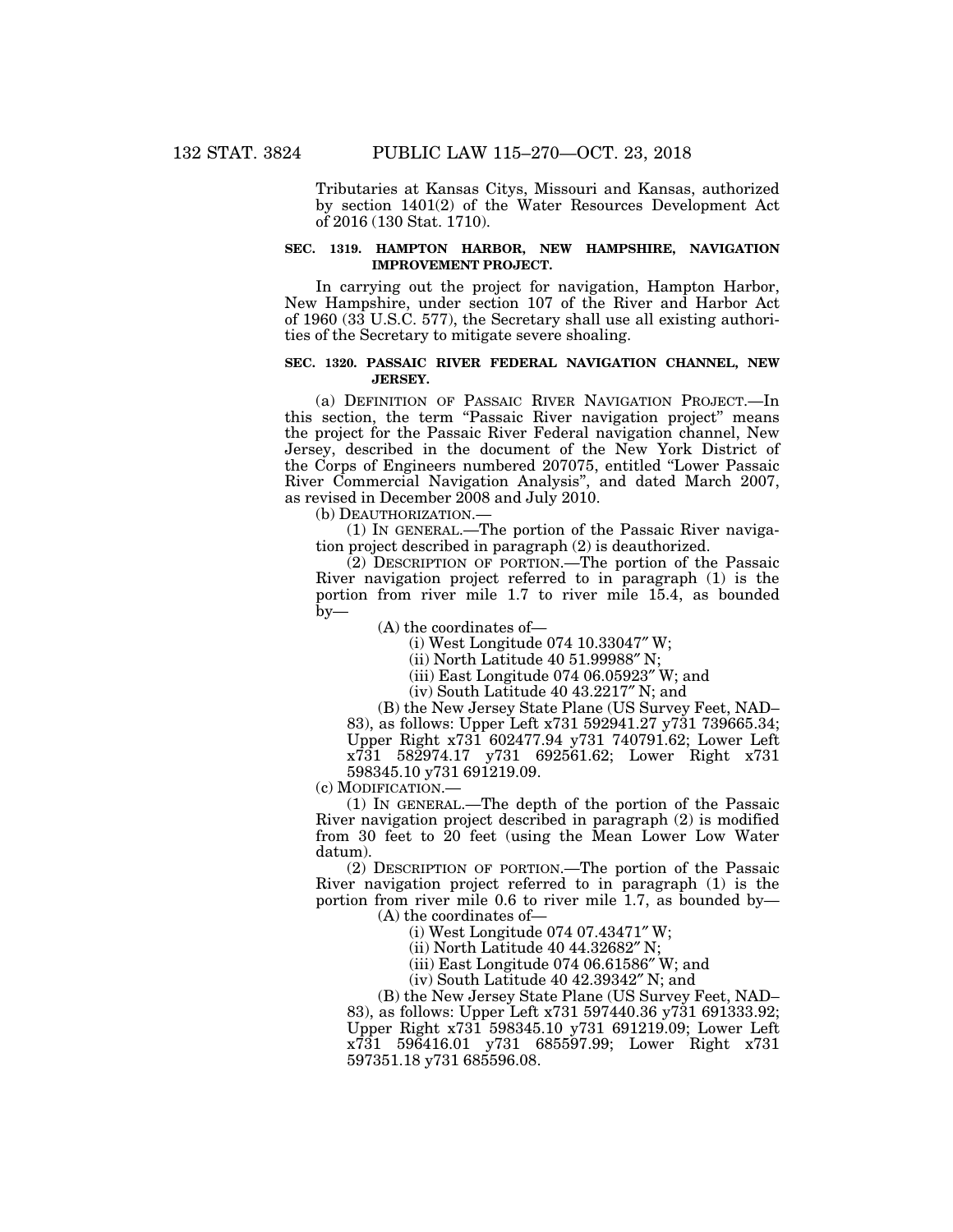Tributaries at Kansas Citys, Missouri and Kansas, authorized by section 1401(2) of the Water Resources Development Act of 2016 (130 Stat. 1710).

**SEC. 1319. HAMPTON HARBOR, NEW HAMPSHIRE, NAVIGATION IMPROVEMENT PROJECT.**

In carrying out the project for navigation, Hampton Harbor, New Hampshire, under section 107 of the River and Harbor Act of 1960 (33 U.S.C. 577), the Secretary shall use all existing authorities of the Secretary to mitigate severe shoaling.

**SEC. 1320. PASSAIC RIVER FEDERAL NAVIGATION CHANNEL, NEW JERSEY.**

(a) DEFINITION OF PASSAIC RIVER NAVIGATION PROJECT.—In this section, the term "Passaic River navigation project" means the project for the Passaic River Federal navigation channel, New Jersey, described in the document of the New York District of the Corps of Engineers numbered 207075, entitled "Lower Passaic River Commercial Navigation Analysis", and dated March 2007, as revised in December 2008 and July 2010.

(b) DEAUTHORIZATION.—

(1) IN GENERAL.—The portion of the Passaic River navigation project described in paragraph (2) is deauthorized.

(2) DESCRIPTION OF PORTION.—The portion of the Passaic River navigation project referred to in paragraph (1) is the portion from river mile 1.7 to river mile 15.4, as bounded by—

(A) the coordinates of—

(i) West Longitude 074 10.33047″ W;

(ii) North Latitude 40 51.99988″ N;

(iii) East Longitude 074 06.05923″ W; and

(iv) South Latitude 40 43.2217″ N; and

(B) the New Jersey State Plane (US Survey Feet, NAD–83), as follows: Upper Left x731 592941.27 y731 739665.34; Upper Right x731 602477.94 y731 740791.62; Lower Left x731 582974.17 y731 692561.62; Lower Right x731 598345.10 y731 691219.09.

(c) MODIFICATION.—

(1) IN GENERAL.—The depth of the portion of the Passaic River navigation project described in paragraph (2) is modified from 30 feet to 20 feet (using the Mean Lower Low Water datum).

(2) DESCRIPTION OF PORTION.—The portion of the Passaic River navigation project referred to in paragraph (1) is the portion from river mile 0.6 to river mile 1.7, as bounded by—

(A) the coordinates of—

(i) West Longitude 074 07.43471″ W;

(ii) North Latitude 40 44.32682″ N;

(iii) East Longitude 074 06.61586″ W; and

(iv) South Latitude 40 42.39342″ N; and

(B) the New Jersey State Plane (US Survey Feet, NAD–83), as follows: Upper Left x731 597440.36 y731 691333.92; Upper Right x731 598345.10 y731 691219.09; Lower Left x731 596416.01 y731 685597.99; Lower Right x731 597351.18 y731 685596.08.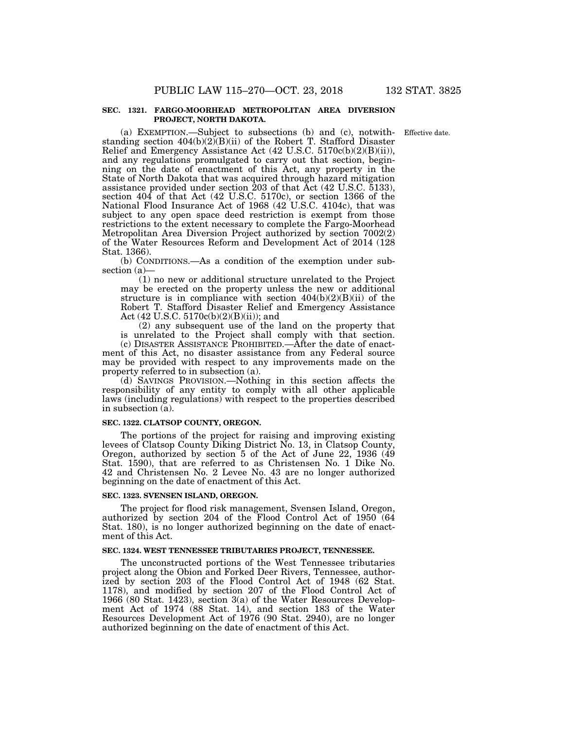### SEC. 1321. FARGO-MOORHEAD METROPOLITAN AREA DIVERSION PROJECT, NORTH DAKOTA.

Effective date.

(a) EXEMPTION.—Subject to subsections (b) and (c), notwithstanding section 404(b)(2)(B)(ii) of the Robert T. Stafford Disaster Relief and Emergency Assistance Act (42 U.S.C. 5170c(b)(2)(B)(ii)), and any regulations promulgated to carry out that section, beginning on the date of enactment of this Act, any property in the State of North Dakota that was acquired through hazard mitigation assistance provided under section 203 of that Act (42 U.S.C. 5133), section 404 of that Act (42 U.S.C. 5170c), or section 1366 of the National Flood Insurance Act of 1968 (42 U.S.C. 4104c), that was subject to any open space deed restriction is exempt from those restrictions to the extent necessary to complete the Fargo-Moorhead Metropolitan Area Diversion Project authorized by section 7002(2) of the Water Resources Reform and Development Act of 2014 (128 Stat. 1366).

(b) CONDITIONS.—As a condition of the exemption under subsection (a)—

(1) no new or additional structure unrelated to the Project may be erected on the property unless the new or additional structure is in compliance with section 404(b)(2)(B)(ii) of the Robert T. Stafford Disaster Relief and Emergency Assistance Act (42 U.S.C. 5170c(b)(2)(B)(ii)); and

(2) any subsequent use of the land on the property that is unrelated to the Project shall comply with that section.

(c) DISASTER ASSISTANCE PROHIBITED.—After the date of enactment of this Act, no disaster assistance from any Federal source may be provided with respect to any improvements made on the property referred to in subsection (a).

(d) SAVINGS PROVISION.—Nothing in this section affects the responsibility of any entity to comply with all other applicable laws (including regulations) with respect to the properties described in subsection (a).

### SEC. 1322. CLATSOP COUNTY, OREGON.

The portions of the project for raising and improving existing levees of Clatsop County Diking District No. 13, in Clatsop County, Oregon, authorized by section 5 of the Act of June 22, 1936 (49 Stat. 1590), that are referred to as Christensen No. 1 Dike No. 42 and Christensen No. 2 Levee No. 43 are no longer authorized beginning on the date of enactment of this Act.

### SEC. 1323. SVENSEN ISLAND, OREGON.

The project for flood risk management, Svensen Island, Oregon, authorized by section 204 of the Flood Control Act of 1950 (64 Stat. 180), is no longer authorized beginning on the date of enactment of this Act.

### SEC. 1324. WEST TENNESSEE TRIBUTARIES PROJECT, TENNESSEE.

The unconstructed portions of the West Tennessee tributaries project along the Obion and Forked Deer Rivers, Tennessee, authorized by section 203 of the Flood Control Act of 1948 (62 Stat. 1178), and modified by section 207 of the Flood Control Act of 1966 (80 Stat. 1423), section 3(a) of the Water Resources Development Act of 1974 (88 Stat. 14), and section 183 of the Water Resources Development Act of 1976 (90 Stat. 2940), are no longer authorized beginning on the date of enactment of this Act.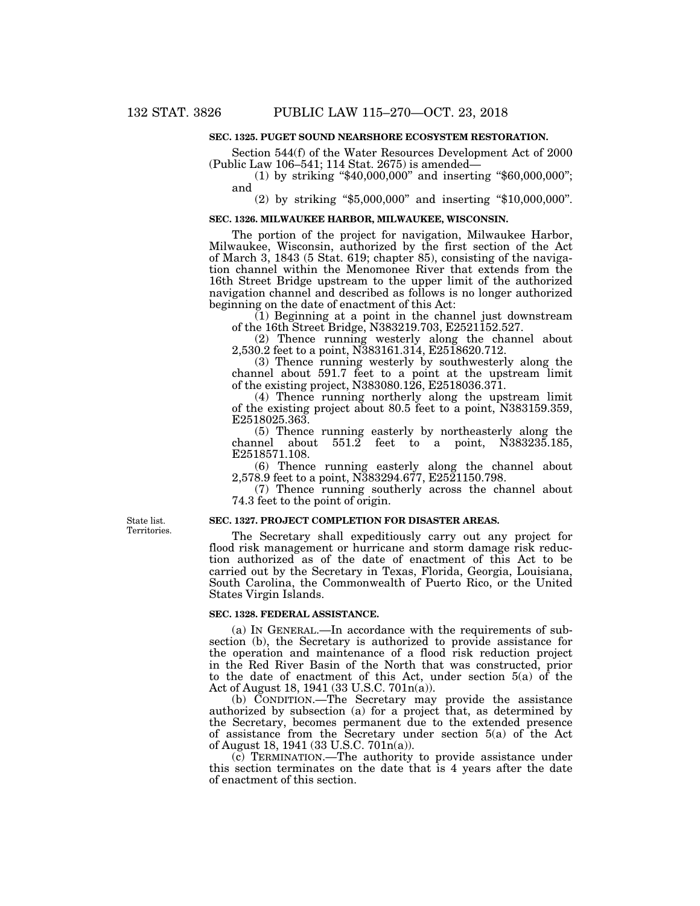**SEC. 1325. PUGET SOUND NEARSHORE ECOSYSTEM RESTORATION.**

Section 544(f) of the Water Resources Development Act of 2000 (Public Law 106–541; 114 Stat. 2675) is amended—

(1) by striking "$40,000,000" and inserting "$60,000,000"; and

(2) by striking "$5,000,000" and inserting "$10,000,000".

**SEC. 1326. MILWAUKEE HARBOR, MILWAUKEE, WISCONSIN.**

The portion of the project for navigation, Milwaukee Harbor, Milwaukee, Wisconsin, authorized by the first section of the Act of March 3, 1843 (5 Stat. 619; chapter 85), consisting of the navigation channel within the Menomonee River that extends from the 16th Street Bridge upstream to the upper limit of the authorized navigation channel and described as follows is no longer authorized beginning on the date of enactment of this Act:

(1) Beginning at a point in the channel just downstream of the 16th Street Bridge, N383219.703, E2521152.527.

(2) Thence running westerly along the channel about 2,530.2 feet to a point, N383161.314, E2518620.712.

(3) Thence running westerly by southwesterly along the channel about 591.7 feet to a point at the upstream limit of the existing project, N383080.126, E2518036.371.

(4) Thence running northerly along the upstream limit of the existing project about 80.5 feet to a point, N383159.359, E2518025.363.

(5) Thence running easterly by northeasterly along the channel about 551.2 feet to a point, N383235.185, E2518571.108.

(6) Thence running easterly along the channel about 2,578.9 feet to a point, N383294.677, E2521150.798.

(7) Thence running southerly across the channel about 74.3 feet to the point of origin.

State list.
Territories.

**SEC. 1327. PROJECT COMPLETION FOR DISASTER AREAS.**

The Secretary shall expeditiously carry out any project for flood risk management or hurricane and storm damage risk reduction authorized as of the date of enactment of this Act to be carried out by the Secretary in Texas, Florida, Georgia, Louisiana, South Carolina, the Commonwealth of Puerto Rico, or the United States Virgin Islands.

**SEC. 1328. FEDERAL ASSISTANCE.**

(a) IN GENERAL.—In accordance with the requirements of subsection (b), the Secretary is authorized to provide assistance for the operation and maintenance of a flood risk reduction project in the Red River Basin of the North that was constructed, prior to the date of enactment of this Act, under section 5(a) of the Act of August 18, 1941 (33 U.S.C. 701n(a)).

(b) CONDITION.—The Secretary may provide the assistance authorized by subsection (a) for a project that, as determined by the Secretary, becomes permanent due to the extended presence of assistance from the Secretary under section 5(a) of the Act of August 18, 1941 (33 U.S.C. 701n(a)).

(c) TERMINATION.—The authority to provide assistance under this section terminates on the date that is 4 years after the date of enactment of this section.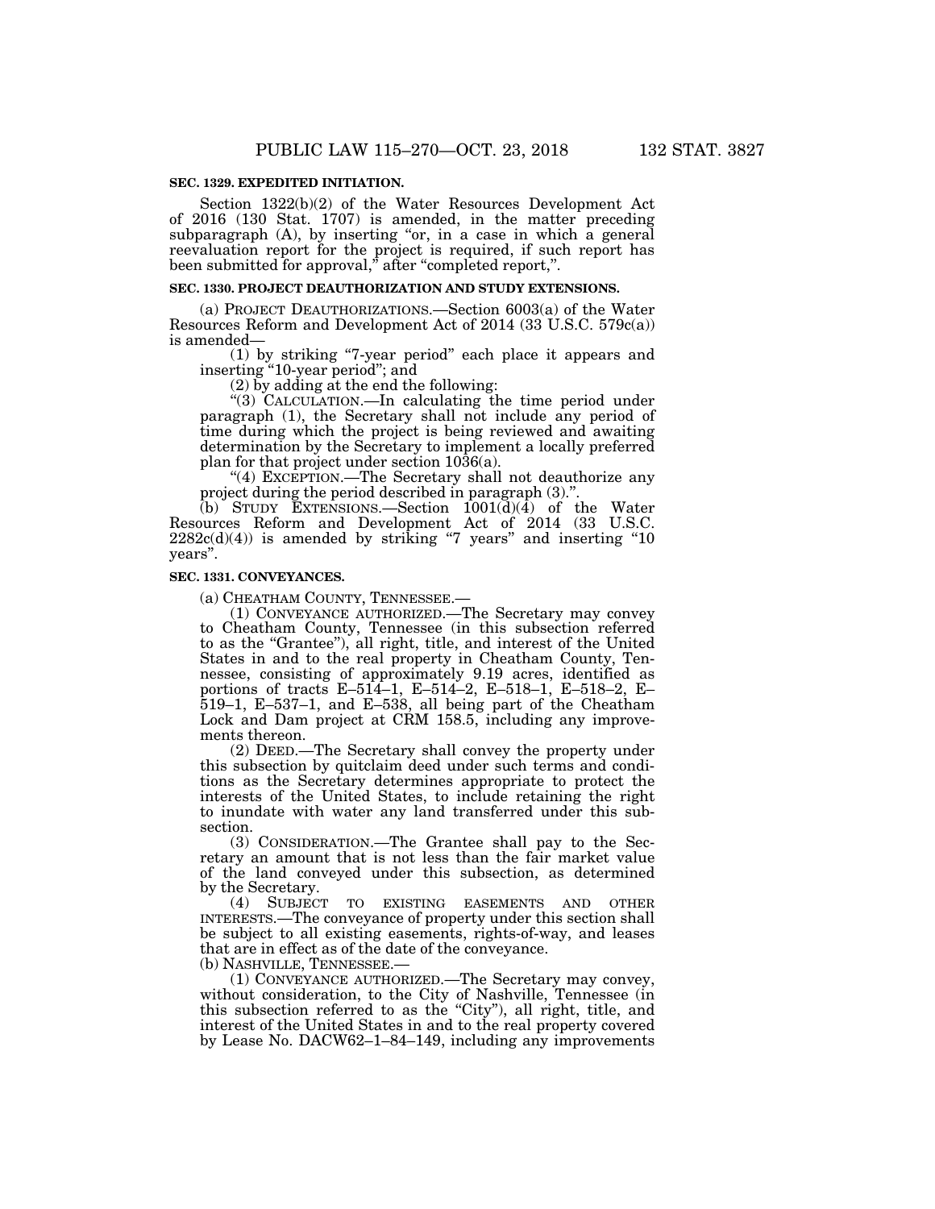**SEC. 1329. EXPEDITED INITIATION.**

Section 1322(b)(2) of the Water Resources Development Act of 2016 (130 Stat. 1707) is amended, in the matter preceding subparagraph (A), by inserting "or, in a case in which a general reevaluation report for the project is required, if such report has been submitted for approval," after "completed report,".

**SEC. 1330. PROJECT DEAUTHORIZATION AND STUDY EXTENSIONS.**

(a) PROJECT DEAUTHORIZATIONS.—Section 6003(a) of the Water Resources Reform and Development Act of 2014 (33 U.S.C. 579c(a)) is amended—

(1) by striking "7-year period" each place it appears and inserting "10-year period"; and

(2) by adding at the end the following:

"(3) CALCULATION.—In calculating the time period under paragraph (1), the Secretary shall not include any period of time during which the project is being reviewed and awaiting determination by the Secretary to implement a locally preferred plan for that project under section 1036(a).

"(4) EXCEPTION.—The Secretary shall not deauthorize any project during the period described in paragraph (3).".

(b) STUDY EXTENSIONS.—Section 1001(d)(4) of the Water Resources Reform and Development Act of 2014 (33 U.S.C. 2282c(d)(4)) is amended by striking "7 years" and inserting "10 years".

**SEC. 1331. CONVEYANCES.**

(a) CHEATHAM COUNTY, TENNESSEE.—

(1) CONVEYANCE AUTHORIZED.—The Secretary may convey to Cheatham County, Tennessee (in this subsection referred to as the "Grantee"), all right, title, and interest of the United States in and to the real property in Cheatham County, Tennessee, consisting of approximately 9.19 acres, identified as portions of tracts E–514–1, E–514–2, E–518–1, E–518–2, E–519–1, E–537–1, and E–538, all being part of the Cheatham Lock and Dam project at CRM 158.5, including any improvements thereon.

(2) DEED.—The Secretary shall convey the property under this subsection by quitclaim deed under such terms and conditions as the Secretary determines appropriate to protect the interests of the United States, to include retaining the right to inundate with water any land transferred under this subsection.

(3) CONSIDERATION.—The Grantee shall pay to the Secretary an amount that is not less than the fair market value of the land conveyed under this subsection, as determined by the Secretary.

(4) SUBJECT TO EXISTING EASEMENTS AND OTHER INTERESTS.—The conveyance of property under this section shall be subject to all existing easements, rights-of-way, and leases that are in effect as of the date of the conveyance.

(b) NASHVILLE, TENNESSEE.—

(1) CONVEYANCE AUTHORIZED.—The Secretary may convey, without consideration, to the City of Nashville, Tennessee (in this subsection referred to as the "City"), all right, title, and interest of the United States in and to the real property covered by Lease No. DACW62–1–84–149, including any improvements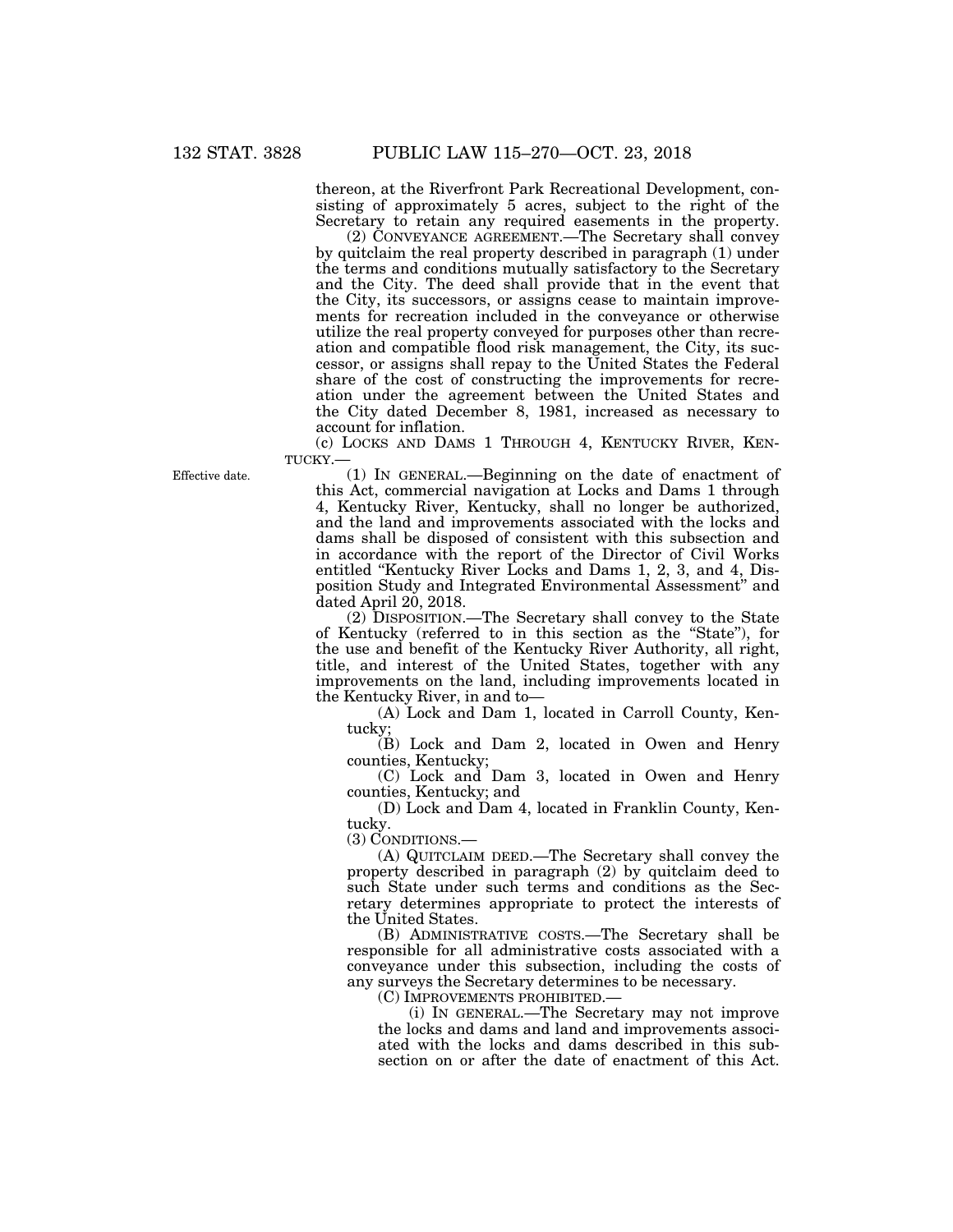thereon, at the Riverfront Park Recreational Development, consisting of approximately 5 acres, subject to the right of the Secretary to retain any required easements in the property.

(2) CONVEYANCE AGREEMENT.—The Secretary shall convey by quitclaim the real property described in paragraph (1) under the terms and conditions mutually satisfactory to the Secretary and the City. The deed shall provide that in the event that the City, its successors, or assigns cease to maintain improvements for recreation included in the conveyance or otherwise utilize the real property conveyed for purposes other than recreation and compatible flood risk management, the City, its successor, or assigns shall repay to the United States the Federal share of the cost of constructing the improvements for recreation under the agreement between the United States and the City dated December 8, 1981, increased as necessary to account for inflation.

(c) LOCKS AND DAMS 1 THROUGH 4, KENTUCKY RIVER, KENTUCKY.—

Effective date.

(1) IN GENERAL.—Beginning on the date of enactment of this Act, commercial navigation at Locks and Dams 1 through 4, Kentucky River, Kentucky, shall no longer be authorized, and the land and improvements associated with the locks and dams shall be disposed of consistent with this subsection and in accordance with the report of the Director of Civil Works entitled "Kentucky River Locks and Dams 1, 2, 3, and 4, Disposition Study and Integrated Environmental Assessment" and dated April 20, 2018.

(2) DISPOSITION.—The Secretary shall convey to the State of Kentucky (referred to in this section as the "State"), for the use and benefit of the Kentucky River Authority, all right, title, and interest of the United States, together with any improvements on the land, including improvements located in the Kentucky River, in and to—

(A) Lock and Dam 1, located in Carroll County, Kentucky;

(B) Lock and Dam 2, located in Owen and Henry counties, Kentucky;

(C) Lock and Dam 3, located in Owen and Henry counties, Kentucky; and

(D) Lock and Dam 4, located in Franklin County, Kentucky.

(3) CONDITIONS.—

(A) QUITCLAIM DEED.—The Secretary shall convey the property described in paragraph (2) by quitclaim deed to such State under such terms and conditions as the Secretary determines appropriate to protect the interests of the United States.

(B) ADMINISTRATIVE COSTS.—The Secretary shall be responsible for all administrative costs associated with a conveyance under this subsection, including the costs of any surveys the Secretary determines to be necessary.

(C) IMPROVEMENTS PROHIBITED.—

(i) IN GENERAL.—The Secretary may not improve the locks and dams and land and improvements associated with the locks and dams described in this subsection on or after the date of enactment of this Act.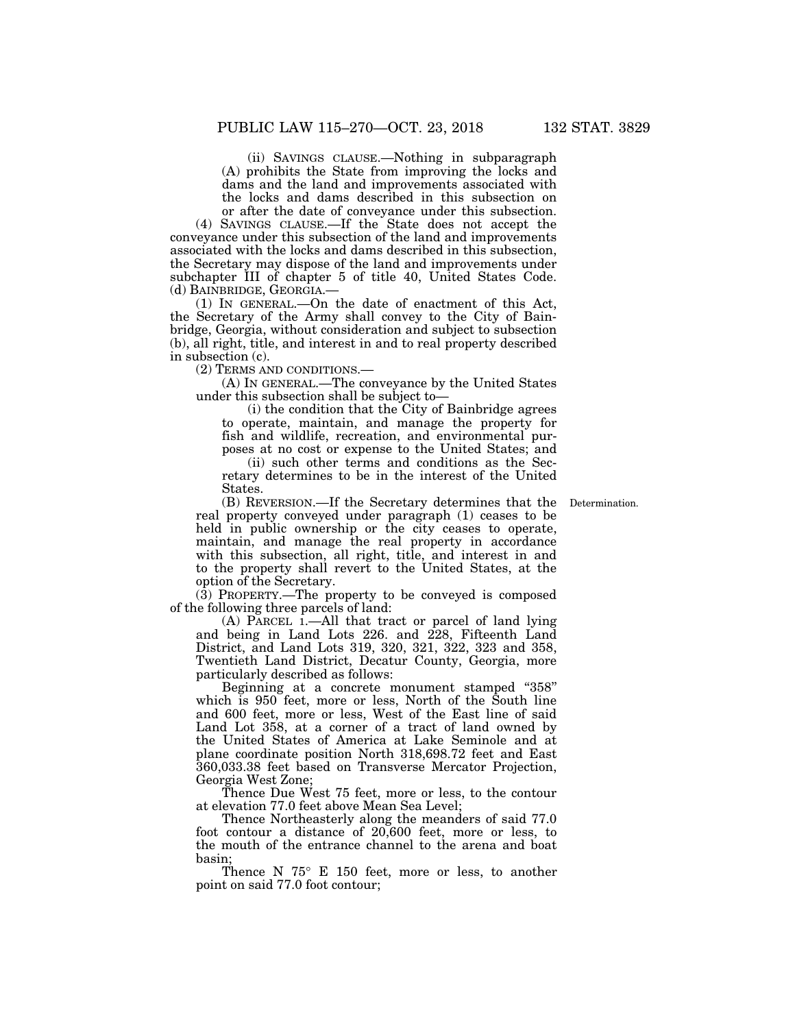(ii) SAVINGS CLAUSE.—Nothing in subparagraph (A) prohibits the State from improving the locks and dams and the land and improvements associated with the locks and dams described in this subsection on or after the date of conveyance under this subsection.

(4) SAVINGS CLAUSE.—If the State does not accept the conveyance under this subsection of the land and improvements associated with the locks and dams described in this subsection, the Secretary may dispose of the land and improvements under subchapter III of chapter 5 of title 40, United States Code.

(d) BAINBRIDGE, GEORGIA.—

(1) IN GENERAL.—On the date of enactment of this Act, the Secretary of the Army shall convey to the City of Bainbridge, Georgia, without consideration and subject to subsection (b), all right, title, and interest in and to real property described in subsection (c).

(2) TERMS AND CONDITIONS.—

(A) IN GENERAL.—The conveyance by the United States under this subsection shall be subject to—

(i) the condition that the City of Bainbridge agrees to operate, maintain, and manage the property for fish and wildlife, recreation, and environmental purposes at no cost or expense to the United States; and

(ii) such other terms and conditions as the Secretary determines to be in the interest of the United States.

(B) REVERSION.—If the Secretary determines that the real property conveyed under paragraph (1) ceases to be held in public ownership or the city ceases to operate, maintain, and manage the real property in accordance with this subsection, all right, title, and interest in and to the property shall revert to the United States, at the option of the Secretary.

Determination.

(3) PROPERTY.—The property to be conveyed is composed of the following three parcels of land:

(A) PARCEL 1.—All that tract or parcel of land lying and being in Land Lots 226. and 228, Fifteenth Land District, and Land Lots 319, 320, 321, 322, 323 and 358, Twentieth Land District, Decatur County, Georgia, more particularly described as follows:

Beginning at a concrete monument stamped "358" which is 950 feet, more or less, North of the South line and 600 feet, more or less, West of the East line of said Land Lot 358, at a corner of a tract of land owned by the United States of America at Lake Seminole and at plane coordinate position North 318,698.72 feet and East 360,033.38 feet based on Transverse Mercator Projection, Georgia West Zone;

Thence Due West 75 feet, more or less, to the contour at elevation 77.0 feet above Mean Sea Level;

Thence Northeasterly along the meanders of said 77.0 foot contour a distance of 20,600 feet, more or less, to the mouth of the entrance channel to the arena and boat basin;

Thence N 75° E 150 feet, more or less, to another point on said 77.0 foot contour;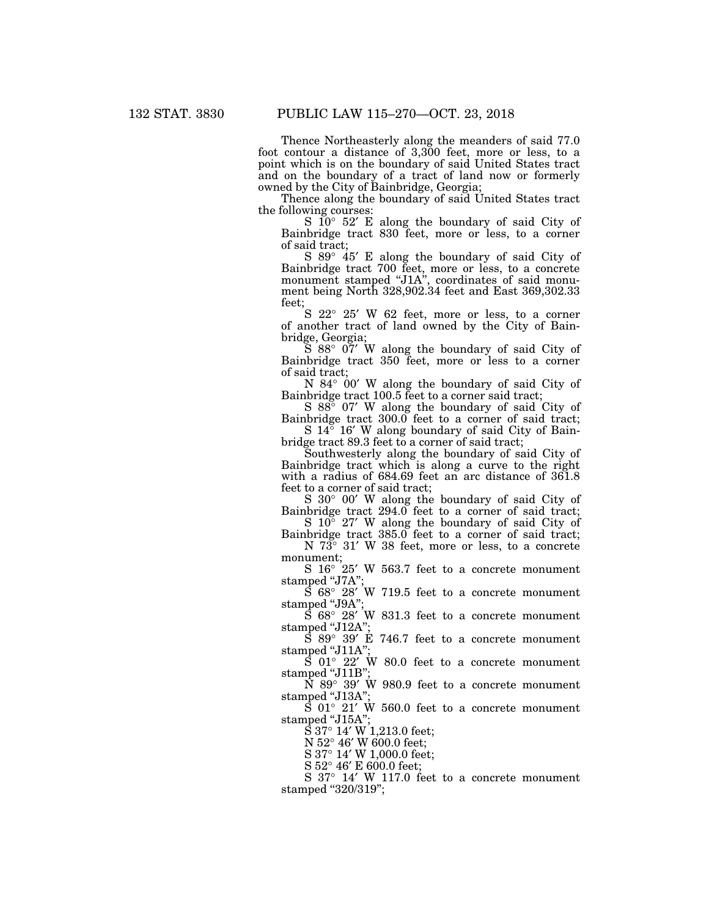Thence Northeasterly along the meanders of said 77.0 foot contour a distance of 3,300 feet, more or less, to a point which is on the boundary of said United States tract and on the boundary of a tract of land now or formerly owned by the City of Bainbridge, Georgia;

Thence along the boundary of said United States tract the following courses:

S 10° 52′ E along the boundary of said City of Bainbridge tract 830 feet, more or less, to a corner of said tract;

S 89° 45′ E along the boundary of said City of Bainbridge tract 700 feet, more or less, to a concrete monument stamped "J1A", coordinates of said monument being North 328,902.34 feet and East 369,302.33 feet;

S 22° 25′ W 62 feet, more or less, to a corner of another tract of land owned by the City of Bainbridge, Georgia;

S 88° 07′ W along the boundary of said City of Bainbridge tract 350 feet, more or less to a corner of said tract;

N 84° 00′ W along the boundary of said City of Bainbridge tract 100.5 feet to a corner said tract;

S 88° 07′ W along the boundary of said City of Bainbridge tract 300.0 feet to a corner of said tract;

S 14° 16′ W along boundary of said City of Bainbridge tract 89.3 feet to a corner of said tract;

Southwesterly along the boundary of said City of Bainbridge tract which is along a curve to the right with a radius of 684.69 feet an arc distance of 361.8 feet to a corner of said tract;

S 30° 00′ W along the boundary of said City of Bainbridge tract 294.0 feet to a corner of said tract;

S 10° 27′ W along the boundary of said City of Bainbridge tract 385.0 feet to a corner of said tract;

N 73° 31′ W 38 feet, more or less, to a concrete monument;

S 16° 25′ W 563.7 feet to a concrete monument stamped "J7A";

S 68° 28′ W 719.5 feet to a concrete monument stamped "J9A";

S 68° 28′ W 831.3 feet to a concrete monument stamped "J12A";

S 89° 39′ E 746.7 feet to a concrete monument stamped "J11A";

S 01° 22′ W 80.0 feet to a concrete monument stamped "J11B";

N 89° 39′ W 980.9 feet to a concrete monument stamped "J13A";

S 01° 21′ W 560.0 feet to a concrete monument stamped "J15A";

S 37° 14′ W 1,213.0 feet;

N 52° 46′ W 600.0 feet;

S 37° 14′ W 1,000.0 feet;

S 52° 46′ E 600.0 feet;

S 37° 14′ W 117.0 feet to a concrete monument stamped "320/319";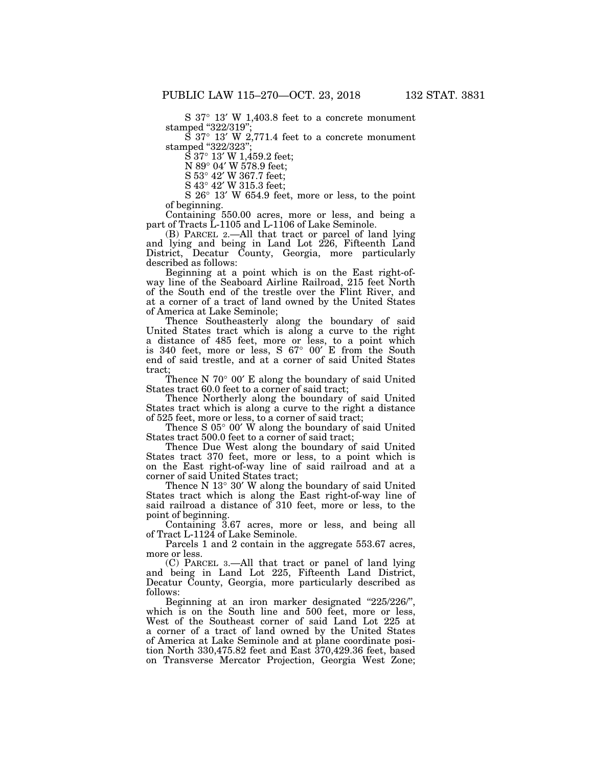S 37° 13′ W 1,403.8 feet to a concrete monument stamped "322/319";

S 37° 13′ W 2,771.4 feet to a concrete monument stamped "322/323";

S 37° 13′ W 1,459.2 feet;

N 89° 04′ W 578.9 feet;

S 53° 42′ W 367.7 feet;

S 43° 42′ W 315.3 feet;

S 26° 13′ W 654.9 feet, more or less, to the point of beginning.

Containing 550.00 acres, more or less, and being a part of Tracts L-1105 and L-1106 of Lake Seminole.

(B) PARCEL 2.—All that tract or parcel of land lying and lying and being in Land Lot 226, Fifteenth Land District, Decatur County, Georgia, more particularly described as follows:

Beginning at a point which is on the East right-of-way line of the Seaboard Airline Railroad, 215 feet North of the South end of the trestle over the Flint River, and at a corner of a tract of land owned by the United States of America at Lake Seminole;

Thence Southeasterly along the boundary of said United States tract which is along a curve to the right a distance of 485 feet, more or less, to a point which is 340 feet, more or less, S 67° 00′ E from the South end of said trestle, and at a corner of said United States tract;

Thence N 70° 00′ E along the boundary of said United States tract 60.0 feet to a corner of said tract;

Thence Northerly along the boundary of said United States tract which is along a curve to the right a distance of 525 feet, more or less, to a corner of said tract;

Thence S 05° 00′ W along the boundary of said United States tract 500.0 feet to a corner of said tract;

Thence Due West along the boundary of said United States tract 370 feet, more or less, to a point which is on the East right-of-way line of said railroad and at a corner of said United States tract;

Thence N 13° 30′ W along the boundary of said United States tract which is along the East right-of-way line of said railroad a distance of 310 feet, more or less, to the point of beginning.

Containing 3.67 acres, more or less, and being all of Tract L-1124 of Lake Seminole.

Parcels 1 and 2 contain in the aggregate 553.67 acres, more or less.

(C) PARCEL 3.—All that tract or panel of land lying and being in Land Lot 225, Fifteenth Land District, Decatur County, Georgia, more particularly described as follows:

Beginning at an iron marker designated "225/226/", which is on the South line and 500 feet, more or less, West of the Southeast corner of said Land Lot 225 at a corner of a tract of land owned by the United States of America at Lake Seminole and at plane coordinate position North 330,475.82 feet and East 370,429.36 feet, based on Transverse Mercator Projection, Georgia West Zone;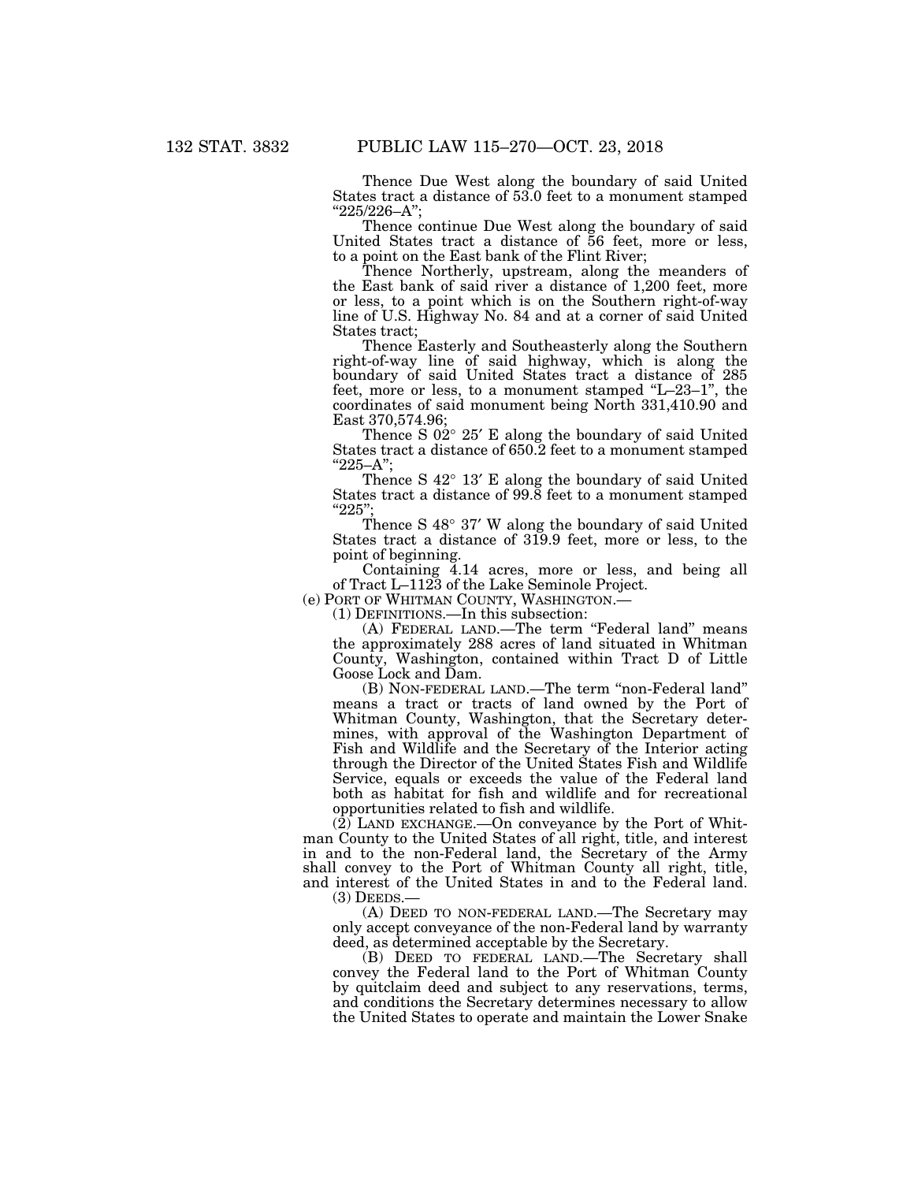Thence Due West along the boundary of said United States tract a distance of 53.0 feet to a monument stamped "225/226–A";

Thence continue Due West along the boundary of said United States tract a distance of 56 feet, more or less, to a point on the East bank of the Flint River;

Thence Northerly, upstream, along the meanders of the East bank of said river a distance of 1,200 feet, more or less, to a point which is on the Southern right-of-way line of U.S. Highway No. 84 and at a corner of said United States tract;

Thence Easterly and Southeasterly along the Southern right-of-way line of said highway, which is along the boundary of said United States tract a distance of 285 feet, more or less, to a monument stamped "L–23–1", the coordinates of said monument being North 331,410.90 and East 370,574.96;

Thence S 02° 25′ E along the boundary of said United States tract a distance of 650.2 feet to a monument stamped "225–A";

Thence S 42° 13′ E along the boundary of said United States tract a distance of 99.8 feet to a monument stamped "225";

Thence S 48° 37′ W along the boundary of said United States tract a distance of 319.9 feet, more or less, to the point of beginning.

Containing 4.14 acres, more or less, and being all of Tract L–1123 of the Lake Seminole Project.

(e) PORT OF WHITMAN COUNTY, WASHINGTON.—

(1) DEFINITIONS.—In this subsection:

(A) FEDERAL LAND.—The term "Federal land" means the approximately 288 acres of land situated in Whitman County, Washington, contained within Tract D of Little Goose Lock and Dam.

(B) NON-FEDERAL LAND.—The term "non-Federal land" means a tract or tracts of land owned by the Port of Whitman County, Washington, that the Secretary determines, with approval of the Washington Department of Fish and Wildlife and the Secretary of the Interior acting through the Director of the United States Fish and Wildlife Service, equals or exceeds the value of the Federal land both as habitat for fish and wildlife and for recreational opportunities related to fish and wildlife.

(2) LAND EXCHANGE.—On conveyance by the Port of Whitman County to the United States of all right, title, and interest in and to the non-Federal land, the Secretary of the Army shall convey to the Port of Whitman County all right, title, and interest of the United States in and to the Federal land.

(3) DEEDS.—

(A) DEED TO NON-FEDERAL LAND.—The Secretary may only accept conveyance of the non-Federal land by warranty deed, as determined acceptable by the Secretary.

(B) DEED TO FEDERAL LAND.—The Secretary shall convey the Federal land to the Port of Whitman County by quitclaim deed and subject to any reservations, terms, and conditions the Secretary determines necessary to allow the United States to operate and maintain the Lower Snake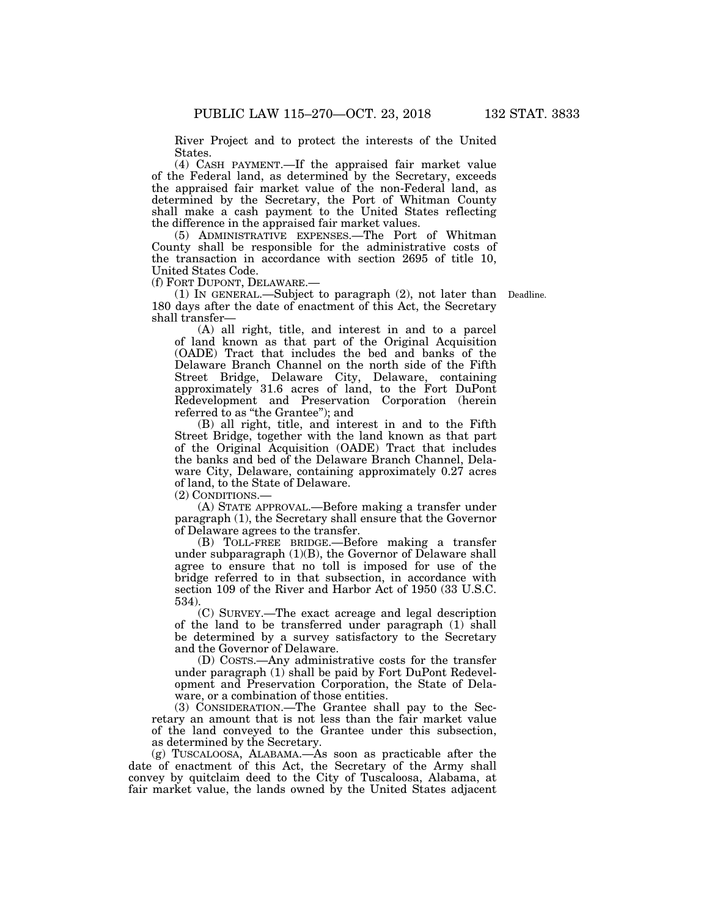River Project and to protect the interests of the United States.

(4) CASH PAYMENT.—If the appraised fair market value of the Federal land, as determined by the Secretary, exceeds the appraised fair market value of the non-Federal land, as determined by the Secretary, the Port of Whitman County shall make a cash payment to the United States reflecting the difference in the appraised fair market values.

(5) ADMINISTRATIVE EXPENSES.—The Port of Whitman County shall be responsible for the administrative costs of the transaction in accordance with section 2695 of title 10, United States Code.

(f) FORT DUPONT, DELAWARE.—

(1) IN GENERAL.—Subject to paragraph (2), not later than 180 days after the date of enactment of this Act, the Secretary shall transfer—

Deadline.

(A) all right, title, and interest in and to a parcel of land known as that part of the Original Acquisition (OADE) Tract that includes the bed and banks of the Delaware Branch Channel on the north side of the Fifth Street Bridge, Delaware City, Delaware, containing approximately 31.6 acres of land, to the Fort DuPont Redevelopment and Preservation Corporation (herein referred to as "the Grantee"); and

(B) all right, title, and interest in and to the Fifth Street Bridge, together with the land known as that part of the Original Acquisition (OADE) Tract that includes the banks and bed of the Delaware Branch Channel, Delaware City, Delaware, containing approximately 0.27 acres of land, to the State of Delaware.

(2) CONDITIONS.—

(A) STATE APPROVAL.—Before making a transfer under paragraph (1), the Secretary shall ensure that the Governor of Delaware agrees to the transfer.

(B) TOLL-FREE BRIDGE.—Before making a transfer under subparagraph (1)(B), the Governor of Delaware shall agree to ensure that no toll is imposed for use of the bridge referred to in that subsection, in accordance with section 109 of the River and Harbor Act of 1950 (33 U.S.C. 534).

(C) SURVEY.—The exact acreage and legal description of the land to be transferred under paragraph (1) shall be determined by a survey satisfactory to the Secretary and the Governor of Delaware.

(D) COSTS.—Any administrative costs for the transfer under paragraph (1) shall be paid by Fort DuPont Redevelopment and Preservation Corporation, the State of Delaware, or a combination of those entities.

(3) CONSIDERATION.—The Grantee shall pay to the Secretary an amount that is not less than the fair market value of the land conveyed to the Grantee under this subsection, as determined by the Secretary.

(g) TUSCALOOSA, ALABAMA.—As soon as practicable after the date of enactment of this Act, the Secretary of the Army shall convey by quitclaim deed to the City of Tuscaloosa, Alabama, at fair market value, the lands owned by the United States adjacent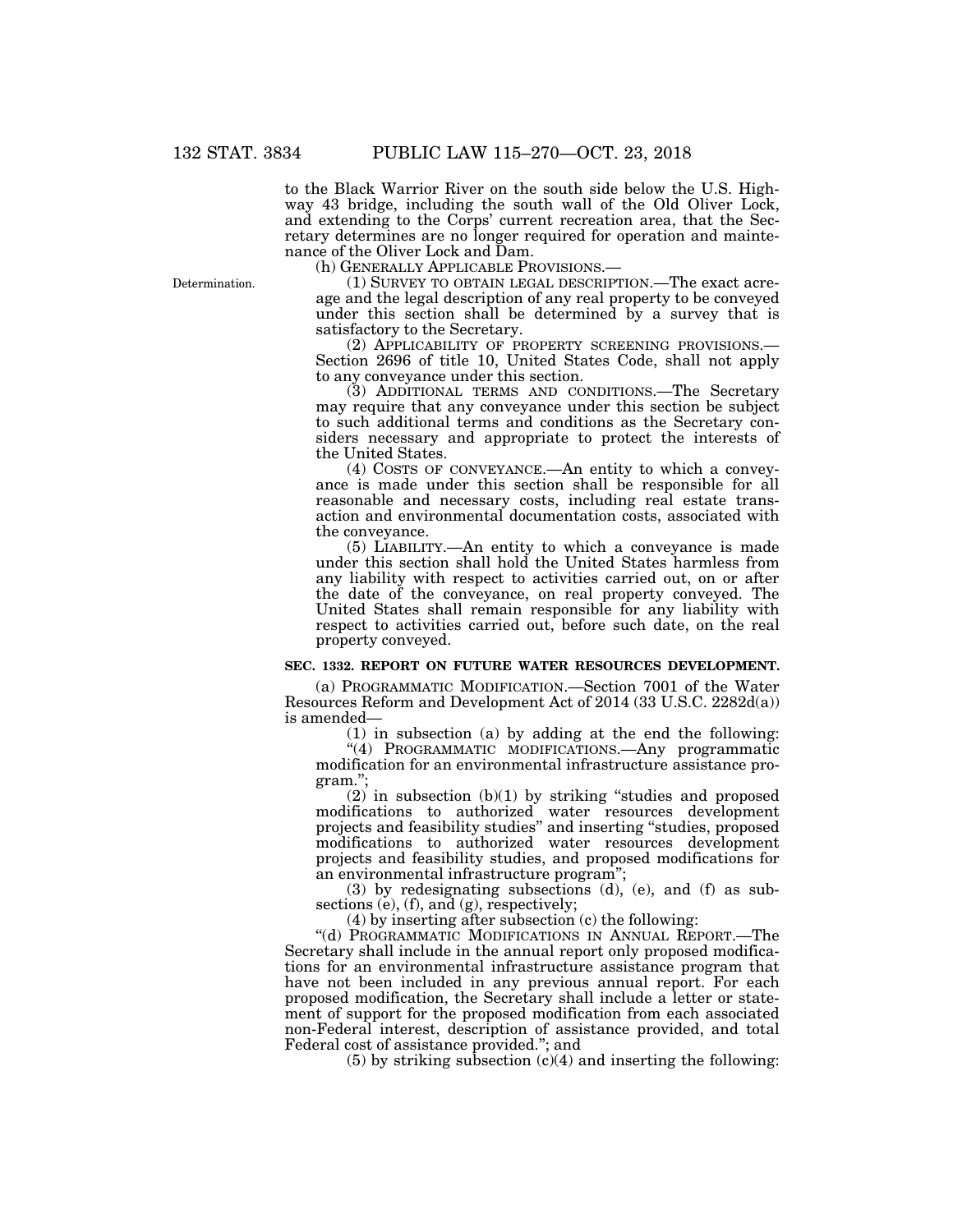to the Black Warrior River on the south side below the U.S. Highway 43 bridge, including the south wall of the Old Oliver Lock, and extending to the Corps' current recreation area, that the Secretary determines are no longer required for operation and maintenance of the Oliver Lock and Dam.

(h) GENERALLY APPLICABLE PROVISIONS.—

(1) SURVEY TO OBTAIN LEGAL DESCRIPTION.—The exact acreage and the legal description of any real property to be conveyed under this section shall be determined by a survey that is satisfactory to the Secretary.

(2) APPLICABILITY OF PROPERTY SCREENING PROVISIONS.—Section 2696 of title 10, United States Code, shall not apply to any conveyance under this section.

(3) ADDITIONAL TERMS AND CONDITIONS.—The Secretary may require that any conveyance under this section be subject to such additional terms and conditions as the Secretary considers necessary and appropriate to protect the interests of the United States.

(4) COSTS OF CONVEYANCE.—An entity to which a conveyance is made under this section shall be responsible for all reasonable and necessary costs, including real estate transaction and environmental documentation costs, associated with the conveyance.

(5) LIABILITY.—An entity to which a conveyance is made under this section shall hold the United States harmless from any liability with respect to activities carried out, on or after the date of the conveyance, on real property conveyed. The United States shall remain responsible for any liability with respect to activities carried out, before such date, on the real property conveyed.

**SEC. 1332. REPORT ON FUTURE WATER RESOURCES DEVELOPMENT.**

(a) PROGRAMMATIC MODIFICATION.—Section 7001 of the Water Resources Reform and Development Act of 2014 (33 U.S.C. 2282d(a)) is amended—

(1) in subsection (a) by adding at the end the following:

"(4) PROGRAMMATIC MODIFICATIONS.—Any programmatic modification for an environmental infrastructure assistance program.";

(2) in subsection (b)(1) by striking "studies and proposed modifications to authorized water resources development projects and feasibility studies" and inserting "studies, proposed modifications to authorized water resources development projects and feasibility studies, and proposed modifications for an environmental infrastructure program";

(3) by redesignating subsections (d), (e), and (f) as subsections (e), (f), and (g), respectively;

(4) by inserting after subsection (c) the following:

"(d) PROGRAMMATIC MODIFICATIONS IN ANNUAL REPORT.—The Secretary shall include in the annual report only proposed modifications for an environmental infrastructure assistance program that have not been included in any previous annual report. For each proposed modification, the Secretary shall include a letter or statement of support for the proposed modification from each associated non-Federal interest, description of assistance provided, and total Federal cost of assistance provided."; and

(5) by striking subsection (c)(4) and inserting the following: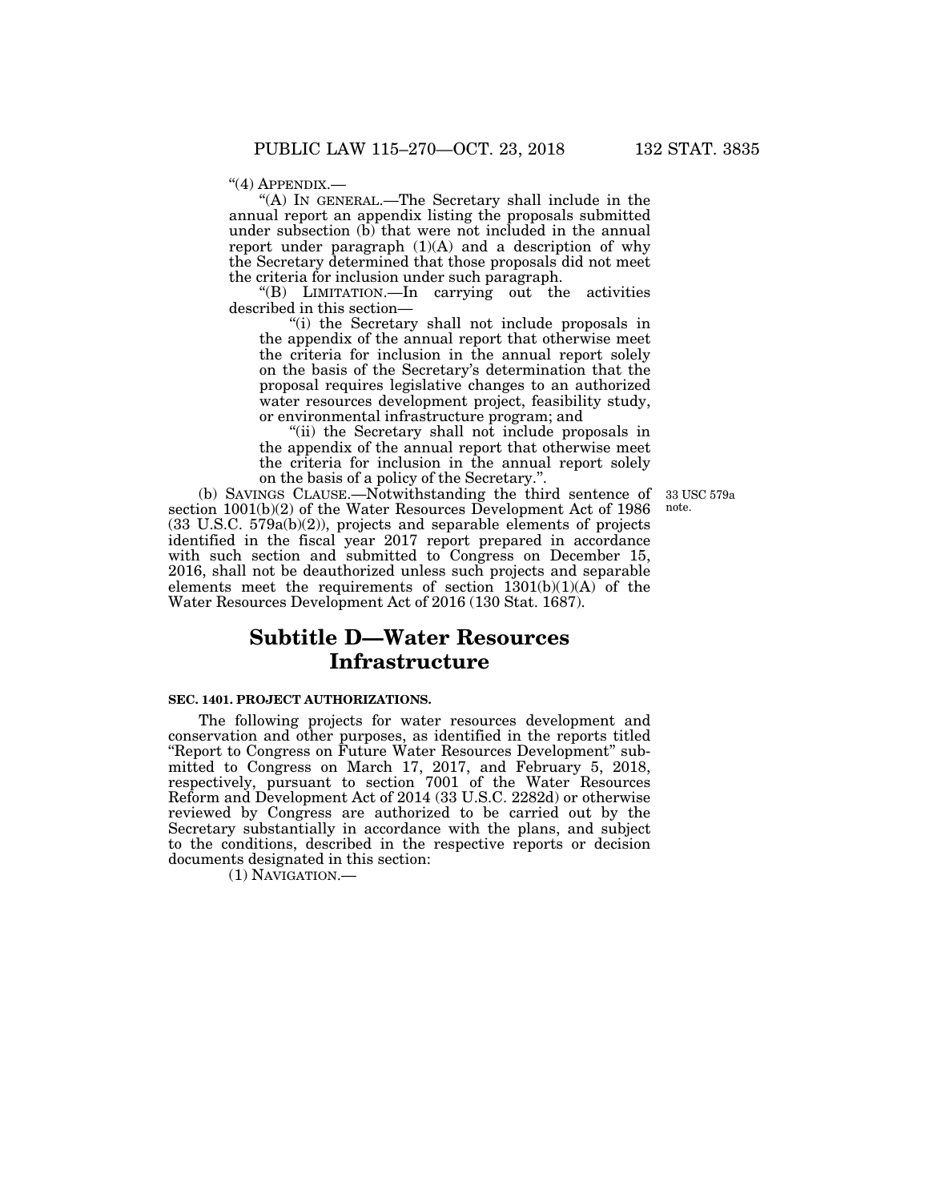"(4) APPENDIX.—

"(A) IN GENERAL.—The Secretary shall include in the annual report an appendix listing the proposals submitted under subsection (b) that were not included in the annual report under paragraph (1)(A) and a description of why the Secretary determined that those proposals did not meet the criteria for inclusion under such paragraph.

"(B) LIMITATION.—In carrying out the activities described in this section—

"(i) the Secretary shall not include proposals in the appendix of the annual report that otherwise meet the criteria for inclusion in the annual report solely on the basis of the Secretary's determination that the proposal requires legislative changes to an authorized water resources development project, feasibility study, or environmental infrastructure program; and

"(ii) the Secretary shall not include proposals in the appendix of the annual report that otherwise meet the criteria for inclusion in the annual report solely on the basis of a policy of the Secretary.".

(b) SAVINGS CLAUSE.—Notwithstanding the third sentence of section 1001(b)(2) of the Water Resources Development Act of 1986 (33 U.S.C. 579a(b)(2)), projects and separable elements of projects identified in the fiscal year 2017 report prepared in accordance with such section and submitted to Congress on December 15, 2016, shall not be deauthorized unless such projects and separable elements meet the requirements of section 1301(b)(1)(A) of the Water Resources Development Act of 2016 (130 Stat. 1687).

33 USC 579a note.

## Subtitle D—Water Resources Infrastructure

### SEC. 1401. PROJECT AUTHORIZATIONS.

The following projects for water resources development and conservation and other purposes, as identified in the reports titled "Report to Congress on Future Water Resources Development" submitted to Congress on March 17, 2017, and February 5, 2018, respectively, pursuant to section 7001 of the Water Resources Reform and Development Act of 2014 (33 U.S.C. 2282d) or otherwise reviewed by Congress are authorized to be carried out by the Secretary substantially in accordance with the plans, and subject to the conditions, described in the respective reports or decision documents designated in this section:

(1) NAVIGATION.—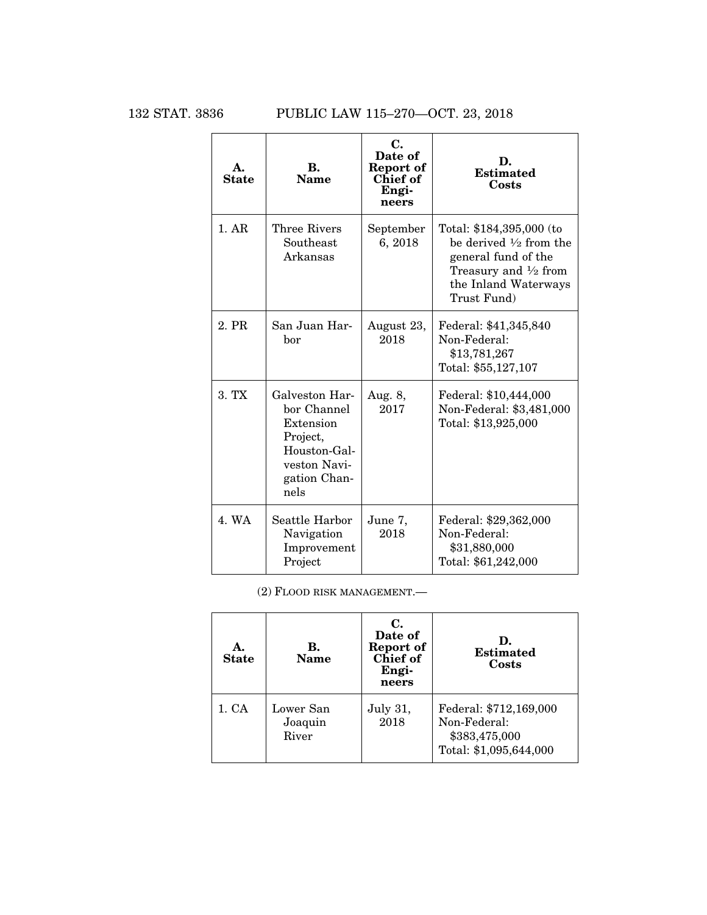| A. State | B. Name | C. Date of Report of Chief of Engineers | D. Estimated Costs |
|---|---|---|---|
| 1. AR | Three Rivers Southeast Arkansas | September 6, 2018 | Total: $184,395,000 (to be derived ½ from the general fund of the Treasury and ½ from the Inland Waterways Trust Fund) |
| 2. PR | San Juan Harbor | August 23, 2018 | Federal: $41,345,840<br>Non-Federal: $13,781,267<br>Total: $55,127,107 |
| 3. TX | Galveston Harbor Channel Extension Project, Houston-Galveston Navigation Channels | Aug. 8, 2017 | Federal: $10,444,000<br>Non-Federal: $3,481,000<br>Total: $13,925,000 |
| 4. WA | Seattle Harbor Navigation Improvement Project | June 7, 2018 | Federal: $29,362,000<br>Non-Federal: $31,880,000<br>Total: $61,242,000 |

(2) FLOOD RISK MANAGEMENT.—

| A. State | B. Name | C. Date of Report of Chief of Engineers | D. Estimated Costs |
|---|---|---|---|
| 1. CA | Lower San Joaquin River | July 31, 2018 | Federal: $712,169,000<br>Non-Federal: $383,475,000<br>Total: $1,095,644,000 |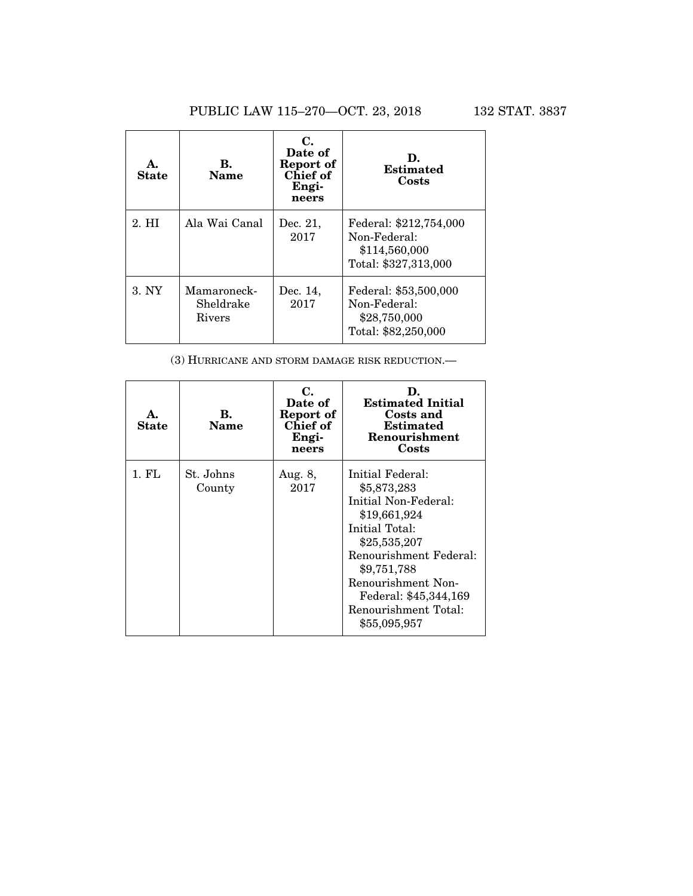| A. State | B. Name | C. Date of Report of Chief of Engineers | D. Estimated Costs |
|---|---|---|---|
| 2. HI | Ala Wai Canal | Dec. 21, 2017 | Federal: $212,754,000 Non-Federal: $114,560,000 Total: $327,313,000 |
| 3. NY | Mamaroneck-Sheldrake Rivers | Dec. 14, 2017 | Federal: $53,500,000 Non-Federal: $28,750,000 Total: $82,250,000 |

(3) HURRICANE AND STORM DAMAGE RISK REDUCTION.—

| A. State | B. Name | C. Date of Report of Chief of Engineers | D. Estimated Initial Costs and Estimated Renourishment Costs |
|---|---|---|---|
| 1. FL | St. Johns County | Aug. 8, 2017 | Initial Federal: $5,873,283 Initial Non-Federal: $19,661,924 Initial Total: $25,535,207 Renourishment Federal: $9,751,788 Renourishment Non-Federal: $45,344,169 Renourishment Total: $55,095,957 |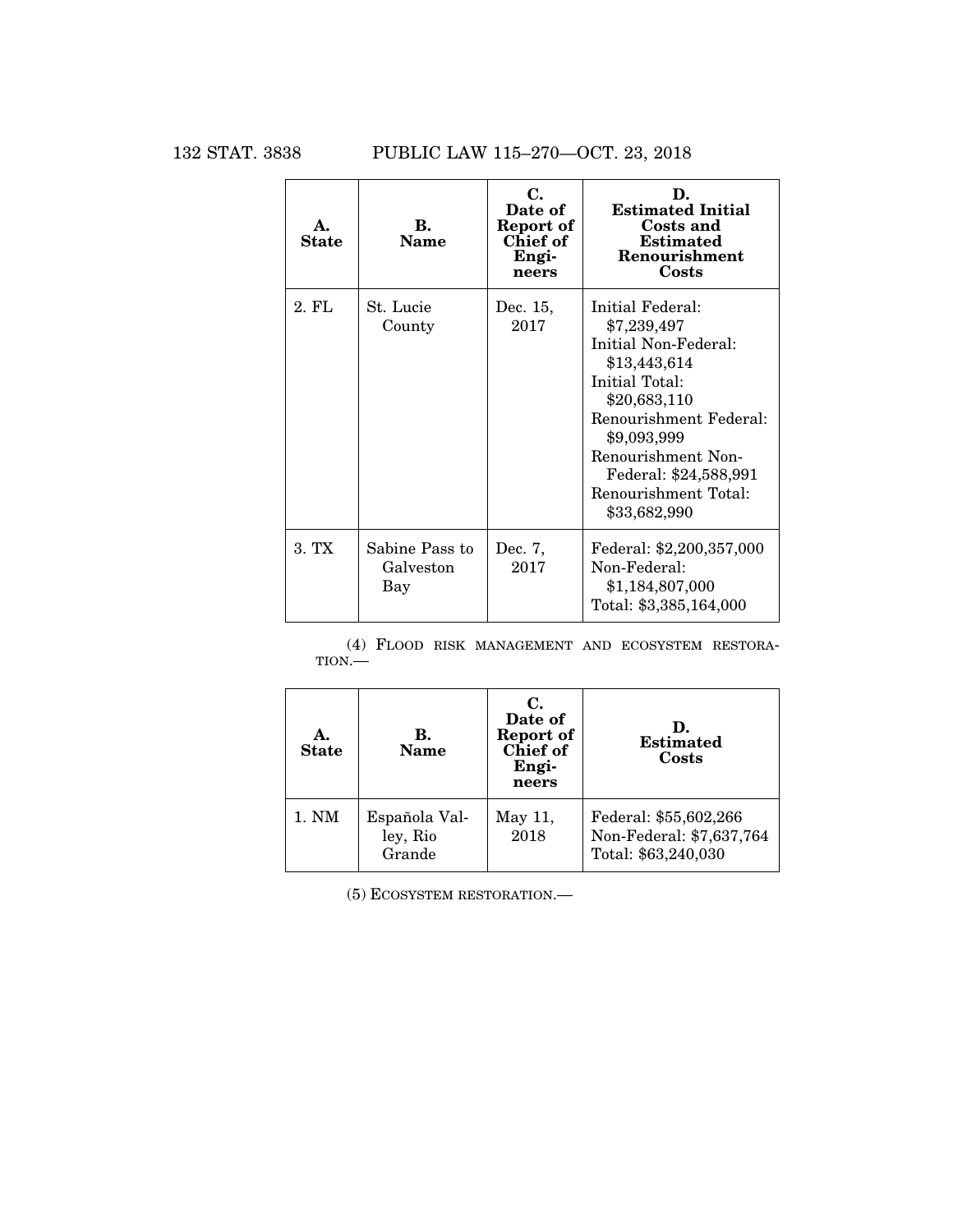| A. State | B. Name | C. Date of Report of Chief of Engineers | D. Estimated Initial Costs and Estimated Renourishment Costs |
|---|---|---|---|
| 2. FL | St. Lucie County | Dec. 15, 2017 | Initial Federal: $7,239,497<br>Initial Non-Federal: $13,443,614<br>Initial Total: $20,683,110<br>Renourishment Federal: $9,093,999<br>Renourishment Non-Federal: $24,588,991<br>Renourishment Total: $33,682,990 |
| 3. TX | Sabine Pass to Galveston Bay | Dec. 7, 2017 | Federal: $2,200,357,000<br>Non-Federal: $1,184,807,000<br>Total: $3,385,164,000 |

(4) FLOOD RISK MANAGEMENT AND ECOSYSTEM RESTORATION.—

| A. State | B. Name | C. Date of Report of Chief of Engineers | D. Estimated Costs |
|---|---|---|---|
| 1. NM | Española Valley, Rio Grande | May 11, 2018 | Federal: $55,602,266<br>Non-Federal: $7,637,764<br>Total: $63,240,030 |

(5) ECOSYSTEM RESTORATION.—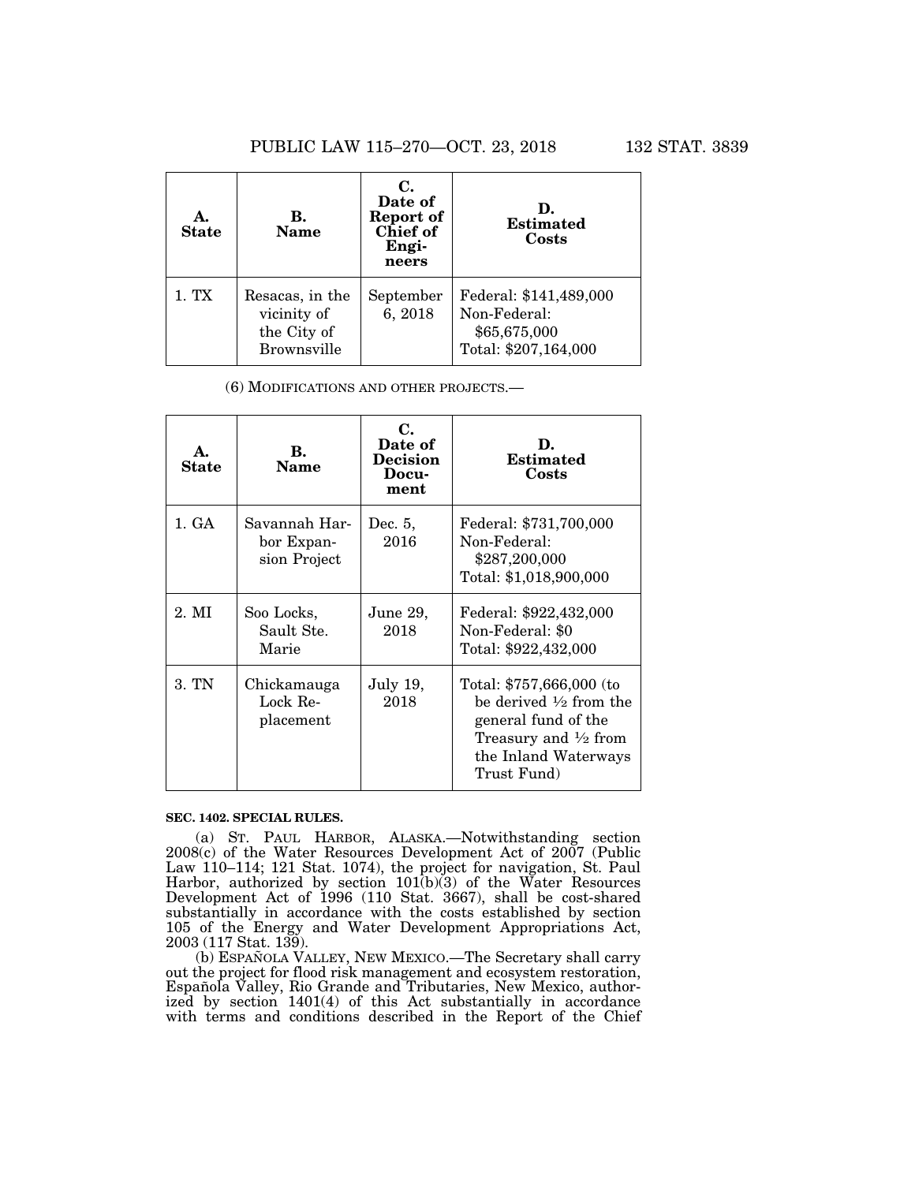| A. State | B. Name | C. Date of Report of Chief of Engineers | D. Estimated Costs |
|---|---|---|---|
| 1. TX | Resacas, in the vicinity of the City of Brownsville | September 6, 2018 | Federal: $141,489,000 Non-Federal: $65,675,000 Total: $207,164,000 |

(6) MODIFICATIONS AND OTHER PROJECTS.—

| A. State | B. Name | C. Date of Decision Document | D. Estimated Costs |
|---|---|---|---|
| 1. GA | Savannah Harbor Expansion Project | Dec. 5, 2016 | Federal: $731,700,000 Non-Federal: $287,200,000 Total: $1,018,900,000 |
| 2. MI | Soo Locks, Sault Ste. Marie | June 29, 2018 | Federal: $922,432,000 Non-Federal: $0 Total: $922,432,000 |
| 3. TN | Chickamauga Lock Replacement | July 19, 2018 | Total: $757,666,000 (to be derived ½ from the general fund of the Treasury and ½ from the Inland Waterways Trust Fund) |

**SEC. 1402. SPECIAL RULES.**

(a) ST. PAUL HARBOR, ALASKA.—Notwithstanding section 2008(c) of the Water Resources Development Act of 2007 (Public Law 110–114; 121 Stat. 1074), the project for navigation, St. Paul Harbor, authorized by section 101(b)(3) of the Water Resources Development Act of 1996 (110 Stat. 3667), shall be cost-shared substantially in accordance with the costs established by section 105 of the Energy and Water Development Appropriations Act, 2003 (117 Stat. 139).

(b) ESPAÑOLA VALLEY, NEW MEXICO.—The Secretary shall carry out the project for flood risk management and ecosystem restoration, Española Valley, Rio Grande and Tributaries, New Mexico, authorized by section 1401(4) of this Act substantially in accordance with terms and conditions described in the Report of the Chief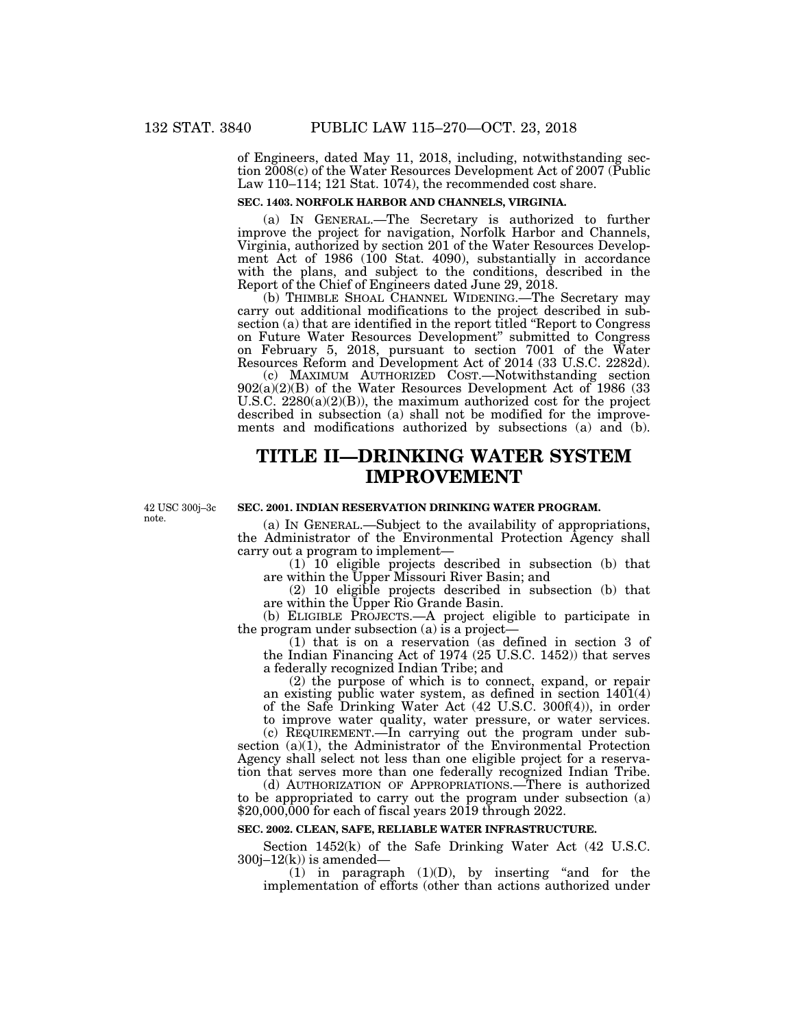of Engineers, dated May 11, 2018, including, notwithstanding section 2008(c) of the Water Resources Development Act of 2007 (Public Law 110–114; 121 Stat. 1074), the recommended cost share.

**SEC. 1403. NORFOLK HARBOR AND CHANNELS, VIRGINIA.**

(a) IN GENERAL.—The Secretary is authorized to further improve the project for navigation, Norfolk Harbor and Channels, Virginia, authorized by section 201 of the Water Resources Development Act of 1986 (100 Stat. 4090), substantially in accordance with the plans, and subject to the conditions, described in the Report of the Chief of Engineers dated June 29, 2018.

(b) THIMBLE SHOAL CHANNEL WIDENING.—The Secretary may carry out additional modifications to the project described in subsection (a) that are identified in the report titled "Report to Congress on Future Water Resources Development" submitted to Congress on February 5, 2018, pursuant to section 7001 of the Water Resources Reform and Development Act of 2014 (33 U.S.C. 2282d).

(c) MAXIMUM AUTHORIZED COST.—Notwithstanding section 902(a)(2)(B) of the Water Resources Development Act of 1986 (33 U.S.C. 2280(a)(2)(B)), the maximum authorized cost for the project described in subsection (a) shall not be modified for the improvements and modifications authorized by subsections (a) and (b).

# TITLE II—DRINKING WATER SYSTEM IMPROVEMENT

42 USC 300j–3c note.

**SEC. 2001. INDIAN RESERVATION DRINKING WATER PROGRAM.**

(a) IN GENERAL.—Subject to the availability of appropriations, the Administrator of the Environmental Protection Agency shall carry out a program to implement—

(1) 10 eligible projects described in subsection (b) that are within the Upper Missouri River Basin; and

(2) 10 eligible projects described in subsection (b) that are within the Upper Rio Grande Basin.

(b) ELIGIBLE PROJECTS.—A project eligible to participate in the program under subsection (a) is a project—

(1) that is on a reservation (as defined in section 3 of the Indian Financing Act of 1974 (25 U.S.C. 1452)) that serves a federally recognized Indian Tribe; and

(2) the purpose of which is to connect, expand, or repair an existing public water system, as defined in section 1401(4) of the Safe Drinking Water Act (42 U.S.C. 300f(4)), in order to improve water quality, water pressure, or water services.

(c) REQUIREMENT.—In carrying out the program under subsection (a)(1), the Administrator of the Environmental Protection Agency shall select not less than one eligible project for a reservation that serves more than one federally recognized Indian Tribe.

(d) AUTHORIZATION OF APPROPRIATIONS.—There is authorized to be appropriated to carry out the program under subsection (a) $20,000,000 for each of fiscal years 2019 through 2022.

**SEC. 2002. CLEAN, SAFE, RELIABLE WATER INFRASTRUCTURE.**

Section 1452(k) of the Safe Drinking Water Act (42 U.S.C. 300j–12(k)) is amended—

(1) in paragraph (1)(D), by inserting "and for the implementation of efforts (other than actions authorized under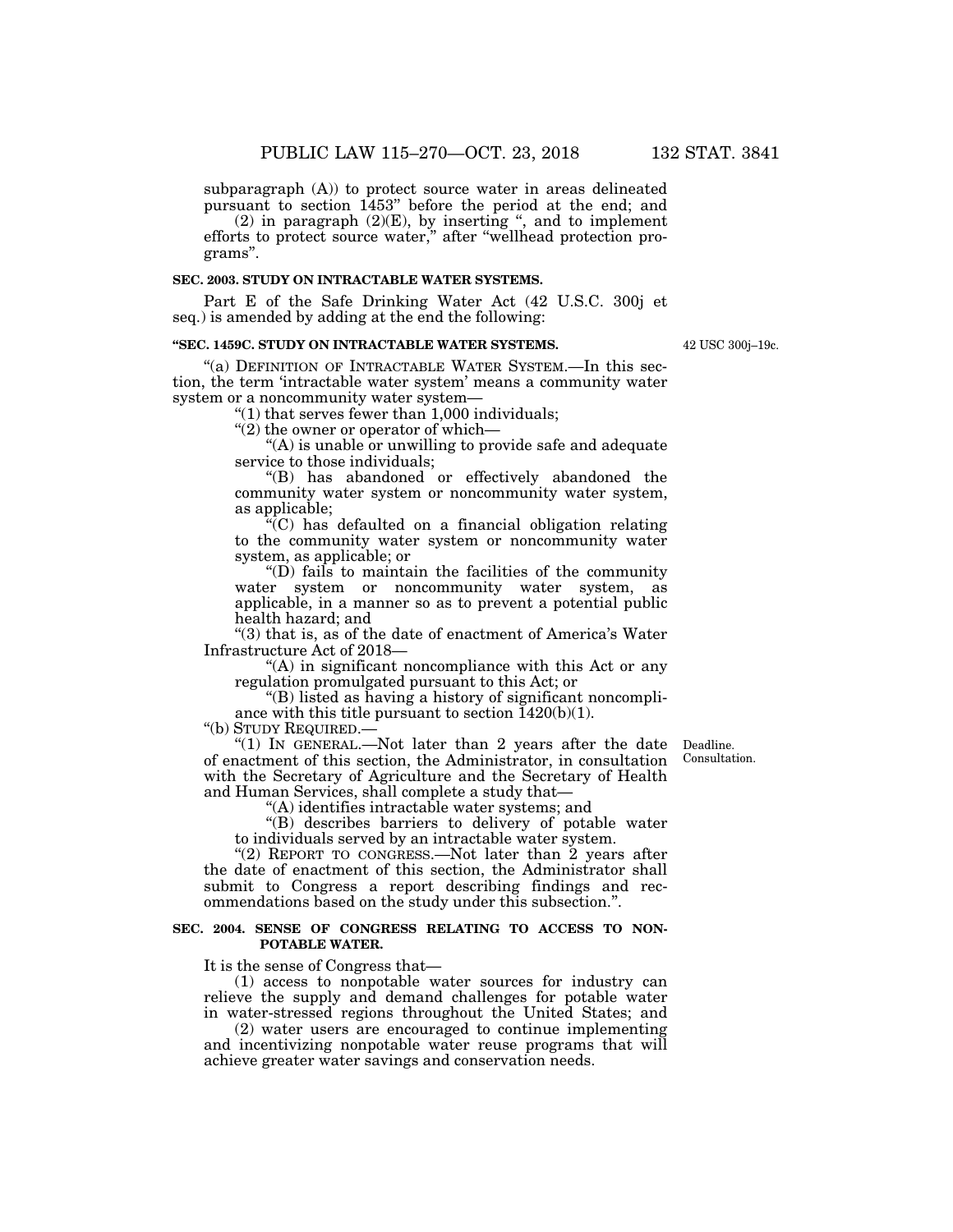subparagraph (A)) to protect source water in areas delineated pursuant to section 1453" before the period at the end; and

(2) in paragraph (2)(E), by inserting ", and to implement efforts to protect source water," after "wellhead protection programs".

**SEC. 2003. STUDY ON INTRACTABLE WATER SYSTEMS.**

Part E of the Safe Drinking Water Act (42 U.S.C. 300j et seq.) is amended by adding at the end the following:

**"SEC. 1459C. STUDY ON INTRACTABLE WATER SYSTEMS.**

42 USC 300j–19c.

"(a) DEFINITION OF INTRACTABLE WATER SYSTEM.—In this section, the term 'intractable water system' means a community water system or a noncommunity water system—

"(1) that serves fewer than 1,000 individuals;

"(2) the owner or operator of which—

"(A) is unable or unwilling to provide safe and adequate service to those individuals;

"(B) has abandoned or effectively abandoned the community water system or noncommunity water system, as applicable;

"(C) has defaulted on a financial obligation relating to the community water system or noncommunity water system, as applicable; or

"(D) fails to maintain the facilities of the community water system or noncommunity water system, as applicable, in a manner so as to prevent a potential public health hazard; and

"(3) that is, as of the date of enactment of America's Water Infrastructure Act of 2018—

"(A) in significant noncompliance with this Act or any regulation promulgated pursuant to this Act; or

"(B) listed as having a history of significant noncompliance with this title pursuant to section 1420(b)(1).

"(b) STUDY REQUIRED.—

Deadline. Consultation.

"(1) IN GENERAL.—Not later than 2 years after the date of enactment of this section, the Administrator, in consultation with the Secretary of Agriculture and the Secretary of Health and Human Services, shall complete a study that—

"(A) identifies intractable water systems; and

"(B) describes barriers to delivery of potable water to individuals served by an intractable water system.

"(2) REPORT TO CONGRESS.—Not later than 2 years after the date of enactment of this section, the Administrator shall submit to Congress a report describing findings and recommendations based on the study under this subsection.".

**SEC. 2004. SENSE OF CONGRESS RELATING TO ACCESS TO NON-POTABLE WATER.**

It is the sense of Congress that—

(1) access to nonpotable water sources for industry can relieve the supply and demand challenges for potable water in water-stressed regions throughout the United States; and

(2) water users are encouraged to continue implementing and incentivizing nonpotable water reuse programs that will achieve greater water savings and conservation needs.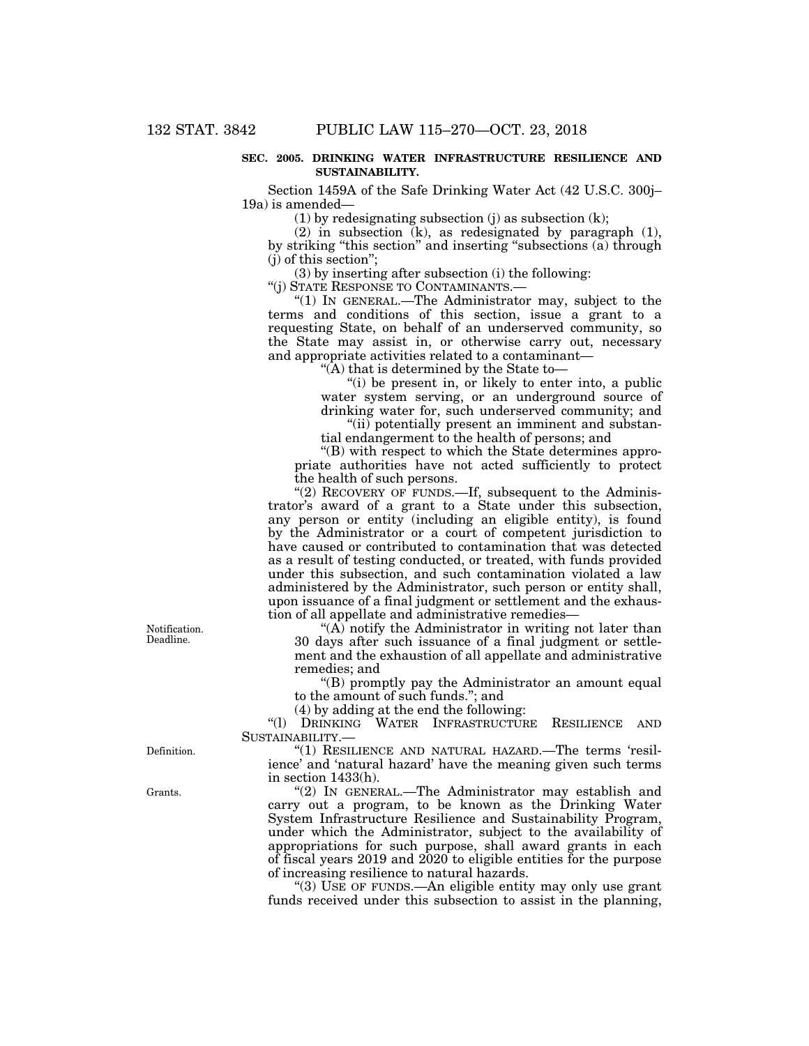**SEC. 2005. DRINKING WATER INFRASTRUCTURE RESILIENCE AND SUSTAINABILITY.**

Section 1459A of the Safe Drinking Water Act (42 U.S.C. 300j–19a) is amended—

(1) by redesignating subsection (j) as subsection (k);

(2) in subsection (k), as redesignated by paragraph (1), by striking "this section" and inserting "subsections (a) through (j) of this section";

(3) by inserting after subsection (i) the following:

"(j) STATE RESPONSE TO CONTAMINANTS.—

"(1) IN GENERAL.—The Administrator may, subject to the terms and conditions of this section, issue a grant to a requesting State, on behalf of an underserved community, so the State may assist in, or otherwise carry out, necessary and appropriate activities related to a contaminant—

"(A) that is determined by the State to—

"(i) be present in, or likely to enter into, a public water system serving, or an underground source of drinking water for, such underserved community; and

"(ii) potentially present an imminent and substantial endangerment to the health of persons; and

"(B) with respect to which the State determines appropriate authorities have not acted sufficiently to protect the health of such persons.

"(2) RECOVERY OF FUNDS.—If, subsequent to the Administrator's award of a grant to a State under this subsection, any person or entity (including an eligible entity), is found by the Administrator or a court of competent jurisdiction to have caused or contributed to contamination that was detected as a result of testing conducted, or treated, with funds provided under this subsection, and such contamination violated a law administered by the Administrator, such person or entity shall, upon issuance of a final judgment or settlement and the exhaustion of all appellate and administrative remedies—

Notification. Deadline.

"(A) notify the Administrator in writing not later than 30 days after such issuance of a final judgment or settlement and the exhaustion of all appellate and administrative remedies; and

"(B) promptly pay the Administrator an amount equal to the amount of such funds."; and

(4) by adding at the end the following:

"(l) DRINKING WATER INFRASTRUCTURE RESILIENCE AND SUSTAINABILITY.—

Definition.

"(1) RESILIENCE AND NATURAL HAZARD.—The terms 'resilience' and 'natural hazard' have the meaning given such terms in section 1433(h).

Grants.

"(2) IN GENERAL.—The Administrator may establish and carry out a program, to be known as the Drinking Water System Infrastructure Resilience and Sustainability Program, under which the Administrator, subject to the availability of appropriations for such purpose, shall award grants in each of fiscal years 2019 and 2020 to eligible entities for the purpose of increasing resilience to natural hazards.

"(3) USE OF FUNDS.—An eligible entity may only use grant funds received under this subsection to assist in the planning,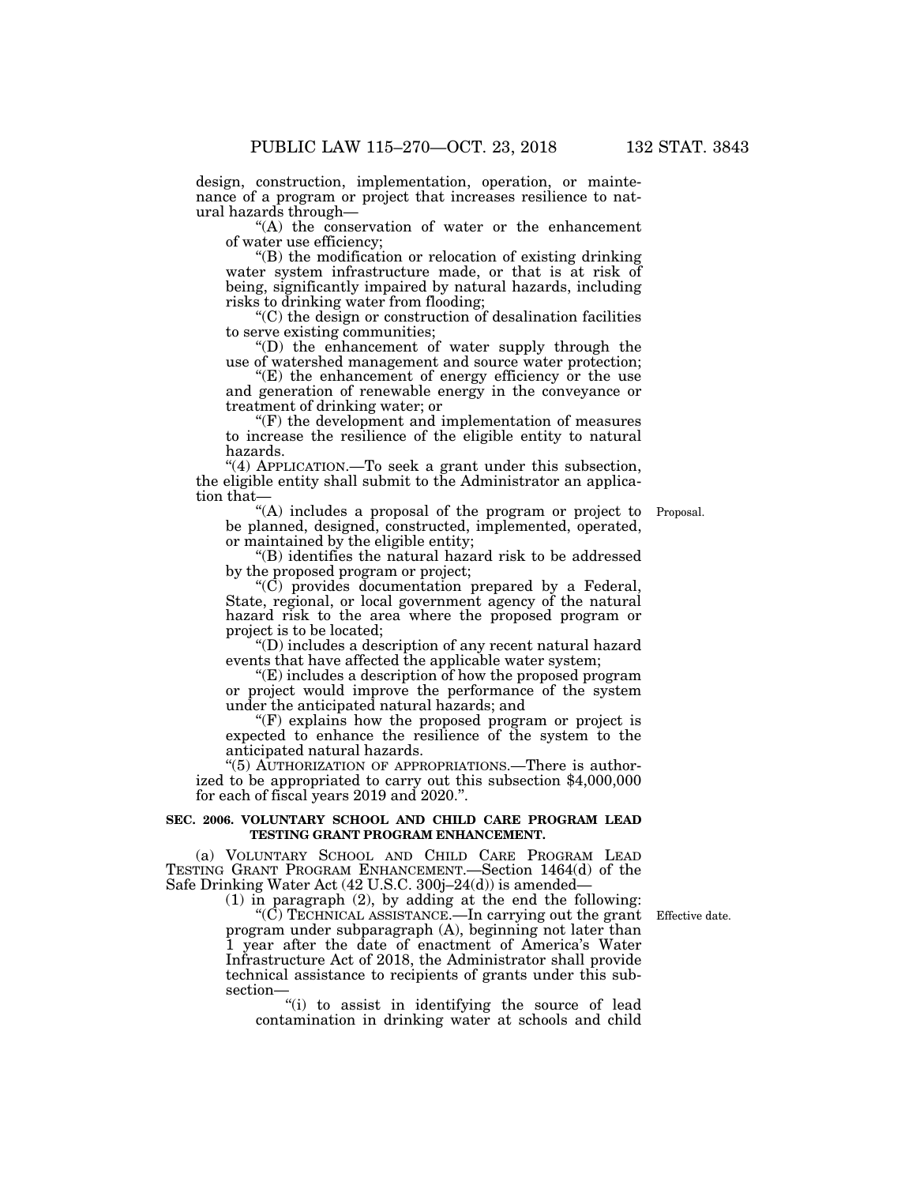design, construction, implementation, operation, or maintenance of a program or project that increases resilience to natural hazards through—

"(A) the conservation of water or the enhancement of water use efficiency;

"(B) the modification or relocation of existing drinking water system infrastructure made, or that is at risk of being, significantly impaired by natural hazards, including risks to drinking water from flooding;

"(C) the design or construction of desalination facilities to serve existing communities;

"(D) the enhancement of water supply through the use of watershed management and source water protection;

"(E) the enhancement of energy efficiency or the use and generation of renewable energy in the conveyance or treatment of drinking water; or

"(F) the development and implementation of measures to increase the resilience of the eligible entity to natural hazards.

"(4) APPLICATION.—To seek a grant under this subsection, the eligible entity shall submit to the Administrator an application that—

"(A) includes a proposal of the program or project to be planned, designed, constructed, implemented, operated, or maintained by the eligible entity;

Proposal.

"(B) identifies the natural hazard risk to be addressed by the proposed program or project;

"(C) provides documentation prepared by a Federal, State, regional, or local government agency of the natural hazard risk to the area where the proposed program or project is to be located;

"(D) includes a description of any recent natural hazard events that have affected the applicable water system;

"(E) includes a description of how the proposed program or project would improve the performance of the system under the anticipated natural hazards; and

"(F) explains how the proposed program or project is expected to enhance the resilience of the system to the anticipated natural hazards.

"(5) AUTHORIZATION OF APPROPRIATIONS.—There is authorized to be appropriated to carry out this subsection $4,000,000 for each of fiscal years 2019 and 2020.".

**SEC. 2006. VOLUNTARY SCHOOL AND CHILD CARE PROGRAM LEAD TESTING GRANT PROGRAM ENHANCEMENT.**

(a) VOLUNTARY SCHOOL AND CHILD CARE PROGRAM LEAD TESTING GRANT PROGRAM ENHANCEMENT.—Section 1464(d) of the Safe Drinking Water Act (42 U.S.C. 300j–24(d)) is amended—

(1) in paragraph (2), by adding at the end the following:

Effective date.

"(C) TECHNICAL ASSISTANCE.—In carrying out the grant program under subparagraph (A), beginning not later than 1 year after the date of enactment of America's Water Infrastructure Act of 2018, the Administrator shall provide technical assistance to recipients of grants under this subsection—

"(i) to assist in identifying the source of lead contamination in drinking water at schools and child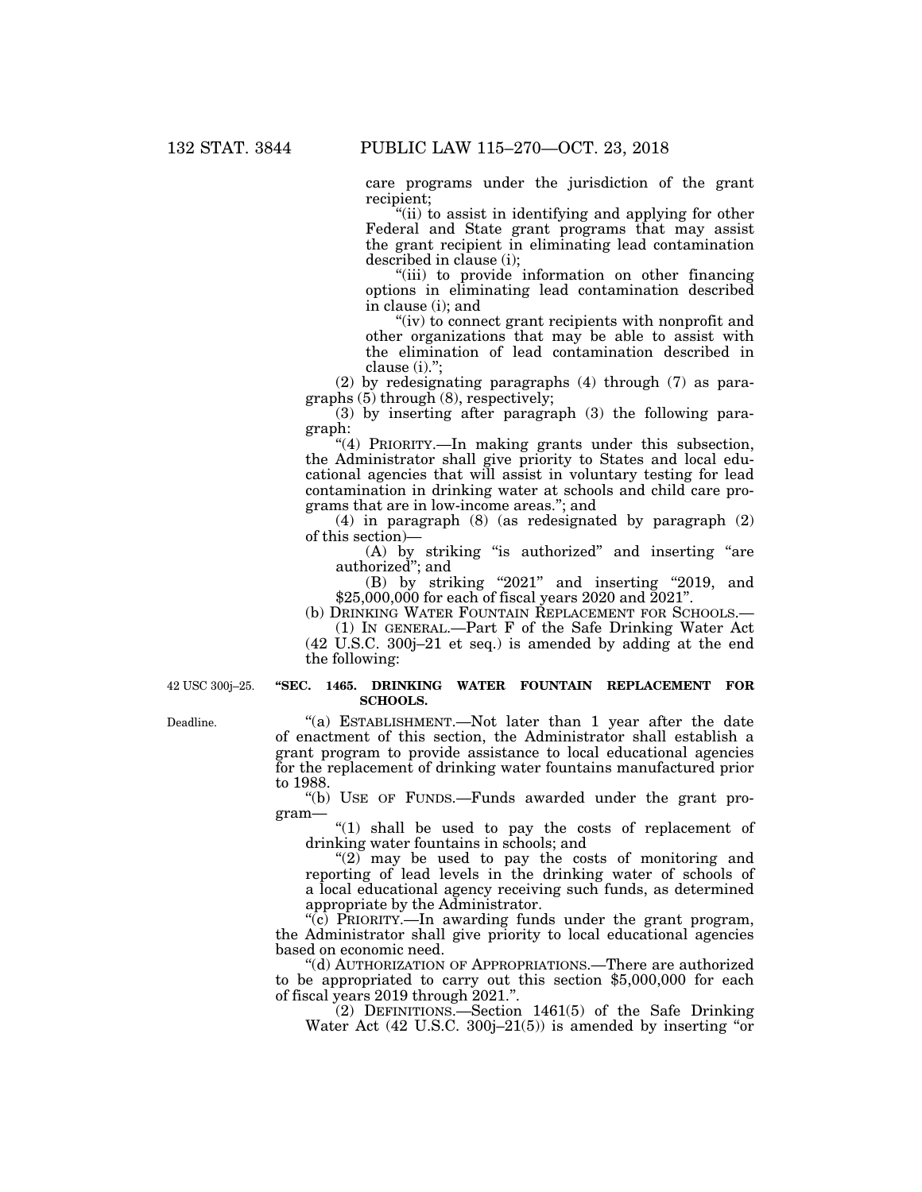care programs under the jurisdiction of the grant recipient;

"(ii) to assist in identifying and applying for other Federal and State grant programs that may assist the grant recipient in eliminating lead contamination described in clause (i);

"(iii) to provide information on other financing options in eliminating lead contamination described in clause (i); and

"(iv) to connect grant recipients with nonprofit and other organizations that may be able to assist with the elimination of lead contamination described in clause (i).";

(2) by redesignating paragraphs (4) through (7) as paragraphs (5) through (8), respectively;

(3) by inserting after paragraph (3) the following paragraph:

"(4) PRIORITY.—In making grants under this subsection, the Administrator shall give priority to States and local educational agencies that will assist in voluntary testing for lead contamination in drinking water at schools and child care programs that are in low-income areas."; and

(4) in paragraph (8) (as redesignated by paragraph (2) of this section)—

(A) by striking "is authorized" and inserting "are authorized"; and

(B) by striking "2021" and inserting "2019, and $25,000,000 for each of fiscal years 2020 and 2021".

(b) DRINKING WATER FOUNTAIN REPLACEMENT FOR SCHOOLS.—

(1) IN GENERAL.—Part F of the Safe Drinking Water Act (42 U.S.C. 300j–21 et seq.) is amended by adding at the end the following:

42 USC 300j–25.

**"SEC. 1465. DRINKING WATER FOUNTAIN REPLACEMENT FOR SCHOOLS.**

Deadline.

"(a) ESTABLISHMENT.—Not later than 1 year after the date of enactment of this section, the Administrator shall establish a grant program to provide assistance to local educational agencies for the replacement of drinking water fountains manufactured prior to 1988.

"(b) USE OF FUNDS.—Funds awarded under the grant program—

"(1) shall be used to pay the costs of replacement of drinking water fountains in schools; and

"(2) may be used to pay the costs of monitoring and reporting of lead levels in the drinking water of schools of a local educational agency receiving such funds, as determined appropriate by the Administrator.

"(c) PRIORITY.—In awarding funds under the grant program, the Administrator shall give priority to local educational agencies based on economic need.

"(d) AUTHORIZATION OF APPROPRIATIONS.—There are authorized to be appropriated to carry out this section $5,000,000 for each of fiscal years 2019 through 2021.".

(2) DEFINITIONS.—Section 1461(5) of the Safe Drinking Water Act (42 U.S.C. 300j–21(5)) is amended by inserting "or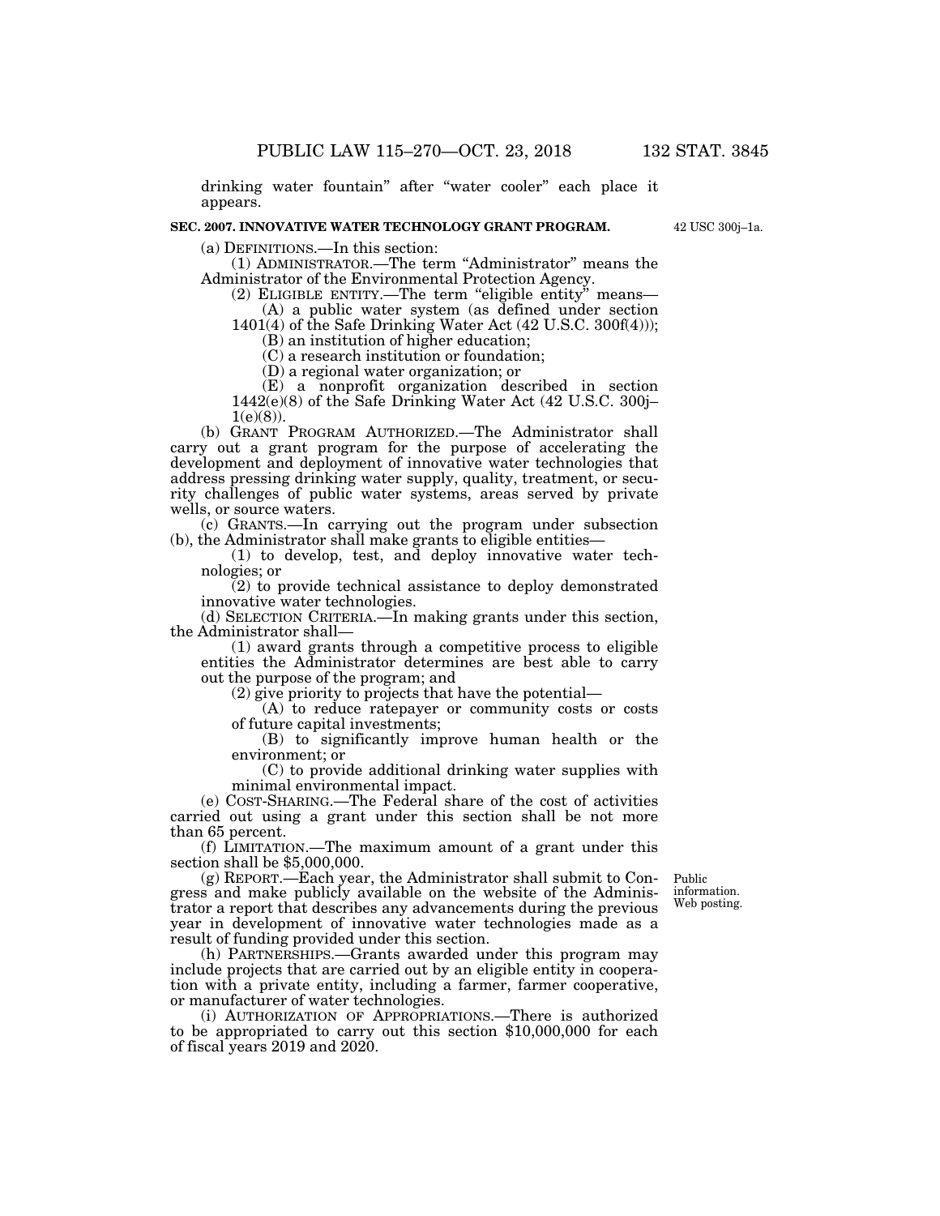drinking water fountain" after "water cooler" each place it appears.

**SEC. 2007. INNOVATIVE WATER TECHNOLOGY GRANT PROGRAM.**

42 USC 300j–1a.

(a) DEFINITIONS.—In this section:

(1) ADMINISTRATOR.—The term "Administrator" means the Administrator of the Environmental Protection Agency.

(2) ELIGIBLE ENTITY.—The term "eligible entity" means—

(A) a public water system (as defined under section 1401(4) of the Safe Drinking Water Act (42 U.S.C. 300f(4)));

(B) an institution of higher education;

(C) a research institution or foundation;

(D) a regional water organization; or

(E) a nonprofit organization described in section 1442(e)(8) of the Safe Drinking Water Act (42 U.S.C. 300j–1(e)(8)).

(b) GRANT PROGRAM AUTHORIZED.—The Administrator shall carry out a grant program for the purpose of accelerating the development and deployment of innovative water technologies that address pressing drinking water supply, quality, treatment, or security challenges of public water systems, areas served by private wells, or source waters.

(c) GRANTS.—In carrying out the program under subsection (b), the Administrator shall make grants to eligible entities—

(1) to develop, test, and deploy innovative water technologies; or

(2) to provide technical assistance to deploy demonstrated innovative water technologies.

(d) SELECTION CRITERIA.—In making grants under this section, the Administrator shall—

(1) award grants through a competitive process to eligible entities the Administrator determines are best able to carry out the purpose of the program; and

(2) give priority to projects that have the potential—

(A) to reduce ratepayer or community costs or costs of future capital investments;

(B) to significantly improve human health or the environment; or

(C) to provide additional drinking water supplies with minimal environmental impact.

(e) COST-SHARING.—The Federal share of the cost of activities carried out using a grant under this section shall be not more than 65 percent.

(f) LIMITATION.—The maximum amount of a grant under this section shall be $5,000,000.

Public information. Web posting.

(g) REPORT.—Each year, the Administrator shall submit to Congress and make publicly available on the website of the Administrator a report that describes any advancements during the previous year in development of innovative water technologies made as a result of funding provided under this section.

(h) PARTNERSHIPS.—Grants awarded under this program may include projects that are carried out by an eligible entity in cooperation with a private entity, including a farmer, farmer cooperative, or manufacturer of water technologies.

(i) AUTHORIZATION OF APPROPRIATIONS.—There is authorized to be appropriated to carry out this section $10,000,000 for each of fiscal years 2019 and 2020.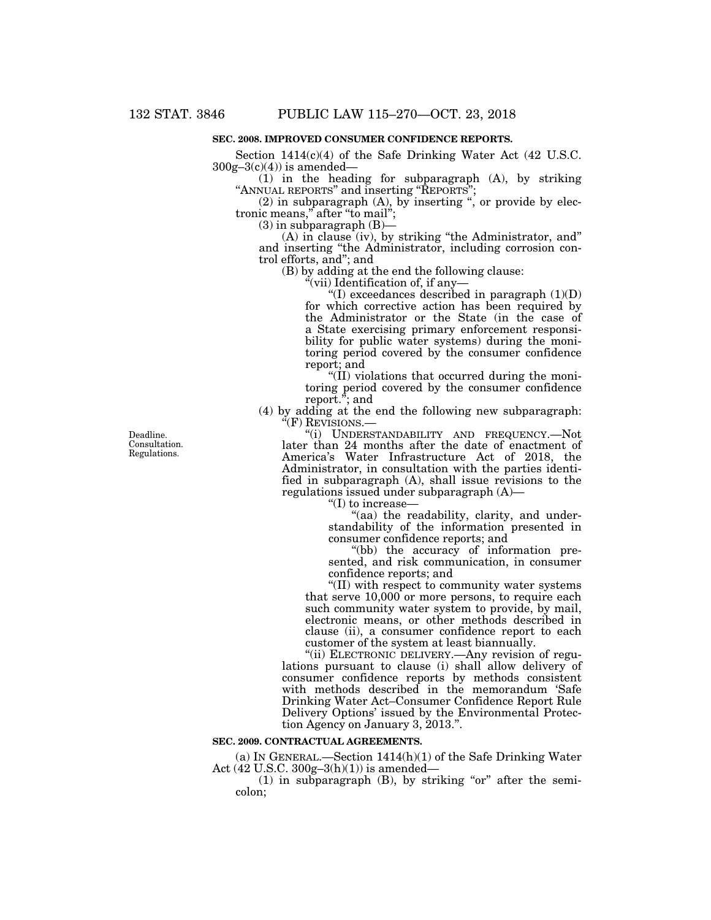**SEC. 2008. IMPROVED CONSUMER CONFIDENCE REPORTS.**

Section 1414(c)(4) of the Safe Drinking Water Act (42 U.S.C. 300g–3(c)(4)) is amended—

(1) in the heading for subparagraph (A), by striking "ANNUAL REPORTS" and inserting "REPORTS";

(2) in subparagraph (A), by inserting ", or provide by electronic means," after "to mail";

(3) in subparagraph (B)—

(A) in clause (iv), by striking "the Administrator, and" and inserting "the Administrator, including corrosion control efforts, and"; and

(B) by adding at the end the following clause:

"(vii) Identification of, if any—

"(I) exceedances described in paragraph (1)(D) for which corrective action has been required by the Administrator or the State (in the case of a State exercising primary enforcement responsibility for public water systems) during the monitoring period covered by the consumer confidence report; and

"(II) violations that occurred during the monitoring period covered by the consumer confidence report."; and

(4) by adding at the end the following new subparagraph:

"(F) REVISIONS.—

Deadline. Consultation. Regulations.

"(i) UNDERSTANDABILITY AND FREQUENCY.—Not later than 24 months after the date of enactment of America's Water Infrastructure Act of 2018, the Administrator, in consultation with the parties identified in subparagraph (A), shall issue revisions to the regulations issued under subparagraph (A)—

"(I) to increase—

"(aa) the readability, clarity, and understandability of the information presented in consumer confidence reports; and

"(bb) the accuracy of information presented, and risk communication, in consumer confidence reports; and

"(II) with respect to community water systems that serve 10,000 or more persons, to require each such community water system to provide, by mail, electronic means, or other methods described in clause (ii), a consumer confidence report to each customer of the system at least biannually.

"(ii) ELECTRONIC DELIVERY.—Any revision of regulations pursuant to clause (i) shall allow delivery of consumer confidence reports by methods consistent with methods described in the memorandum 'Safe Drinking Water Act–Consumer Confidence Report Rule Delivery Options' issued by the Environmental Protection Agency on January 3, 2013.".

**SEC. 2009. CONTRACTUAL AGREEMENTS.**

(a) IN GENERAL.—Section 1414(h)(1) of the Safe Drinking Water Act (42 U.S.C. 300g–3(h)(1)) is amended—

(1) in subparagraph (B), by striking "or" after the semicolon;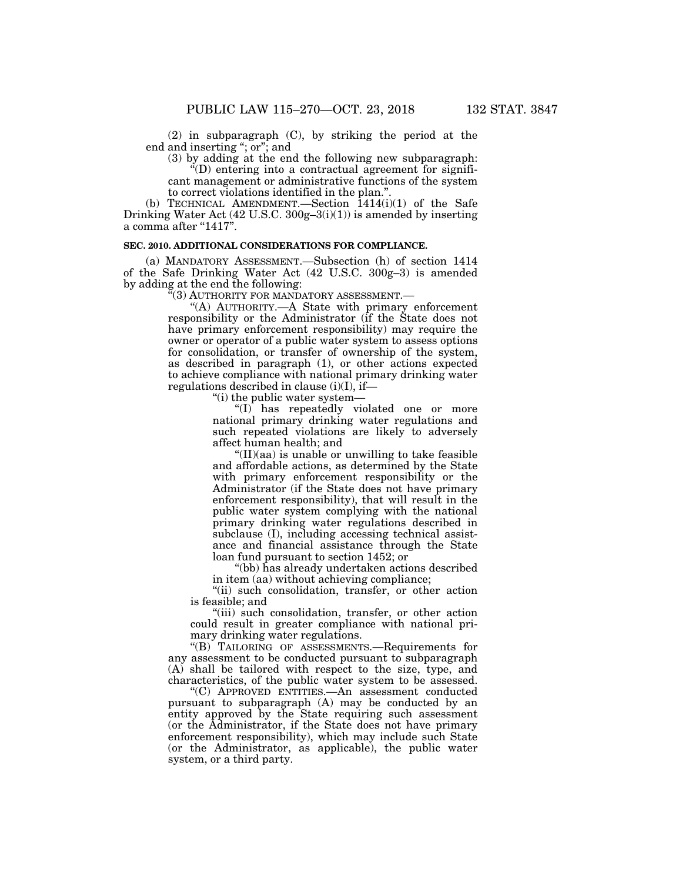(2) in subparagraph (C), by striking the period at the end and inserting "; or"; and

(3) by adding at the end the following new subparagraph:

"(D) entering into a contractual agreement for significant management or administrative functions of the system to correct violations identified in the plan.".

(b) TECHNICAL AMENDMENT.—Section 1414(i)(1) of the Safe Drinking Water Act (42 U.S.C. 300g–3(i)(1)) is amended by inserting a comma after "1417".

**SEC. 2010. ADDITIONAL CONSIDERATIONS FOR COMPLIANCE.**

(a) MANDATORY ASSESSMENT.—Subsection (h) of section 1414 of the Safe Drinking Water Act (42 U.S.C. 300g–3) is amended by adding at the end the following:

"(3) AUTHORITY FOR MANDATORY ASSESSMENT.—

"(A) AUTHORITY.—A State with primary enforcement responsibility or the Administrator (if the State does not have primary enforcement responsibility) may require the owner or operator of a public water system to assess options for consolidation, or transfer of ownership of the system, as described in paragraph (1), or other actions expected to achieve compliance with national primary drinking water regulations described in clause (i)(I), if—

"(i) the public water system—

"(I) has repeatedly violated one or more national primary drinking water regulations and such repeated violations are likely to adversely affect human health; and

"(II)(aa) is unable or unwilling to take feasible and affordable actions, as determined by the State with primary enforcement responsibility or the Administrator (if the State does not have primary enforcement responsibility), that will result in the public water system complying with the national primary drinking water regulations described in subclause (I), including accessing technical assistance and financial assistance through the State loan fund pursuant to section 1452; or

"(bb) has already undertaken actions described in item (aa) without achieving compliance;

"(ii) such consolidation, transfer, or other action is feasible; and

"(iii) such consolidation, transfer, or other action could result in greater compliance with national primary drinking water regulations.

"(B) TAILORING OF ASSESSMENTS.—Requirements for any assessment to be conducted pursuant to subparagraph (A) shall be tailored with respect to the size, type, and characteristics, of the public water system to be assessed.

"(C) APPROVED ENTITIES.—An assessment conducted pursuant to subparagraph (A) may be conducted by an entity approved by the State requiring such assessment (or the Administrator, if the State does not have primary enforcement responsibility), which may include such State (or the Administrator, as applicable), the public water system, or a third party.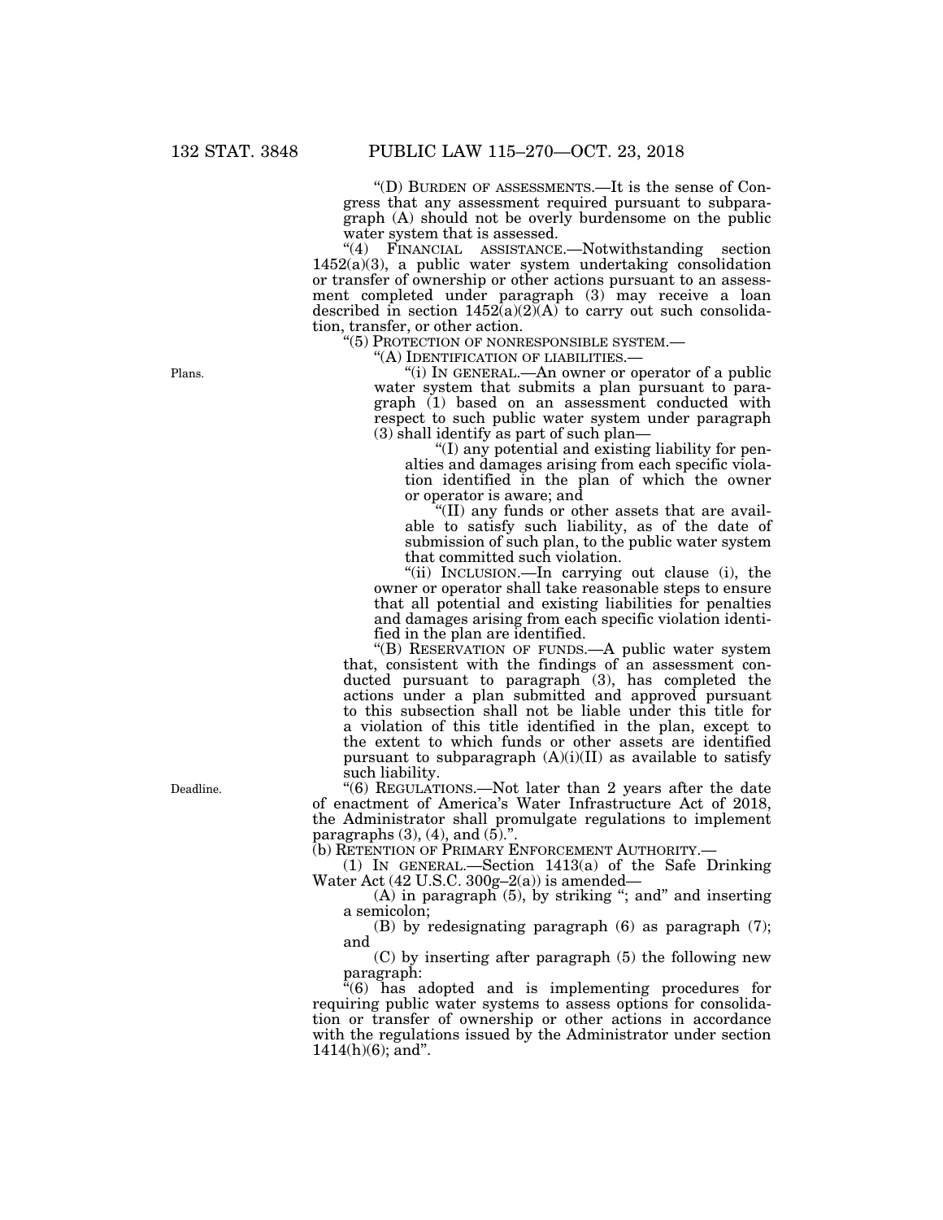"(D) BURDEN OF ASSESSMENTS.—It is the sense of Congress that any assessment required pursuant to subparagraph (A) should not be overly burdensome on the public water system that is assessed.

"(4) FINANCIAL ASSISTANCE.—Notwithstanding section 1452(a)(3), a public water system undertaking consolidation or transfer of ownership or other actions pursuant to an assessment completed under paragraph (3) may receive a loan described in section 1452(a)(2)(A) to carry out such consolidation, transfer, or other action.

"(5) PROTECTION OF NONRESPONSIBLE SYSTEM.—

"(A) IDENTIFICATION OF LIABILITIES.—

Plans.

"(i) IN GENERAL.—An owner or operator of a public water system that submits a plan pursuant to paragraph (1) based on an assessment conducted with respect to such public water system under paragraph (3) shall identify as part of such plan—

"(I) any potential and existing liability for penalties and damages arising from each specific violation identified in the plan of which the owner or operator is aware; and

"(II) any funds or other assets that are available to satisfy such liability, as of the date of submission of such plan, to the public water system that committed such violation.

"(ii) INCLUSION.—In carrying out clause (i), the owner or operator shall take reasonable steps to ensure that all potential and existing liabilities for penalties and damages arising from each specific violation identified in the plan are identified.

"(B) RESERVATION OF FUNDS.—A public water system that, consistent with the findings of an assessment conducted pursuant to paragraph (3), has completed the actions under a plan submitted and approved pursuant to this subsection shall not be liable under this title for a violation of this title identified in the plan, except to the extent to which funds or other assets are identified pursuant to subparagraph (A)(i)(II) as available to satisfy such liability.

Deadline.

"(6) REGULATIONS.—Not later than 2 years after the date of enactment of America's Water Infrastructure Act of 2018, the Administrator shall promulgate regulations to implement paragraphs (3), (4), and (5).".

(b) RETENTION OF PRIMARY ENFORCEMENT AUTHORITY.—

(1) IN GENERAL.—Section 1413(a) of the Safe Drinking Water Act (42 U.S.C. 300g–2(a)) is amended—

(A) in paragraph (5), by striking "; and" and inserting a semicolon;

(B) by redesignating paragraph (6) as paragraph (7); and

(C) by inserting after paragraph (5) the following new paragraph:

"(6) has adopted and is implementing procedures for requiring public water systems to assess options for consolidation or transfer of ownership or other actions in accordance with the regulations issued by the Administrator under section 1414(h)(6); and".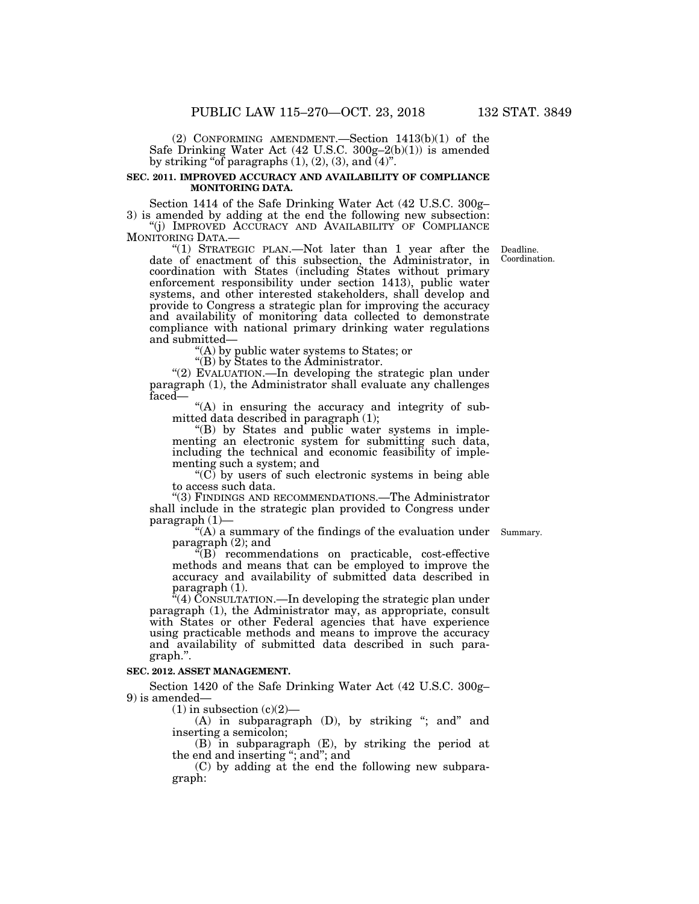(2) CONFORMING AMENDMENT.—Section 1413(b)(1) of the Safe Drinking Water Act (42 U.S.C. 300g–2(b)(1)) is amended by striking "of paragraphs (1), (2), (3), and (4)".

**SEC. 2011. IMPROVED ACCURACY AND AVAILABILITY OF COMPLIANCE MONITORING DATA.**

Section 1414 of the Safe Drinking Water Act (42 U.S.C. 300g–3) is amended by adding at the end the following new subsection:

"(j) IMPROVED ACCURACY AND AVAILABILITY OF COMPLIANCE MONITORING DATA.—

"(1) STRATEGIC PLAN.—Not later than 1 year after the date of enactment of this subsection, the Administrator, in coordination with States (including States without primary enforcement responsibility under section 1413), public water systems, and other interested stakeholders, shall develop and provide to Congress a strategic plan for improving the accuracy and availability of monitoring data collected to demonstrate compliance with national primary drinking water regulations and submitted—

Deadline. Coordination.

"(A) by public water systems to States; or

"(B) by States to the Administrator.

"(2) EVALUATION.—In developing the strategic plan under paragraph (1), the Administrator shall evaluate any challenges faced—

"(A) in ensuring the accuracy and integrity of submitted data described in paragraph (1);

"(B) by States and public water systems in implementing an electronic system for submitting such data, including the technical and economic feasibility of implementing such a system; and

"(C) by users of such electronic systems in being able to access such data.

"(3) FINDINGS AND RECOMMENDATIONS.—The Administrator shall include in the strategic plan provided to Congress under paragraph (1)—

"(A) a summary of the findings of the evaluation under paragraph (2); and

Summary.

"(B) recommendations on practicable, cost-effective methods and means that can be employed to improve the accuracy and availability of submitted data described in paragraph (1).

"(4) CONSULTATION.—In developing the strategic plan under paragraph (1), the Administrator may, as appropriate, consult with States or other Federal agencies that have experience using practicable methods and means to improve the accuracy and availability of submitted data described in such paragraph.".

**SEC. 2012. ASSET MANAGEMENT.**

Section 1420 of the Safe Drinking Water Act (42 U.S.C. 300g–9) is amended—

(1) in subsection (c)(2)—

(A) in subparagraph (D), by striking "; and" and inserting a semicolon;

(B) in subparagraph (E), by striking the period at the end and inserting "; and"; and

(C) by adding at the end the following new subparagraph: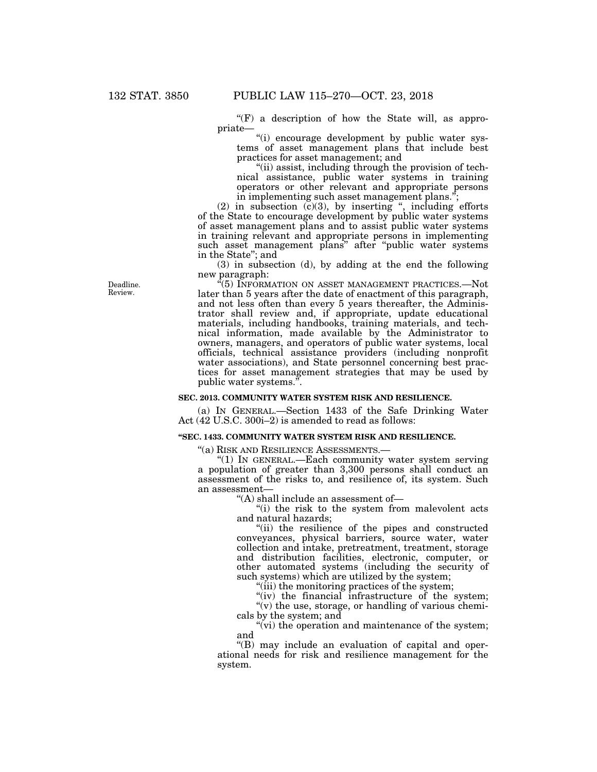"(F) a description of how the State will, as appropriate—

"(i) encourage development by public water systems of asset management plans that include best practices for asset management; and

"(ii) assist, including through the provision of technical assistance, public water systems in training operators or other relevant and appropriate persons in implementing such asset management plans.";

(2) in subsection (c)(3), by inserting ", including efforts of the State to encourage development by public water systems of asset management plans and to assist public water systems in training relevant and appropriate persons in implementing such asset management plans" after "public water systems in the State"; and

(3) in subsection (d), by adding at the end the following new paragraph:

Deadline. Review.

"(5) INFORMATION ON ASSET MANAGEMENT PRACTICES.—Not later than 5 years after the date of enactment of this paragraph, and not less often than every 5 years thereafter, the Administrator shall review and, if appropriate, update educational materials, including handbooks, training materials, and technical information, made available by the Administrator to owners, managers, and operators of public water systems, local officials, technical assistance providers (including nonprofit water associations), and State personnel concerning best practices for asset management strategies that may be used by public water systems.".

**SEC. 2013. COMMUNITY WATER SYSTEM RISK AND RESILIENCE.**

(a) IN GENERAL.—Section 1433 of the Safe Drinking Water Act (42 U.S.C. 300i–2) is amended to read as follows:

**"SEC. 1433. COMMUNITY WATER SYSTEM RISK AND RESILIENCE.**

"(a) RISK AND RESILIENCE ASSESSMENTS.—

"(1) IN GENERAL.—Each community water system serving a population of greater than 3,300 persons shall conduct an assessment of the risks to, and resilience of, its system. Such an assessment—

"(A) shall include an assessment of—

"(i) the risk to the system from malevolent acts and natural hazards;

"(ii) the resilience of the pipes and constructed conveyances, physical barriers, source water, water collection and intake, pretreatment, treatment, storage and distribution facilities, electronic, computer, or other automated systems (including the security of such systems) which are utilized by the system;

"(iii) the monitoring practices of the system;

"(iv) the financial infrastructure of the system;

"(v) the use, storage, or handling of various chemicals by the system; and

"(vi) the operation and maintenance of the system; and

"(B) may include an evaluation of capital and operational needs for risk and resilience management for the system.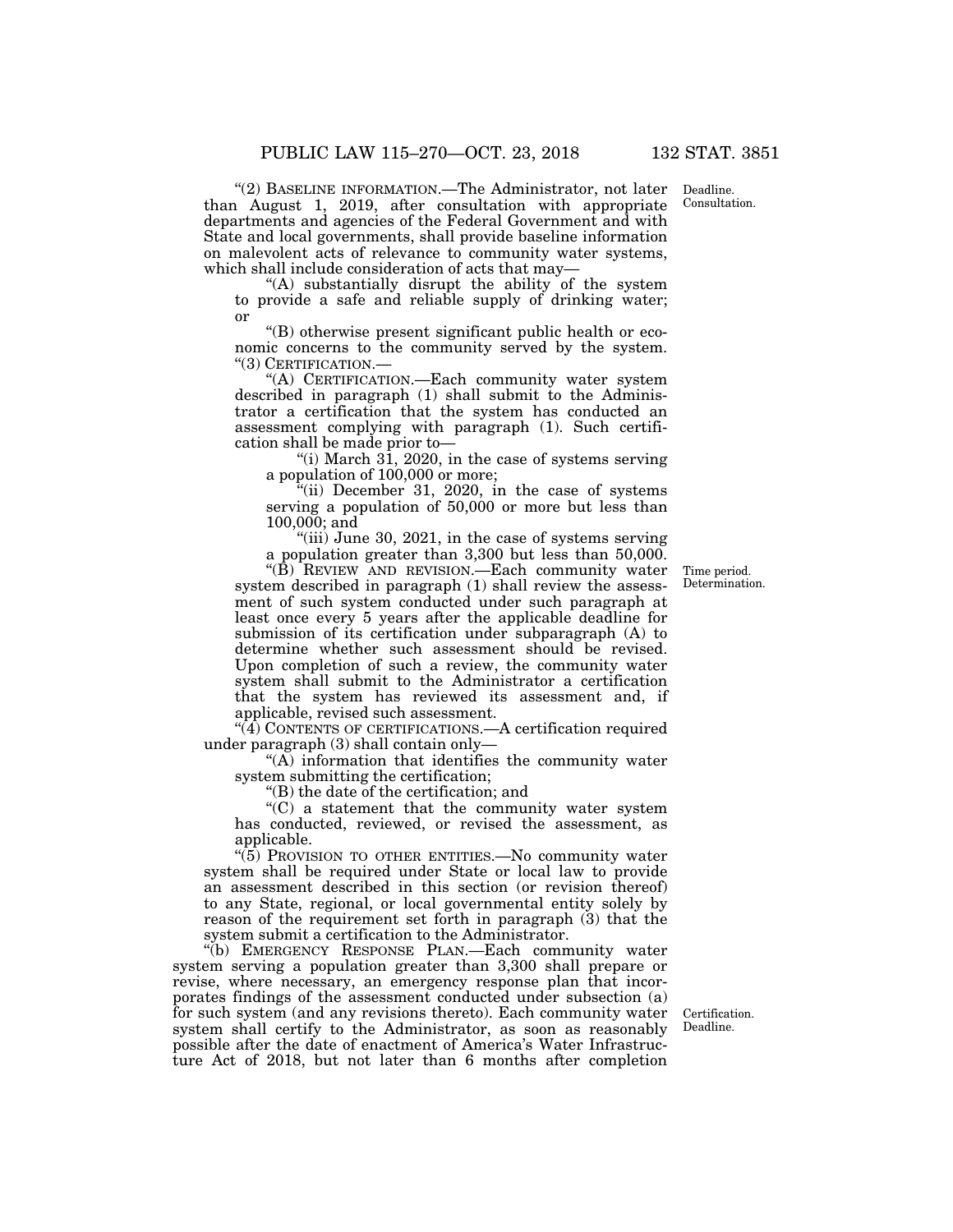"(2) BASELINE INFORMATION.—The Administrator, not later than August 1, 2019, after consultation with appropriate departments and agencies of the Federal Government and with State and local governments, shall provide baseline information on malevolent acts of relevance to community water systems, which shall include consideration of acts that may—

"(A) substantially disrupt the ability of the system to provide a safe and reliable supply of drinking water; or

"(B) otherwise present significant public health or economic concerns to the community served by the system.

"(3) CERTIFICATION.—

"(A) CERTIFICATION.—Each community water system described in paragraph (1) shall submit to the Administrator a certification that the system has conducted an assessment complying with paragraph (1). Such certification shall be made prior to—

"(i) March 31, 2020, in the case of systems serving a population of 100,000 or more;

"(ii) December 31, 2020, in the case of systems serving a population of 50,000 or more but less than 100,000; and

"(iii) June 30, 2021, in the case of systems serving a population greater than 3,300 but less than 50,000.

"(B) REVIEW AND REVISION.—Each community water system described in paragraph (1) shall review the assessment of such system conducted under such paragraph at least once every 5 years after the applicable deadline for submission of its certification under subparagraph (A) to determine whether such assessment should be revised. Upon completion of such a review, the community water system shall submit to the Administrator a certification that the system has reviewed its assessment and, if applicable, revised such assessment.

"(4) CONTENTS OF CERTIFICATIONS.—A certification required under paragraph (3) shall contain only—

"(A) information that identifies the community water system submitting the certification;

"(B) the date of the certification; and

"(C) a statement that the community water system has conducted, reviewed, or revised the assessment, as applicable.

"(5) PROVISION TO OTHER ENTITIES.—No community water system shall be required under State or local law to provide an assessment described in this section (or revision thereof) to any State, regional, or local governmental entity solely by reason of the requirement set forth in paragraph (3) that the system submit a certification to the Administrator.

"(b) EMERGENCY RESPONSE PLAN.—Each community water system serving a population greater than 3,300 shall prepare or revise, where necessary, an emergency response plan that incorporates findings of the assessment conducted under subsection (a) for such system (and any revisions thereto). Each community water system shall certify to the Administrator, as soon as reasonably possible after the date of enactment of America's Water Infrastructure Act of 2018, but not later than 6 months after completion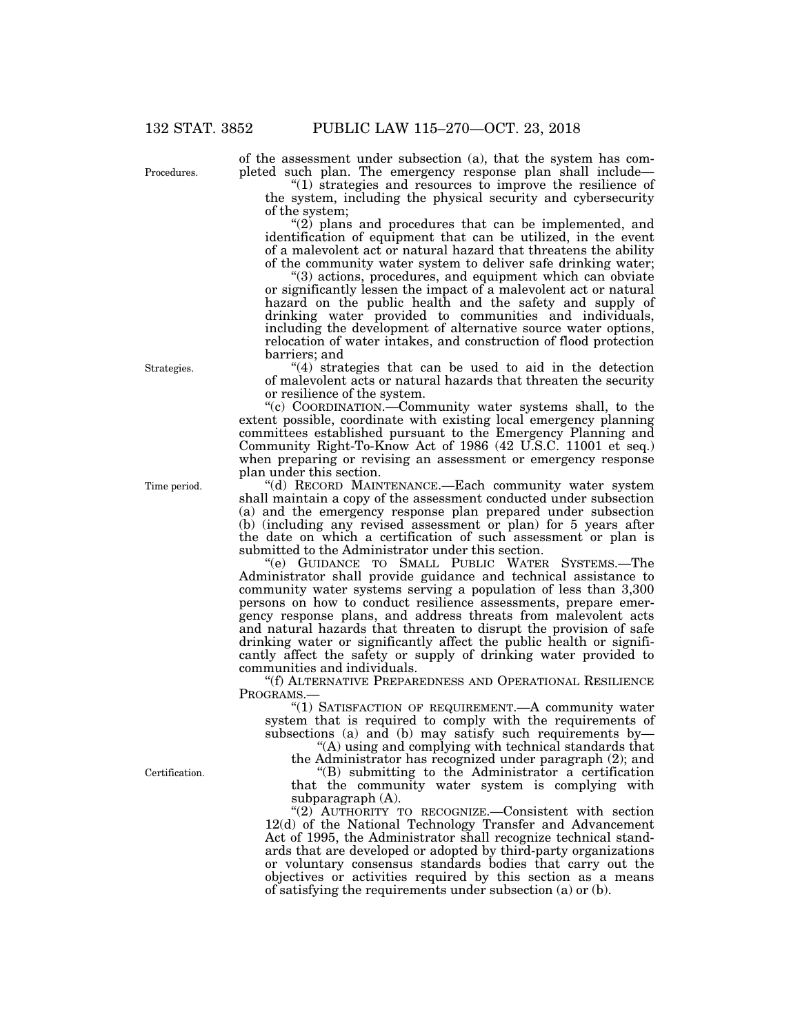of the assessment under subsection (a), that the system has completed such plan. The emergency response plan shall include—

"(1) strategies and resources to improve the resilience of the system, including the physical security and cybersecurity of the system;

"(2) plans and procedures that can be implemented, and identification of equipment that can be utilized, in the event of a malevolent act or natural hazard that threatens the ability of the community water system to deliver safe drinking water;

"(3) actions, procedures, and equipment which can obviate or significantly lessen the impact of a malevolent act or natural hazard on the public health and the safety and supply of drinking water provided to communities and individuals, including the development of alternative source water options, relocation of water intakes, and construction of flood protection barriers; and

"(4) strategies that can be used to aid in the detection of malevolent acts or natural hazards that threaten the security or resilience of the system.

"(c) COORDINATION.—Community water systems shall, to the extent possible, coordinate with existing local emergency planning committees established pursuant to the Emergency Planning and Community Right-To-Know Act of 1986 (42 U.S.C. 11001 et seq.) when preparing or revising an assessment or emergency response plan under this section.

"(d) RECORD MAINTENANCE.—Each community water system shall maintain a copy of the assessment conducted under subsection (a) and the emergency response plan prepared under subsection (b) (including any revised assessment or plan) for 5 years after the date on which a certification of such assessment or plan is submitted to the Administrator under this section.

"(e) GUIDANCE TO SMALL PUBLIC WATER SYSTEMS.—The Administrator shall provide guidance and technical assistance to community water systems serving a population of less than 3,300 persons on how to conduct resilience assessments, prepare emergency response plans, and address threats from malevolent acts and natural hazards that threaten to disrupt the provision of safe drinking water or significantly affect the public health or significantly affect the safety or supply of drinking water provided to communities and individuals.

"(f) ALTERNATIVE PREPAREDNESS AND OPERATIONAL RESILIENCE PROGRAMS.—

"(1) SATISFACTION OF REQUIREMENT.—A community water system that is required to comply with the requirements of subsections (a) and (b) may satisfy such requirements by—

"(A) using and complying with technical standards that the Administrator has recognized under paragraph (2); and

"(B) submitting to the Administrator a certification that the community water system is complying with subparagraph (A).

"(2) AUTHORITY TO RECOGNIZE.—Consistent with section 12(d) of the National Technology Transfer and Advancement Act of 1995, the Administrator shall recognize technical standards that are developed or adopted by third-party organizations or voluntary consensus standards bodies that carry out the objectives or activities required by this section as a means of satisfying the requirements under subsection (a) or (b).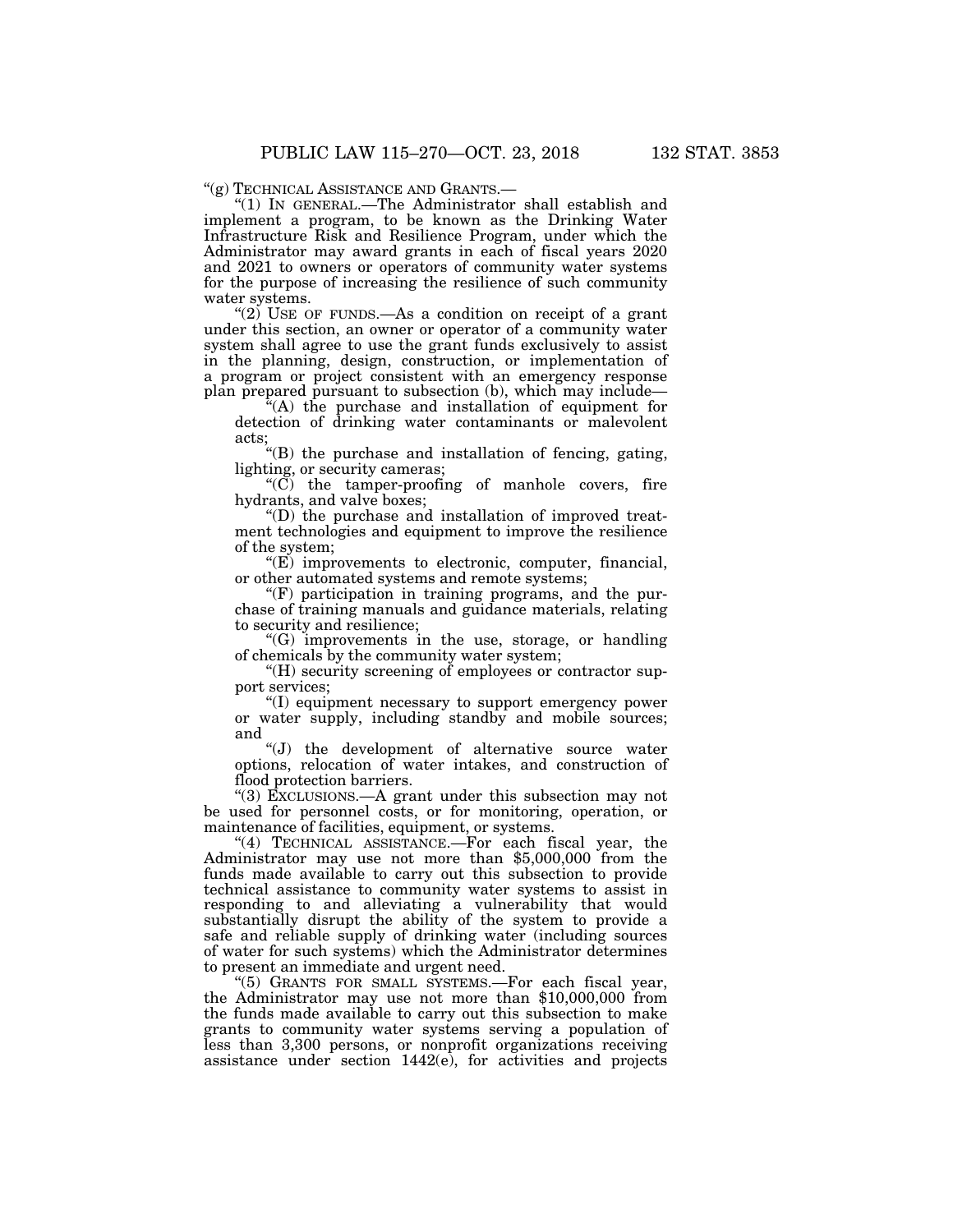"(g) TECHNICAL ASSISTANCE AND GRANTS.—

"(1) IN GENERAL.—The Administrator shall establish and implement a program, to be known as the Drinking Water Infrastructure Risk and Resilience Program, under which the Administrator may award grants in each of fiscal years 2020 and 2021 to owners or operators of community water systems for the purpose of increasing the resilience of such community water systems.

"(2) USE OF FUNDS.—As a condition on receipt of a grant under this section, an owner or operator of a community water system shall agree to use the grant funds exclusively to assist in the planning, design, construction, or implementation of a program or project consistent with an emergency response plan prepared pursuant to subsection (b), which may include—

"(A) the purchase and installation of equipment for detection of drinking water contaminants or malevolent acts;

"(B) the purchase and installation of fencing, gating, lighting, or security cameras;

"(C) the tamper-proofing of manhole covers, fire hydrants, and valve boxes;

"(D) the purchase and installation of improved treatment technologies and equipment to improve the resilience of the system;

"(E) improvements to electronic, computer, financial, or other automated systems and remote systems;

"(F) participation in training programs, and the purchase of training manuals and guidance materials, relating to security and resilience;

"(G) improvements in the use, storage, or handling of chemicals by the community water system;

"(H) security screening of employees or contractor support services;

"(I) equipment necessary to support emergency power or water supply, including standby and mobile sources; and

"(J) the development of alternative source water options, relocation of water intakes, and construction of flood protection barriers.

"(3) EXCLUSIONS.—A grant under this subsection may not be used for personnel costs, or for monitoring, operation, or maintenance of facilities, equipment, or systems.

"(4) TECHNICAL ASSISTANCE.—For each fiscal year, the Administrator may use not more than $5,000,000 from the funds made available to carry out this subsection to provide technical assistance to community water systems to assist in responding to and alleviating a vulnerability that would substantially disrupt the ability of the system to provide a safe and reliable supply of drinking water (including sources of water for such systems) which the Administrator determines to present an immediate and urgent need.

"(5) GRANTS FOR SMALL SYSTEMS.—For each fiscal year, the Administrator may use not more than $10,000,000 from the funds made available to carry out this subsection to make grants to community water systems serving a population of less than 3,300 persons, or nonprofit organizations receiving assistance under section 1442(e), for activities and projects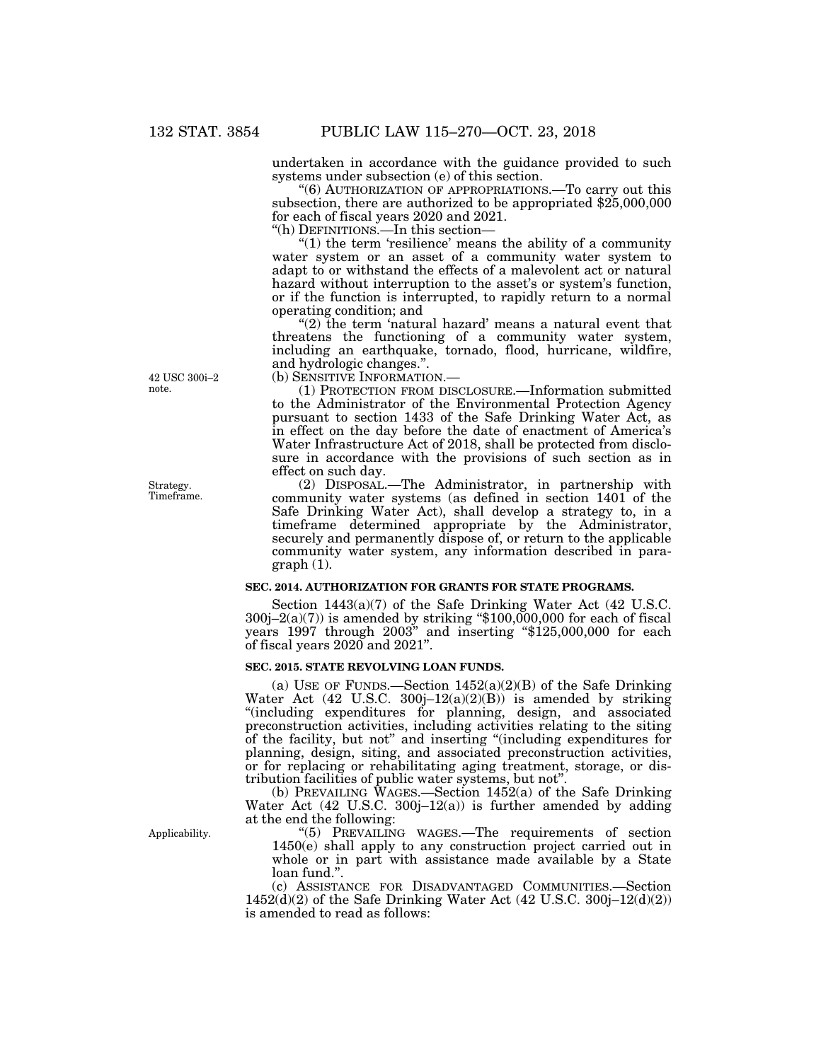undertaken in accordance with the guidance provided to such systems under subsection (e) of this section.

"(6) AUTHORIZATION OF APPROPRIATIONS.—To carry out this subsection, there are authorized to be appropriated $25,000,000 for each of fiscal years 2020 and 2021.

"(h) DEFINITIONS.—In this section—

"(1) the term 'resilience' means the ability of a community water system or an asset of a community water system to adapt to or withstand the effects of a malevolent act or natural hazard without interruption to the asset's or system's function, or if the function is interrupted, to rapidly return to a normal operating condition; and

"(2) the term 'natural hazard' means a natural event that threatens the functioning of a community water system, including an earthquake, tornado, flood, hurricane, wildfire, and hydrologic changes.".

42 USC 300i–2 note.

(b) SENSITIVE INFORMATION.—

(1) PROTECTION FROM DISCLOSURE.—Information submitted to the Administrator of the Environmental Protection Agency pursuant to section 1433 of the Safe Drinking Water Act, as in effect on the day before the date of enactment of America's Water Infrastructure Act of 2018, shall be protected from disclosure in accordance with the provisions of such section as in effect on such day.

Strategy. Timeframe.

(2) DISPOSAL.—The Administrator, in partnership with community water systems (as defined in section 1401 of the Safe Drinking Water Act), shall develop a strategy to, in a timeframe determined appropriate by the Administrator, securely and permanently dispose of, or return to the applicable community water system, any information described in paragraph (1).

**SEC. 2014. AUTHORIZATION FOR GRANTS FOR STATE PROGRAMS.**

Section 1443(a)(7) of the Safe Drinking Water Act (42 U.S.C. 300j–2(a)(7)) is amended by striking "$100,000,000 for each of fiscal years 1997 through 2003" and inserting "$125,000,000 for each of fiscal years 2020 and 2021".

**SEC. 2015. STATE REVOLVING LOAN FUNDS.**

(a) USE OF FUNDS.—Section 1452(a)(2)(B) of the Safe Drinking Water Act (42 U.S.C. 300j–12(a)(2)(B)) is amended by striking "(including expenditures for planning, design, and associated preconstruction activities, including activities relating to the siting of the facility, but not" and inserting "(including expenditures for planning, design, siting, and associated preconstruction activities, or for replacing or rehabilitating aging treatment, storage, or distribution facilities of public water systems, but not".

(b) PREVAILING WAGES.—Section 1452(a) of the Safe Drinking Water Act (42 U.S.C. 300j–12(a)) is further amended by adding at the end the following:

Applicability.

"(5) PREVAILING WAGES.—The requirements of section 1450(e) shall apply to any construction project carried out in whole or in part with assistance made available by a State loan fund.".

(c) ASSISTANCE FOR DISADVANTAGED COMMUNITIES.—Section 1452(d)(2) of the Safe Drinking Water Act (42 U.S.C. 300j–12(d)(2)) is amended to read as follows: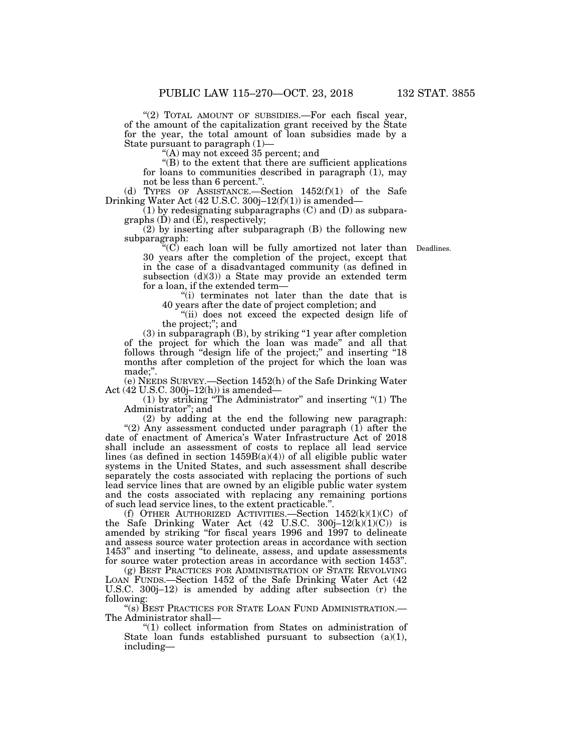"(2) TOTAL AMOUNT OF SUBSIDIES.—For each fiscal year, of the amount of the capitalization grant received by the State for the year, the total amount of loan subsidies made by a State pursuant to paragraph (1)—

"(A) may not exceed 35 percent; and

"(B) to the extent that there are sufficient applications for loans to communities described in paragraph (1), may not be less than 6 percent.".

(d) TYPES OF ASSISTANCE.—Section 1452(f)(1) of the Safe Drinking Water Act (42 U.S.C. 300j–12(f)(1)) is amended—

(1) by redesignating subparagraphs (C) and (D) as subparagraphs (D) and (E), respectively;

(2) by inserting after subparagraph (B) the following new subparagraph:

Deadlines.

"(C) each loan will be fully amortized not later than 30 years after the completion of the project, except that in the case of a disadvantaged community (as defined in subsection (d)(3)) a State may provide an extended term for a loan, if the extended term—

"(i) terminates not later than the date that is 40 years after the date of project completion; and

"(ii) does not exceed the expected design life of the project;"; and

(3) in subparagraph (B), by striking "1 year after completion of the project for which the loan was made" and all that follows through "design life of the project;" and inserting "18 months after completion of the project for which the loan was made;".

(e) NEEDS SURVEY.—Section 1452(h) of the Safe Drinking Water Act (42 U.S.C. 300j–12(h)) is amended—

(1) by striking "The Administrator" and inserting "(1) The Administrator"; and

(2) by adding at the end the following new paragraph:

"(2) Any assessment conducted under paragraph (1) after the date of enactment of America's Water Infrastructure Act of 2018 shall include an assessment of costs to replace all lead service lines (as defined in section 1459B(a)(4)) of all eligible public water systems in the United States, and such assessment shall describe separately the costs associated with replacing the portions of such lead service lines that are owned by an eligible public water system and the costs associated with replacing any remaining portions of such lead service lines, to the extent practicable.".

(f) OTHER AUTHORIZED ACTIVITIES.—Section 1452(k)(1)(C) of the Safe Drinking Water Act (42 U.S.C. 300j–12(k)(1)(C)) is amended by striking "for fiscal years 1996 and 1997 to delineate and assess source water protection areas in accordance with section 1453" and inserting "to delineate, assess, and update assessments for source water protection areas in accordance with section 1453".

(g) BEST PRACTICES FOR ADMINISTRATION OF STATE REVOLVING LOAN FUNDS.—Section 1452 of the Safe Drinking Water Act (42 U.S.C. 300j–12) is amended by adding after subsection (r) the following:

"(s) BEST PRACTICES FOR STATE LOAN FUND ADMINISTRATION.—The Administrator shall—

"(1) collect information from States on administration of State loan funds established pursuant to subsection (a)(1), including—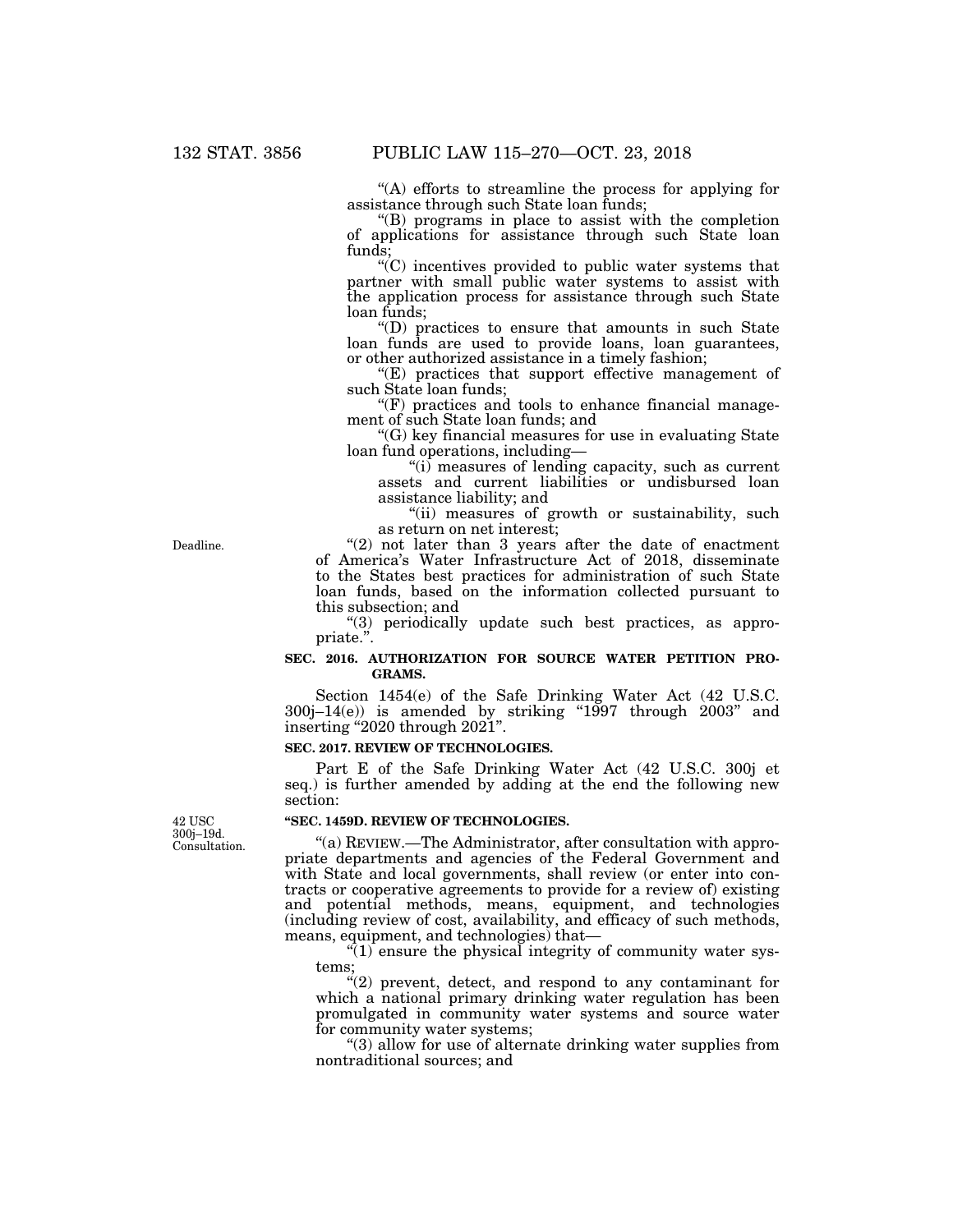"(A) efforts to streamline the process for applying for assistance through such State loan funds;

"(B) programs in place to assist with the completion of applications for assistance through such State loan funds;

"(C) incentives provided to public water systems that partner with small public water systems to assist with the application process for assistance through such State loan funds;

"(D) practices to ensure that amounts in such State loan funds are used to provide loans, loan guarantees, or other authorized assistance in a timely fashion;

"(E) practices that support effective management of such State loan funds;

"(F) practices and tools to enhance financial management of such State loan funds; and

"(G) key financial measures for use in evaluating State loan fund operations, including—

"(i) measures of lending capacity, such as current assets and current liabilities or undisbursed loan assistance liability; and

"(ii) measures of growth or sustainability, such as return on net interest;

Deadline.

"(2) not later than 3 years after the date of enactment of America's Water Infrastructure Act of 2018, disseminate to the States best practices for administration of such State loan funds, based on the information collected pursuant to this subsection; and

"(3) periodically update such best practices, as appropriate.".

**SEC. 2016. AUTHORIZATION FOR SOURCE WATER PETITION PROGRAMS.**

Section 1454(e) of the Safe Drinking Water Act (42 U.S.C. 300j–14(e)) is amended by striking "1997 through 2003" and inserting "2020 through 2021".

**SEC. 2017. REVIEW OF TECHNOLOGIES.**

Part E of the Safe Drinking Water Act (42 U.S.C. 300j et seq.) is further amended by adding at the end the following new section:

42 USC 300j–19d. Consultation.

**"SEC. 1459D. REVIEW OF TECHNOLOGIES.**

"(a) REVIEW.—The Administrator, after consultation with appropriate departments and agencies of the Federal Government and with State and local governments, shall review (or enter into contracts or cooperative agreements to provide for a review of) existing and potential methods, means, equipment, and technologies (including review of cost, availability, and efficacy of such methods, means, equipment, and technologies) that—

"(1) ensure the physical integrity of community water systems;

"(2) prevent, detect, and respond to any contaminant for which a national primary drinking water regulation has been promulgated in community water systems and source water for community water systems;

"(3) allow for use of alternate drinking water supplies from nontraditional sources; and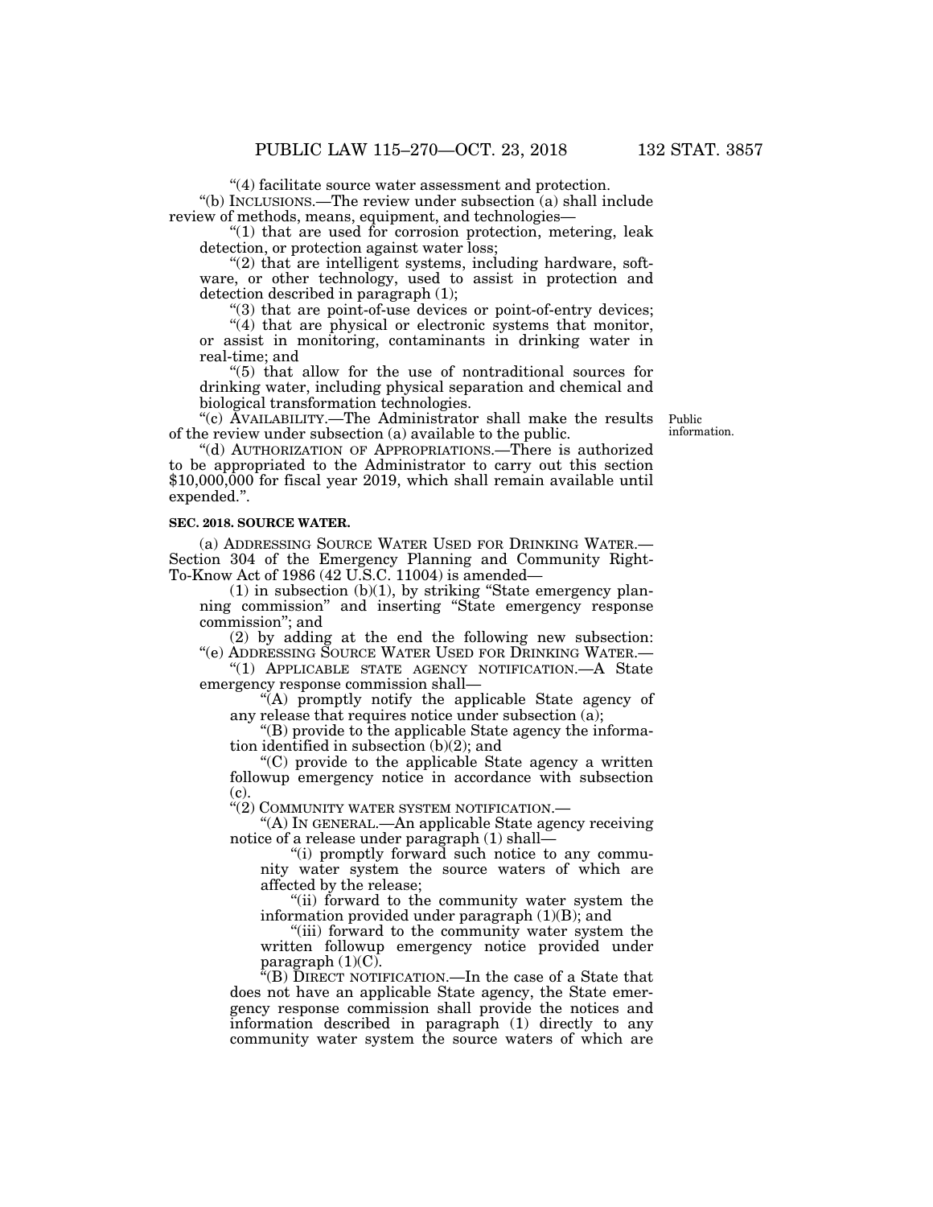"(4) facilitate source water assessment and protection.

"(b) INCLUSIONS.—The review under subsection (a) shall include review of methods, means, equipment, and technologies—

"(1) that are used for corrosion protection, metering, leak detection, or protection against water loss;

"(2) that are intelligent systems, including hardware, software, or other technology, used to assist in protection and detection described in paragraph (1);

"(3) that are point-of-use devices or point-of-entry devices;

"(4) that are physical or electronic systems that monitor, or assist in monitoring, contaminants in drinking water in real-time; and

"(5) that allow for the use of nontraditional sources for drinking water, including physical separation and chemical and biological transformation technologies.

"(c) AVAILABILITY.—The Administrator shall make the results of the review under subsection (a) available to the public.

Public information.

"(d) AUTHORIZATION OF APPROPRIATIONS.—There is authorized to be appropriated to the Administrator to carry out this section $10,000,000 for fiscal year 2019, which shall remain available until expended.".

**SEC. 2018. SOURCE WATER.**

(a) ADDRESSING SOURCE WATER USED FOR DRINKING WATER.—Section 304 of the Emergency Planning and Community Right-To-Know Act of 1986 (42 U.S.C. 11004) is amended—

(1) in subsection (b)(1), by striking "State emergency planning commission" and inserting "State emergency response commission"; and

(2) by adding at the end the following new subsection:

"(e) ADDRESSING SOURCE WATER USED FOR DRINKING WATER.—

"(1) APPLICABLE STATE AGENCY NOTIFICATION.—A State emergency response commission shall—

"(A) promptly notify the applicable State agency of any release that requires notice under subsection (a);

"(B) provide to the applicable State agency the information identified in subsection (b)(2); and

"(C) provide to the applicable State agency a written followup emergency notice in accordance with subsection (c).

"(2) COMMUNITY WATER SYSTEM NOTIFICATION.—

"(A) IN GENERAL.—An applicable State agency receiving notice of a release under paragraph (1) shall—

"(i) promptly forward such notice to any community water system the source waters of which are affected by the release;

"(ii) forward to the community water system the information provided under paragraph (1)(B); and

"(iii) forward to the community water system the written followup emergency notice provided under paragraph (1)(C).

"(B) DIRECT NOTIFICATION.—In the case of a State that does not have an applicable State agency, the State emergency response commission shall provide the notices and information described in paragraph (1) directly to any community water system the source waters of which are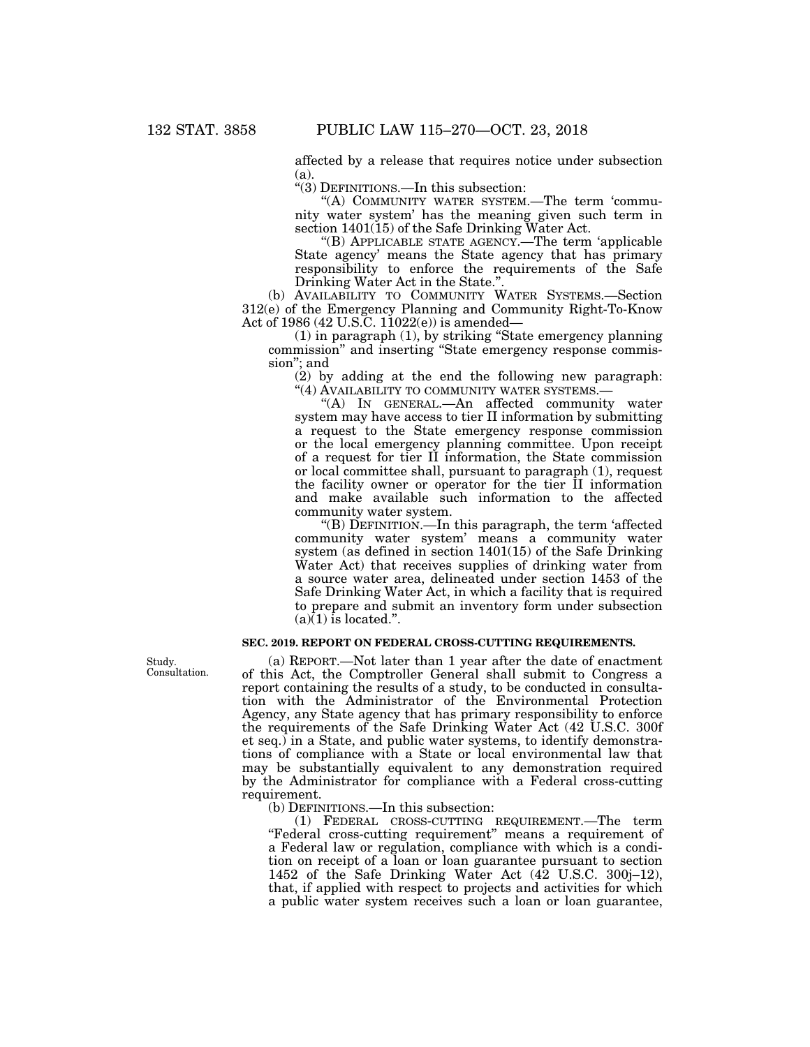affected by a release that requires notice under subsection (a).

"(3) DEFINITIONS.—In this subsection:

"(A) COMMUNITY WATER SYSTEM.—The term 'community water system' has the meaning given such term in section 1401(15) of the Safe Drinking Water Act.

"(B) APPLICABLE STATE AGENCY.—The term 'applicable State agency' means the State agency that has primary responsibility to enforce the requirements of the Safe Drinking Water Act in the State.".

(b) AVAILABILITY TO COMMUNITY WATER SYSTEMS.—Section 312(e) of the Emergency Planning and Community Right-To-Know Act of 1986 (42 U.S.C. 11022(e)) is amended—

(1) in paragraph (1), by striking "State emergency planning commission" and inserting "State emergency response commission"; and

(2) by adding at the end the following new paragraph:

"(4) AVAILABILITY TO COMMUNITY WATER SYSTEMS.—

"(A) IN GENERAL.—An affected community water system may have access to tier II information by submitting a request to the State emergency response commission or the local emergency planning committee. Upon receipt of a request for tier II information, the State commission or local committee shall, pursuant to paragraph (1), request the facility owner or operator for the tier II information and make available such information to the affected community water system.

"(B) DEFINITION.—In this paragraph, the term 'affected community water system' means a community water system (as defined in section 1401(15) of the Safe Drinking Water Act) that receives supplies of drinking water from a source water area, delineated under section 1453 of the Safe Drinking Water Act, in which a facility that is required to prepare and submit an inventory form under subsection (a)(1) is located.".

**SEC. 2019. REPORT ON FEDERAL CROSS-CUTTING REQUIREMENTS.**

Study.
Consultation.

(a) REPORT.—Not later than 1 year after the date of enactment of this Act, the Comptroller General shall submit to Congress a report containing the results of a study, to be conducted in consultation with the Administrator of the Environmental Protection Agency, any State agency that has primary responsibility to enforce the requirements of the Safe Drinking Water Act (42 U.S.C. 300f et seq.) in a State, and public water systems, to identify demonstrations of compliance with a State or local environmental law that may be substantially equivalent to any demonstration required by the Administrator for compliance with a Federal cross-cutting requirement.

(b) DEFINITIONS.—In this subsection:

(1) FEDERAL CROSS-CUTTING REQUIREMENT.—The term "Federal cross-cutting requirement" means a requirement of a Federal law or regulation, compliance with which is a condition on receipt of a loan or loan guarantee pursuant to section 1452 of the Safe Drinking Water Act (42 U.S.C. 300j–12), that, if applied with respect to projects and activities for which a public water system receives such a loan or loan guarantee,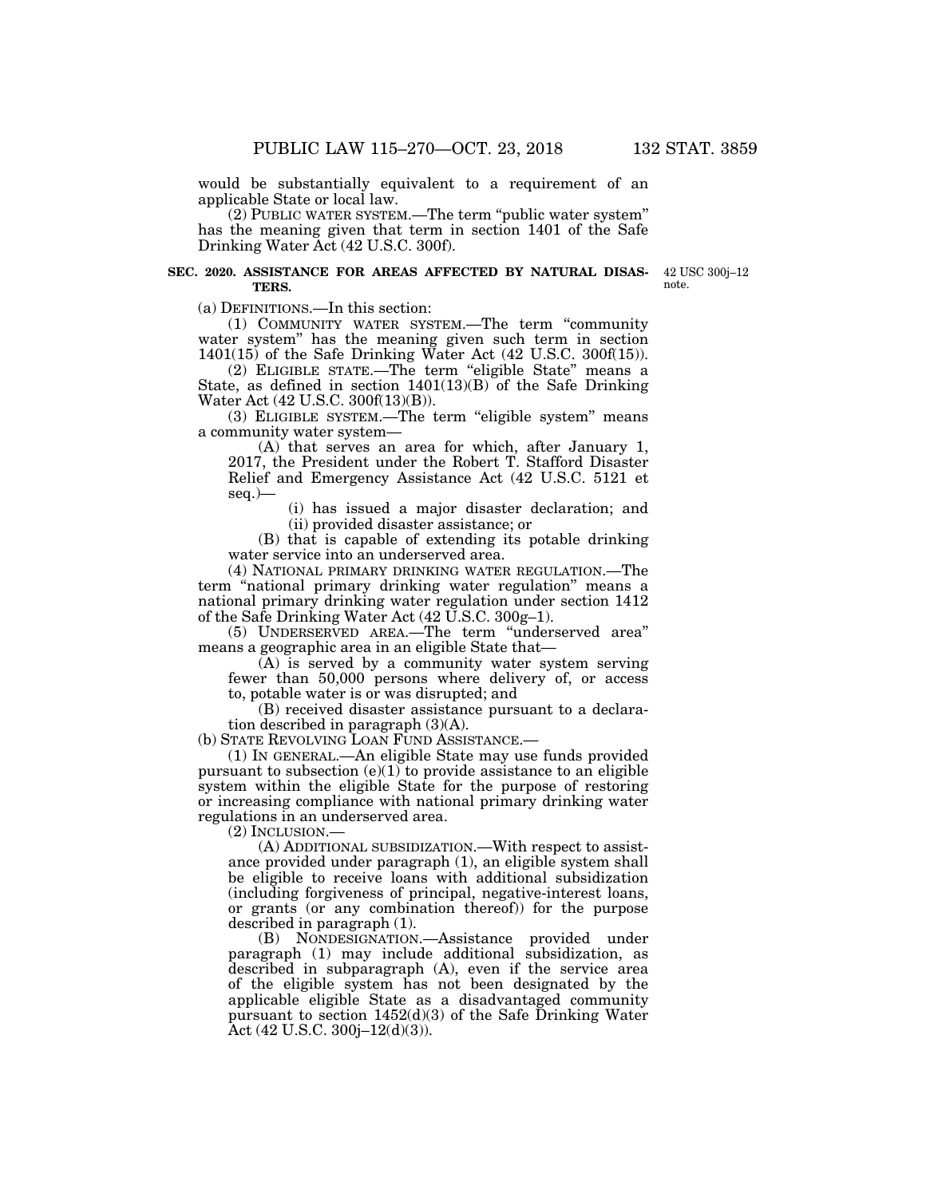would be substantially equivalent to a requirement of an applicable State or local law.

(2) PUBLIC WATER SYSTEM.—The term "public water system" has the meaning given that term in section 1401 of the Safe Drinking Water Act (42 U.S.C. 300f).

**SEC. 2020. ASSISTANCE FOR AREAS AFFECTED BY NATURAL DISASTERS.**

42 USC 300j–12 note.

(a) DEFINITIONS.—In this section:

(1) COMMUNITY WATER SYSTEM.—The term "community water system" has the meaning given such term in section 1401(15) of the Safe Drinking Water Act (42 U.S.C. 300f(15)).

(2) ELIGIBLE STATE.—The term "eligible State" means a State, as defined in section 1401(13)(B) of the Safe Drinking Water Act (42 U.S.C. 300f(13)(B)).

(3) ELIGIBLE SYSTEM.—The term "eligible system" means a community water system—

(A) that serves an area for which, after January 1, 2017, the President under the Robert T. Stafford Disaster Relief and Emergency Assistance Act (42 U.S.C. 5121 et seq.)—

(i) has issued a major disaster declaration; and

(ii) provided disaster assistance; or

(B) that is capable of extending its potable drinking water service into an underserved area.

(4) NATIONAL PRIMARY DRINKING WATER REGULATION.—The term "national primary drinking water regulation" means a national primary drinking water regulation under section 1412 of the Safe Drinking Water Act (42 U.S.C. 300g–1).

(5) UNDERSERVED AREA.—The term "underserved area" means a geographic area in an eligible State that—

(A) is served by a community water system serving fewer than 50,000 persons where delivery of, or access to, potable water is or was disrupted; and

(B) received disaster assistance pursuant to a declaration described in paragraph (3)(A).

(b) STATE REVOLVING LOAN FUND ASSISTANCE.—

(1) IN GENERAL.—An eligible State may use funds provided pursuant to subsection (e)(1) to provide assistance to an eligible system within the eligible State for the purpose of restoring or increasing compliance with national primary drinking water regulations in an underserved area.

(2) INCLUSION.—

(A) ADDITIONAL SUBSIDIZATION.—With respect to assistance provided under paragraph (1), an eligible system shall be eligible to receive loans with additional subsidization (including forgiveness of principal, negative-interest loans, or grants (or any combination thereof)) for the purpose described in paragraph (1).

(B) NONDESIGNATION.—Assistance provided under paragraph (1) may include additional subsidization, as described in subparagraph (A), even if the service area of the eligible system has not been designated by the applicable eligible State as a disadvantaged community pursuant to section 1452(d)(3) of the Safe Drinking Water Act (42 U.S.C. 300j–12(d)(3)).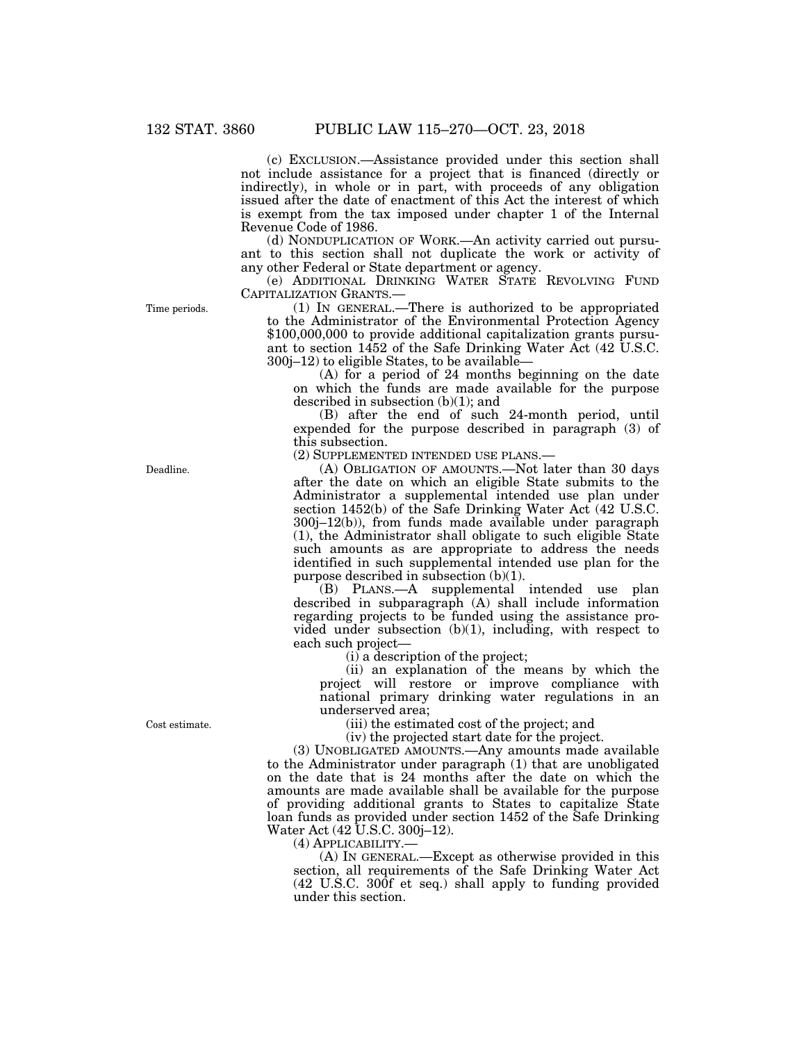(c) EXCLUSION.—Assistance provided under this section shall not include assistance for a project that is financed (directly or indirectly), in whole or in part, with proceeds of any obligation issued after the date of enactment of this Act the interest of which is exempt from the tax imposed under chapter 1 of the Internal Revenue Code of 1986.

(d) NONDUPLICATION OF WORK.—An activity carried out pursuant to this section shall not duplicate the work or activity of any other Federal or State department or agency.

(e) ADDITIONAL DRINKING WATER STATE REVOLVING FUND CAPITALIZATION GRANTS.—

Time periods.

(1) IN GENERAL.—There is authorized to be appropriated to the Administrator of the Environmental Protection Agency $100,000,000 to provide additional capitalization grants pursuant to section 1452 of the Safe Drinking Water Act (42 U.S.C. 300j–12) to eligible States, to be available—

(A) for a period of 24 months beginning on the date on which the funds are made available for the purpose described in subsection (b)(1); and

(B) after the end of such 24-month period, until expended for the purpose described in paragraph (3) of this subsection.

(2) SUPPLEMENTED INTENDED USE PLANS.—

Deadline.

(A) OBLIGATION OF AMOUNTS.—Not later than 30 days after the date on which an eligible State submits to the Administrator a supplemental intended use plan under section 1452(b) of the Safe Drinking Water Act (42 U.S.C. 300j–12(b)), from funds made available under paragraph (1), the Administrator shall obligate to such eligible State such amounts as are appropriate to address the needs identified in such supplemental intended use plan for the purpose described in subsection (b)(1).

(B) PLANS.—A supplemental intended use plan described in subparagraph (A) shall include information regarding projects to be funded using the assistance provided under subsection (b)(1), including, with respect to each such project—

(i) a description of the project;

(ii) an explanation of the means by which the project will restore or improve compliance with national primary drinking water regulations in an underserved area;

Cost estimate.

(iii) the estimated cost of the project; and

(iv) the projected start date for the project.

(3) UNOBLIGATED AMOUNTS.—Any amounts made available to the Administrator under paragraph (1) that are unobligated on the date that is 24 months after the date on which the amounts are made available shall be available for the purpose of providing additional grants to States to capitalize State loan funds as provided under section 1452 of the Safe Drinking Water Act (42 U.S.C. 300j–12).

(4) APPLICABILITY.—

(A) IN GENERAL.—Except as otherwise provided in this section, all requirements of the Safe Drinking Water Act (42 U.S.C. 300f et seq.) shall apply to funding provided under this section.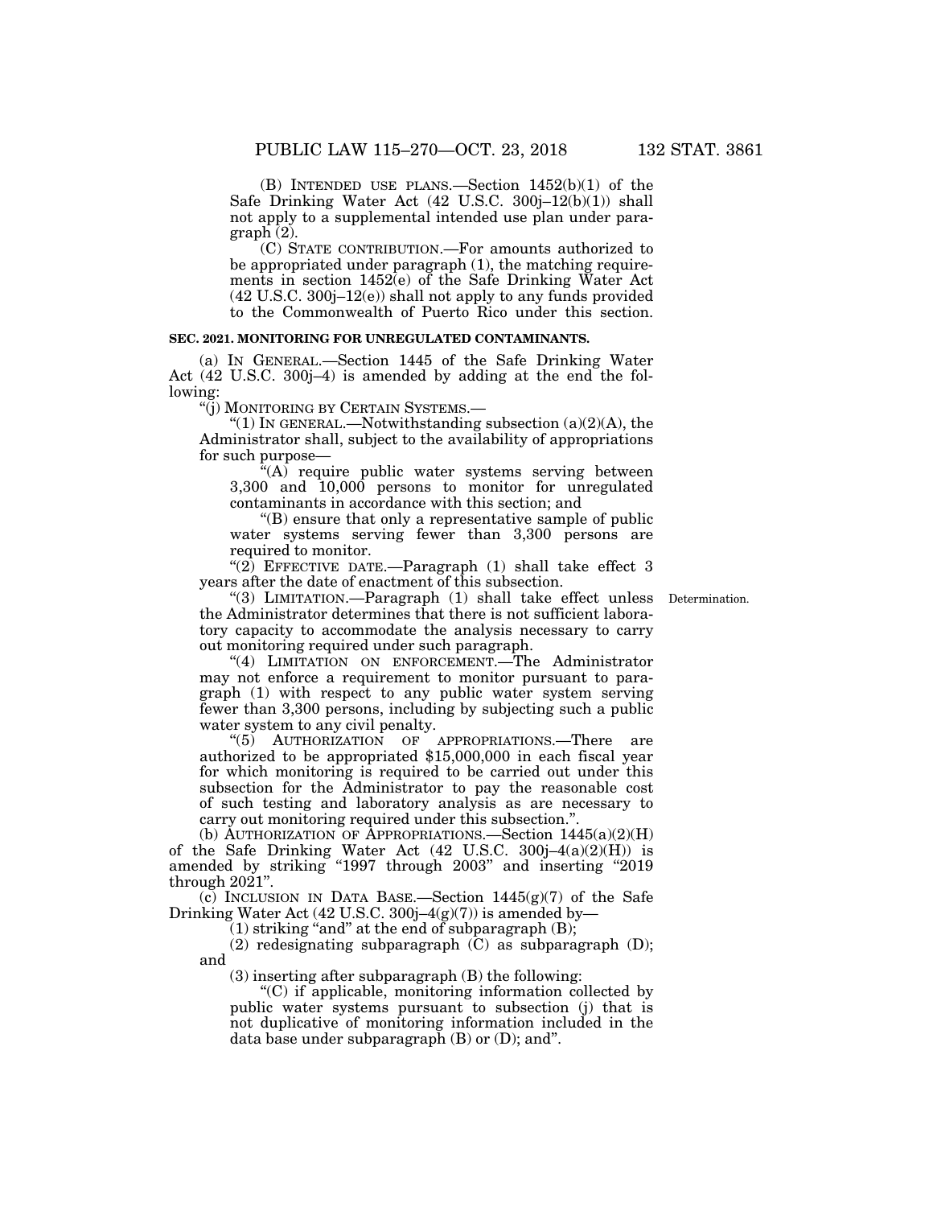(B) INTENDED USE PLANS.—Section 1452(b)(1) of the Safe Drinking Water Act (42 U.S.C. 300j–12(b)(1)) shall not apply to a supplemental intended use plan under paragraph (2).

(C) STATE CONTRIBUTION.—For amounts authorized to be appropriated under paragraph (1), the matching requirements in section 1452(e) of the Safe Drinking Water Act (42 U.S.C. 300j–12(e)) shall not apply to any funds provided to the Commonwealth of Puerto Rico under this section.

**SEC. 2021. MONITORING FOR UNREGULATED CONTAMINANTS.**

(a) IN GENERAL.—Section 1445 of the Safe Drinking Water Act (42 U.S.C. 300j–4) is amended by adding at the end the following:

"(j) MONITORING BY CERTAIN SYSTEMS.—

"(1) IN GENERAL.—Notwithstanding subsection (a)(2)(A), the Administrator shall, subject to the availability of appropriations for such purpose—

"(A) require public water systems serving between 3,300 and 10,000 persons to monitor for unregulated contaminants in accordance with this section; and

"(B) ensure that only a representative sample of public water systems serving fewer than 3,300 persons are required to monitor.

"(2) EFFECTIVE DATE.—Paragraph (1) shall take effect 3 years after the date of enactment of this subsection.

"(3) LIMITATION.—Paragraph (1) shall take effect unless the Administrator determines that there is not sufficient laboratory capacity to accommodate the analysis necessary to carry out monitoring required under such paragraph.

Determination.

"(4) LIMITATION ON ENFORCEMENT.—The Administrator may not enforce a requirement to monitor pursuant to paragraph (1) with respect to any public water system serving fewer than 3,300 persons, including by subjecting such a public water system to any civil penalty.

"(5) AUTHORIZATION OF APPROPRIATIONS.—There are authorized to be appropriated $15,000,000 in each fiscal year for which monitoring is required to be carried out under this subsection for the Administrator to pay the reasonable cost of such testing and laboratory analysis as are necessary to carry out monitoring required under this subsection.".

(b) AUTHORIZATION OF APPROPRIATIONS.—Section 1445(a)(2)(H) of the Safe Drinking Water Act (42 U.S.C. 300j–4(a)(2)(H)) is amended by striking "1997 through 2003" and inserting "2019 through 2021".

(c) INCLUSION IN DATA BASE.—Section 1445(g)(7) of the Safe Drinking Water Act (42 U.S.C. 300j–4(g)(7)) is amended by—

(1) striking "and" at the end of subparagraph (B);

(2) redesignating subparagraph (C) as subparagraph (D); and

(3) inserting after subparagraph (B) the following:

"(C) if applicable, monitoring information collected by public water systems pursuant to subsection (j) that is not duplicative of monitoring information included in the data base under subparagraph (B) or (D); and".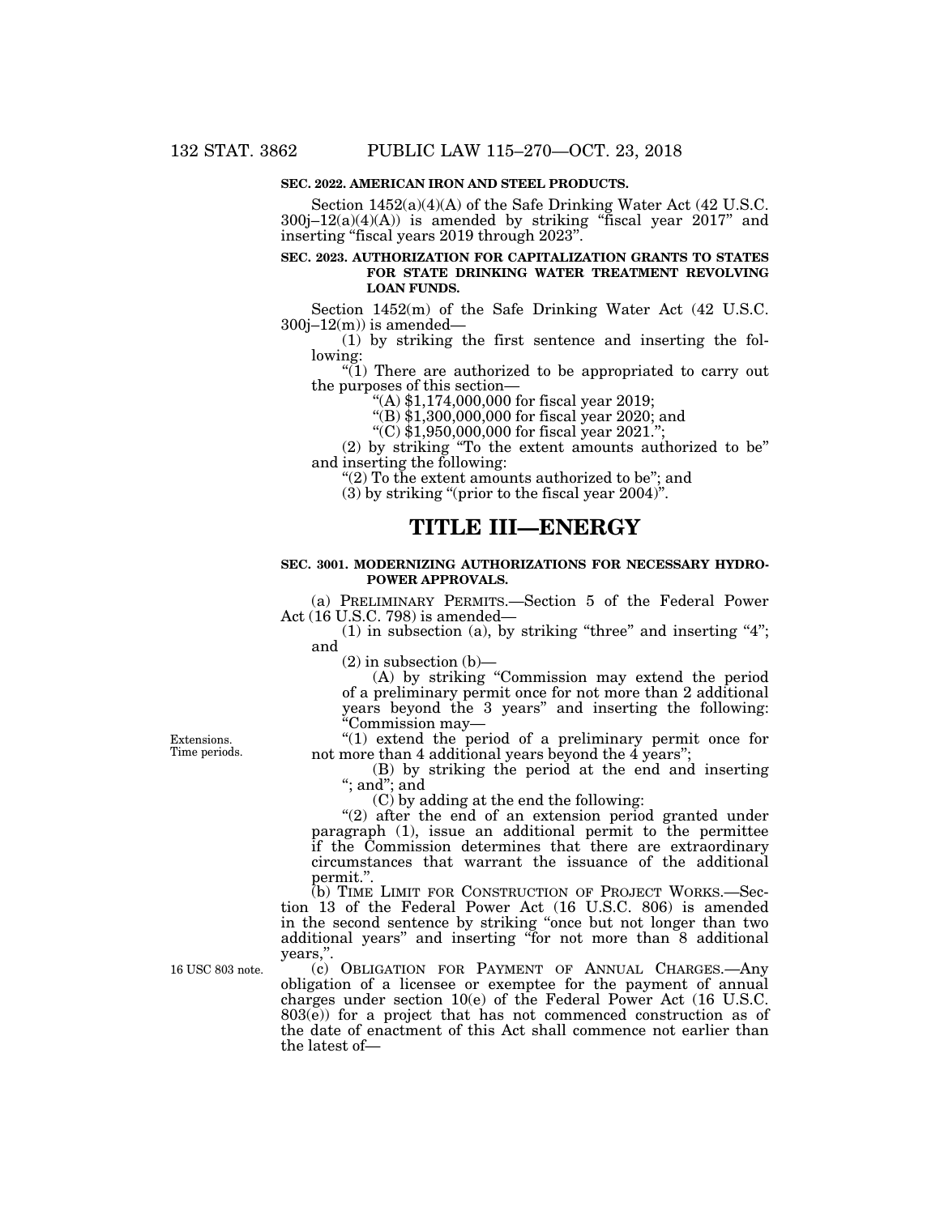**SEC. 2022. AMERICAN IRON AND STEEL PRODUCTS.**

Section 1452(a)(4)(A) of the Safe Drinking Water Act (42 U.S.C. 300j–12(a)(4)(A)) is amended by striking "fiscal year 2017" and inserting "fiscal years 2019 through 2023".

**SEC. 2023. AUTHORIZATION FOR CAPITALIZATION GRANTS TO STATES FOR STATE DRINKING WATER TREATMENT REVOLVING LOAN FUNDS.**

Section 1452(m) of the Safe Drinking Water Act (42 U.S.C. 300j–12(m)) is amended—

(1) by striking the first sentence and inserting the following:

"(1) There are authorized to be appropriated to carry out the purposes of this section—

"(A) $1,174,000,000 for fiscal year 2019;

"(B) $1,300,000,000 for fiscal year 2020; and

"(C) $1,950,000,000 for fiscal year 2021.";

(2) by striking "To the extent amounts authorized to be" and inserting the following:

"(2) To the extent amounts authorized to be"; and

(3) by striking "(prior to the fiscal year 2004)".

# TITLE III—ENERGY

**SEC. 3001. MODERNIZING AUTHORIZATIONS FOR NECESSARY HYDROPOWER APPROVALS.**

(a) PRELIMINARY PERMITS.—Section 5 of the Federal Power Act (16 U.S.C. 798) is amended—

(1) in subsection (a), by striking "three" and inserting "4"; and

(2) in subsection (b)—

(A) by striking "Commission may extend the period of a preliminary permit once for not more than 2 additional years beyond the 3 years" and inserting the following: "Commission may—

Extensions. Time periods.

"(1) extend the period of a preliminary permit once for not more than 4 additional years beyond the 4 years";

(B) by striking the period at the end and inserting "; and"; and

(C) by adding at the end the following:

"(2) after the end of an extension period granted under paragraph (1), issue an additional permit to the permittee if the Commission determines that there are extraordinary circumstances that warrant the issuance of the additional permit.".

(b) TIME LIMIT FOR CONSTRUCTION OF PROJECT WORKS.—Section 13 of the Federal Power Act (16 U.S.C. 806) is amended in the second sentence by striking "once but not longer than two additional years" and inserting "for not more than 8 additional years,".

16 USC 803 note.

(c) OBLIGATION FOR PAYMENT OF ANNUAL CHARGES.—Any obligation of a licensee or exemptee for the payment of annual charges under section 10(e) of the Federal Power Act (16 U.S.C. 803(e)) for a project that has not commenced construction as of the date of enactment of this Act shall commence not earlier than the latest of—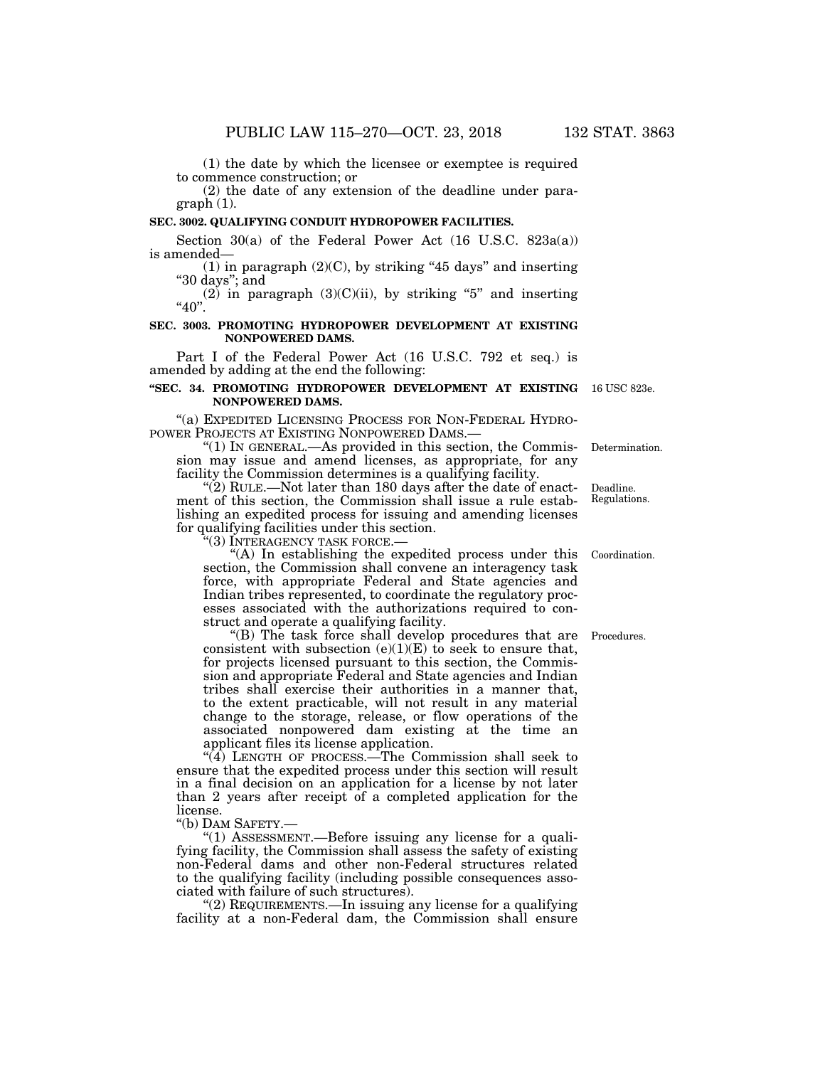(1) the date by which the licensee or exemptee is required to commence construction; or

(2) the date of any extension of the deadline under paragraph (1).

**SEC. 3002. QUALIFYING CONDUIT HYDROPOWER FACILITIES.**

Section 30(a) of the Federal Power Act (16 U.S.C. 823a(a)) is amended—

(1) in paragraph (2)(C), by striking "45 days" and inserting "30 days"; and

(2) in paragraph (3)(C)(ii), by striking "5" and inserting "40".

**SEC. 3003. PROMOTING HYDROPOWER DEVELOPMENT AT EXISTING NONPOWERED DAMS.**

Part I of the Federal Power Act (16 U.S.C. 792 et seq.) is amended by adding at the end the following:

**"SEC. 34. PROMOTING HYDROPOWER DEVELOPMENT AT EXISTING NONPOWERED DAMS.**

16 USC 823e.

"(a) EXPEDITED LICENSING PROCESS FOR NON-FEDERAL HYDROPOWER PROJECTS AT EXISTING NONPOWERED DAMS.—

"(1) IN GENERAL.—As provided in this section, the Commission may issue and amend licenses, as appropriate, for any facility the Commission determines is a qualifying facility.

Determination.

"(2) RULE.—Not later than 180 days after the date of enactment of this section, the Commission shall issue a rule establishing an expedited process for issuing and amending licenses for qualifying facilities under this section.

Deadline. Regulations.

"(3) INTERAGENCY TASK FORCE.—

"(A) In establishing the expedited process under this section, the Commission shall convene an interagency task force, with appropriate Federal and State agencies and Indian tribes represented, to coordinate the regulatory processes associated with the authorizations required to construct and operate a qualifying facility.

Coordination.

"(B) The task force shall develop procedures that are consistent with subsection (e)(1)(E) to seek to ensure that, for projects licensed pursuant to this section, the Commission and appropriate Federal and State agencies and Indian tribes shall exercise their authorities in a manner that, to the extent practicable, will not result in any material change to the storage, release, or flow operations of the associated nonpowered dam existing at the time an applicant files its license application.

Procedures.

"(4) LENGTH OF PROCESS.—The Commission shall seek to ensure that the expedited process under this section will result in a final decision on an application for a license by not later than 2 years after receipt of a completed application for the license.

"(b) DAM SAFETY.—

"(1) ASSESSMENT.—Before issuing any license for a qualifying facility, the Commission shall assess the safety of existing non-Federal dams and other non-Federal structures related to the qualifying facility (including possible consequences associated with failure of such structures).

"(2) REQUIREMENTS.—In issuing any license for a qualifying facility at a non-Federal dam, the Commission shall ensure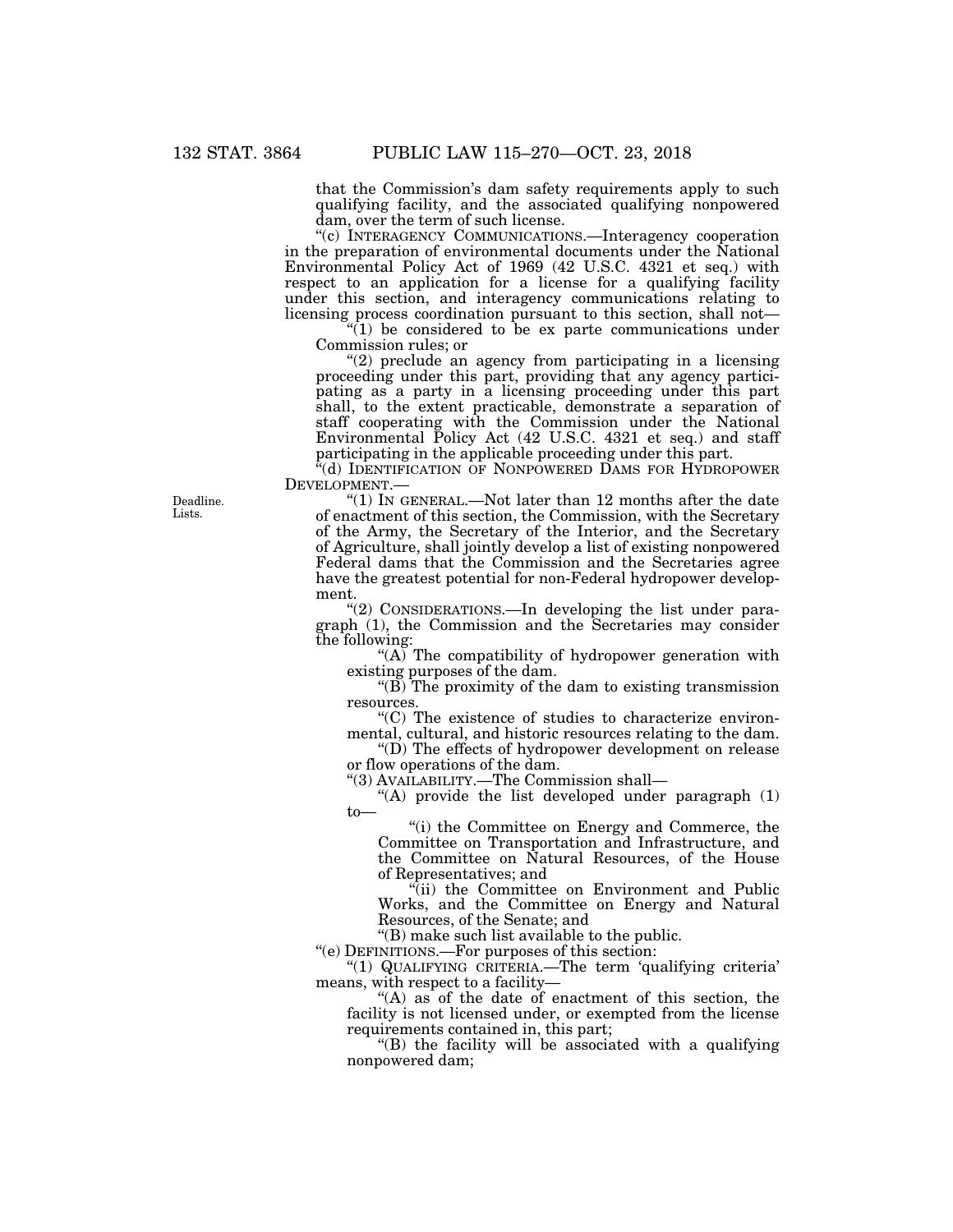that the Commission's dam safety requirements apply to such qualifying facility, and the associated qualifying nonpowered dam, over the term of such license.

"(c) INTERAGENCY COMMUNICATIONS.—Interagency cooperation in the preparation of environmental documents under the National Environmental Policy Act of 1969 (42 U.S.C. 4321 et seq.) with respect to an application for a license for a qualifying facility under this section, and interagency communications relating to licensing process coordination pursuant to this section, shall not—

"(1) be considered to be ex parte communications under Commission rules; or

"(2) preclude an agency from participating in a licensing proceeding under this part, providing that any agency participating as a party in a licensing proceeding under this part shall, to the extent practicable, demonstrate a separation of staff cooperating with the Commission under the National Environmental Policy Act (42 U.S.C. 4321 et seq.) and staff participating in the applicable proceeding under this part.

"(d) IDENTIFICATION OF NONPOWERED DAMS FOR HYDROPOWER DEVELOPMENT.—

Deadline.
Lists.

"(1) IN GENERAL.—Not later than 12 months after the date of enactment of this section, the Commission, with the Secretary of the Army, the Secretary of the Interior, and the Secretary of Agriculture, shall jointly develop a list of existing nonpowered Federal dams that the Commission and the Secretaries agree have the greatest potential for non-Federal hydropower development.

"(2) CONSIDERATIONS.—In developing the list under paragraph (1), the Commission and the Secretaries may consider the following:

"(A) The compatibility of hydropower generation with existing purposes of the dam.

"(B) The proximity of the dam to existing transmission resources.

"(C) The existence of studies to characterize environmental, cultural, and historic resources relating to the dam.

"(D) The effects of hydropower development on release or flow operations of the dam.

"(3) AVAILABILITY.—The Commission shall—

"(A) provide the list developed under paragraph (1) to—

"(i) the Committee on Energy and Commerce, the Committee on Transportation and Infrastructure, and the Committee on Natural Resources, of the House of Representatives; and

"(ii) the Committee on Environment and Public Works, and the Committee on Energy and Natural Resources, of the Senate; and

"(B) make such list available to the public.

"(e) DEFINITIONS.—For purposes of this section:

"(1) QUALIFYING CRITERIA.—The term 'qualifying criteria' means, with respect to a facility—

"(A) as of the date of enactment of this section, the facility is not licensed under, or exempted from the license requirements contained in, this part;

"(B) the facility will be associated with a qualifying nonpowered dam;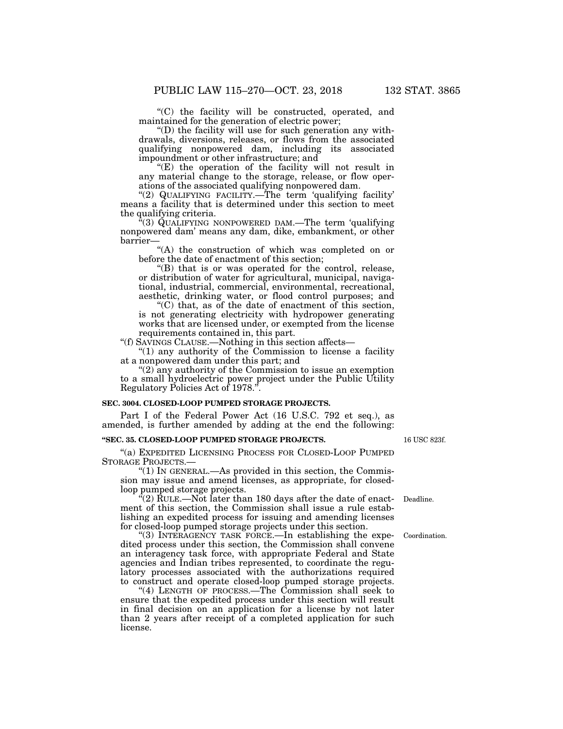"(C) the facility will be constructed, operated, and maintained for the generation of electric power;

"(D) the facility will use for such generation any withdrawals, diversions, releases, or flows from the associated qualifying nonpowered dam, including its associated impoundment or other infrastructure; and

"(E) the operation of the facility will not result in any material change to the storage, release, or flow operations of the associated qualifying nonpowered dam.

"(2) QUALIFYING FACILITY.—The term 'qualifying facility' means a facility that is determined under this section to meet the qualifying criteria.

"(3) QUALIFYING NONPOWERED DAM.—The term 'qualifying nonpowered dam' means any dam, dike, embankment, or other barrier—

"(A) the construction of which was completed on or before the date of enactment of this section;

"(B) that is or was operated for the control, release, or distribution of water for agricultural, municipal, navigational, industrial, commercial, environmental, recreational, aesthetic, drinking water, or flood control purposes; and

"(C) that, as of the date of enactment of this section, is not generating electricity with hydropower generating works that are licensed under, or exempted from the license requirements contained in, this part.

"(f) SAVINGS CLAUSE.—Nothing in this section affects—

"(1) any authority of the Commission to license a facility at a nonpowered dam under this part; and

"(2) any authority of the Commission to issue an exemption to a small hydroelectric power project under the Public Utility Regulatory Policies Act of 1978.".

**SEC. 3004. CLOSED-LOOP PUMPED STORAGE PROJECTS.**

Part I of the Federal Power Act (16 U.S.C. 792 et seq.), as amended, is further amended by adding at the end the following:

**"SEC. 35. CLOSED-LOOP PUMPED STORAGE PROJECTS.**

16 USC 823f.

"(a) EXPEDITED LICENSING PROCESS FOR CLOSED-LOOP PUMPED STORAGE PROJECTS.—

"(1) IN GENERAL.—As provided in this section, the Commission may issue and amend licenses, as appropriate, for closed-loop pumped storage projects.

Deadline.

"(2) RULE.—Not later than 180 days after the date of enactment of this section, the Commission shall issue a rule establishing an expedited process for issuing and amending licenses for closed-loop pumped storage projects under this section.

Coordination.

"(3) INTERAGENCY TASK FORCE.—In establishing the expedited process under this section, the Commission shall convene an interagency task force, with appropriate Federal and State agencies and Indian tribes represented, to coordinate the regulatory processes associated with the authorizations required to construct and operate closed-loop pumped storage projects.

"(4) LENGTH OF PROCESS.—The Commission shall seek to ensure that the expedited process under this section will result in final decision on an application for a license by not later than 2 years after receipt of a completed application for such license.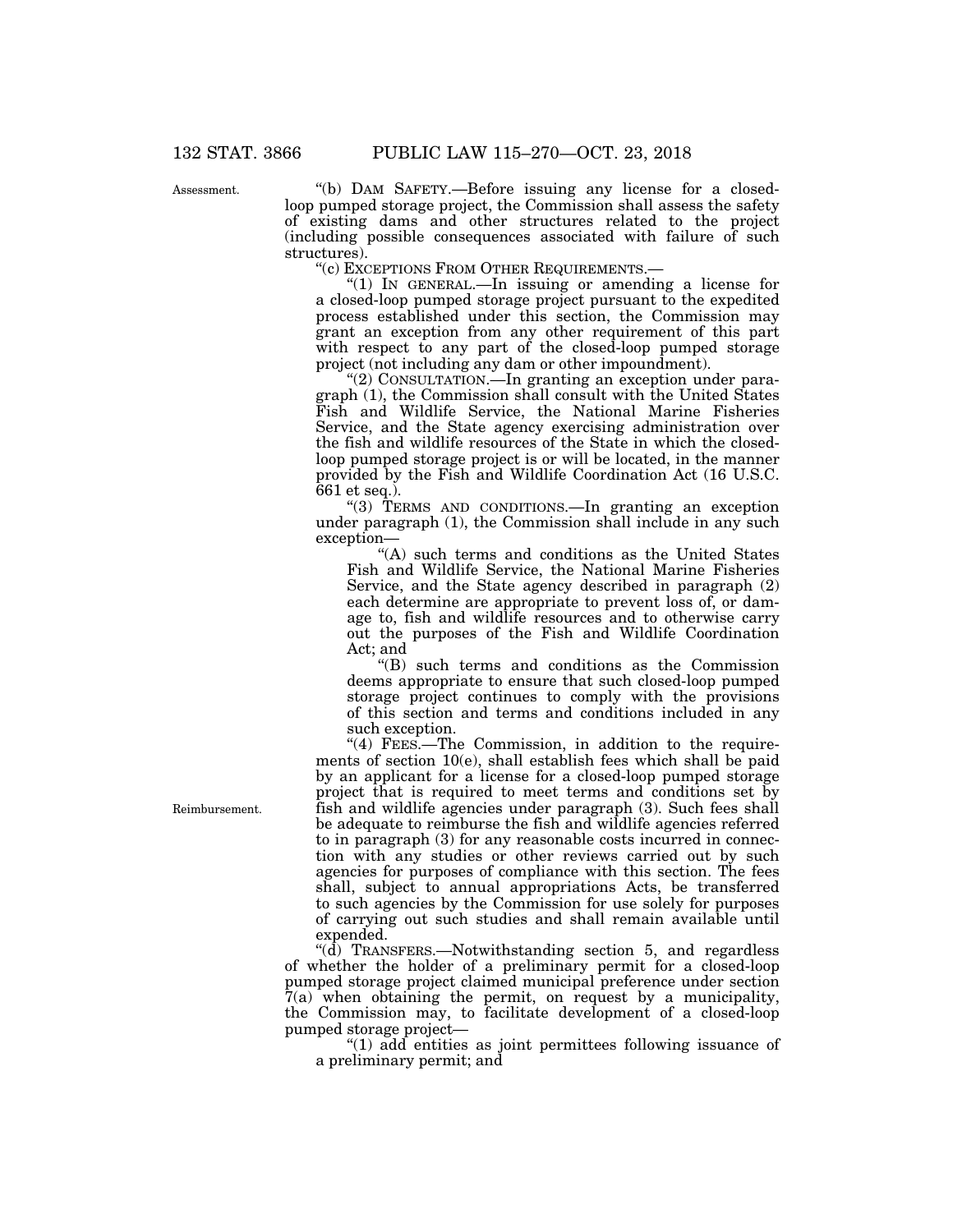"(b) DAM SAFETY.—Before issuing any license for a closed-loop pumped storage project, the Commission shall assess the safety of existing dams and other structures related to the project (including possible consequences associated with failure of such structures).

"(c) EXCEPTIONS FROM OTHER REQUIREMENTS.—

"(1) IN GENERAL.—In issuing or amending a license for a closed-loop pumped storage project pursuant to the expedited process established under this section, the Commission may grant an exception from any other requirement of this part with respect to any part of the closed-loop pumped storage project (not including any dam or other impoundment).

"(2) CONSULTATION.—In granting an exception under paragraph (1), the Commission shall consult with the United States Fish and Wildlife Service, the National Marine Fisheries Service, and the State agency exercising administration over the fish and wildlife resources of the State in which the closed-loop pumped storage project is or will be located, in the manner provided by the Fish and Wildlife Coordination Act (16 U.S.C. 661 et seq.).

"(3) TERMS AND CONDITIONS.—In granting an exception under paragraph (1), the Commission shall include in any such exception—

"(A) such terms and conditions as the United States Fish and Wildlife Service, the National Marine Fisheries Service, and the State agency described in paragraph (2) each determine are appropriate to prevent loss of, or damage to, fish and wildlife resources and to otherwise carry out the purposes of the Fish and Wildlife Coordination Act; and

"(B) such terms and conditions as the Commission deems appropriate to ensure that such closed-loop pumped storage project continues to comply with the provisions of this section and terms and conditions included in any such exception.

"(4) FEES.—The Commission, in addition to the requirements of section 10(e), shall establish fees which shall be paid by an applicant for a license for a closed-loop pumped storage project that is required to meet terms and conditions set by fish and wildlife agencies under paragraph (3). Such fees shall be adequate to reimburse the fish and wildlife agencies referred to in paragraph (3) for any reasonable costs incurred in connection with any studies or other reviews carried out by such agencies for purposes of compliance with this section. The fees shall, subject to annual appropriations Acts, be transferred to such agencies by the Commission for use solely for purposes of carrying out such studies and shall remain available until expended.

"(d) TRANSFERS.—Notwithstanding section 5, and regardless of whether the holder of a preliminary permit for a closed-loop pumped storage project claimed municipal preference under section 7(a) when obtaining the permit, on request by a municipality, the Commission may, to facilitate development of a closed-loop pumped storage project—

"(1) add entities as joint permittees following issuance of a preliminary permit; and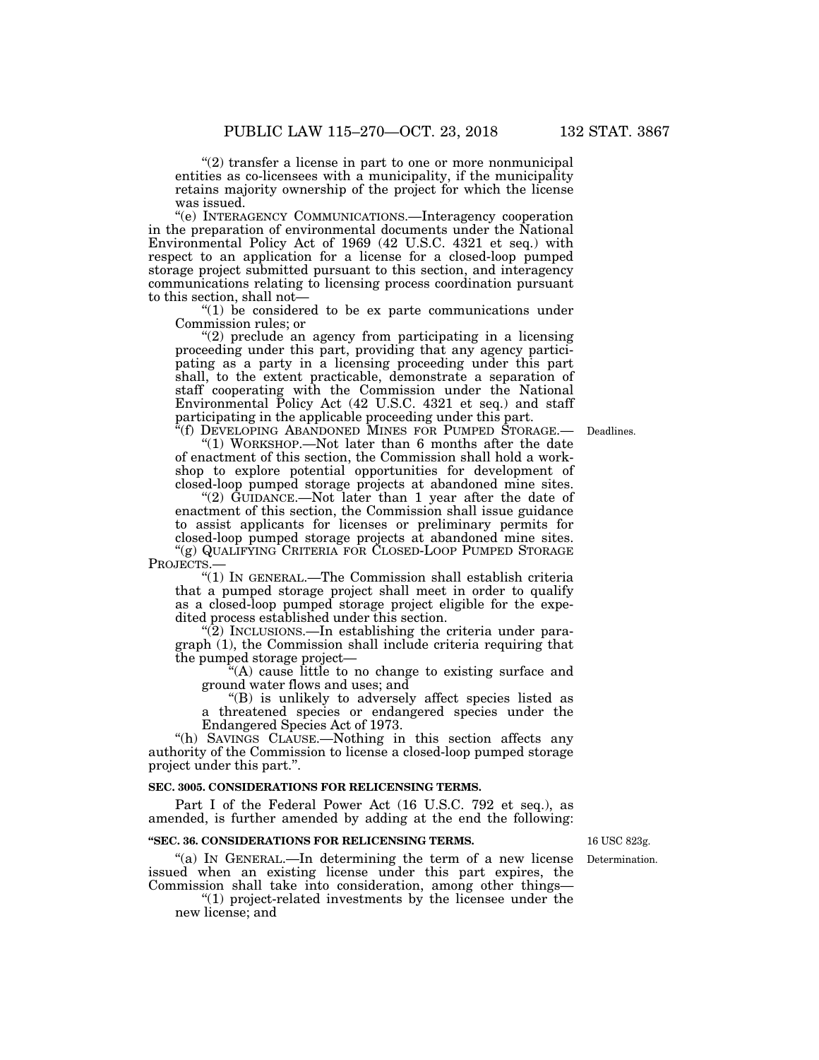"(2) transfer a license in part to one or more nonmunicipal entities as co-licensees with a municipality, if the municipality retains majority ownership of the project for which the license was issued.

"(e) INTERAGENCY COMMUNICATIONS.—Interagency cooperation in the preparation of environmental documents under the National Environmental Policy Act of 1969 (42 U.S.C. 4321 et seq.) with respect to an application for a license for a closed-loop pumped storage project submitted pursuant to this section, and interagency communications relating to licensing process coordination pursuant to this section, shall not—

"(1) be considered to be ex parte communications under Commission rules; or

"(2) preclude an agency from participating in a licensing proceeding under this part, providing that any agency participating as a party in a licensing proceeding under this part shall, to the extent practicable, demonstrate a separation of staff cooperating with the Commission under the National Environmental Policy Act (42 U.S.C. 4321 et seq.) and staff participating in the applicable proceeding under this part.

"(f) DEVELOPING ABANDONED MINES FOR PUMPED STORAGE.—

Deadlines.

"(1) WORKSHOP.—Not later than 6 months after the date of enactment of this section, the Commission shall hold a workshop to explore potential opportunities for development of closed-loop pumped storage projects at abandoned mine sites.

"(2) GUIDANCE.—Not later than 1 year after the date of enactment of this section, the Commission shall issue guidance to assist applicants for licenses or preliminary permits for closed-loop pumped storage projects at abandoned mine sites.

"(g) QUALIFYING CRITERIA FOR CLOSED-LOOP PUMPED STORAGE PROJECTS.—

"(1) IN GENERAL.—The Commission shall establish criteria that a pumped storage project shall meet in order to qualify as a closed-loop pumped storage project eligible for the expedited process established under this section.

"(2) INCLUSIONS.—In establishing the criteria under paragraph (1), the Commission shall include criteria requiring that the pumped storage project—

"(A) cause little to no change to existing surface and ground water flows and uses; and

"(B) is unlikely to adversely affect species listed as a threatened species or endangered species under the Endangered Species Act of 1973.

"(h) SAVINGS CLAUSE.—Nothing in this section affects any authority of the Commission to license a closed-loop pumped storage project under this part.".

**SEC. 3005. CONSIDERATIONS FOR RELICENSING TERMS.**

Part I of the Federal Power Act (16 U.S.C. 792 et seq.), as amended, is further amended by adding at the end the following:

**"SEC. 36. CONSIDERATIONS FOR RELICENSING TERMS.**

16 USC 823g.

Determination.

"(a) IN GENERAL.—In determining the term of a new license issued when an existing license under this part expires, the Commission shall take into consideration, among other things—

"(1) project-related investments by the licensee under the new license; and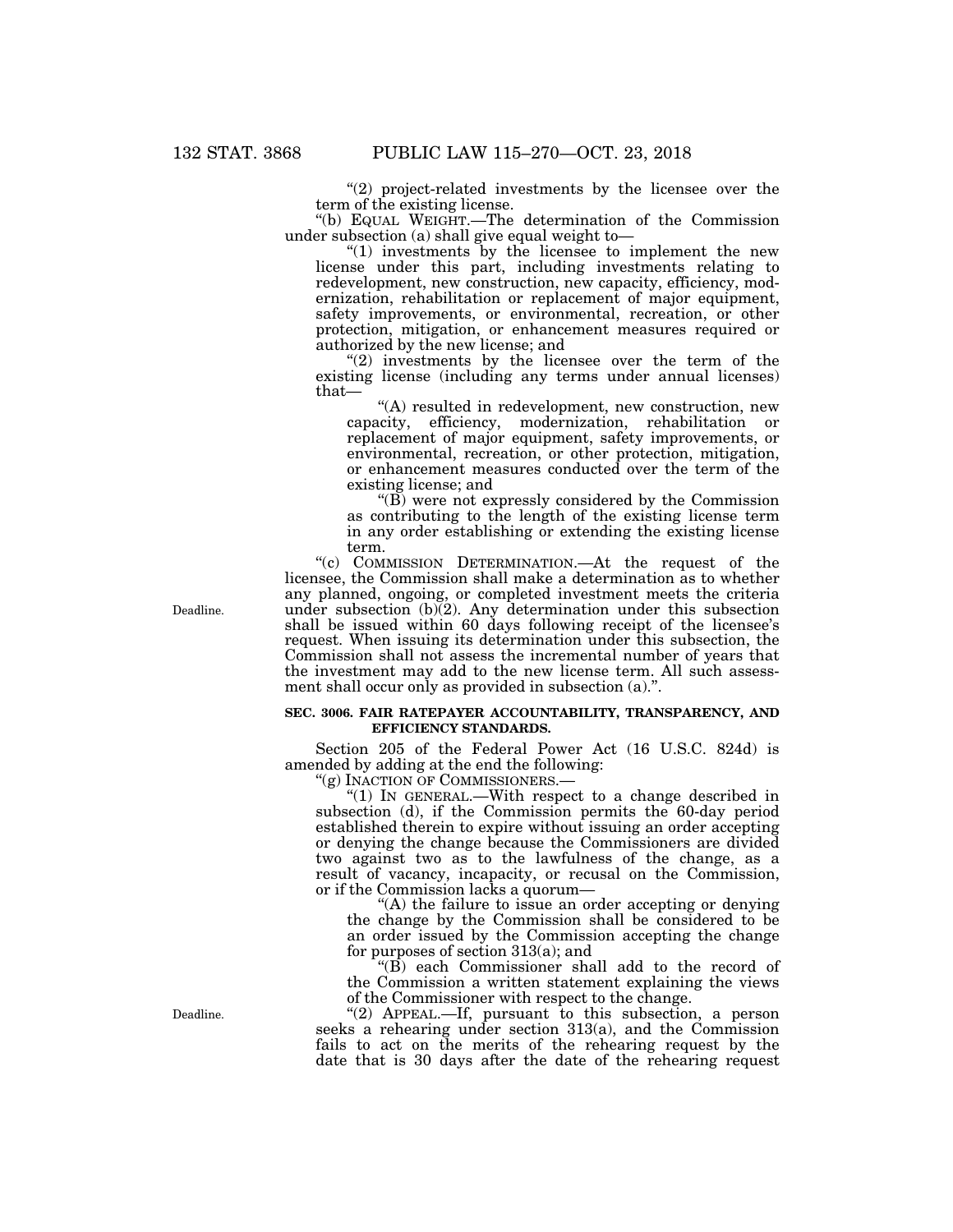"(2) project-related investments by the licensee over the term of the existing license.

"(b) EQUAL WEIGHT.—The determination of the Commission under subsection (a) shall give equal weight to—

"(1) investments by the licensee to implement the new license under this part, including investments relating to redevelopment, new construction, new capacity, efficiency, modernization, rehabilitation or replacement of major equipment, safety improvements, or environmental, recreation, or other protection, mitigation, or enhancement measures required or authorized by the new license; and

"(2) investments by the licensee over the term of the existing license (including any terms under annual licenses) that—

"(A) resulted in redevelopment, new construction, new capacity, efficiency, modernization, rehabilitation or replacement of major equipment, safety improvements, or environmental, recreation, or other protection, mitigation, or enhancement measures conducted over the term of the existing license; and

"(B) were not expressly considered by the Commission as contributing to the length of the existing license term in any order establishing or extending the existing license term.

Deadline.

"(c) COMMISSION DETERMINATION.—At the request of the licensee, the Commission shall make a determination as to whether any planned, ongoing, or completed investment meets the criteria under subsection (b)(2). Any determination under this subsection shall be issued within 60 days following receipt of the licensee's request. When issuing its determination under this subsection, the Commission shall not assess the incremental number of years that the investment may add to the new license term. All such assessment shall occur only as provided in subsection (a).".

**SEC. 3006. FAIR RATEPAYER ACCOUNTABILITY, TRANSPARENCY, AND EFFICIENCY STANDARDS.**

Section 205 of the Federal Power Act (16 U.S.C. 824d) is amended by adding at the end the following:

"(g) INACTION OF COMMISSIONERS.—

"(1) IN GENERAL.—With respect to a change described in subsection (d), if the Commission permits the 60-day period established therein to expire without issuing an order accepting or denying the change because the Commissioners are divided two against two as to the lawfulness of the change, as a result of vacancy, incapacity, or recusal on the Commission, or if the Commission lacks a quorum—

"(A) the failure to issue an order accepting or denying the change by the Commission shall be considered to be an order issued by the Commission accepting the change for purposes of section 313(a); and

"(B) each Commissioner shall add to the record of the Commission a written statement explaining the views of the Commissioner with respect to the change.

Deadline.

"(2) APPEAL.—If, pursuant to this subsection, a person seeks a rehearing under section 313(a), and the Commission fails to act on the merits of the rehearing request by the date that is 30 days after the date of the rehearing request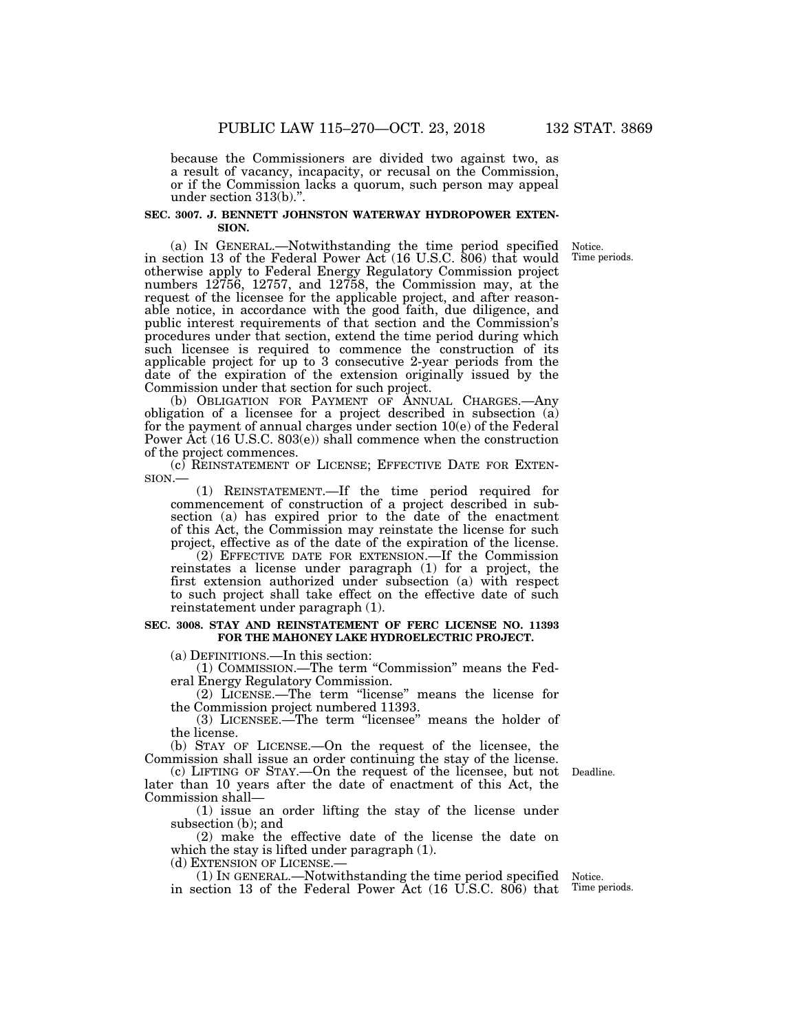because the Commissioners are divided two against two, as a result of vacancy, incapacity, or recusal on the Commission, or if the Commission lacks a quorum, such person may appeal under section 313(b).".

**SEC. 3007. J. BENNETT JOHNSTON WATERWAY HYDROPOWER EXTENSION.**

Notice.
Time periods.

(a) IN GENERAL.—Notwithstanding the time period specified in section 13 of the Federal Power Act (16 U.S.C. 806) that would otherwise apply to Federal Energy Regulatory Commission project numbers 12756, 12757, and 12758, the Commission may, at the request of the licensee for the applicable project, and after reasonable notice, in accordance with the good faith, due diligence, and public interest requirements of that section and the Commission's procedures under that section, extend the time period during which such licensee is required to commence the construction of its applicable project for up to 3 consecutive 2-year periods from the date of the expiration of the extension originally issued by the Commission under that section for such project.

(b) OBLIGATION FOR PAYMENT OF ANNUAL CHARGES.—Any obligation of a licensee for a project described in subsection (a) for the payment of annual charges under section 10(e) of the Federal Power Act (16 U.S.C. 803(e)) shall commence when the construction of the project commences.

(c) REINSTATEMENT OF LICENSE; EFFECTIVE DATE FOR EXTENSION.—

(1) REINSTATEMENT.—If the time period required for commencement of construction of a project described in subsection (a) has expired prior to the date of the enactment of this Act, the Commission may reinstate the license for such project, effective as of the date of the expiration of the license.

(2) EFFECTIVE DATE FOR EXTENSION.—If the Commission reinstates a license under paragraph (1) for a project, the first extension authorized under subsection (a) with respect to such project shall take effect on the effective date of such reinstatement under paragraph (1).

**SEC. 3008. STAY AND REINSTATEMENT OF FERC LICENSE NO. 11393 FOR THE MAHONEY LAKE HYDROELECTRIC PROJECT.**

(a) DEFINITIONS.—In this section:

(1) COMMISSION.—The term "Commission" means the Federal Energy Regulatory Commission.

(2) LICENSE.—The term "license" means the license for the Commission project numbered 11393.

(3) LICENSEE.—The term "licensee" means the holder of the license.

(b) STAY OF LICENSE.—On the request of the licensee, the Commission shall issue an order continuing the stay of the license.

Deadline.

(c) LIFTING OF STAY.—On the request of the licensee, but not later than 10 years after the date of enactment of this Act, the Commission shall—

(1) issue an order lifting the stay of the license under subsection (b); and

(2) make the effective date of the license the date on which the stay is lifted under paragraph (1).

(d) EXTENSION OF LICENSE.—

Notice.
Time periods.

(1) IN GENERAL.—Notwithstanding the time period specified in section 13 of the Federal Power Act (16 U.S.C. 806) that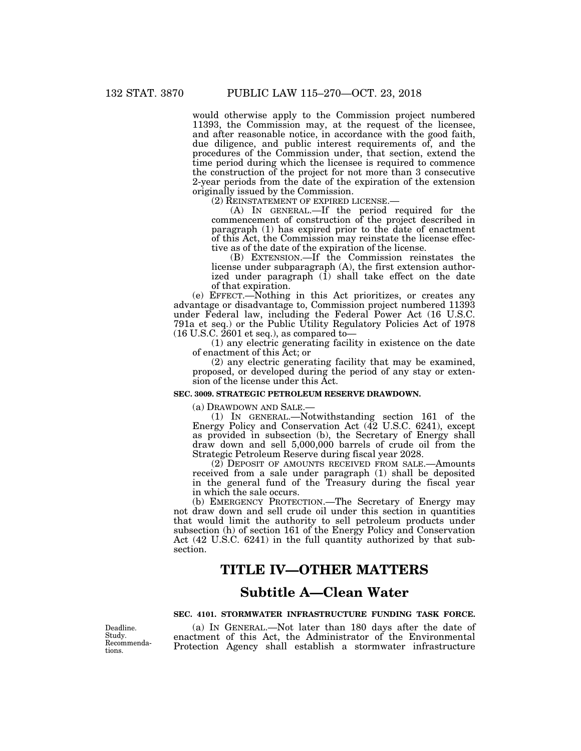would otherwise apply to the Commission project numbered 11393, the Commission may, at the request of the licensee, and after reasonable notice, in accordance with the good faith, due diligence, and public interest requirements of, and the procedures of the Commission under, that section, extend the time period during which the licensee is required to commence the construction of the project for not more than 3 consecutive 2-year periods from the date of the expiration of the extension originally issued by the Commission.

(2) REINSTATEMENT OF EXPIRED LICENSE.—

(A) IN GENERAL.—If the period required for the commencement of construction of the project described in paragraph (1) has expired prior to the date of enactment of this Act, the Commission may reinstate the license effective as of the date of the expiration of the license.

(B) EXTENSION.—If the Commission reinstates the license under subparagraph (A), the first extension authorized under paragraph (1) shall take effect on the date of that expiration.

(e) EFFECT.—Nothing in this Act prioritizes, or creates any advantage or disadvantage to, Commission project numbered 11393 under Federal law, including the Federal Power Act (16 U.S.C. 791a et seq.) or the Public Utility Regulatory Policies Act of 1978 (16 U.S.C. 2601 et seq.), as compared to—

(1) any electric generating facility in existence on the date of enactment of this Act; or

(2) any electric generating facility that may be examined, proposed, or developed during the period of any stay or extension of the license under this Act.

**SEC. 3009. STRATEGIC PETROLEUM RESERVE DRAWDOWN.**

(a) DRAWDOWN AND SALE.—

(1) IN GENERAL.—Notwithstanding section 161 of the Energy Policy and Conservation Act (42 U.S.C. 6241), except as provided in subsection (b), the Secretary of Energy shall draw down and sell 5,000,000 barrels of crude oil from the Strategic Petroleum Reserve during fiscal year 2028.

(2) DEPOSIT OF AMOUNTS RECEIVED FROM SALE.—Amounts received from a sale under paragraph (1) shall be deposited in the general fund of the Treasury during the fiscal year in which the sale occurs.

(b) EMERGENCY PROTECTION.—The Secretary of Energy may not draw down and sell crude oil under this section in quantities that would limit the authority to sell petroleum products under subsection (h) of section 161 of the Energy Policy and Conservation Act (42 U.S.C. 6241) in the full quantity authorized by that subsection.

# TITLE IV—OTHER MATTERS

## Subtitle A—Clean Water

**SEC. 4101. STORMWATER INFRASTRUCTURE FUNDING TASK FORCE.**

Deadline. Study. Recommendations.

(a) IN GENERAL.—Not later than 180 days after the date of enactment of this Act, the Administrator of the Environmental Protection Agency shall establish a stormwater infrastructure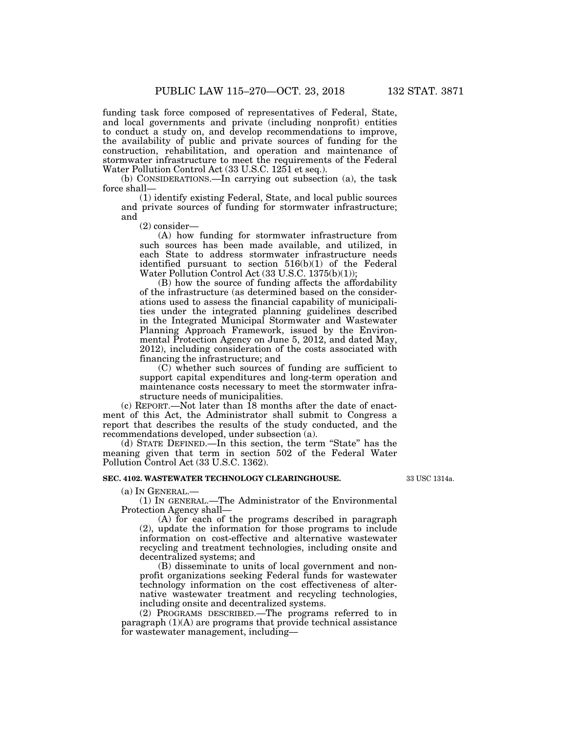funding task force composed of representatives of Federal, State, and local governments and private (including nonprofit) entities to conduct a study on, and develop recommendations to improve, the availability of public and private sources of funding for the construction, rehabilitation, and operation and maintenance of stormwater infrastructure to meet the requirements of the Federal Water Pollution Control Act (33 U.S.C. 1251 et seq.).

(b) CONSIDERATIONS.—In carrying out subsection (a), the task force shall—

(1) identify existing Federal, State, and local public sources and private sources of funding for stormwater infrastructure; and

(2) consider—

(A) how funding for stormwater infrastructure from such sources has been made available, and utilized, in each State to address stormwater infrastructure needs identified pursuant to section 516(b)(1) of the Federal Water Pollution Control Act (33 U.S.C. 1375(b)(1));

(B) how the source of funding affects the affordability of the infrastructure (as determined based on the considerations used to assess the financial capability of municipalities under the integrated planning guidelines described in the Integrated Municipal Stormwater and Wastewater Planning Approach Framework, issued by the Environmental Protection Agency on June 5, 2012, and dated May, 2012), including consideration of the costs associated with financing the infrastructure; and

(C) whether such sources of funding are sufficient to support capital expenditures and long-term operation and maintenance costs necessary to meet the stormwater infrastructure needs of municipalities.

(c) REPORT.—Not later than 18 months after the date of enactment of this Act, the Administrator shall submit to Congress a report that describes the results of the study conducted, and the recommendations developed, under subsection (a).

(d) STATE DEFINED.—In this section, the term "State" has the meaning given that term in section 502 of the Federal Water Pollution Control Act (33 U.S.C. 1362).

### SEC. 4102. WASTEWATER TECHNOLOGY CLEARINGHOUSE.

33 USC 1314a.

(a) IN GENERAL.—

(1) IN GENERAL.—The Administrator of the Environmental Protection Agency shall—

(A) for each of the programs described in paragraph (2), update the information for those programs to include information on cost-effective and alternative wastewater recycling and treatment technologies, including onsite and decentralized systems; and

(B) disseminate to units of local government and nonprofit organizations seeking Federal funds for wastewater technology information on the cost effectiveness of alternative wastewater treatment and recycling technologies, including onsite and decentralized systems.

(2) PROGRAMS DESCRIBED.—The programs referred to in paragraph (1)(A) are programs that provide technical assistance for wastewater management, including—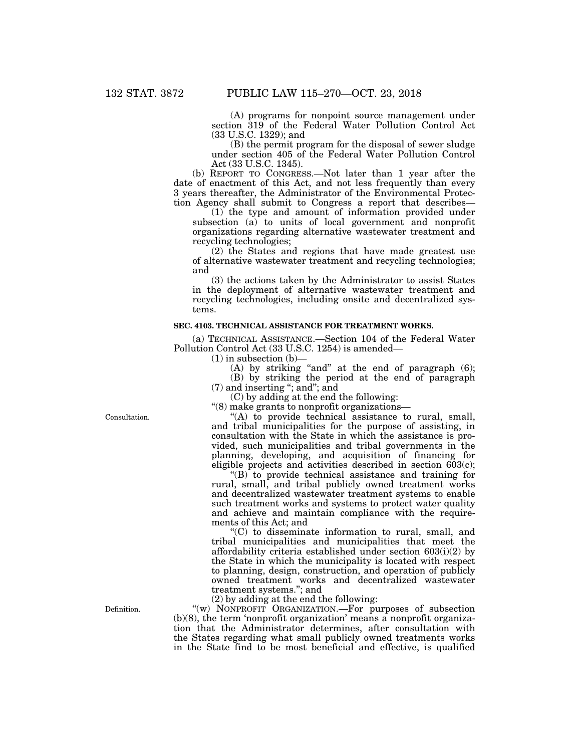(A) programs for nonpoint source management under section 319 of the Federal Water Pollution Control Act (33 U.S.C. 1329); and

(B) the permit program for the disposal of sewer sludge under section 405 of the Federal Water Pollution Control Act (33 U.S.C. 1345).

(b) REPORT TO CONGRESS.—Not later than 1 year after the date of enactment of this Act, and not less frequently than every 3 years thereafter, the Administrator of the Environmental Protection Agency shall submit to Congress a report that describes—

(1) the type and amount of information provided under subsection (a) to units of local government and nonprofit organizations regarding alternative wastewater treatment and recycling technologies;

(2) the States and regions that have made greatest use of alternative wastewater treatment and recycling technologies; and

(3) the actions taken by the Administrator to assist States in the deployment of alternative wastewater treatment and recycling technologies, including onsite and decentralized systems.

**SEC. 4103. TECHNICAL ASSISTANCE FOR TREATMENT WORKS.**

(a) TECHNICAL ASSISTANCE.—Section 104 of the Federal Water Pollution Control Act (33 U.S.C. 1254) is amended—

(1) in subsection (b)—

(A) by striking "and" at the end of paragraph (6);

(B) by striking the period at the end of paragraph (7) and inserting "; and"; and

(C) by adding at the end the following:

"(8) make grants to nonprofit organizations—

Consultation.

"(A) to provide technical assistance to rural, small, and tribal municipalities for the purpose of assisting, in consultation with the State in which the assistance is provided, such municipalities and tribal governments in the planning, developing, and acquisition of financing for eligible projects and activities described in section 603(c);

"(B) to provide technical assistance and training for rural, small, and tribal publicly owned treatment works and decentralized wastewater treatment systems to enable such treatment works and systems to protect water quality and achieve and maintain compliance with the requirements of this Act; and

"(C) to disseminate information to rural, small, and tribal municipalities and municipalities that meet the affordability criteria established under section 603(i)(2) by the State in which the municipality is located with respect to planning, design, construction, and operation of publicly owned treatment works and decentralized wastewater treatment systems."; and

(2) by adding at the end the following:

Definition.

"(w) NONPROFIT ORGANIZATION.—For purposes of subsection (b)(8), the term 'nonprofit organization' means a nonprofit organization that the Administrator determines, after consultation with the States regarding what small publicly owned treatments works in the State find to be most beneficial and effective, is qualified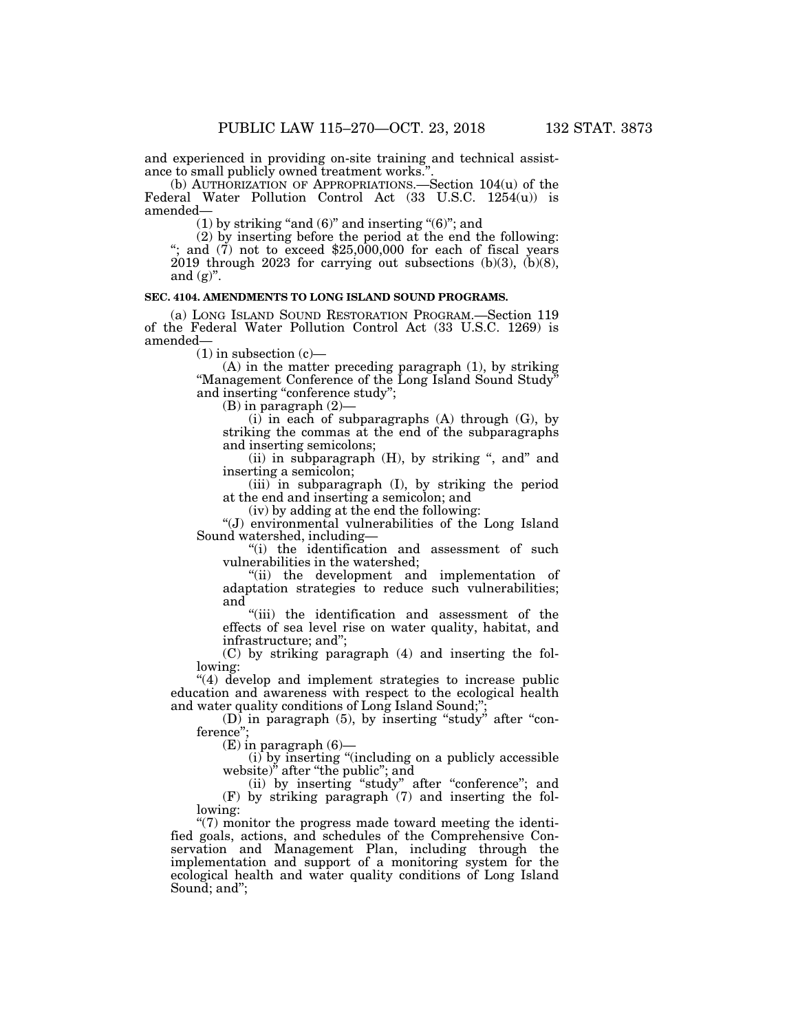and experienced in providing on-site training and technical assistance to small publicly owned treatment works.".

(b) AUTHORIZATION OF APPROPRIATIONS.—Section 104(u) of the Federal Water Pollution Control Act (33 U.S.C. 1254(u)) is amended—

(1) by striking "and (6)" and inserting "(6)"; and

(2) by inserting before the period at the end the following: "; and (7) not to exceed $25,000,000 for each of fiscal years 2019 through 2023 for carrying out subsections (b)(3), (b)(8), and (g)".

**SEC. 4104. AMENDMENTS TO LONG ISLAND SOUND PROGRAMS.**

(a) LONG ISLAND SOUND RESTORATION PROGRAM.—Section 119 of the Federal Water Pollution Control Act (33 U.S.C. 1269) is amended—

(1) in subsection (c)—

(A) in the matter preceding paragraph (1), by striking "Management Conference of the Long Island Sound Study" and inserting "conference study";

(B) in paragraph (2)—

(i) in each of subparagraphs (A) through (G), by striking the commas at the end of the subparagraphs and inserting semicolons;

(ii) in subparagraph (H), by striking ", and" and inserting a semicolon;

(iii) in subparagraph (I), by striking the period at the end and inserting a semicolon; and

(iv) by adding at the end the following:

"(J) environmental vulnerabilities of the Long Island Sound watershed, including—

"(i) the identification and assessment of such vulnerabilities in the watershed;

"(ii) the development and implementation of adaptation strategies to reduce such vulnerabilities; and

"(iii) the identification and assessment of the effects of sea level rise on water quality, habitat, and infrastructure; and";

(C) by striking paragraph (4) and inserting the following:

"(4) develop and implement strategies to increase public education and awareness with respect to the ecological health and water quality conditions of Long Island Sound;";

(D) in paragraph (5), by inserting "study" after "conference";

(E) in paragraph (6)—

(i) by inserting "(including on a publicly accessible website)" after "the public"; and

(ii) by inserting "study" after "conference"; and

(F) by striking paragraph (7) and inserting the following:

"(7) monitor the progress made toward meeting the identified goals, actions, and schedules of the Comprehensive Conservation and Management Plan, including through the implementation and support of a monitoring system for the ecological health and water quality conditions of Long Island Sound; and";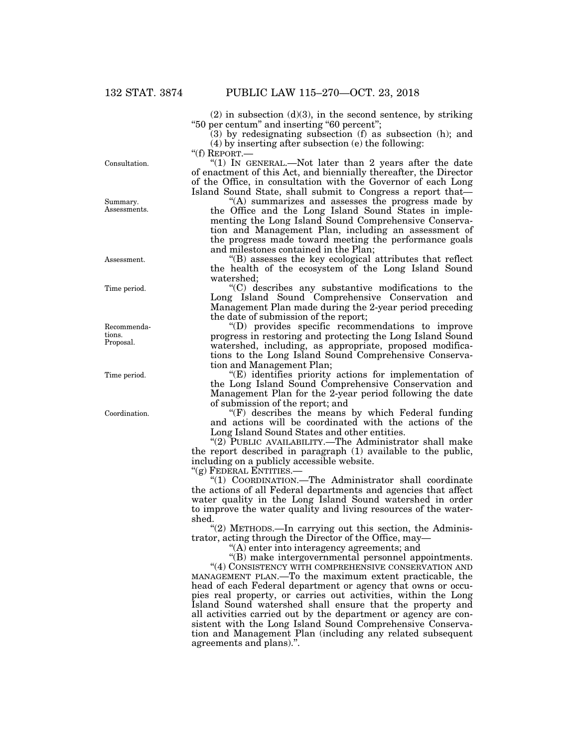(2) in subsection (d)(3), in the second sentence, by striking "50 per centum" and inserting "60 percent";

(3) by redesignating subsection (f) as subsection (h); and

(4) by inserting after subsection (e) the following:

"(f) REPORT.—

Consultation.

"(1) IN GENERAL.—Not later than 2 years after the date of enactment of this Act, and biennially thereafter, the Director of the Office, in consultation with the Governor of each Long Island Sound State, shall submit to Congress a report that—

Summary. Assessments.

"(A) summarizes and assesses the progress made by the Office and the Long Island Sound States in implementing the Long Island Sound Comprehensive Conservation and Management Plan, including an assessment of the progress made toward meeting the performance goals and milestones contained in the Plan;

Assessment.

"(B) assesses the key ecological attributes that reflect the health of the ecosystem of the Long Island Sound watershed;

Time period.

"(C) describes any substantive modifications to the Long Island Sound Comprehensive Conservation and Management Plan made during the 2-year period preceding the date of submission of the report;

Recommendations. Proposal.

"(D) provides specific recommendations to improve progress in restoring and protecting the Long Island Sound watershed, including, as appropriate, proposed modifications to the Long Island Sound Comprehensive Conservation and Management Plan;

Time period.

"(E) identifies priority actions for implementation of the Long Island Sound Comprehensive Conservation and Management Plan for the 2-year period following the date of submission of the report; and

Coordination.

"(F) describes the means by which Federal funding and actions will be coordinated with the actions of the Long Island Sound States and other entities.

"(2) PUBLIC AVAILABILITY.—The Administrator shall make the report described in paragraph (1) available to the public, including on a publicly accessible website.

"(g) FEDERAL ENTITIES.—

"(1) COORDINATION.—The Administrator shall coordinate the actions of all Federal departments and agencies that affect water quality in the Long Island Sound watershed in order to improve the water quality and living resources of the watershed.

"(2) METHODS.—In carrying out this section, the Administrator, acting through the Director of the Office, may—

"(A) enter into interagency agreements; and

"(B) make intergovernmental personnel appointments.

"(4) CONSISTENCY WITH COMPREHENSIVE CONSERVATION AND MANAGEMENT PLAN.—To the maximum extent practicable, the head of each Federal department or agency that owns or occupies real property, or carries out activities, within the Long Island Sound watershed shall ensure that the property and all activities carried out by the department or agency are consistent with the Long Island Sound Comprehensive Conservation and Management Plan (including any related subsequent agreements and plans).".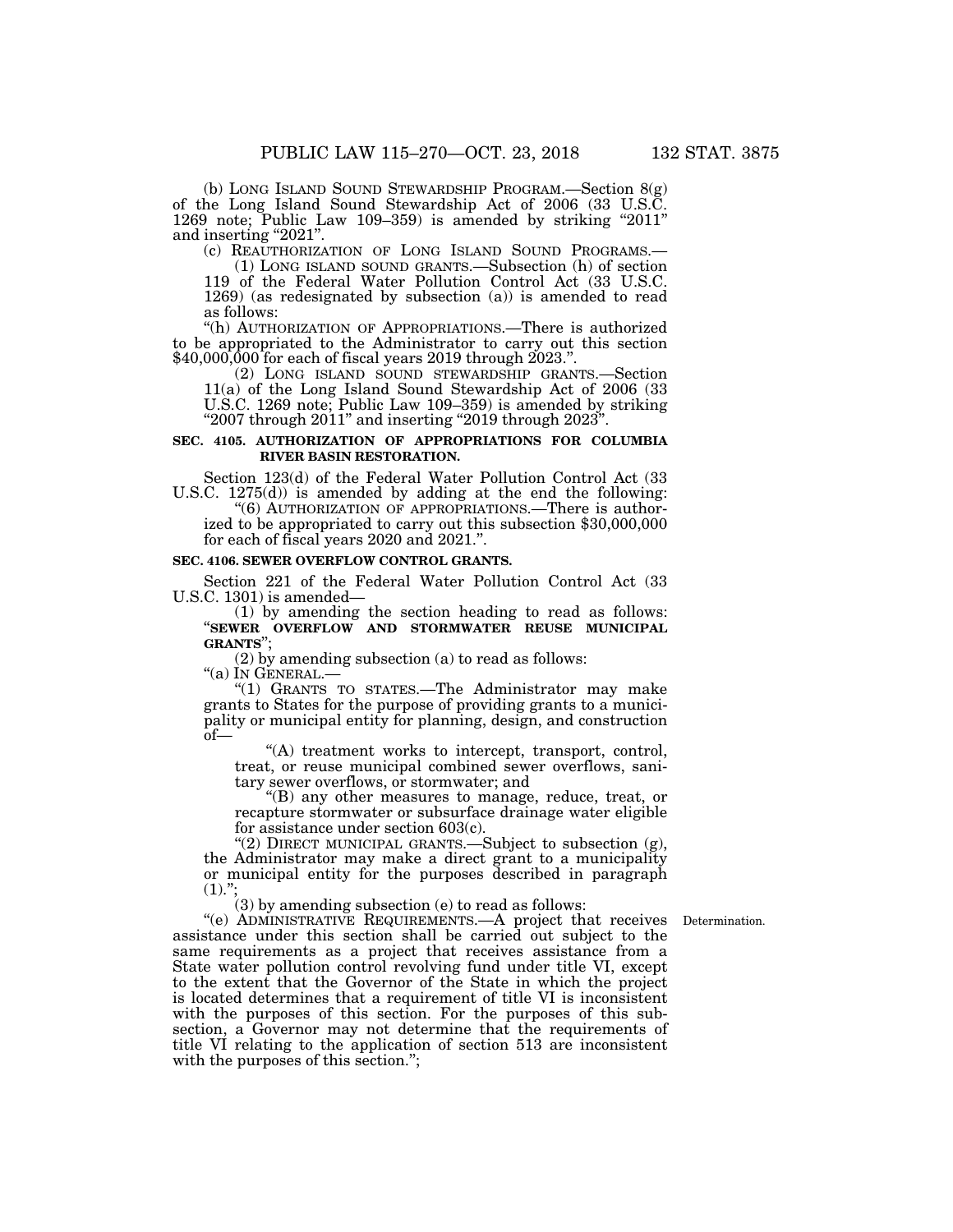(b) LONG ISLAND SOUND STEWARDSHIP PROGRAM.—Section 8(g) of the Long Island Sound Stewardship Act of 2006 (33 U.S.C. 1269 note; Public Law 109–359) is amended by striking "2011" and inserting "2021".

(c) REAUTHORIZATION OF LONG ISLAND SOUND PROGRAMS.—

(1) LONG ISLAND SOUND GRANTS.—Subsection (h) of section 119 of the Federal Water Pollution Control Act (33 U.S.C. 1269) (as redesignated by subsection (a)) is amended to read as follows:

"(h) AUTHORIZATION OF APPROPRIATIONS.—There is authorized to be appropriated to the Administrator to carry out this section $40,000,000 for each of fiscal years 2019 through 2023.".

(2) LONG ISLAND SOUND STEWARDSHIP GRANTS.—Section 11(a) of the Long Island Sound Stewardship Act of 2006 (33 U.S.C. 1269 note; Public Law 109–359) is amended by striking "2007 through 2011" and inserting "2019 through 2023".

**SEC. 4105. AUTHORIZATION OF APPROPRIATIONS FOR COLUMBIA RIVER BASIN RESTORATION.**

Section 123(d) of the Federal Water Pollution Control Act (33 U.S.C. 1275(d)) is amended by adding at the end the following:

"(6) AUTHORIZATION OF APPROPRIATIONS.—There is authorized to be appropriated to carry out this subsection $30,000,000 for each of fiscal years 2020 and 2021.".

**SEC. 4106. SEWER OVERFLOW CONTROL GRANTS.**

Section 221 of the Federal Water Pollution Control Act (33 U.S.C. 1301) is amended—

(1) by amending the section heading to read as follows: "**SEWER OVERFLOW AND STORMWATER REUSE MUNICIPAL GRANTS**";

(2) by amending subsection (a) to read as follows:

"(a) IN GENERAL.—

"(1) GRANTS TO STATES.—The Administrator may make grants to States for the purpose of providing grants to a municipality or municipal entity for planning, design, and construction of—

"(A) treatment works to intercept, transport, control, treat, or reuse municipal combined sewer overflows, sanitary sewer overflows, or stormwater; and

"(B) any other measures to manage, reduce, treat, or recapture stormwater or subsurface drainage water eligible for assistance under section 603(c).

"(2) DIRECT MUNICIPAL GRANTS.—Subject to subsection (g), the Administrator may make a direct grant to a municipality or municipal entity for the purposes described in paragraph (1).";

(3) by amending subsection (e) to read as follows:

Determination.

"(e) ADMINISTRATIVE REQUIREMENTS.—A project that receives assistance under this section shall be carried out subject to the same requirements as a project that receives assistance from a State water pollution control revolving fund under title VI, except to the extent that the Governor of the State in which the project is located determines that a requirement of title VI is inconsistent with the purposes of this section. For the purposes of this subsection, a Governor may not determine that the requirements of title VI relating to the application of section 513 are inconsistent with the purposes of this section.";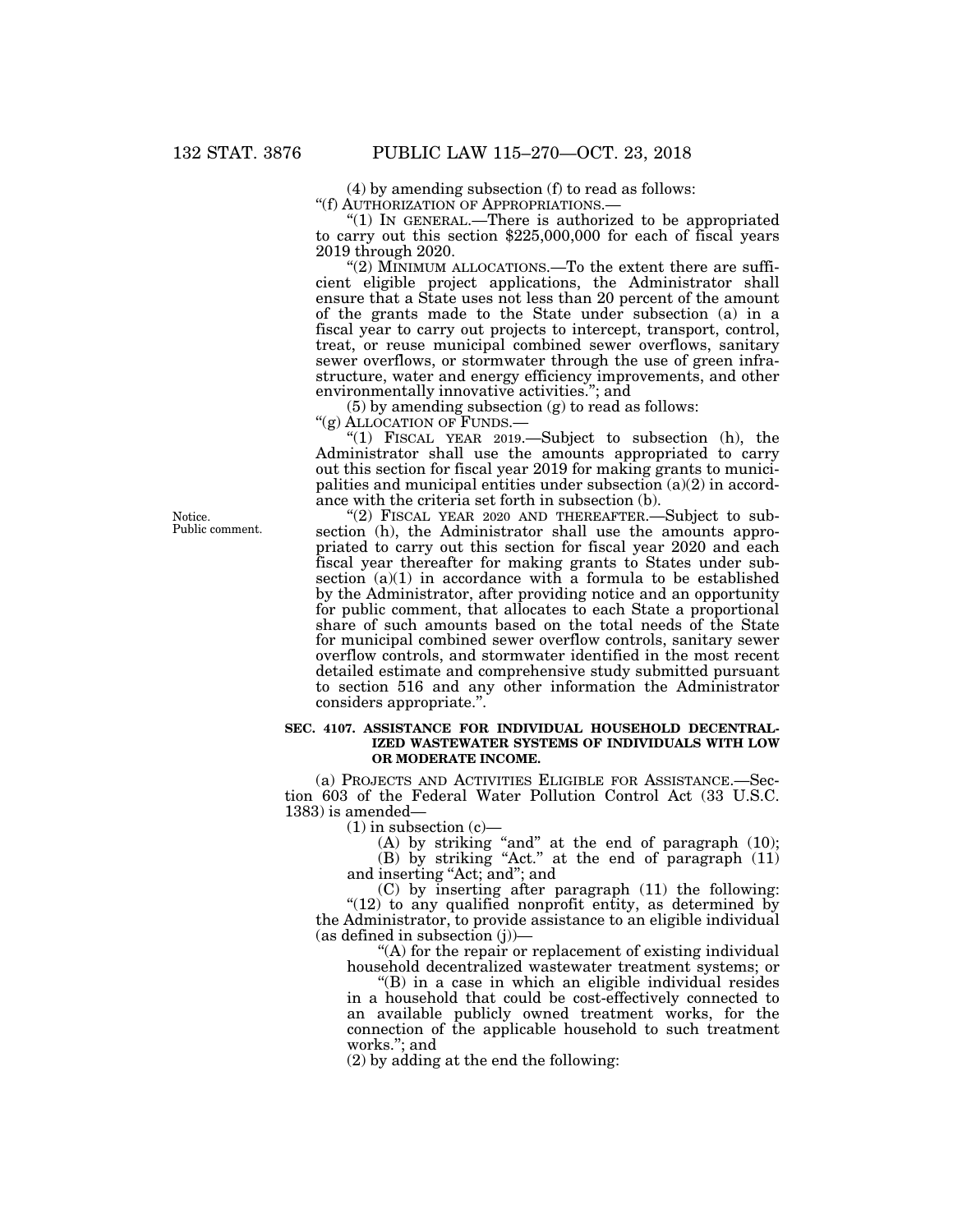(4) by amending subsection (f) to read as follows:

"(f) AUTHORIZATION OF APPROPRIATIONS.—

"(1) IN GENERAL.—There is authorized to be appropriated to carry out this section $225,000,000 for each of fiscal years 2019 through 2020.

"(2) MINIMUM ALLOCATIONS.—To the extent there are sufficient eligible project applications, the Administrator shall ensure that a State uses not less than 20 percent of the amount of the grants made to the State under subsection (a) in a fiscal year to carry out projects to intercept, transport, control, treat, or reuse municipal combined sewer overflows, sanitary sewer overflows, or stormwater through the use of green infrastructure, water and energy efficiency improvements, and other environmentally innovative activities."; and

(5) by amending subsection (g) to read as follows:

"(g) ALLOCATION OF FUNDS.—

"(1) FISCAL YEAR 2019.—Subject to subsection (h), the Administrator shall use the amounts appropriated to carry out this section for fiscal year 2019 for making grants to municipalities and municipal entities under subsection (a)(2) in accordance with the criteria set forth in subsection (b).

Notice.
Public comment.

"(2) FISCAL YEAR 2020 AND THEREAFTER.—Subject to subsection (h), the Administrator shall use the amounts appropriated to carry out this section for fiscal year 2020 and each fiscal year thereafter for making grants to States under subsection (a)(1) in accordance with a formula to be established by the Administrator, after providing notice and an opportunity for public comment, that allocates to each State a proportional share of such amounts based on the total needs of the State for municipal combined sewer overflow controls, sanitary sewer overflow controls, and stormwater identified in the most recent detailed estimate and comprehensive study submitted pursuant to section 516 and any other information the Administrator considers appropriate.".

**SEC. 4107. ASSISTANCE FOR INDIVIDUAL HOUSEHOLD DECENTRALIZED WASTEWATER SYSTEMS OF INDIVIDUALS WITH LOW OR MODERATE INCOME.**

(a) PROJECTS AND ACTIVITIES ELIGIBLE FOR ASSISTANCE.—Section 603 of the Federal Water Pollution Control Act (33 U.S.C. 1383) is amended—

(1) in subsection (c)—

(A) by striking "and" at the end of paragraph (10);

(B) by striking "Act." at the end of paragraph (11) and inserting "Act; and"; and

(C) by inserting after paragraph (11) the following:

"(12) to any qualified nonprofit entity, as determined by the Administrator, to provide assistance to an eligible individual (as defined in subsection (j))—

"(A) for the repair or replacement of existing individual household decentralized wastewater treatment systems; or

"(B) in a case in which an eligible individual resides in a household that could be cost-effectively connected to an available publicly owned treatment works, for the connection of the applicable household to such treatment works."; and

(2) by adding at the end the following: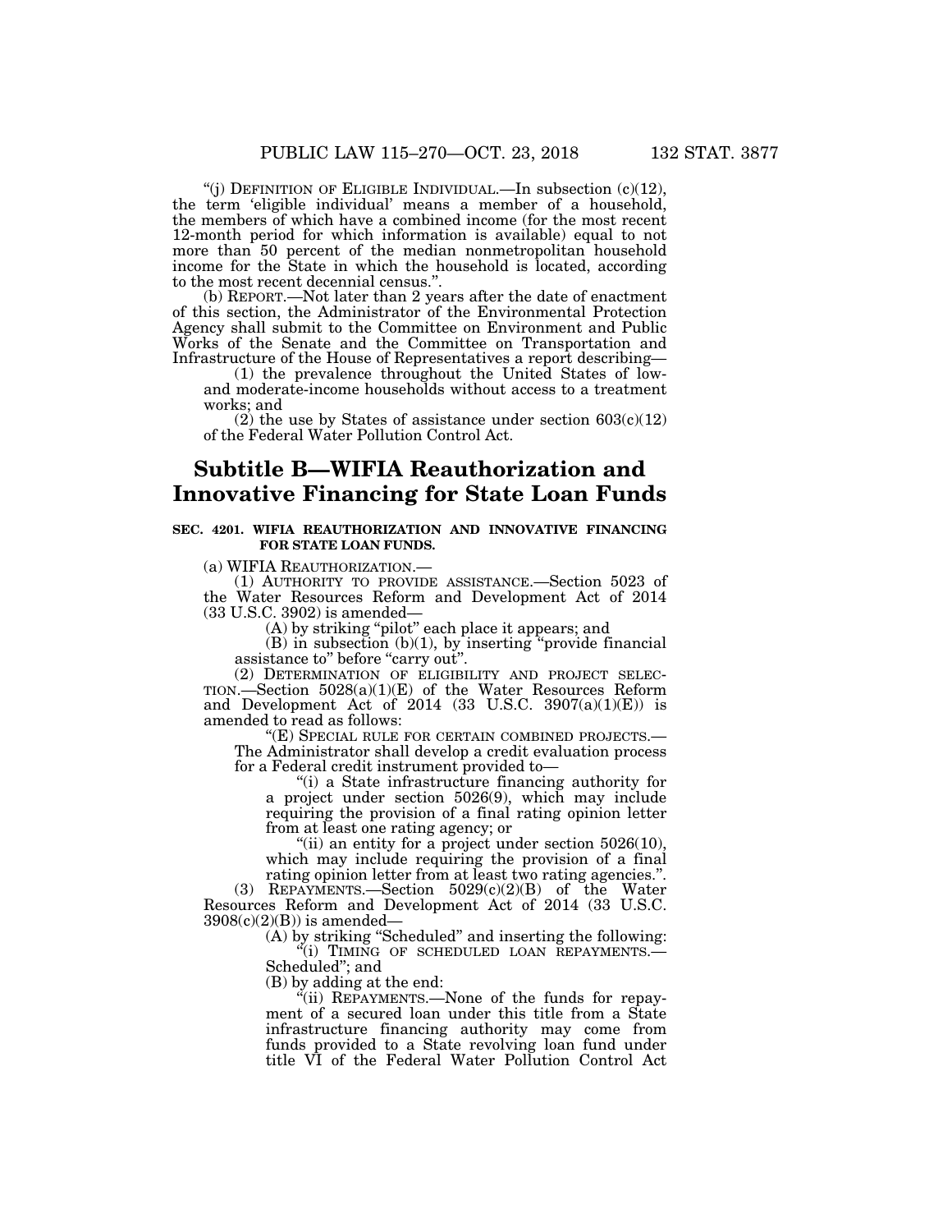"(j) DEFINITION OF ELIGIBLE INDIVIDUAL.—In subsection (c)(12), the term 'eligible individual' means a member of a household, the members of which have a combined income (for the most recent 12-month period for which information is available) equal to not more than 50 percent of the median nonmetropolitan household income for the State in which the household is located, according to the most recent decennial census.".

(b) REPORT.—Not later than 2 years after the date of enactment of this section, the Administrator of the Environmental Protection Agency shall submit to the Committee on Environment and Public Works of the Senate and the Committee on Transportation and Infrastructure of the House of Representatives a report describing—

(1) the prevalence throughout the United States of low- and moderate-income households without access to a treatment works; and

(2) the use by States of assistance under section 603(c)(12) of the Federal Water Pollution Control Act.

## Subtitle B—WIFIA Reauthorization and Innovative Financing for State Loan Funds

### SEC. 4201. WIFIA REAUTHORIZATION AND INNOVATIVE FINANCING FOR STATE LOAN FUNDS.

(a) WIFIA REAUTHORIZATION.—

(1) AUTHORITY TO PROVIDE ASSISTANCE.—Section 5023 of the Water Resources Reform and Development Act of 2014 (33 U.S.C. 3902) is amended—

(A) by striking "pilot" each place it appears; and

(B) in subsection (b)(1), by inserting "provide financial assistance to" before "carry out".

(2) DETERMINATION OF ELIGIBILITY AND PROJECT SELECTION.—Section 5028(a)(1)(E) of the Water Resources Reform and Development Act of 2014 (33 U.S.C. 3907(a)(1)(E)) is amended to read as follows:

"(E) SPECIAL RULE FOR CERTAIN COMBINED PROJECTS.—The Administrator shall develop a credit evaluation process for a Federal credit instrument provided to—

"(i) a State infrastructure financing authority for a project under section 5026(9), which may include requiring the provision of a final rating opinion letter from at least one rating agency; or

"(ii) an entity for a project under section 5026(10), which may include requiring the provision of a final rating opinion letter from at least two rating agencies.".

(3) REPAYMENTS.—Section 5029(c)(2)(B) of the Water Resources Reform and Development Act of 2014 (33 U.S.C. 3908(c)(2)(B)) is amended—

(A) by striking "Scheduled" and inserting the following:

"(i) TIMING OF SCHEDULED LOAN REPAYMENTS.—Scheduled"; and

(B) by adding at the end:

"(ii) REPAYMENTS.—None of the funds for repayment of a secured loan under this title from a State infrastructure financing authority may come from funds provided to a State revolving loan fund under title VI of the Federal Water Pollution Control Act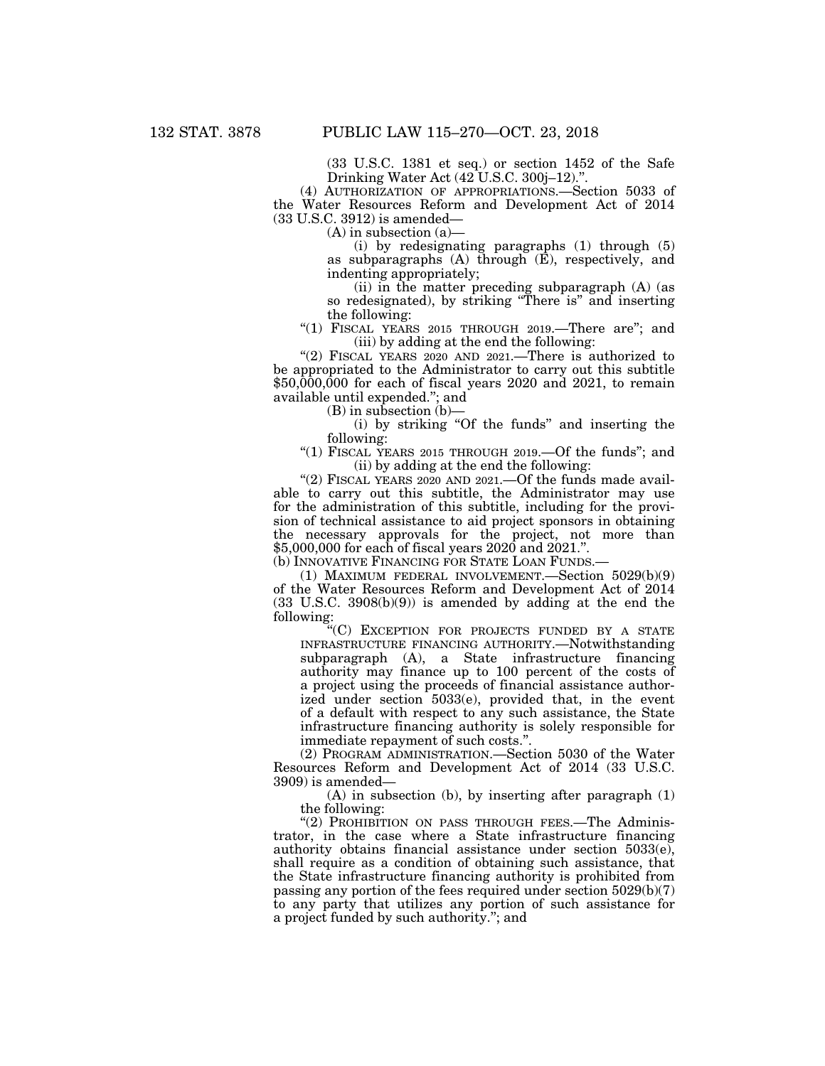(33 U.S.C. 1381 et seq.) or section 1452 of the Safe Drinking Water Act (42 U.S.C. 300j–12).".

(4) AUTHORIZATION OF APPROPRIATIONS.—Section 5033 of the Water Resources Reform and Development Act of 2014 (33 U.S.C. 3912) is amended—

(A) in subsection (a)—

(i) by redesignating paragraphs (1) through (5) as subparagraphs (A) through (E), respectively, and indenting appropriately;

(ii) in the matter preceding subparagraph (A) (as so redesignated), by striking "There is" and inserting the following:

"(1) FISCAL YEARS 2015 THROUGH 2019.—There are"; and

(iii) by adding at the end the following:

"(2) FISCAL YEARS 2020 AND 2021.—There is authorized to be appropriated to the Administrator to carry out this subtitle $50,000,000 for each of fiscal years 2020 and 2021, to remain available until expended."; and

(B) in subsection (b)—

(i) by striking "Of the funds" and inserting the following:

"(1) FISCAL YEARS 2015 THROUGH 2019.—Of the funds"; and

(ii) by adding at the end the following:

"(2) FISCAL YEARS 2020 AND 2021.—Of the funds made available to carry out this subtitle, the Administrator may use for the administration of this subtitle, including for the provision of technical assistance to aid project sponsors in obtaining the necessary approvals for the project, not more than $5,000,000 for each of fiscal years 2020 and 2021.".

(b) INNOVATIVE FINANCING FOR STATE LOAN FUNDS.—

(1) MAXIMUM FEDERAL INVOLVEMENT.—Section 5029(b)(9) of the Water Resources Reform and Development Act of 2014 (33 U.S.C. 3908(b)(9)) is amended by adding at the end the following:

"(C) EXCEPTION FOR PROJECTS FUNDED BY A STATE INFRASTRUCTURE FINANCING AUTHORITY.—Notwithstanding subparagraph (A), a State infrastructure financing authority may finance up to 100 percent of the costs of a project using the proceeds of financial assistance authorized under section 5033(e), provided that, in the event of a default with respect to any such assistance, the State infrastructure financing authority is solely responsible for immediate repayment of such costs.".

(2) PROGRAM ADMINISTRATION.—Section 5030 of the Water Resources Reform and Development Act of 2014 (33 U.S.C. 3909) is amended—

(A) in subsection (b), by inserting after paragraph (1) the following:

"(2) PROHIBITION ON PASS THROUGH FEES.—The Administrator, in the case where a State infrastructure financing authority obtains financial assistance under section 5033(e), shall require as a condition of obtaining such assistance, that the State infrastructure financing authority is prohibited from passing any portion of the fees required under section 5029(b)(7) to any party that utilizes any portion of such assistance for a project funded by such authority."; and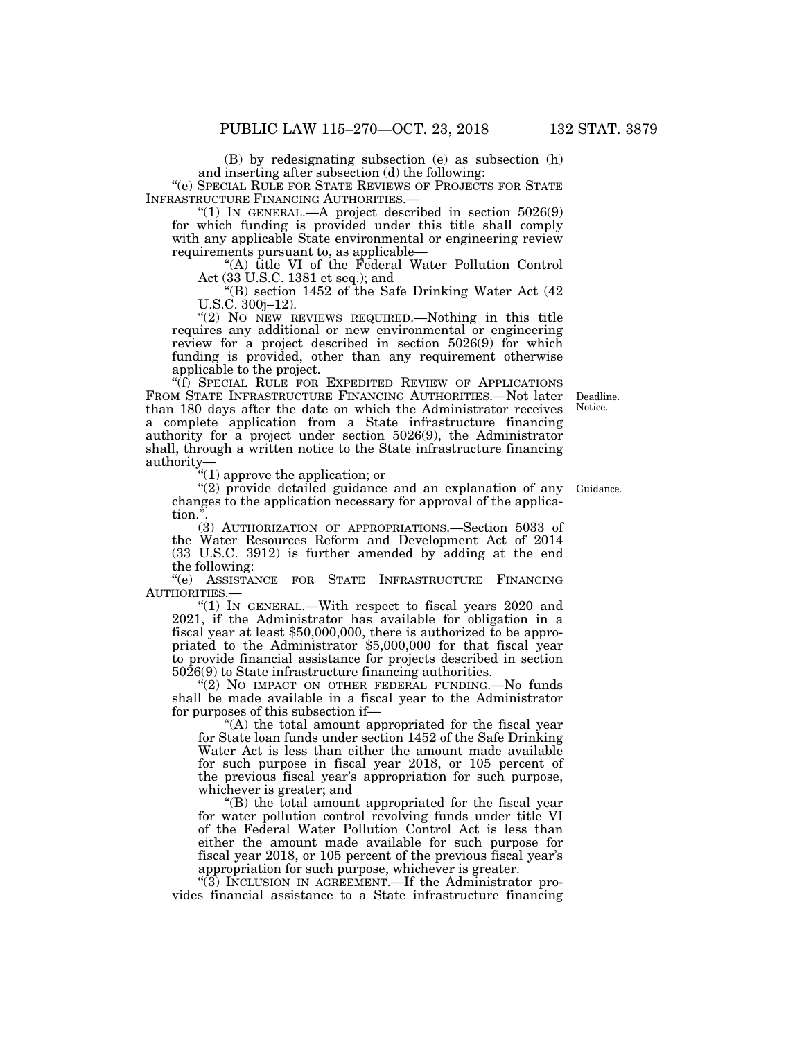(B) by redesignating subsection (e) as subsection (h) and inserting after subsection (d) the following:

"(e) SPECIAL RULE FOR STATE REVIEWS OF PROJECTS FOR STATE INFRASTRUCTURE FINANCING AUTHORITIES.—

"(1) IN GENERAL.—A project described in section 5026(9) for which funding is provided under this title shall comply with any applicable State environmental or engineering review requirements pursuant to, as applicable—

"(A) title VI of the Federal Water Pollution Control Act (33 U.S.C. 1381 et seq.); and

"(B) section 1452 of the Safe Drinking Water Act (42 U.S.C. 300j–12).

"(2) NO NEW REVIEWS REQUIRED.—Nothing in this title requires any additional or new environmental or engineering review for a project described in section 5026(9) for which funding is provided, other than any requirement otherwise applicable to the project.

"(f) SPECIAL RULE FOR EXPEDITED REVIEW OF APPLICATIONS FROM STATE INFRASTRUCTURE FINANCING AUTHORITIES.—Not later than 180 days after the date on which the Administrator receives a complete application from a State infrastructure financing authority for a project under section 5026(9), the Administrator shall, through a written notice to the State infrastructure financing authority—

Deadline. Notice.

"(1) approve the application; or

"(2) provide detailed guidance and an explanation of any changes to the application necessary for approval of the application.".

Guidance.

(3) AUTHORIZATION OF APPROPRIATIONS.—Section 5033 of the Water Resources Reform and Development Act of 2014 (33 U.S.C. 3912) is further amended by adding at the end the following:

"(e) ASSISTANCE FOR STATE INFRASTRUCTURE FINANCING AUTHORITIES.—

"(1) IN GENERAL.—With respect to fiscal years 2020 and 2021, if the Administrator has available for obligation in a fiscal year at least $50,000,000, there is authorized to be appropriated to the Administrator $5,000,000 for that fiscal year to provide financial assistance for projects described in section 5026(9) to State infrastructure financing authorities.

"(2) NO IMPACT ON OTHER FEDERAL FUNDING.—No funds shall be made available in a fiscal year to the Administrator for purposes of this subsection if—

"(A) the total amount appropriated for the fiscal year for State loan funds under section 1452 of the Safe Drinking Water Act is less than either the amount made available for such purpose in fiscal year 2018, or 105 percent of the previous fiscal year's appropriation for such purpose, whichever is greater; and

"(B) the total amount appropriated for the fiscal year for water pollution control revolving funds under title VI of the Federal Water Pollution Control Act is less than either the amount made available for such purpose for fiscal year 2018, or 105 percent of the previous fiscal year's appropriation for such purpose, whichever is greater.

"(3) INCLUSION IN AGREEMENT.—If the Administrator provides financial assistance to a State infrastructure financing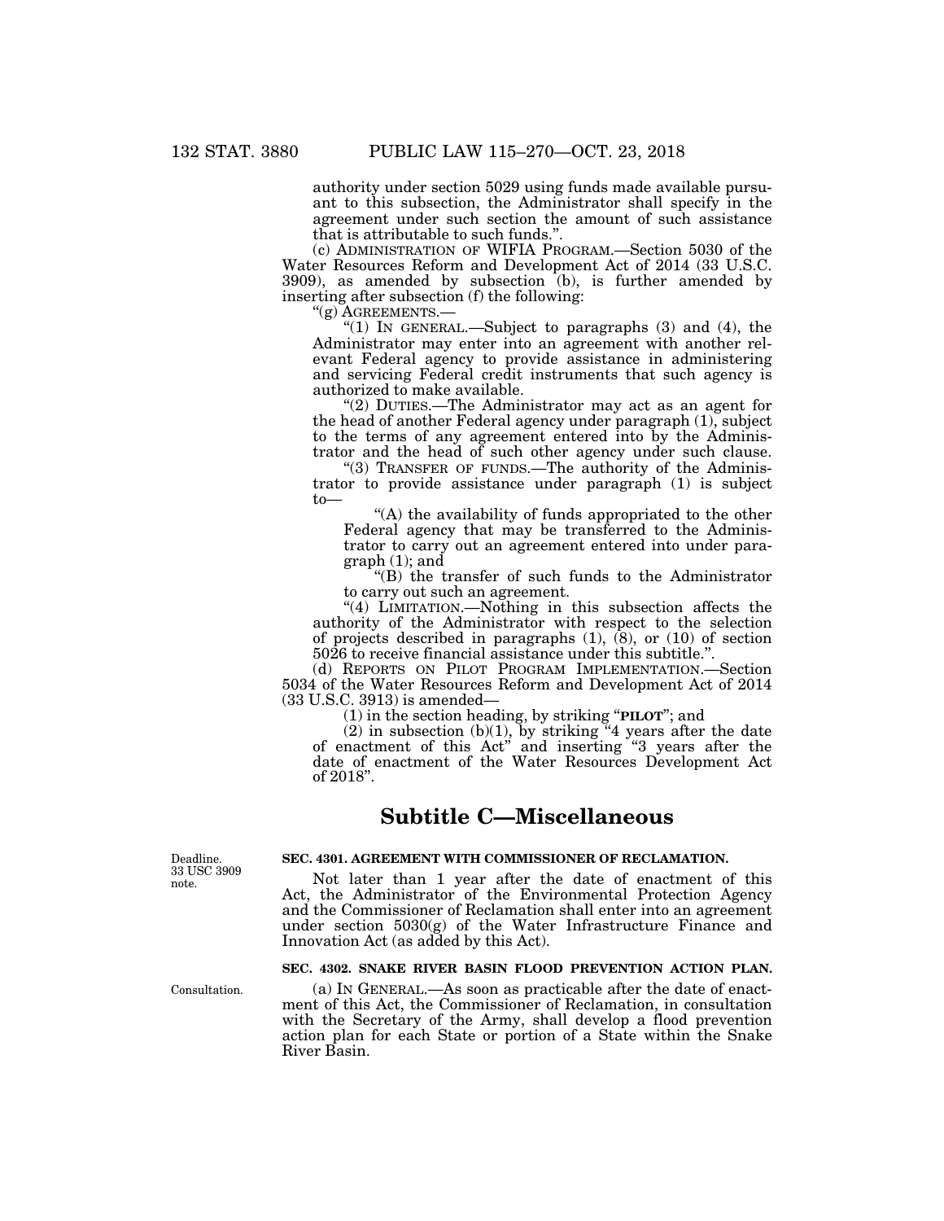authority under section 5029 using funds made available pursuant to this subsection, the Administrator shall specify in the agreement under such section the amount of such assistance that is attributable to such funds.".

(c) ADMINISTRATION OF WIFIA PROGRAM.—Section 5030 of the Water Resources Reform and Development Act of 2014 (33 U.S.C. 3909), as amended by subsection (b), is further amended by inserting after subsection (f) the following:

"(g) AGREEMENTS.—

"(1) IN GENERAL.—Subject to paragraphs (3) and (4), the Administrator may enter into an agreement with another relevant Federal agency to provide assistance in administering and servicing Federal credit instruments that such agency is authorized to make available.

"(2) DUTIES.—The Administrator may act as an agent for the head of another Federal agency under paragraph (1), subject to the terms of any agreement entered into by the Administrator and the head of such other agency under such clause.

"(3) TRANSFER OF FUNDS.—The authority of the Administrator to provide assistance under paragraph (1) is subject to—

"(A) the availability of funds appropriated to the other Federal agency that may be transferred to the Administrator to carry out an agreement entered into under paragraph (1); and

"(B) the transfer of such funds to the Administrator to carry out such an agreement.

"(4) LIMITATION.—Nothing in this subsection affects the authority of the Administrator with respect to the selection of projects described in paragraphs (1), (8), or (10) of section 5026 to receive financial assistance under this subtitle.".

(d) REPORTS ON PILOT PROGRAM IMPLEMENTATION.—Section 5034 of the Water Resources Reform and Development Act of 2014 (33 U.S.C. 3913) is amended—

(1) in the section heading, by striking "**PILOT**"; and

(2) in subsection (b)(1), by striking "4 years after the date of enactment of this Act" and inserting "3 years after the date of enactment of the Water Resources Development Act of 2018".

## Subtitle C—Miscellaneous

Deadline. 33 USC 3909 note.

### SEC. 4301. AGREEMENT WITH COMMISSIONER OF RECLAMATION.

Not later than 1 year after the date of enactment of this Act, the Administrator of the Environmental Protection Agency and the Commissioner of Reclamation shall enter into an agreement under section 5030(g) of the Water Infrastructure Finance and Innovation Act (as added by this Act).

### SEC. 4302. SNAKE RIVER BASIN FLOOD PREVENTION ACTION PLAN.

Consultation.

(a) IN GENERAL.—As soon as practicable after the date of enactment of this Act, the Commissioner of Reclamation, in consultation with the Secretary of the Army, shall develop a flood prevention action plan for each State or portion of a State within the Snake River Basin.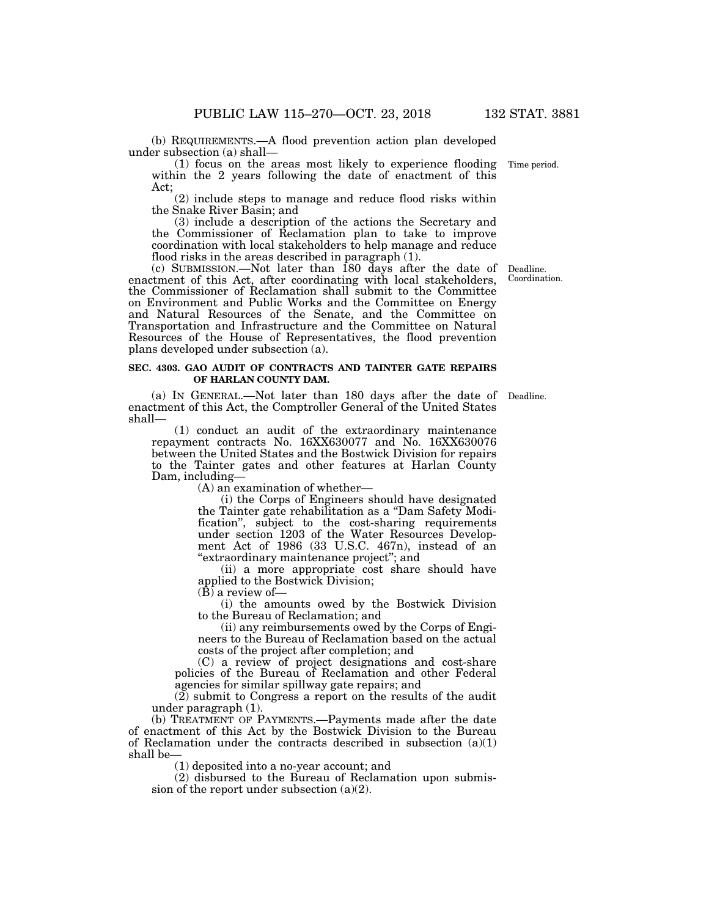(b) REQUIREMENTS.—A flood prevention action plan developed under subsection (a) shall—

(1) focus on the areas most likely to experience flooding within the 2 years following the date of enactment of this Act;

(2) include steps to manage and reduce flood risks within the Snake River Basin; and

(3) include a description of the actions the Secretary and the Commissioner of Reclamation plan to take to improve coordination with local stakeholders to help manage and reduce flood risks in the areas described in paragraph (1).

(c) SUBMISSION.—Not later than 180 days after the date of enactment of this Act, after coordinating with local stakeholders, the Commissioner of Reclamation shall submit to the Committee on Environment and Public Works and the Committee on Energy and Natural Resources of the Senate, and the Committee on Transportation and Infrastructure and the Committee on Natural Resources of the House of Representatives, the flood prevention plans developed under subsection (a).

### SEC. 4303. GAO AUDIT OF CONTRACTS AND TAINTER GATE REPAIRS OF HARLAN COUNTY DAM.

(a) IN GENERAL.—Not later than 180 days after the date of enactment of this Act, the Comptroller General of the United States shall—

(1) conduct an audit of the extraordinary maintenance repayment contracts No. 16XX630077 and No. 16XX630076 between the United States and the Bostwick Division for repairs to the Tainter gates and other features at Harlan County Dam, including—

(A) an examination of whether—

(i) the Corps of Engineers should have designated the Tainter gate rehabilitation as a "Dam Safety Modification", subject to the cost-sharing requirements under section 1203 of the Water Resources Development Act of 1986 (33 U.S.C. 467n), instead of an "extraordinary maintenance project"; and

(ii) a more appropriate cost share should have applied to the Bostwick Division;

(B) a review of—

(i) the amounts owed by the Bostwick Division to the Bureau of Reclamation; and

(ii) any reimbursements owed by the Corps of Engineers to the Bureau of Reclamation based on the actual costs of the project after completion; and

(C) a review of project designations and cost-share policies of the Bureau of Reclamation and other Federal agencies for similar spillway gate repairs; and

(2) submit to Congress a report on the results of the audit under paragraph (1).

(b) TREATMENT OF PAYMENTS.—Payments made after the date of enactment of this Act by the Bostwick Division to the Bureau of Reclamation under the contracts described in subsection (a)(1) shall be—

(1) deposited into a no-year account; and

(2) disbursed to the Bureau of Reclamation upon submission of the report under subsection (a)(2).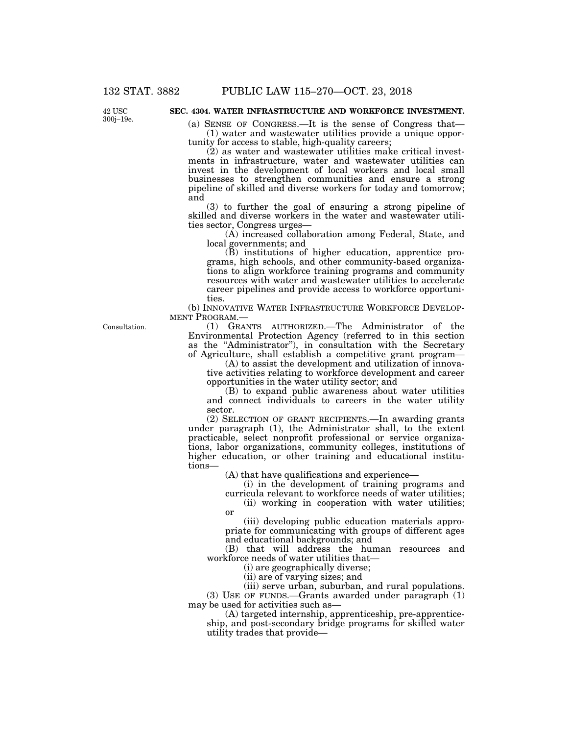42 USC 300j–19e.

**SEC. 4304. WATER INFRASTRUCTURE AND WORKFORCE INVESTMENT.**

(a) SENSE OF CONGRESS.—It is the sense of Congress that—

(1) water and wastewater utilities provide a unique opportunity for access to stable, high-quality careers;

(2) as water and wastewater utilities make critical investments in infrastructure, water and wastewater utilities can invest in the development of local workers and local small businesses to strengthen communities and ensure a strong pipeline of skilled and diverse workers for today and tomorrow; and

(3) to further the goal of ensuring a strong pipeline of skilled and diverse workers in the water and wastewater utilities sector, Congress urges—

(A) increased collaboration among Federal, State, and local governments; and

(B) institutions of higher education, apprentice programs, high schools, and other community-based organizations to align workforce training programs and community resources with water and wastewater utilities to accelerate career pipelines and provide access to workforce opportunities.

(b) INNOVATIVE WATER INFRASTRUCTURE WORKFORCE DEVELOPMENT PROGRAM.—

Consultation.

(1) GRANTS AUTHORIZED.—The Administrator of the Environmental Protection Agency (referred to in this section as the "Administrator"), in consultation with the Secretary of Agriculture, shall establish a competitive grant program—

(A) to assist the development and utilization of innovative activities relating to workforce development and career opportunities in the water utility sector; and

(B) to expand public awareness about water utilities and connect individuals to careers in the water utility sector.

(2) SELECTION OF GRANT RECIPIENTS.—In awarding grants under paragraph (1), the Administrator shall, to the extent practicable, select nonprofit professional or service organizations, labor organizations, community colleges, institutions of higher education, or other training and educational institutions—

(A) that have qualifications and experience—

(i) in the development of training programs and curricula relevant to workforce needs of water utilities;

(ii) working in cooperation with water utilities; or

(iii) developing public education materials appropriate for communicating with groups of different ages and educational backgrounds; and

(B) that will address the human resources and workforce needs of water utilities that—

(i) are geographically diverse;

(ii) are of varying sizes; and

(iii) serve urban, suburban, and rural populations.

(3) USE OF FUNDS.—Grants awarded under paragraph (1) may be used for activities such as—

(A) targeted internship, apprenticeship, pre-apprenticeship, and post-secondary bridge programs for skilled water utility trades that provide—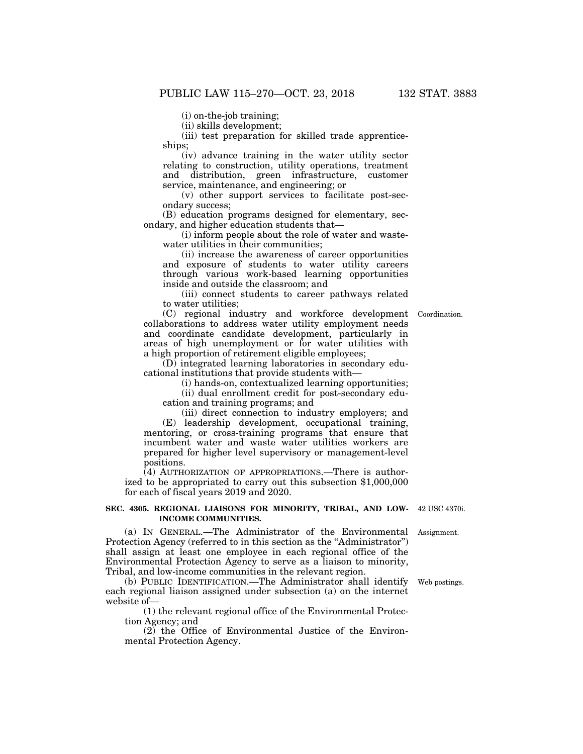(i) on-the-job training;

(ii) skills development;

(iii) test preparation for skilled trade apprenticeships;

(iv) advance training in the water utility sector relating to construction, utility operations, treatment and distribution, green infrastructure, customer service, maintenance, and engineering; or

(v) other support services to facilitate post-secondary success;

(B) education programs designed for elementary, secondary, and higher education students that—

(i) inform people about the role of water and wastewater utilities in their communities;

(ii) increase the awareness of career opportunities and exposure of students to water utility careers through various work-based learning opportunities inside and outside the classroom; and

(iii) connect students to career pathways related to water utilities;

(C) regional industry and workforce development collaborations to address water utility employment needs and coordinate candidate development, particularly in areas of high unemployment or for water utilities with a high proportion of retirement eligible employees;

Coordination.

(D) integrated learning laboratories in secondary educational institutions that provide students with—

(i) hands-on, contextualized learning opportunities;

(ii) dual enrollment credit for post-secondary education and training programs; and

(iii) direct connection to industry employers; and

(E) leadership development, occupational training, mentoring, or cross-training programs that ensure that incumbent water and waste water utilities workers are prepared for higher level supervisory or management-level positions.

(4) AUTHORIZATION OF APPROPRIATIONS.—There is authorized to be appropriated to carry out this subsection $1,000,000 for each of fiscal years 2019 and 2020.

**SEC. 4305. REGIONAL LIAISONS FOR MINORITY, TRIBAL, AND LOW-INCOME COMMUNITIES.**

42 USC 4370i.

(a) IN GENERAL.—The Administrator of the Environmental Protection Agency (referred to in this section as the "Administrator") shall assign at least one employee in each regional office of the Environmental Protection Agency to serve as a liaison to minority, Tribal, and low-income communities in the relevant region.

Assignment.

(b) PUBLIC IDENTIFICATION.—The Administrator shall identify each regional liaison assigned under subsection (a) on the internet website of—

Web postings.

(1) the relevant regional office of the Environmental Protection Agency; and

(2) the Office of Environmental Justice of the Environmental Protection Agency.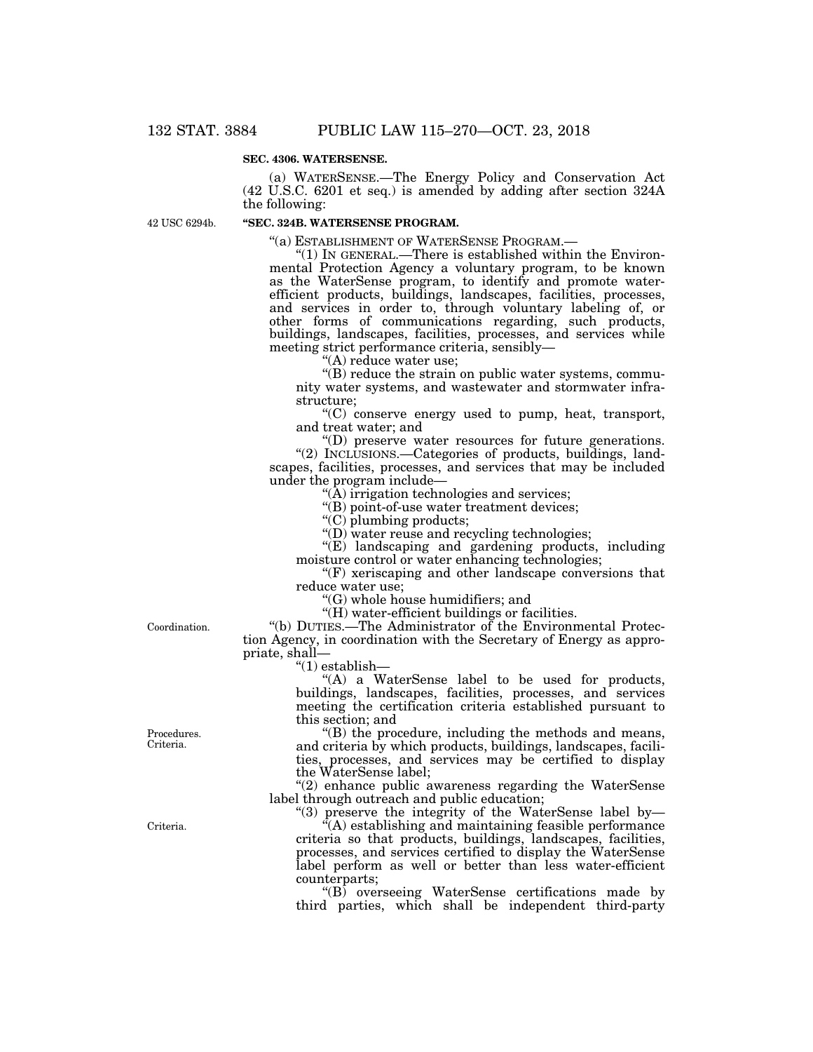**SEC. 4306. WATERSENSE.**

(a) WATERSENSE.—The Energy Policy and Conservation Act (42 U.S.C. 6201 et seq.) is amended by adding after section 324A the following:

42 USC 6294b.

**"SEC. 324B. WATERSENSE PROGRAM.**

"(a) ESTABLISHMENT OF WATERSENSE PROGRAM.—

"(1) IN GENERAL.—There is established within the Environmental Protection Agency a voluntary program, to be known as the WaterSense program, to identify and promote water-efficient products, buildings, landscapes, facilities, processes, and services in order to, through voluntary labeling of, or other forms of communications regarding, such products, buildings, landscapes, facilities, processes, and services while meeting strict performance criteria, sensibly—

"(A) reduce water use;

"(B) reduce the strain on public water systems, community water systems, and wastewater and stormwater infrastructure;

"(C) conserve energy used to pump, heat, transport, and treat water; and

"(D) preserve water resources for future generations.

"(2) INCLUSIONS.—Categories of products, buildings, landscapes, facilities, processes, and services that may be included under the program include—

"(A) irrigation technologies and services;

"(B) point-of-use water treatment devices;

"(C) plumbing products;

"(D) water reuse and recycling technologies;

"(E) landscaping and gardening products, including moisture control or water enhancing technologies;

"(F) xeriscaping and other landscape conversions that reduce water use;

"(G) whole house humidifiers; and

"(H) water-efficient buildings or facilities.

Coordination.

"(b) DUTIES.—The Administrator of the Environmental Protection Agency, in coordination with the Secretary of Energy as appropriate, shall—

"(1) establish—

"(A) a WaterSense label to be used for products, buildings, landscapes, facilities, processes, and services meeting the certification criteria established pursuant to this section; and

Procedures. Criteria.

"(B) the procedure, including the methods and means, and criteria by which products, buildings, landscapes, facilities, processes, and services may be certified to display the WaterSense label;

"(2) enhance public awareness regarding the WaterSense label through outreach and public education;

"(3) preserve the integrity of the WaterSense label by—

Criteria.

"(A) establishing and maintaining feasible performance criteria so that products, buildings, landscapes, facilities, processes, and services certified to display the WaterSense label perform as well or better than less water-efficient counterparts;

"(B) overseeing WaterSense certifications made by third parties, which shall be independent third-party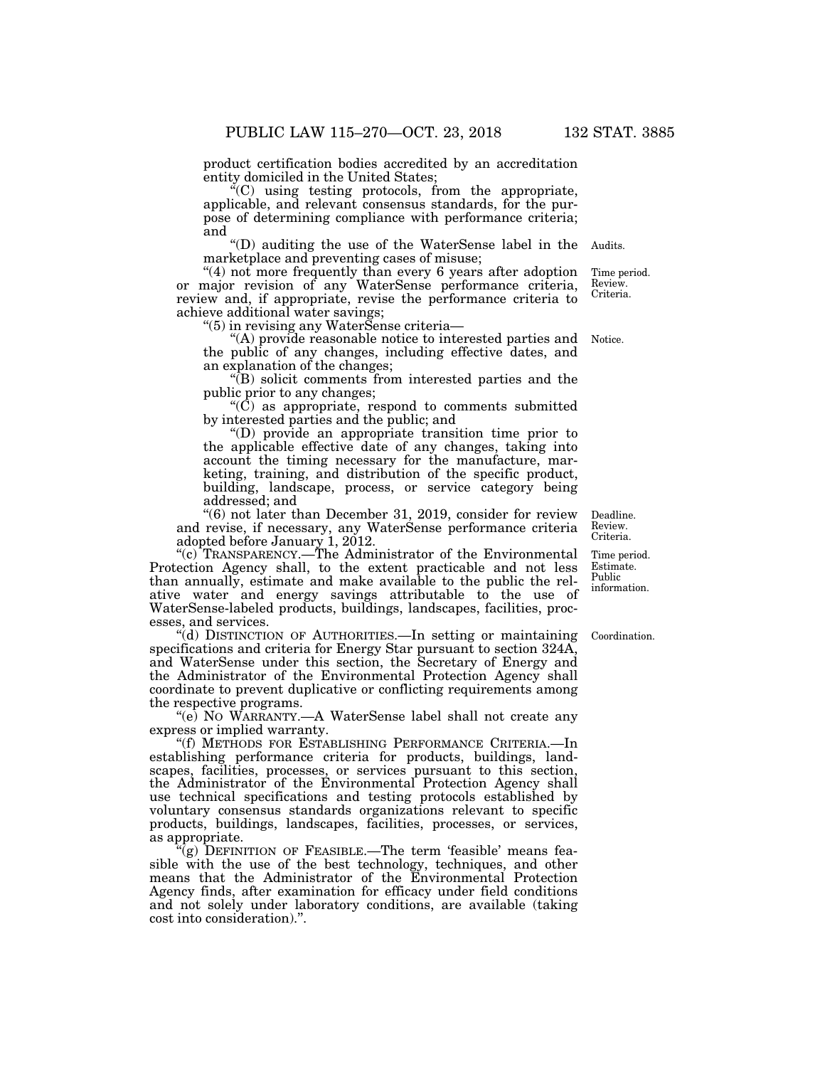product certification bodies accredited by an accreditation entity domiciled in the United States;

"(C) using testing protocols, from the appropriate, applicable, and relevant consensus standards, for the purpose of determining compliance with performance criteria; and

"(D) auditing the use of the WaterSense label in the marketplace and preventing cases of misuse;

Audits.

"(4) not more frequently than every 6 years after adoption or major revision of any WaterSense performance criteria, review and, if appropriate, revise the performance criteria to achieve additional water savings;

Time period. Review. Criteria.

"(5) in revising any WaterSense criteria—

"(A) provide reasonable notice to interested parties and the public of any changes, including effective dates, and an explanation of the changes;

Notice.

"(B) solicit comments from interested parties and the public prior to any changes;

"(C) as appropriate, respond to comments submitted by interested parties and the public; and

"(D) provide an appropriate transition time prior to the applicable effective date of any changes, taking into account the timing necessary for the manufacture, marketing, training, and distribution of the specific product, building, landscape, process, or service category being addressed; and

"(6) not later than December 31, 2019, consider for review and revise, if necessary, any WaterSense performance criteria adopted before January 1, 2012.

Deadline. Review. Criteria.

"(c) TRANSPARENCY.—The Administrator of the Environmental Protection Agency shall, to the extent practicable and not less than annually, estimate and make available to the public the relative water and energy savings attributable to the use of WaterSense-labeled products, buildings, landscapes, facilities, processes, and services.

Time period. Estimate. Public information.

"(d) DISTINCTION OF AUTHORITIES.—In setting or maintaining specifications and criteria for Energy Star pursuant to section 324A, and WaterSense under this section, the Secretary of Energy and the Administrator of the Environmental Protection Agency shall coordinate to prevent duplicative or conflicting requirements among the respective programs.

Coordination.

"(e) NO WARRANTY.—A WaterSense label shall not create any express or implied warranty.

"(f) METHODS FOR ESTABLISHING PERFORMANCE CRITERIA.—In establishing performance criteria for products, buildings, landscapes, facilities, processes, or services pursuant to this section, the Administrator of the Environmental Protection Agency shall use technical specifications and testing protocols established by voluntary consensus standards organizations relevant to specific products, buildings, landscapes, facilities, processes, or services, as appropriate.

"(g) DEFINITION OF FEASIBLE.—The term 'feasible' means feasible with the use of the best technology, techniques, and other means that the Administrator of the Environmental Protection Agency finds, after examination for efficacy under field conditions and not solely under laboratory conditions, are available (taking cost into consideration).".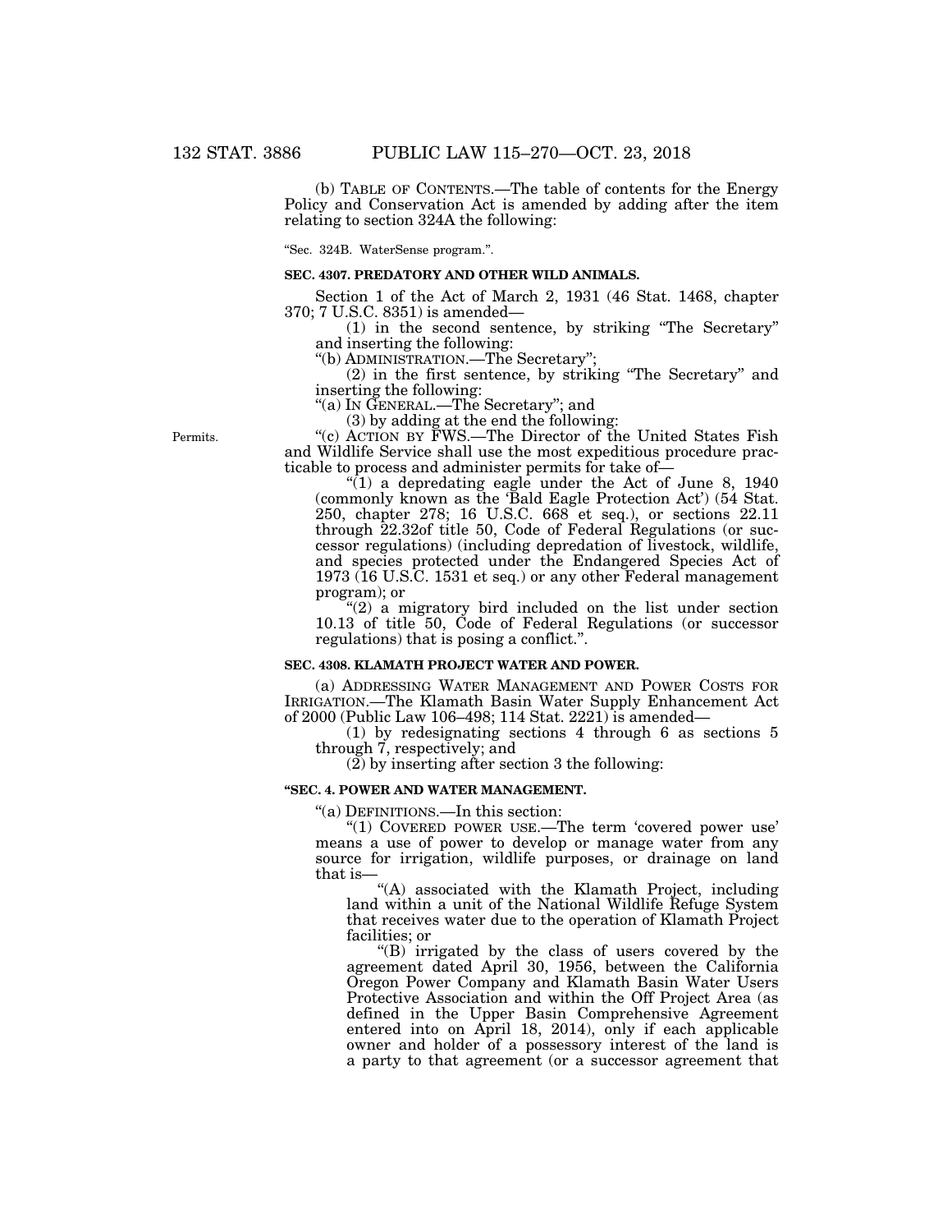(b) TABLE OF CONTENTS.—The table of contents for the Energy Policy and Conservation Act is amended by adding after the item relating to section 324A the following:

"Sec. 324B. WaterSense program.".

**SEC. 4307. PREDATORY AND OTHER WILD ANIMALS.**

Section 1 of the Act of March 2, 1931 (46 Stat. 1468, chapter 370; 7 U.S.C. 8351) is amended—

(1) in the second sentence, by striking "The Secretary" and inserting the following:

"(b) ADMINISTRATION.—The Secretary";

(2) in the first sentence, by striking "The Secretary" and inserting the following:

"(a) IN GENERAL.—The Secretary"; and

(3) by adding at the end the following:

Permits.

"(c) ACTION BY FWS.—The Director of the United States Fish and Wildlife Service shall use the most expeditious procedure practicable to process and administer permits for take of—

"(1) a depredating eagle under the Act of June 8, 1940 (commonly known as the 'Bald Eagle Protection Act') (54 Stat. 250, chapter 278; 16 U.S.C. 668 et seq.), or sections 22.11 through 22.32of title 50, Code of Federal Regulations (or successor regulations) (including depredation of livestock, wildlife, and species protected under the Endangered Species Act of 1973 (16 U.S.C. 1531 et seq.) or any other Federal management program); or

"(2) a migratory bird included on the list under section 10.13 of title 50, Code of Federal Regulations (or successor regulations) that is posing a conflict.".

**SEC. 4308. KLAMATH PROJECT WATER AND POWER.**

(a) ADDRESSING WATER MANAGEMENT AND POWER COSTS FOR IRRIGATION.—The Klamath Basin Water Supply Enhancement Act of 2000 (Public Law 106–498; 114 Stat. 2221) is amended—

(1) by redesignating sections 4 through 6 as sections 5 through 7, respectively; and

(2) by inserting after section 3 the following:

**"SEC. 4. POWER AND WATER MANAGEMENT.**

"(a) DEFINITIONS.—In this section:

"(1) COVERED POWER USE.—The term 'covered power use' means a use of power to develop or manage water from any source for irrigation, wildlife purposes, or drainage on land that is—

"(A) associated with the Klamath Project, including land within a unit of the National Wildlife Refuge System that receives water due to the operation of Klamath Project facilities; or

"(B) irrigated by the class of users covered by the agreement dated April 30, 1956, between the California Oregon Power Company and Klamath Basin Water Users Protective Association and within the Off Project Area (as defined in the Upper Basin Comprehensive Agreement entered into on April 18, 2014), only if each applicable owner and holder of a possessory interest of the land is a party to that agreement (or a successor agreement that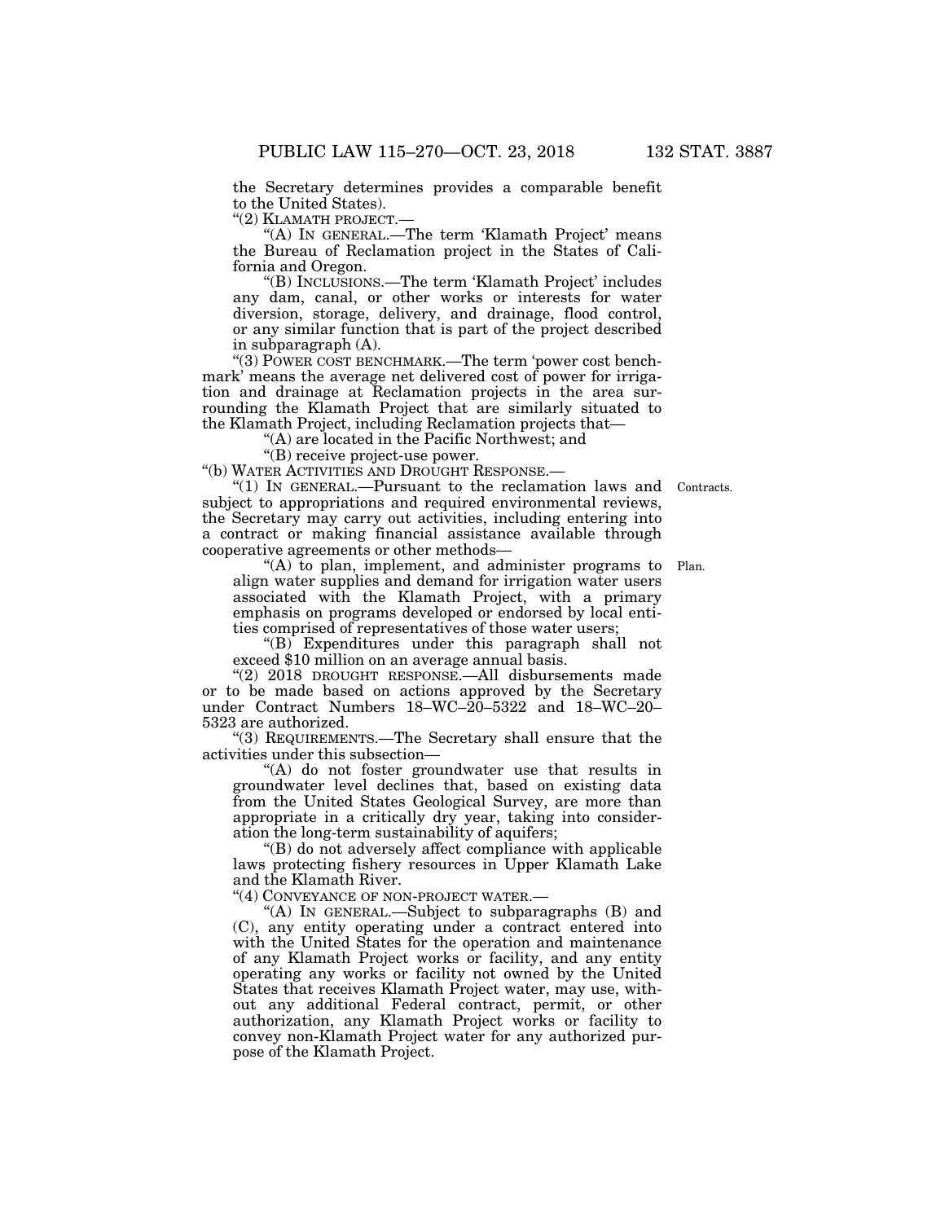the Secretary determines provides a comparable benefit to the United States).

"(2) KLAMATH PROJECT.—

"(A) IN GENERAL.—The term 'Klamath Project' means the Bureau of Reclamation project in the States of California and Oregon.

"(B) INCLUSIONS.—The term 'Klamath Project' includes any dam, canal, or other works or interests for water diversion, storage, delivery, and drainage, flood control, or any similar function that is part of the project described in subparagraph (A).

"(3) POWER COST BENCHMARK.—The term 'power cost benchmark' means the average net delivered cost of power for irrigation and drainage at Reclamation projects in the area surrounding the Klamath Project that are similarly situated to the Klamath Project, including Reclamation projects that—

"(A) are located in the Pacific Northwest; and

"(B) receive project-use power.

"(b) WATER ACTIVITIES AND DROUGHT RESPONSE.—

"(1) IN GENERAL.—Pursuant to the reclamation laws and subject to appropriations and required environmental reviews, the Secretary may carry out activities, including entering into a contract or making financial assistance available through cooperative agreements or other methods—

Contracts.

"(A) to plan, implement, and administer programs to align water supplies and demand for irrigation water users associated with the Klamath Project, with a primary emphasis on programs developed or endorsed by local entities comprised of representatives of those water users;

Plan.

"(B) Expenditures under this paragraph shall not exceed $10 million on an average annual basis.

"(2) 2018 DROUGHT RESPONSE.—All disbursements made or to be made based on actions approved by the Secretary under Contract Numbers 18–WC–20–5322 and 18–WC–20–5323 are authorized.

"(3) REQUIREMENTS.—The Secretary shall ensure that the activities under this subsection—

"(A) do not foster groundwater use that results in groundwater level declines that, based on existing data from the United States Geological Survey, are more than appropriate in a critically dry year, taking into consideration the long-term sustainability of aquifers;

"(B) do not adversely affect compliance with applicable laws protecting fishery resources in Upper Klamath Lake and the Klamath River.

"(4) CONVEYANCE OF NON-PROJECT WATER.—

"(A) IN GENERAL.—Subject to subparagraphs (B) and (C), any entity operating under a contract entered into with the United States for the operation and maintenance of any Klamath Project works or facility, and any entity operating any works or facility not owned by the United States that receives Klamath Project water, may use, without any additional Federal contract, permit, or other authorization, any Klamath Project works or facility to convey non-Klamath Project water for any authorized purpose of the Klamath Project.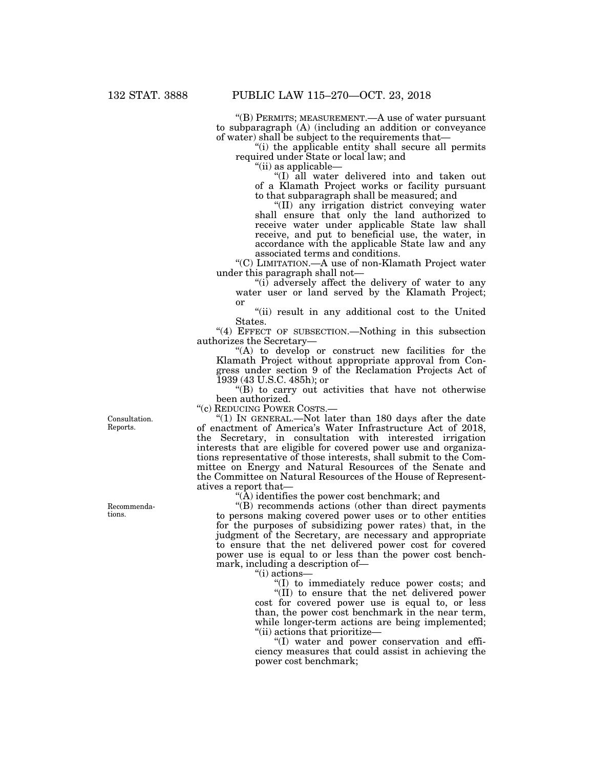"(B) PERMITS; MEASUREMENT.—A use of water pursuant to subparagraph (A) (including an addition or conveyance of water) shall be subject to the requirements that—

"(i) the applicable entity shall secure all permits required under State or local law; and

"(ii) as applicable—

"(I) all water delivered into and taken out of a Klamath Project works or facility pursuant to that subparagraph shall be measured; and

"(II) any irrigation district conveying water shall ensure that only the land authorized to receive water under applicable State law shall receive, and put to beneficial use, the water, in accordance with the applicable State law and any associated terms and conditions.

"(C) LIMITATION.—A use of non-Klamath Project water under this paragraph shall not—

"(i) adversely affect the delivery of water to any water user or land served by the Klamath Project; or

"(ii) result in any additional cost to the United States.

"(4) EFFECT OF SUBSECTION.—Nothing in this subsection authorizes the Secretary—

"(A) to develop or construct new facilities for the Klamath Project without appropriate approval from Congress under section 9 of the Reclamation Projects Act of 1939 (43 U.S.C. 485h); or

"(B) to carry out activities that have not otherwise been authorized.

"(c) REDUCING POWER COSTS.—

Consultation. Reports.

"(1) IN GENERAL.—Not later than 180 days after the date of enactment of America's Water Infrastructure Act of 2018, the Secretary, in consultation with interested irrigation interests that are eligible for covered power use and organizations representative of those interests, shall submit to the Committee on Energy and Natural Resources of the Senate and the Committee on Natural Resources of the House of Representatives a report that—

"(A) identifies the power cost benchmark; and

Recommendations.

"(B) recommends actions (other than direct payments to persons making covered power uses or to other entities for the purposes of subsidizing power rates) that, in the judgment of the Secretary, are necessary and appropriate to ensure that the net delivered power cost for covered power use is equal to or less than the power cost benchmark, including a description of—

"(i) actions—

"(I) to immediately reduce power costs; and

"(II) to ensure that the net delivered power cost for covered power use is equal to, or less than, the power cost benchmark in the near term, while longer-term actions are being implemented;

"(ii) actions that prioritize—

"(I) water and power conservation and efficiency measures that could assist in achieving the power cost benchmark;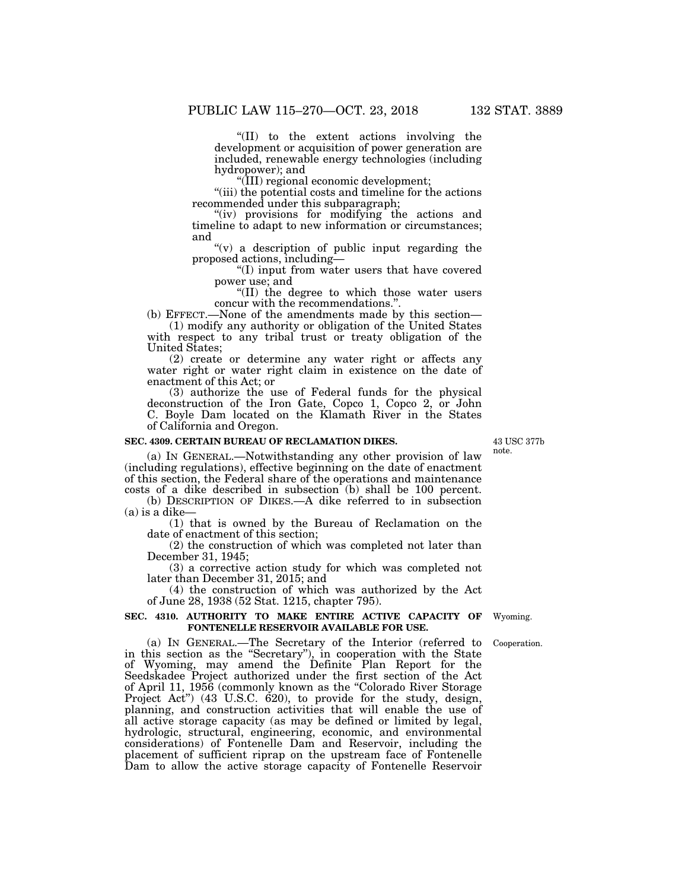"(II) to the extent actions involving the development or acquisition of power generation are included, renewable energy technologies (including hydropower); and

"(III) regional economic development;

"(iii) the potential costs and timeline for the actions recommended under this subparagraph;

"(iv) provisions for modifying the actions and timeline to adapt to new information or circumstances; and

"(v) a description of public input regarding the proposed actions, including—

"(I) input from water users that have covered power use; and

"(II) the degree to which those water users concur with the recommendations.".

(b) EFFECT.—None of the amendments made by this section—

(1) modify any authority or obligation of the United States with respect to any tribal trust or treaty obligation of the United States;

(2) create or determine any water right or affects any water right or water right claim in existence on the date of enactment of this Act; or

(3) authorize the use of Federal funds for the physical deconstruction of the Iron Gate, Copco 1, Copco 2, or John C. Boyle Dam located on the Klamath River in the States of California and Oregon.

**SEC. 4309. CERTAIN BUREAU OF RECLAMATION DIKES.**

43 USC 377b note.

(a) IN GENERAL.—Notwithstanding any other provision of law (including regulations), effective beginning on the date of enactment of this section, the Federal share of the operations and maintenance costs of a dike described in subsection (b) shall be 100 percent.

(b) DESCRIPTION OF DIKES.—A dike referred to in subsection (a) is a dike—

(1) that is owned by the Bureau of Reclamation on the date of enactment of this section;

(2) the construction of which was completed not later than December 31, 1945;

(3) a corrective action study for which was completed not later than December 31, 2015; and

(4) the construction of which was authorized by the Act of June 28, 1938 (52 Stat. 1215, chapter 795).

**SEC. 4310. AUTHORITY TO MAKE ENTIRE ACTIVE CAPACITY OF FONTENELLE RESERVOIR AVAILABLE FOR USE.**

Wyoming.

Cooperation.

(a) IN GENERAL.—The Secretary of the Interior (referred to in this section as the "Secretary"), in cooperation with the State of Wyoming, may amend the Definite Plan Report for the Seedskadee Project authorized under the first section of the Act of April 11, 1956 (commonly known as the "Colorado River Storage Project Act") (43 U.S.C. 620), to provide for the study, design, planning, and construction activities that will enable the use of all active storage capacity (as may be defined or limited by legal, hydrologic, structural, engineering, economic, and environmental considerations) of Fontenelle Dam and Reservoir, including the placement of sufficient riprap on the upstream face of Fontenelle Dam to allow the active storage capacity of Fontenelle Reservoir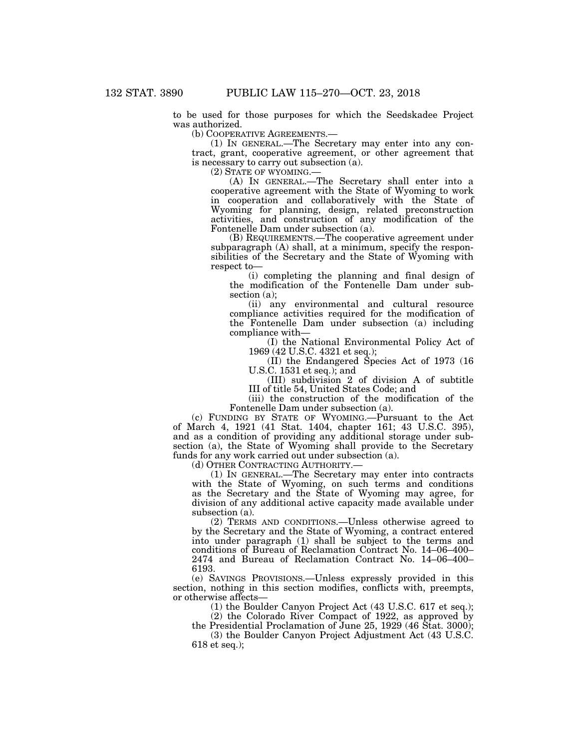to be used for those purposes for which the Seedskadee Project was authorized.

(b) COOPERATIVE AGREEMENTS.—

(1) IN GENERAL.—The Secretary may enter into any contract, grant, cooperative agreement, or other agreement that is necessary to carry out subsection (a).

(2) STATE OF WYOMING.—

(A) IN GENERAL.—The Secretary shall enter into a cooperative agreement with the State of Wyoming to work in cooperation and collaboratively with the State of Wyoming for planning, design, related preconstruction activities, and construction of any modification of the Fontenelle Dam under subsection (a).

(B) REQUIREMENTS.—The cooperative agreement under subparagraph (A) shall, at a minimum, specify the responsibilities of the Secretary and the State of Wyoming with respect to—

(i) completing the planning and final design of the modification of the Fontenelle Dam under subsection (a);

(ii) any environmental and cultural resource compliance activities required for the modification of the Fontenelle Dam under subsection (a) including compliance with—

(I) the National Environmental Policy Act of 1969 (42 U.S.C. 4321 et seq.);

(II) the Endangered Species Act of 1973 (16 U.S.C. 1531 et seq.); and

(III) subdivision 2 of division A of subtitle III of title 54, United States Code; and

(iii) the construction of the modification of the Fontenelle Dam under subsection (a).

(c) FUNDING BY STATE OF WYOMING.—Pursuant to the Act of March 4, 1921 (41 Stat. 1404, chapter 161; 43 U.S.C. 395), and as a condition of providing any additional storage under subsection (a), the State of Wyoming shall provide to the Secretary funds for any work carried out under subsection (a).

(d) OTHER CONTRACTING AUTHORITY.—

(1) IN GENERAL.—The Secretary may enter into contracts with the State of Wyoming, on such terms and conditions as the Secretary and the State of Wyoming may agree, for division of any additional active capacity made available under subsection (a).

(2) TERMS AND CONDITIONS.—Unless otherwise agreed to by the Secretary and the State of Wyoming, a contract entered into under paragraph (1) shall be subject to the terms and conditions of Bureau of Reclamation Contract No. 14–06–400–2474 and Bureau of Reclamation Contract No. 14–06–400–6193.

(e) SAVINGS PROVISIONS.—Unless expressly provided in this section, nothing in this section modifies, conflicts with, preempts, or otherwise affects—

(1) the Boulder Canyon Project Act (43 U.S.C. 617 et seq.);

(2) the Colorado River Compact of 1922, as approved by the Presidential Proclamation of June 25, 1929 (46 Stat. 3000);

(3) the Boulder Canyon Project Adjustment Act (43 U.S.C. 618 et seq.);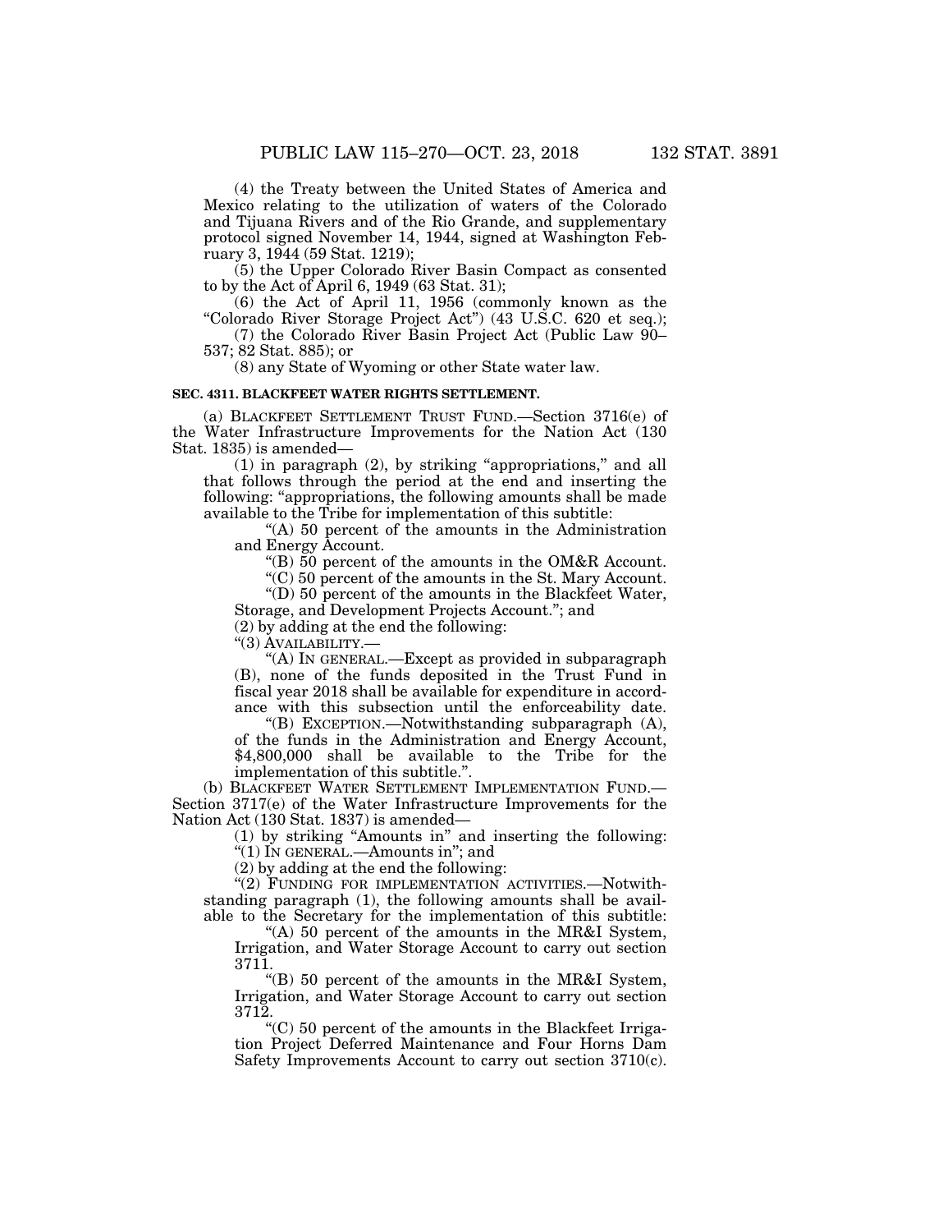(4) the Treaty between the United States of America and Mexico relating to the utilization of waters of the Colorado and Tijuana Rivers and of the Rio Grande, and supplementary protocol signed November 14, 1944, signed at Washington February 3, 1944 (59 Stat. 1219);

(5) the Upper Colorado River Basin Compact as consented to by the Act of April 6, 1949 (63 Stat. 31);

(6) the Act of April 11, 1956 (commonly known as the "Colorado River Storage Project Act") (43 U.S.C. 620 et seq.);

(7) the Colorado River Basin Project Act (Public Law 90–537; 82 Stat. 885); or

(8) any State of Wyoming or other State water law.

**SEC. 4311. BLACKFEET WATER RIGHTS SETTLEMENT.**

(a) BLACKFEET SETTLEMENT TRUST FUND.—Section 3716(e) of the Water Infrastructure Improvements for the Nation Act (130 Stat. 1835) is amended—

(1) in paragraph (2), by striking "appropriations," and all that follows through the period at the end and inserting the following: "appropriations, the following amounts shall be made available to the Tribe for implementation of this subtitle:

"(A) 50 percent of the amounts in the Administration and Energy Account.

"(B) 50 percent of the amounts in the OM&R Account.

"(C) 50 percent of the amounts in the St. Mary Account.

"(D) 50 percent of the amounts in the Blackfeet Water, Storage, and Development Projects Account."; and

(2) by adding at the end the following:

"(3) AVAILABILITY.—

"(A) IN GENERAL.—Except as provided in subparagraph (B), none of the funds deposited in the Trust Fund in fiscal year 2018 shall be available for expenditure in accordance with this subsection until the enforceability date.

"(B) EXCEPTION.—Notwithstanding subparagraph (A), of the funds in the Administration and Energy Account, $4,800,000 shall be available to the Tribe for the implementation of this subtitle.".

(b) BLACKFEET WATER SETTLEMENT IMPLEMENTATION FUND.—Section 3717(e) of the Water Infrastructure Improvements for the Nation Act (130 Stat. 1837) is amended—

(1) by striking "Amounts in" and inserting the following: "(1) IN GENERAL.—Amounts in"; and

(2) by adding at the end the following:

"(2) FUNDING FOR IMPLEMENTATION ACTIVITIES.—Notwithstanding paragraph (1), the following amounts shall be available to the Secretary for the implementation of this subtitle:

"(A) 50 percent of the amounts in the MR&I System, Irrigation, and Water Storage Account to carry out section 3711.

"(B) 50 percent of the amounts in the MR&I System, Irrigation, and Water Storage Account to carry out section 3712.

"(C) 50 percent of the amounts in the Blackfeet Irrigation Project Deferred Maintenance and Four Horns Dam Safety Improvements Account to carry out section 3710(c).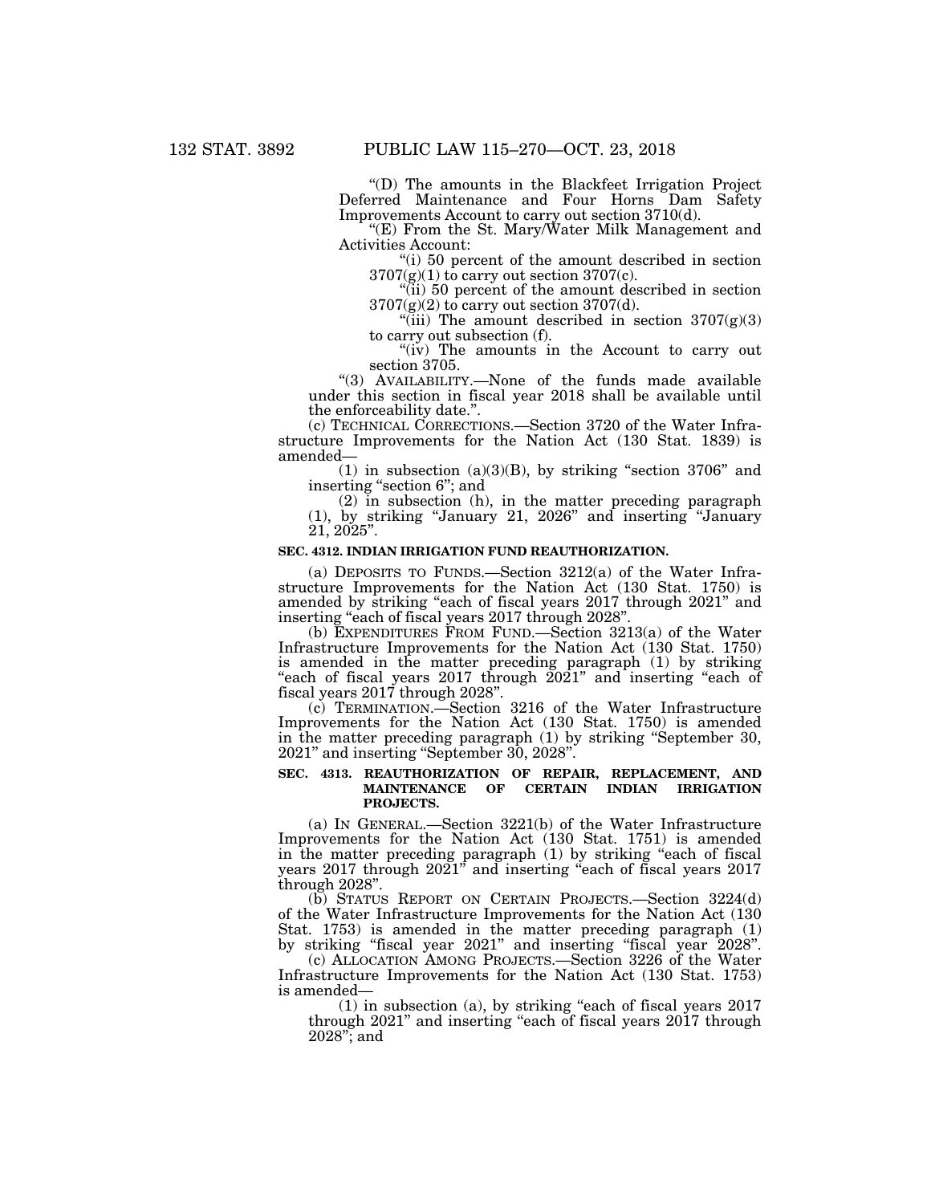"(D) The amounts in the Blackfeet Irrigation Project Deferred Maintenance and Four Horns Dam Safety Improvements Account to carry out section 3710(d).

"(E) From the St. Mary/Water Milk Management and Activities Account:

"(i) 50 percent of the amount described in section 3707(g)(1) to carry out section 3707(c).

"(ii) 50 percent of the amount described in section 3707(g)(2) to carry out section 3707(d).

"(iii) The amount described in section 3707(g)(3) to carry out subsection (f).

"(iv) The amounts in the Account to carry out section 3705.

"(3) AVAILABILITY.—None of the funds made available under this section in fiscal year 2018 shall be available until the enforceability date.".

(c) TECHNICAL CORRECTIONS.—Section 3720 of the Water Infrastructure Improvements for the Nation Act (130 Stat. 1839) is amended—

(1) in subsection (a)(3)(B), by striking "section 3706" and inserting "section 6"; and

(2) in subsection (h), in the matter preceding paragraph (1), by striking "January 21, 2026" and inserting "January 21, 2025".

**SEC. 4312. INDIAN IRRIGATION FUND REAUTHORIZATION.**

(a) DEPOSITS TO FUNDS.—Section 3212(a) of the Water Infrastructure Improvements for the Nation Act (130 Stat. 1750) is amended by striking "each of fiscal years 2017 through 2021" and inserting "each of fiscal years 2017 through 2028".

(b) EXPENDITURES FROM FUND.—Section 3213(a) of the Water Infrastructure Improvements for the Nation Act (130 Stat. 1750) is amended in the matter preceding paragraph (1) by striking "each of fiscal years 2017 through 2021" and inserting "each of fiscal years 2017 through 2028".

(c) TERMINATION.—Section 3216 of the Water Infrastructure Improvements for the Nation Act (130 Stat. 1750) is amended in the matter preceding paragraph (1) by striking "September 30, 2021" and inserting "September 30, 2028".

**SEC. 4313. REAUTHORIZATION OF REPAIR, REPLACEMENT, AND MAINTENANCE OF CERTAIN INDIAN IRRIGATION PROJECTS.**

(a) IN GENERAL.—Section 3221(b) of the Water Infrastructure Improvements for the Nation Act (130 Stat. 1751) is amended in the matter preceding paragraph (1) by striking "each of fiscal years 2017 through 2021" and inserting "each of fiscal years 2017 through 2028".

(b) STATUS REPORT ON CERTAIN PROJECTS.—Section 3224(d) of the Water Infrastructure Improvements for the Nation Act (130 Stat. 1753) is amended in the matter preceding paragraph (1) by striking "fiscal year 2021" and inserting "fiscal year 2028".

(c) ALLOCATION AMONG PROJECTS.—Section 3226 of the Water Infrastructure Improvements for the Nation Act (130 Stat. 1753) is amended—

(1) in subsection (a), by striking "each of fiscal years 2017 through 2021" and inserting "each of fiscal years 2017 through 2028"; and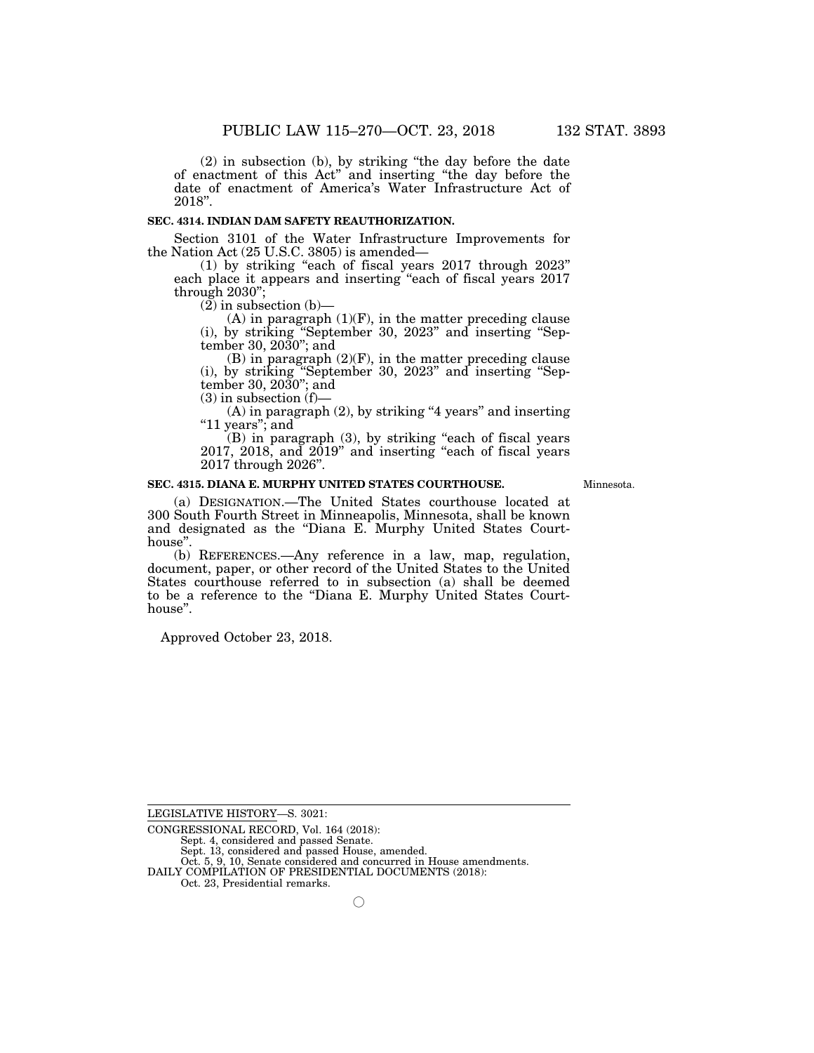(2) in subsection (b), by striking "the day before the date of enactment of this Act" and inserting "the day before the date of enactment of America's Water Infrastructure Act of 2018".

**SEC. 4314. INDIAN DAM SAFETY REAUTHORIZATION.**

Section 3101 of the Water Infrastructure Improvements for the Nation Act (25 U.S.C. 3805) is amended—

(1) by striking "each of fiscal years 2017 through 2023" each place it appears and inserting "each of fiscal years 2017 through 2030";

(2) in subsection (b)—

(A) in paragraph (1)(F), in the matter preceding clause (i), by striking "September 30, 2023" and inserting "September 30, 2030"; and

(B) in paragraph (2)(F), in the matter preceding clause (i), by striking "September 30, 2023" and inserting "September 30, 2030"; and

(3) in subsection (f)—

(A) in paragraph (2), by striking "4 years" and inserting "11 years"; and

(B) in paragraph (3), by striking "each of fiscal years 2017, 2018, and 2019" and inserting "each of fiscal years 2017 through 2026".

**SEC. 4315. DIANA E. MURPHY UNITED STATES COURTHOUSE.**

Minnesota.

(a) DESIGNATION.—The United States courthouse located at 300 South Fourth Street in Minneapolis, Minnesota, shall be known and designated as the "Diana E. Murphy United States Courthouse".

(b) REFERENCES.—Any reference in a law, map, regulation, document, paper, or other record of the United States to the United States courthouse referred to in subsection (a) shall be deemed to be a reference to the "Diana E. Murphy United States Courthouse".

Approved October 23, 2018.

---

LEGISLATIVE HISTORY—S. 3021:

CONGRESSIONAL RECORD, Vol. 164 (2018):
Sept. 4, considered and passed Senate.
Sept. 13, considered and passed House, amended.
Oct. 5, 9, 10, Senate considered and concurred in House amendments.

DAILY COMPILATION OF PRESIDENTIAL DOCUMENTS (2018):
Oct. 23, Presidential remarks.